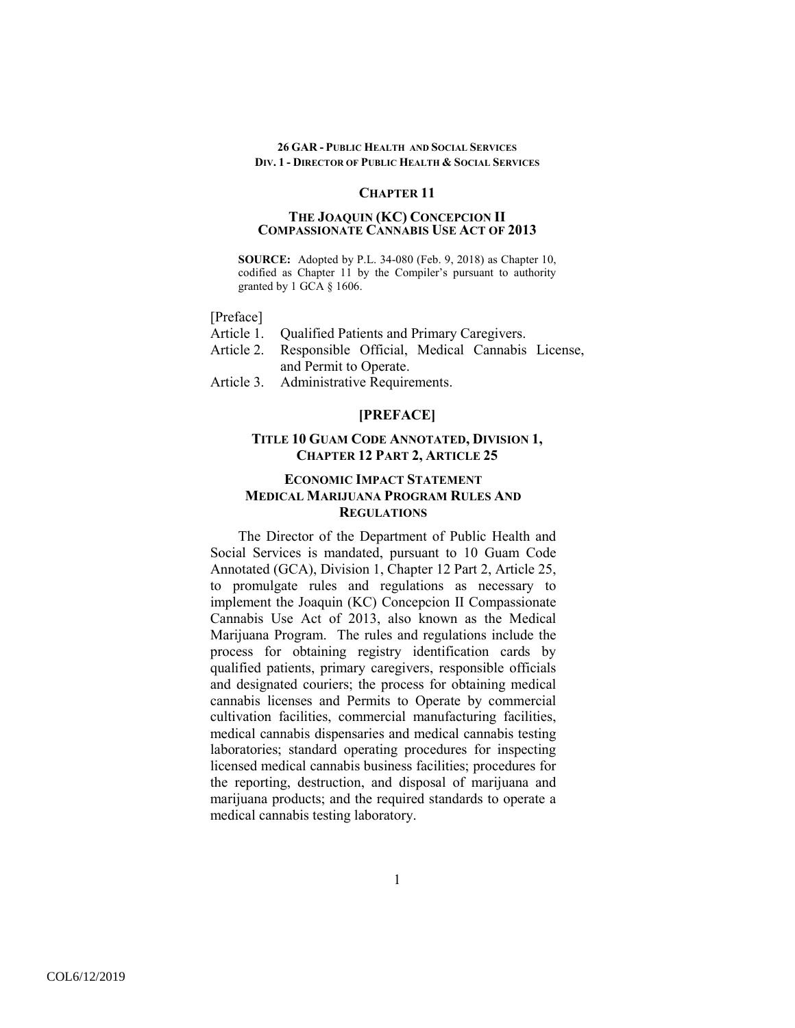**26 GAR - PUBLIC HEALTH AND SOCIAL SERVICES**
**DIV. 1 - DIRECTOR OF PUBLIC HEALTH & SOCIAL SERVICES**

# CHAPTER 11

## THE JOAQUIN (KC) CONCEPCION II COMPASSIONATE CANNABIS USE ACT OF 2013

**SOURCE:** Adopted by P.L. 34-080 (Feb. 9, 2018) as Chapter 10, codified as Chapter 11 by the Compiler's pursuant to authority granted by 1 GCA § 1606.

[Preface]
Article 1. Qualified Patients and Primary Caregivers.
Article 2. Responsible Official, Medical Cannabis License, and Permit to Operate.
Article 3. Administrative Requirements.

## [PREFACE]

### TITLE 10 GUAM CODE ANNOTATED, DIVISION 1, CHAPTER 12 PART 2, ARTICLE 25

### ECONOMIC IMPACT STATEMENT MEDICAL MARIJUANA PROGRAM RULES AND REGULATIONS

The Director of the Department of Public Health and Social Services is mandated, pursuant to 10 Guam Code Annotated (GCA), Division 1, Chapter 12 Part 2, Article 25, to promulgate rules and regulations as necessary to implement the Joaquin (KC) Concepcion II Compassionate Cannabis Use Act of 2013, also known as the Medical Marijuana Program. The rules and regulations include the process for obtaining registry identification cards by qualified patients, primary caregivers, responsible officials and designated couriers; the process for obtaining medical cannabis licenses and Permits to Operate by commercial cultivation facilities, commercial manufacturing facilities, medical cannabis dispensaries and medical cannabis testing laboratories; standard operating procedures for inspecting licensed medical cannabis business facilities; procedures for the reporting, destruction, and disposal of marijuana and marijuana products; and the required standards to operate a medical cannabis testing laboratory.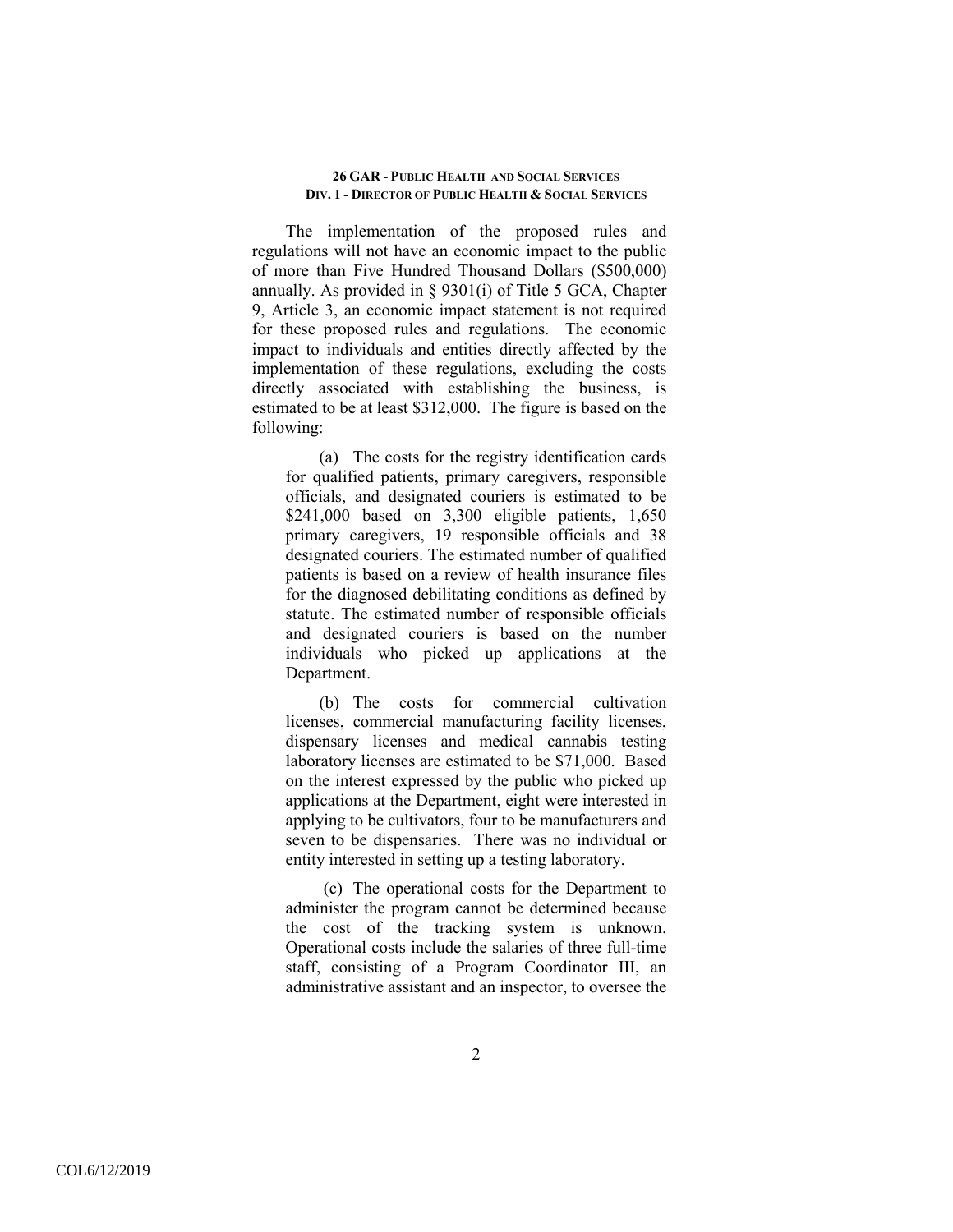The implementation of the proposed rules and regulations will not have an economic impact to the public of more than Five Hundred Thousand Dollars ($500,000) annually. As provided in § 9301(i) of Title 5 GCA, Chapter 9, Article 3, an economic impact statement is not required for these proposed rules and regulations. The economic impact to individuals and entities directly affected by the implementation of these regulations, excluding the costs directly associated with establishing the business, is estimated to be at least $312,000. The figure is based on the following:

(a) The costs for the registry identification cards for qualified patients, primary caregivers, responsible officials, and designated couriers is estimated to be $241,000 based on 3,300 eligible patients, 1,650 primary caregivers, 19 responsible officials and 38 designated couriers. The estimated number of qualified patients is based on a review of health insurance files for the diagnosed debilitating conditions as defined by statute. The estimated number of responsible officials and designated couriers is based on the number individuals who picked up applications at the Department.

(b) The costs for commercial cultivation licenses, commercial manufacturing facility licenses, dispensary licenses and medical cannabis testing laboratory licenses are estimated to be $71,000. Based on the interest expressed by the public who picked up applications at the Department, eight were interested in applying to be cultivators, four to be manufacturers and seven to be dispensaries. There was no individual or entity interested in setting up a testing laboratory.

(c) The operational costs for the Department to administer the program cannot be determined because the cost of the tracking system is unknown. Operational costs include the salaries of three full-time staff, consisting of a Program Coordinator III, an administrative assistant and an inspector, to oversee the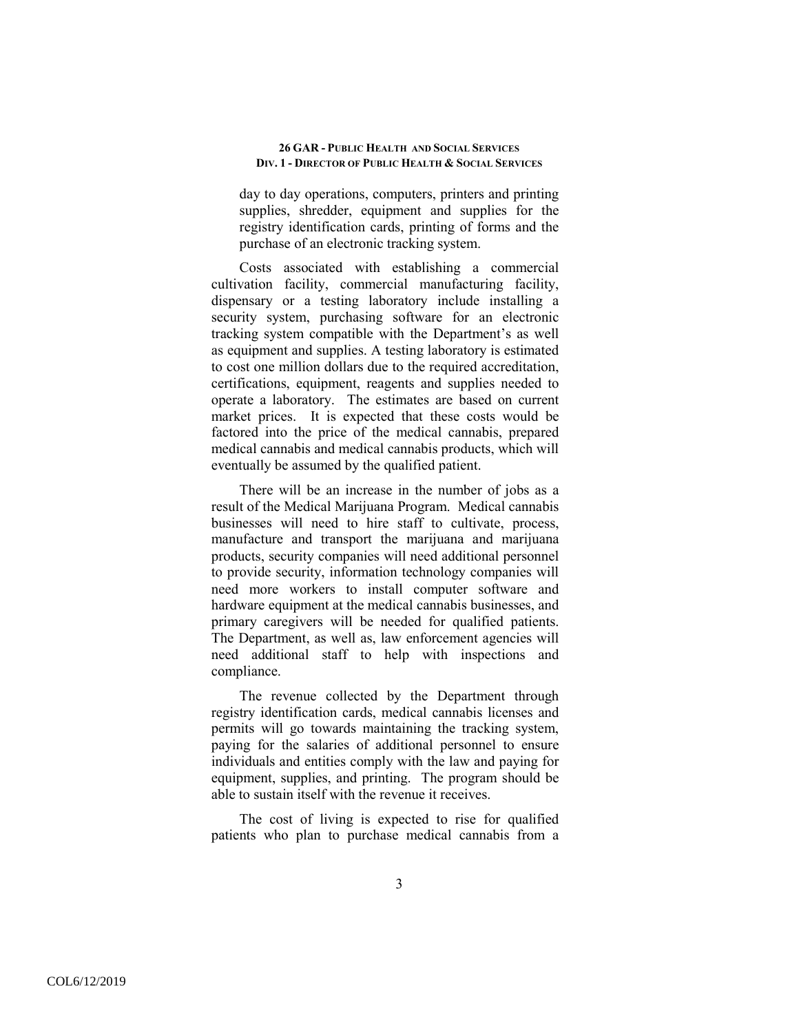day to day operations, computers, printers and printing supplies, shredder, equipment and supplies for the registry identification cards, printing of forms and the purchase of an electronic tracking system.

Costs associated with establishing a commercial cultivation facility, commercial manufacturing facility, dispensary or a testing laboratory include installing a security system, purchasing software for an electronic tracking system compatible with the Department's as well as equipment and supplies. A testing laboratory is estimated to cost one million dollars due to the required accreditation, certifications, equipment, reagents and supplies needed to operate a laboratory. The estimates are based on current market prices. It is expected that these costs would be factored into the price of the medical cannabis, prepared medical cannabis and medical cannabis products, which will eventually be assumed by the qualified patient.

There will be an increase in the number of jobs as a result of the Medical Marijuana Program. Medical cannabis businesses will need to hire staff to cultivate, process, manufacture and transport the marijuana and marijuana products, security companies will need additional personnel to provide security, information technology companies will need more workers to install computer software and hardware equipment at the medical cannabis businesses, and primary caregivers will be needed for qualified patients. The Department, as well as, law enforcement agencies will need additional staff to help with inspections and compliance.

The revenue collected by the Department through registry identification cards, medical cannabis licenses and permits will go towards maintaining the tracking system, paying for the salaries of additional personnel to ensure individuals and entities comply with the law and paying for equipment, supplies, and printing. The program should be able to sustain itself with the revenue it receives.

The cost of living is expected to rise for qualified patients who plan to purchase medical cannabis from a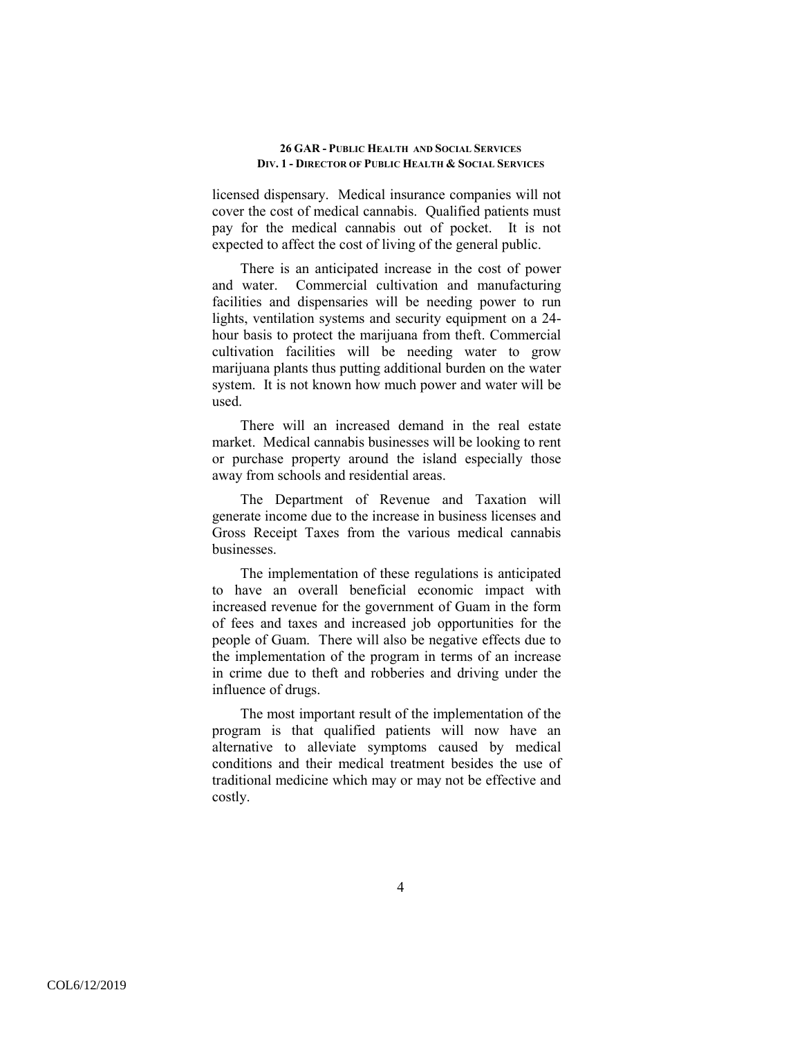licensed dispensary. Medical insurance companies will not cover the cost of medical cannabis. Qualified patients must pay for the medical cannabis out of pocket. It is not expected to affect the cost of living of the general public.

There is an anticipated increase in the cost of power and water. Commercial cultivation and manufacturing facilities and dispensaries will be needing power to run lights, ventilation systems and security equipment on a 24-hour basis to protect the marijuana from theft. Commercial cultivation facilities will be needing water to grow marijuana plants thus putting additional burden on the water system. It is not known how much power and water will be used.

There will an increased demand in the real estate market. Medical cannabis businesses will be looking to rent or purchase property around the island especially those away from schools and residential areas.

The Department of Revenue and Taxation will generate income due to the increase in business licenses and Gross Receipt Taxes from the various medical cannabis businesses.

The implementation of these regulations is anticipated to have an overall beneficial economic impact with increased revenue for the government of Guam in the form of fees and taxes and increased job opportunities for the people of Guam. There will also be negative effects due to the implementation of the program in terms of an increase in crime due to theft and robberies and driving under the influence of drugs.

The most important result of the implementation of the program is that qualified patients will now have an alternative to alleviate symptoms caused by medical conditions and their medical treatment besides the use of traditional medicine which may or may not be effective and costly.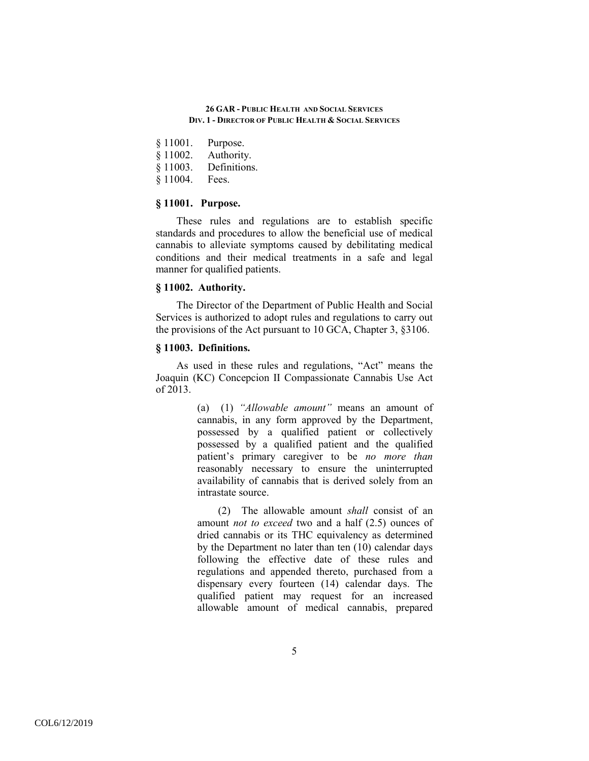§ 11001. Purpose.
§ 11002. Authority.
§ 11003. Definitions.
§ 11004. Fees.

### § 11001. Purpose.

These rules and regulations are to establish specific standards and procedures to allow the beneficial use of medical cannabis to alleviate symptoms caused by debilitating medical conditions and their medical treatments in a safe and legal manner for qualified patients.

### § 11002. Authority.

The Director of the Department of Public Health and Social Services is authorized to adopt rules and regulations to carry out the provisions of the Act pursuant to 10 GCA, Chapter 3, §3106.

### § 11003. Definitions.

As used in these rules and regulations, "Act" means the Joaquin (KC) Concepcion II Compassionate Cannabis Use Act of 2013.

(a) (1) *"Allowable amount"* means an amount of cannabis, in any form approved by the Department, possessed by a qualified patient or collectively possessed by a qualified patient and the qualified patient's primary caregiver to be *no more than* reasonably necessary to ensure the uninterrupted availability of cannabis that is derived solely from an intrastate source.

(2) The allowable amount *shall* consist of an amount *not to exceed* two and a half (2.5) ounces of dried cannabis or its THC equivalency as determined by the Department no later than ten (10) calendar days following the effective date of these rules and regulations and appended thereto, purchased from a dispensary every fourteen (14) calendar days. The qualified patient may request for an increased allowable amount of medical cannabis, prepared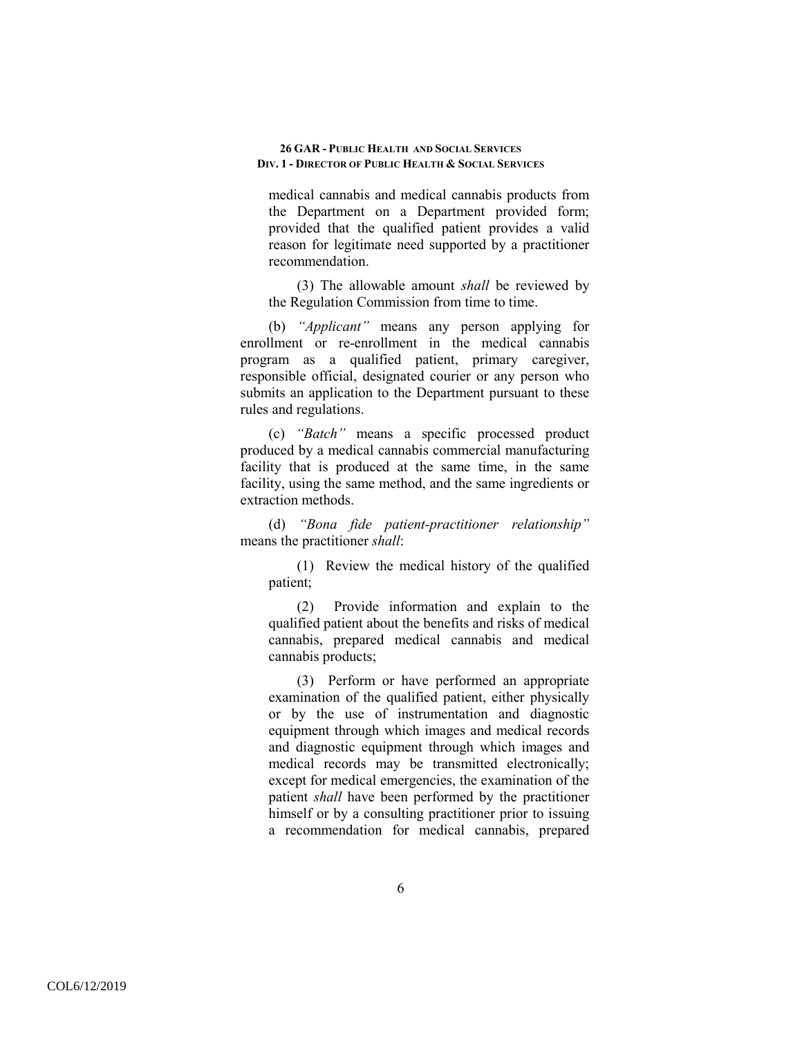medical cannabis and medical cannabis products from the Department on a Department provided form; provided that the qualified patient provides a valid reason for legitimate need supported by a practitioner recommendation.

(3) The allowable amount *shall* be reviewed by the Regulation Commission from time to time.

(b) *"Applicant"* means any person applying for enrollment or re-enrollment in the medical cannabis program as a qualified patient, primary caregiver, responsible official, designated courier or any person who submits an application to the Department pursuant to these rules and regulations.

(c) *"Batch"* means a specific processed product produced by a medical cannabis commercial manufacturing facility that is produced at the same time, in the same facility, using the same method, and the same ingredients or extraction methods.

(d) *"Bona fide patient-practitioner relationship"* means the practitioner *shall*:

(1) Review the medical history of the qualified patient;

(2) Provide information and explain to the qualified patient about the benefits and risks of medical cannabis, prepared medical cannabis and medical cannabis products;

(3) Perform or have performed an appropriate examination of the qualified patient, either physically or by the use of instrumentation and diagnostic equipment through which images and medical records and diagnostic equipment through which images and medical records may be transmitted electronically; except for medical emergencies, the examination of the patient *shall* have been performed by the practitioner himself or by a consulting practitioner prior to issuing a recommendation for medical cannabis, prepared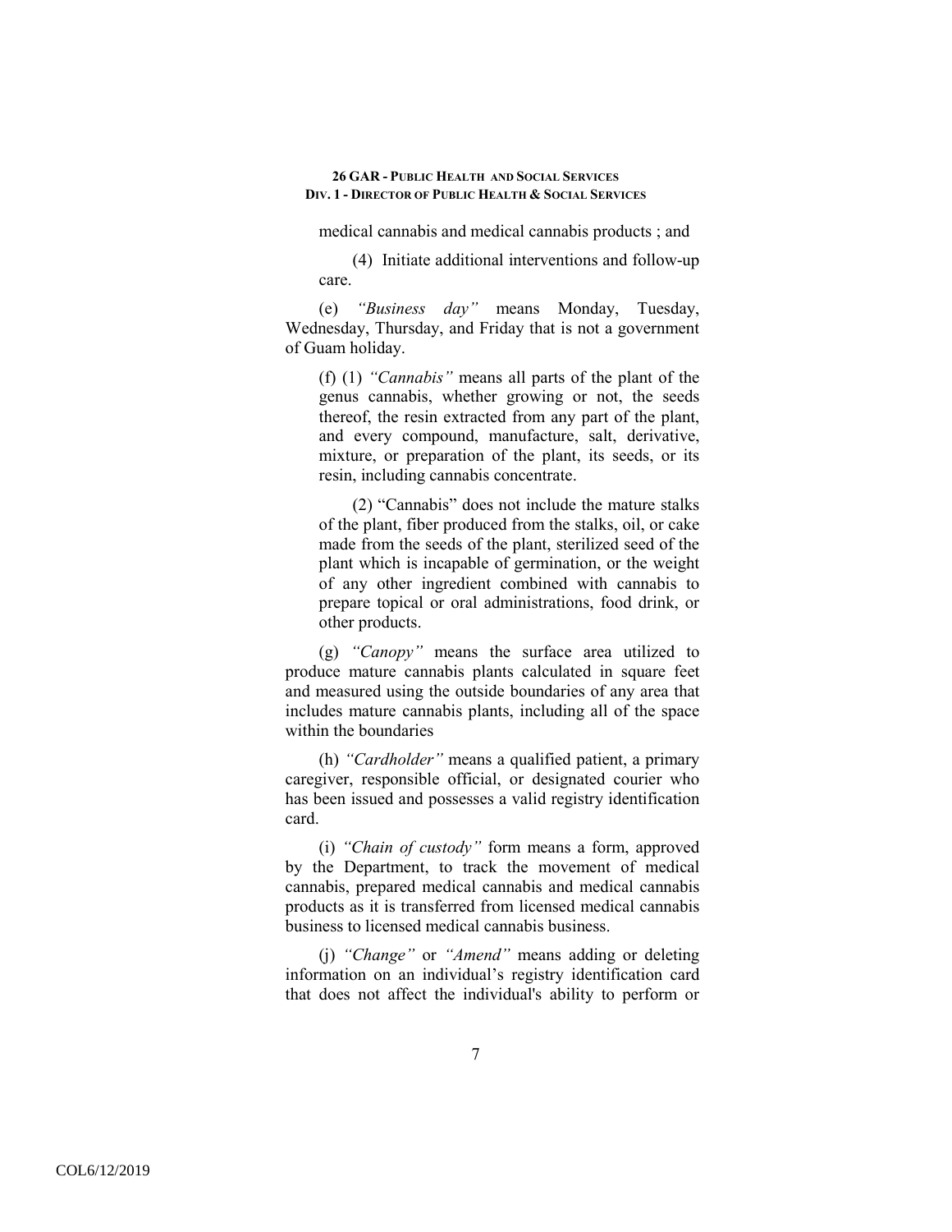medical cannabis and medical cannabis products ; and

(4) Initiate additional interventions and follow-up care.

(e) *"Business day"* means Monday, Tuesday, Wednesday, Thursday, and Friday that is not a government of Guam holiday.

(f) (1) *"Cannabis"* means all parts of the plant of the genus cannabis, whether growing or not, the seeds thereof, the resin extracted from any part of the plant, and every compound, manufacture, salt, derivative, mixture, or preparation of the plant, its seeds, or its resin, including cannabis concentrate.

(2) "Cannabis" does not include the mature stalks of the plant, fiber produced from the stalks, oil, or cake made from the seeds of the plant, sterilized seed of the plant which is incapable of germination, or the weight of any other ingredient combined with cannabis to prepare topical or oral administrations, food drink, or other products.

(g) *"Canopy"* means the surface area utilized to produce mature cannabis plants calculated in square feet and measured using the outside boundaries of any area that includes mature cannabis plants, including all of the space within the boundaries

(h) *"Cardholder"* means a qualified patient, a primary caregiver, responsible official, or designated courier who has been issued and possesses a valid registry identification card.

(i) *"Chain of custody"* form means a form, approved by the Department, to track the movement of medical cannabis, prepared medical cannabis and medical cannabis products as it is transferred from licensed medical cannabis business to licensed medical cannabis business.

(j) *"Change"* or *"Amend"* means adding or deleting information on an individual's registry identification card that does not affect the individual's ability to perform or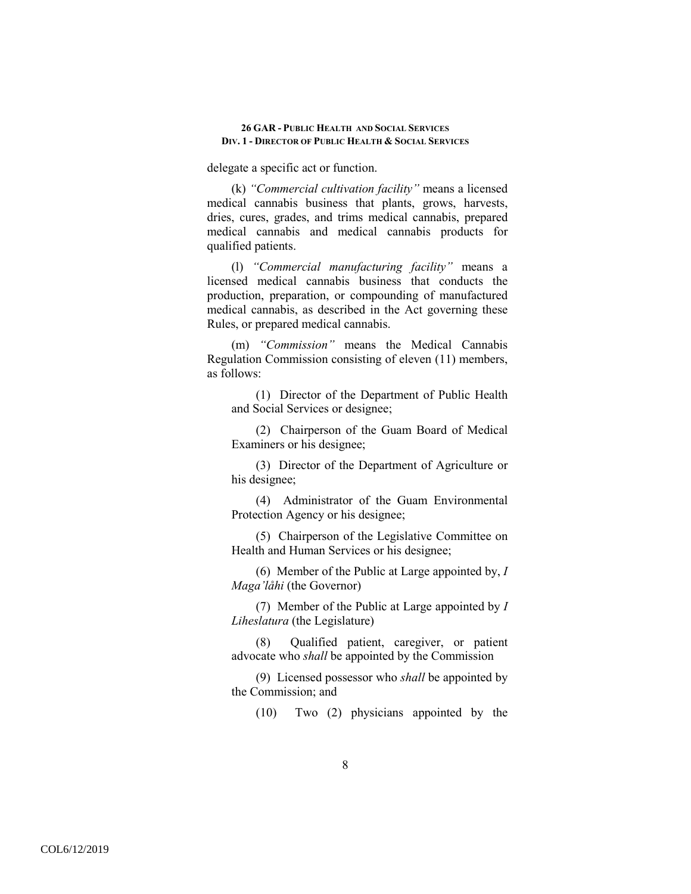delegate a specific act or function.

(k) *"Commercial cultivation facility"* means a licensed medical cannabis business that plants, grows, harvests, dries, cures, grades, and trims medical cannabis, prepared medical cannabis and medical cannabis products for qualified patients.

(l) *"Commercial manufacturing facility"* means a licensed medical cannabis business that conducts the production, preparation, or compounding of manufactured medical cannabis, as described in the Act governing these Rules, or prepared medical cannabis.

(m) *"Commission"* means the Medical Cannabis Regulation Commission consisting of eleven (11) members, as follows:

(1) Director of the Department of Public Health and Social Services or designee;

(2) Chairperson of the Guam Board of Medical Examiners or his designee;

(3) Director of the Department of Agriculture or his designee;

(4) Administrator of the Guam Environmental Protection Agency or his designee;

(5) Chairperson of the Legislative Committee on Health and Human Services or his designee;

(6) Member of the Public at Large appointed by, *I Maga'låhi* (the Governor)

(7) Member of the Public at Large appointed by *I Liheslatura* (the Legislature)

(8) Qualified patient, caregiver, or patient advocate who *shall* be appointed by the Commission

(9) Licensed possessor who *shall* be appointed by the Commission; and

(10) Two (2) physicians appointed by the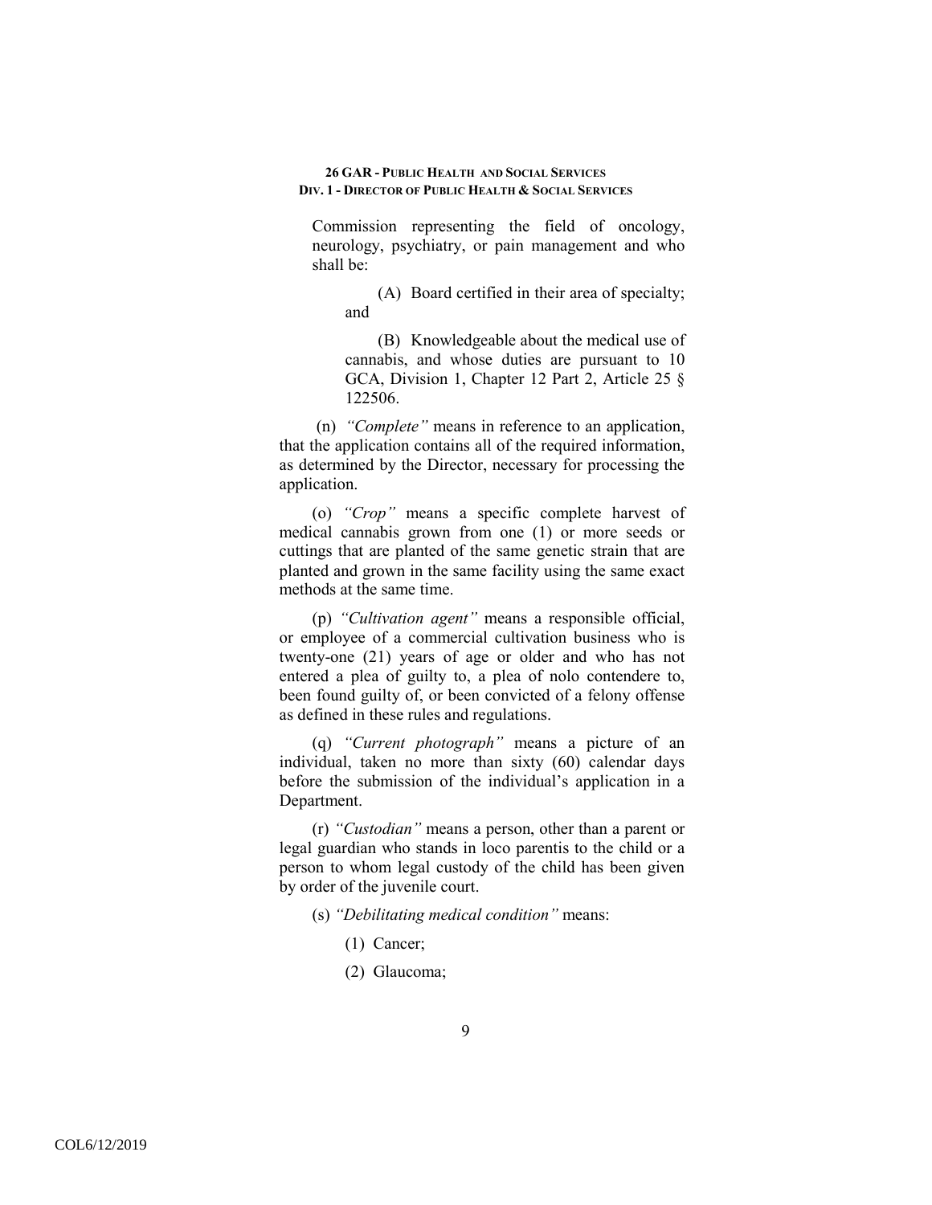Commission representing the field of oncology, neurology, psychiatry, or pain management and who shall be:

(A) Board certified in their area of specialty; and

(B) Knowledgeable about the medical use of cannabis, and whose duties are pursuant to 10 GCA, Division 1, Chapter 12 Part 2, Article 25 § 122506.

(n) *"Complete"* means in reference to an application, that the application contains all of the required information, as determined by the Director, necessary for processing the application.

(o) *"Crop"* means a specific complete harvest of medical cannabis grown from one (1) or more seeds or cuttings that are planted of the same genetic strain that are planted and grown in the same facility using the same exact methods at the same time.

(p) *"Cultivation agent"* means a responsible official, or employee of a commercial cultivation business who is twenty-one (21) years of age or older and who has not entered a plea of guilty to, a plea of nolo contendere to, been found guilty of, or been convicted of a felony offense as defined in these rules and regulations.

(q) *"Current photograph"* means a picture of an individual, taken no more than sixty (60) calendar days before the submission of the individual's application in a Department.

(r) *"Custodian"* means a person, other than a parent or legal guardian who stands in loco parentis to the child or a person to whom legal custody of the child has been given by order of the juvenile court.

(s) *"Debilitating medical condition"* means:

(1) Cancer;

(2) Glaucoma;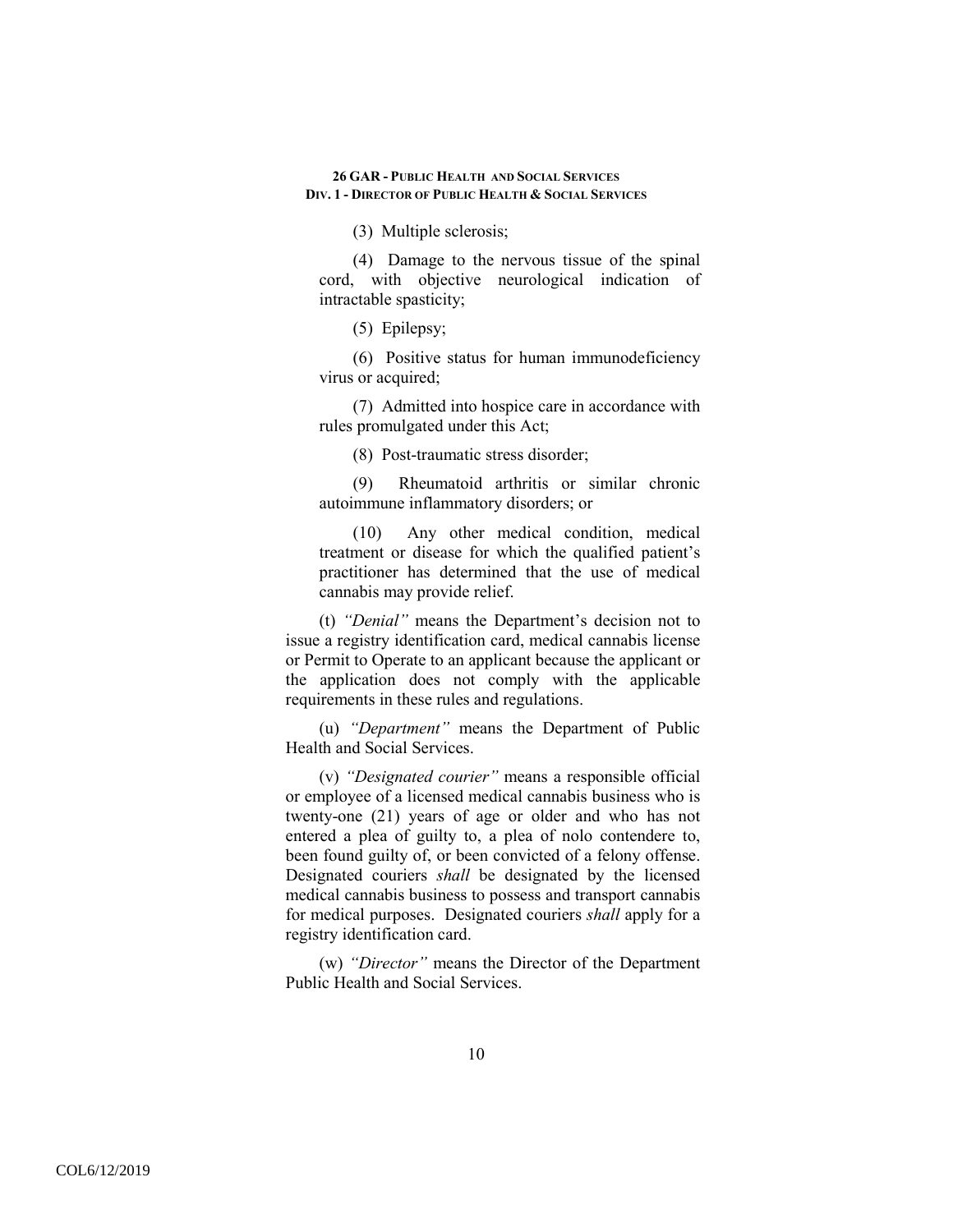(3) Multiple sclerosis;

(4) Damage to the nervous tissue of the spinal cord, with objective neurological indication of intractable spasticity;

(5) Epilepsy;

(6) Positive status for human immunodeficiency virus or acquired;

(7) Admitted into hospice care in accordance with rules promulgated under this Act;

(8) Post-traumatic stress disorder;

(9) Rheumatoid arthritis or similar chronic autoimmune inflammatory disorders; or

(10) Any other medical condition, medical treatment or disease for which the qualified patient's practitioner has determined that the use of medical cannabis may provide relief.

(t) *"Denial"* means the Department's decision not to issue a registry identification card, medical cannabis license or Permit to Operate to an applicant because the applicant or the application does not comply with the applicable requirements in these rules and regulations.

(u) *"Department"* means the Department of Public Health and Social Services.

(v) *"Designated courier"* means a responsible official or employee of a licensed medical cannabis business who is twenty-one (21) years of age or older and who has not entered a plea of guilty to, a plea of nolo contendere to, been found guilty of, or been convicted of a felony offense. Designated couriers *shall* be designated by the licensed medical cannabis business to possess and transport cannabis for medical purposes. Designated couriers *shall* apply for a registry identification card.

(w) *"Director"* means the Director of the Department Public Health and Social Services.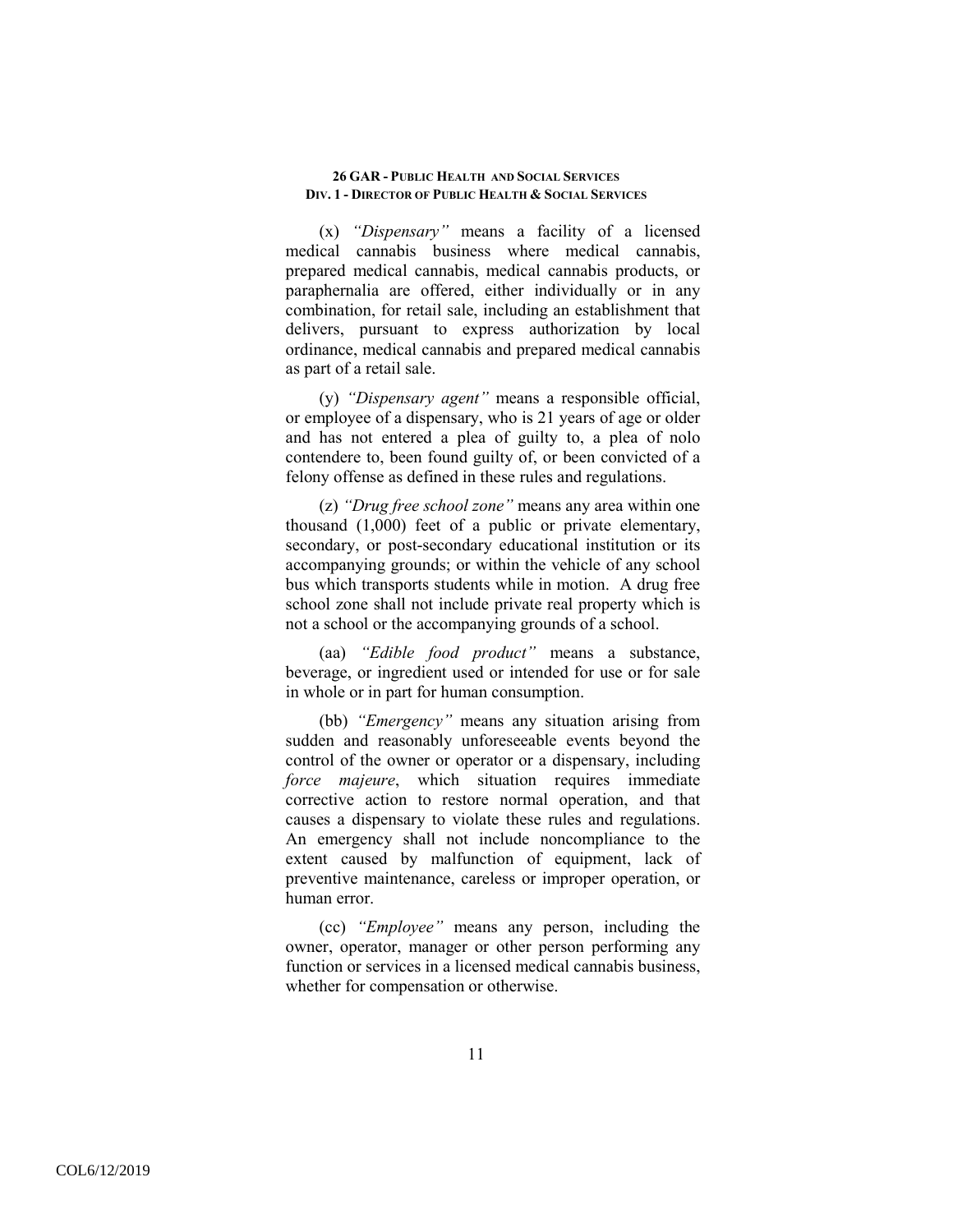(x) *"Dispensary"* means a facility of a licensed medical cannabis business where medical cannabis, prepared medical cannabis, medical cannabis products, or paraphernalia are offered, either individually or in any combination, for retail sale, including an establishment that delivers, pursuant to express authorization by local ordinance, medical cannabis and prepared medical cannabis as part of a retail sale.

(y) *"Dispensary agent"* means a responsible official, or employee of a dispensary, who is 21 years of age or older and has not entered a plea of guilty to, a plea of nolo contendere to, been found guilty of, or been convicted of a felony offense as defined in these rules and regulations.

(z) *"Drug free school zone"* means any area within one thousand (1,000) feet of a public or private elementary, secondary, or post-secondary educational institution or its accompanying grounds; or within the vehicle of any school bus which transports students while in motion. A drug free school zone shall not include private real property which is not a school or the accompanying grounds of a school.

(aa) *"Edible food product"* means a substance, beverage, or ingredient used or intended for use or for sale in whole or in part for human consumption.

(bb) *"Emergency"* means any situation arising from sudden and reasonably unforeseeable events beyond the control of the owner or operator or a dispensary, including *force majeure*, which situation requires immediate corrective action to restore normal operation, and that causes a dispensary to violate these rules and regulations. An emergency shall not include noncompliance to the extent caused by malfunction of equipment, lack of preventive maintenance, careless or improper operation, or human error.

(cc) *"Employee"* means any person, including the owner, operator, manager or other person performing any function or services in a licensed medical cannabis business, whether for compensation or otherwise.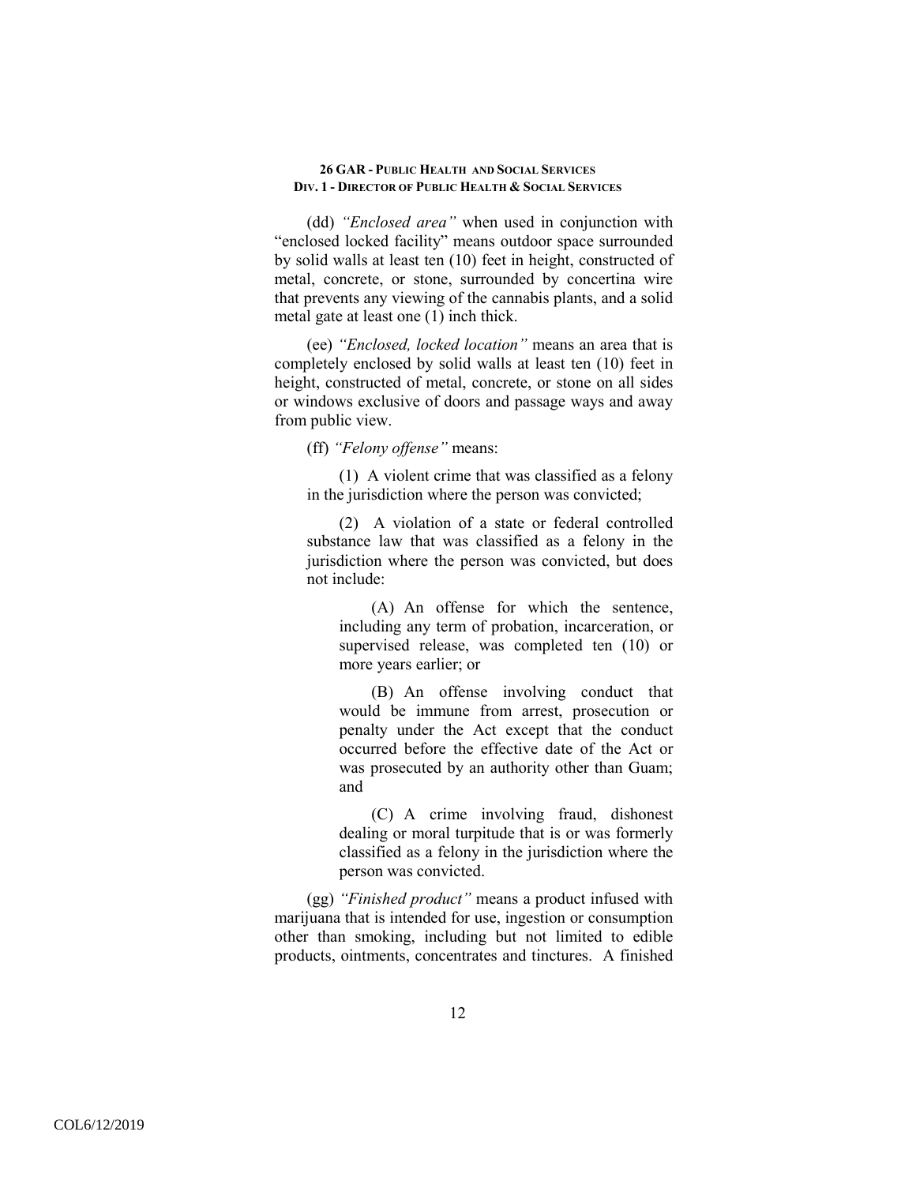(dd) *"Enclosed area"* when used in conjunction with "enclosed locked facility" means outdoor space surrounded by solid walls at least ten (10) feet in height, constructed of metal, concrete, or stone, surrounded by concertina wire that prevents any viewing of the cannabis plants, and a solid metal gate at least one (1) inch thick.

(ee) *"Enclosed, locked location"* means an area that is completely enclosed by solid walls at least ten (10) feet in height, constructed of metal, concrete, or stone on all sides or windows exclusive of doors and passage ways and away from public view.

(ff) *"Felony offense"* means:

(1) A violent crime that was classified as a felony in the jurisdiction where the person was convicted;

(2) A violation of a state or federal controlled substance law that was classified as a felony in the jurisdiction where the person was convicted, but does not include:

(A) An offense for which the sentence, including any term of probation, incarceration, or supervised release, was completed ten (10) or more years earlier; or

(B) An offense involving conduct that would be immune from arrest, prosecution or penalty under the Act except that the conduct occurred before the effective date of the Act or was prosecuted by an authority other than Guam; and

(C) A crime involving fraud, dishonest dealing or moral turpitude that is or was formerly classified as a felony in the jurisdiction where the person was convicted.

(gg) *"Finished product"* means a product infused with marijuana that is intended for use, ingestion or consumption other than smoking, including but not limited to edible products, ointments, concentrates and tinctures. A finished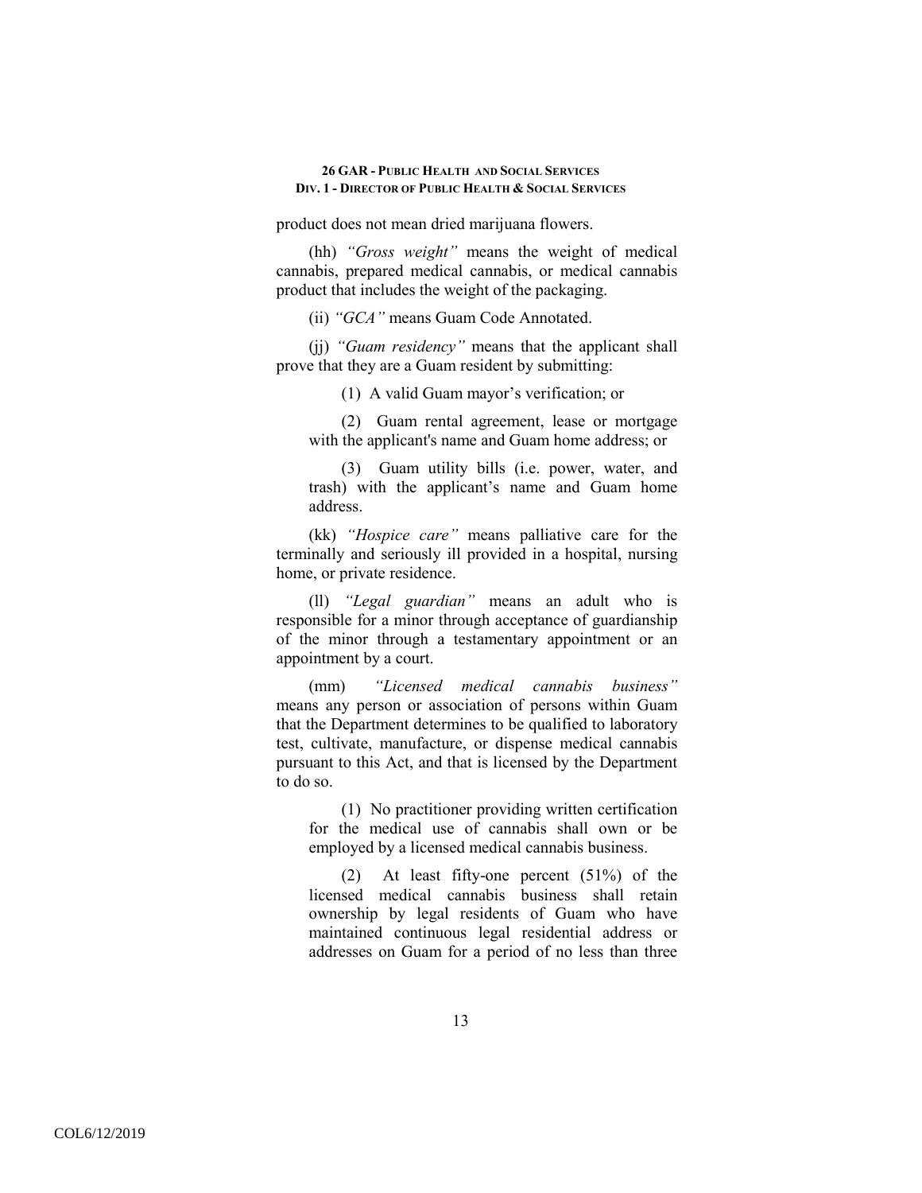product does not mean dried marijuana flowers.

(hh) *"Gross weight"* means the weight of medical cannabis, prepared medical cannabis, or medical cannabis product that includes the weight of the packaging.

(ii) *"GCA"* means Guam Code Annotated.

(jj) *"Guam residency"* means that the applicant shall prove that they are a Guam resident by submitting:

(1) A valid Guam mayor's verification; or

(2) Guam rental agreement, lease or mortgage with the applicant's name and Guam home address; or

(3) Guam utility bills (i.e. power, water, and trash) with the applicant's name and Guam home address.

(kk) *"Hospice care"* means palliative care for the terminally and seriously ill provided in a hospital, nursing home, or private residence.

(ll) *"Legal guardian"* means an adult who is responsible for a minor through acceptance of guardianship of the minor through a testamentary appointment or an appointment by a court.

(mm) *"Licensed medical cannabis business"* means any person or association of persons within Guam that the Department determines to be qualified to laboratory test, cultivate, manufacture, or dispense medical cannabis pursuant to this Act, and that is licensed by the Department to do so.

(1) No practitioner providing written certification for the medical use of cannabis shall own or be employed by a licensed medical cannabis business.

(2) At least fifty-one percent (51%) of the licensed medical cannabis business shall retain ownership by legal residents of Guam who have maintained continuous legal residential address or addresses on Guam for a period of no less than three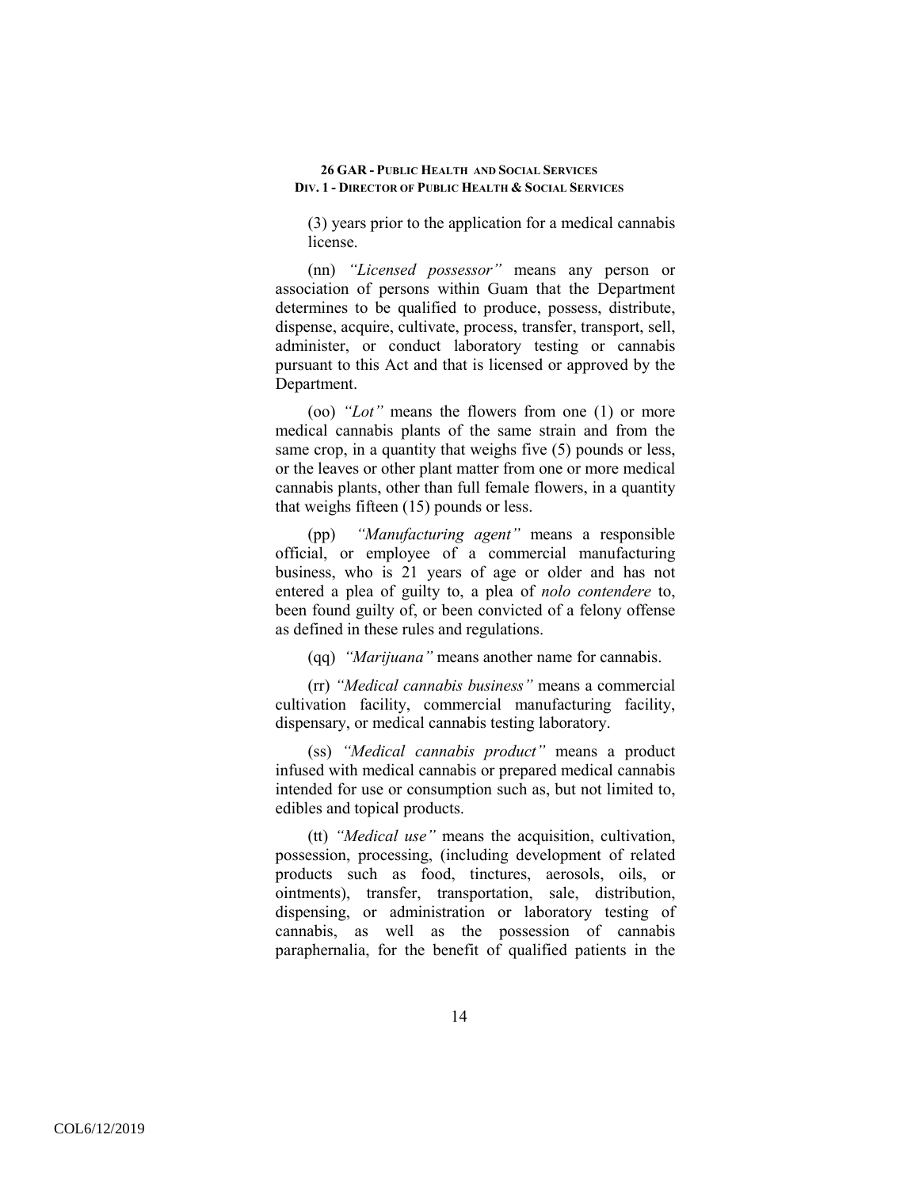(3) years prior to the application for a medical cannabis license.

(nn) *"Licensed possessor"* means any person or association of persons within Guam that the Department determines to be qualified to produce, possess, distribute, dispense, acquire, cultivate, process, transfer, transport, sell, administer, or conduct laboratory testing or cannabis pursuant to this Act and that is licensed or approved by the Department.

(oo) *"Lot"* means the flowers from one (1) or more medical cannabis plants of the same strain and from the same crop, in a quantity that weighs five (5) pounds or less, or the leaves or other plant matter from one or more medical cannabis plants, other than full female flowers, in a quantity that weighs fifteen (15) pounds or less.

(pp) *"Manufacturing agent"* means a responsible official, or employee of a commercial manufacturing business, who is 21 years of age or older and has not entered a plea of guilty to, a plea of *nolo contendere* to, been found guilty of, or been convicted of a felony offense as defined in these rules and regulations.

(qq) *"Marijuana"* means another name for cannabis.

(rr) *"Medical cannabis business"* means a commercial cultivation facility, commercial manufacturing facility, dispensary, or medical cannabis testing laboratory.

(ss) *"Medical cannabis product"* means a product infused with medical cannabis or prepared medical cannabis intended for use or consumption such as, but not limited to, edibles and topical products.

(tt) *"Medical use"* means the acquisition, cultivation, possession, processing, (including development of related products such as food, tinctures, aerosols, oils, or ointments), transfer, transportation, sale, distribution, dispensing, or administration or laboratory testing of cannabis, as well as the possession of cannabis paraphernalia, for the benefit of qualified patients in the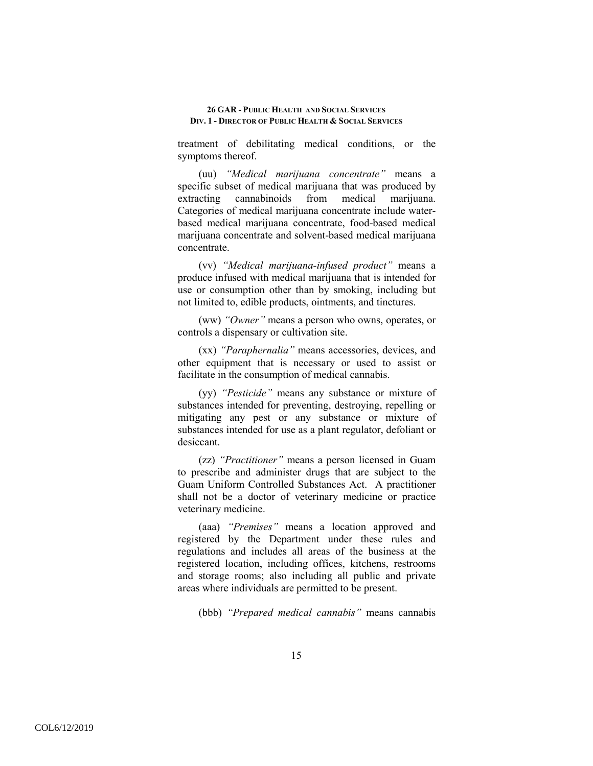treatment of debilitating medical conditions, or the symptoms thereof.

(uu) *"Medical marijuana concentrate"* means a specific subset of medical marijuana that was produced by extracting cannabinoids from medical marijuana. Categories of medical marijuana concentrate include water-based medical marijuana concentrate, food-based medical marijuana concentrate and solvent-based medical marijuana concentrate.

(vv) *"Medical marijuana-infused product"* means a produce infused with medical marijuana that is intended for use or consumption other than by smoking, including but not limited to, edible products, ointments, and tinctures.

(ww) *"Owner"* means a person who owns, operates, or controls a dispensary or cultivation site.

(xx) *"Paraphernalia"* means accessories, devices, and other equipment that is necessary or used to assist or facilitate in the consumption of medical cannabis.

(yy) *"Pesticide"* means any substance or mixture of substances intended for preventing, destroying, repelling or mitigating any pest or any substance or mixture of substances intended for use as a plant regulator, defoliant or desiccant.

(zz) *"Practitioner"* means a person licensed in Guam to prescribe and administer drugs that are subject to the Guam Uniform Controlled Substances Act. A practitioner shall not be a doctor of veterinary medicine or practice veterinary medicine.

(aaa) *"Premises"* means a location approved and registered by the Department under these rules and regulations and includes all areas of the business at the registered location, including offices, kitchens, restrooms and storage rooms; also including all public and private areas where individuals are permitted to be present.

(bbb) *"Prepared medical cannabis"* means cannabis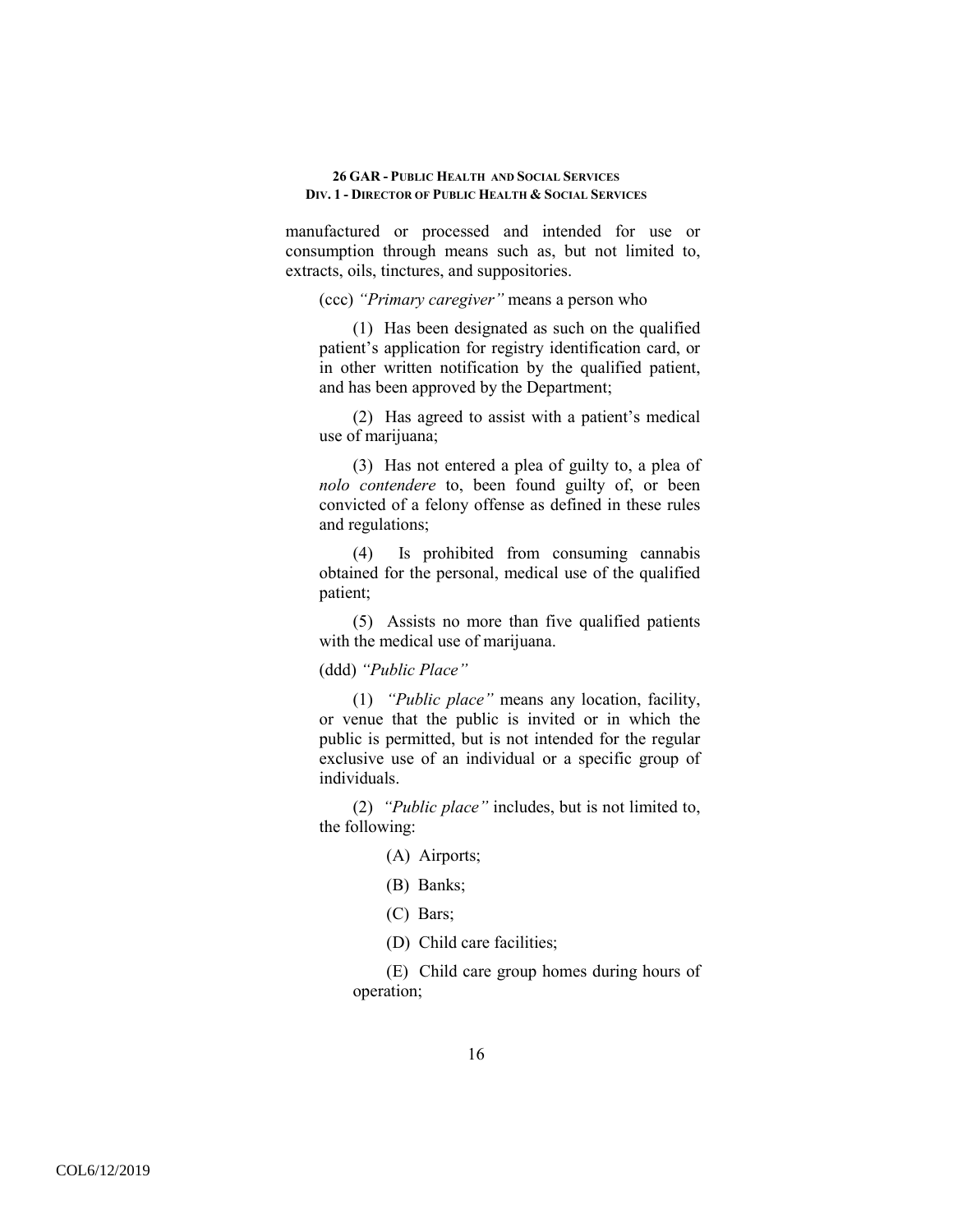manufactured or processed and intended for use or consumption through means such as, but not limited to, extracts, oils, tinctures, and suppositories.

(ccc) *"Primary caregiver"* means a person who

(1) Has been designated as such on the qualified patient's application for registry identification card, or in other written notification by the qualified patient, and has been approved by the Department;

(2) Has agreed to assist with a patient's medical use of marijuana;

(3) Has not entered a plea of guilty to, a plea of *nolo contendere* to, been found guilty of, or been convicted of a felony offense as defined in these rules and regulations;

(4) Is prohibited from consuming cannabis obtained for the personal, medical use of the qualified patient;

(5) Assists no more than five qualified patients with the medical use of marijuana.

(ddd) *"Public Place"*

(1) *"Public place"* means any location, facility, or venue that the public is invited or in which the public is permitted, but is not intended for the regular exclusive use of an individual or a specific group of individuals.

(2) *"Public place"* includes, but is not limited to, the following:

(A) Airports;

(B) Banks;

(C) Bars;

(D) Child care facilities;

(E) Child care group homes during hours of operation;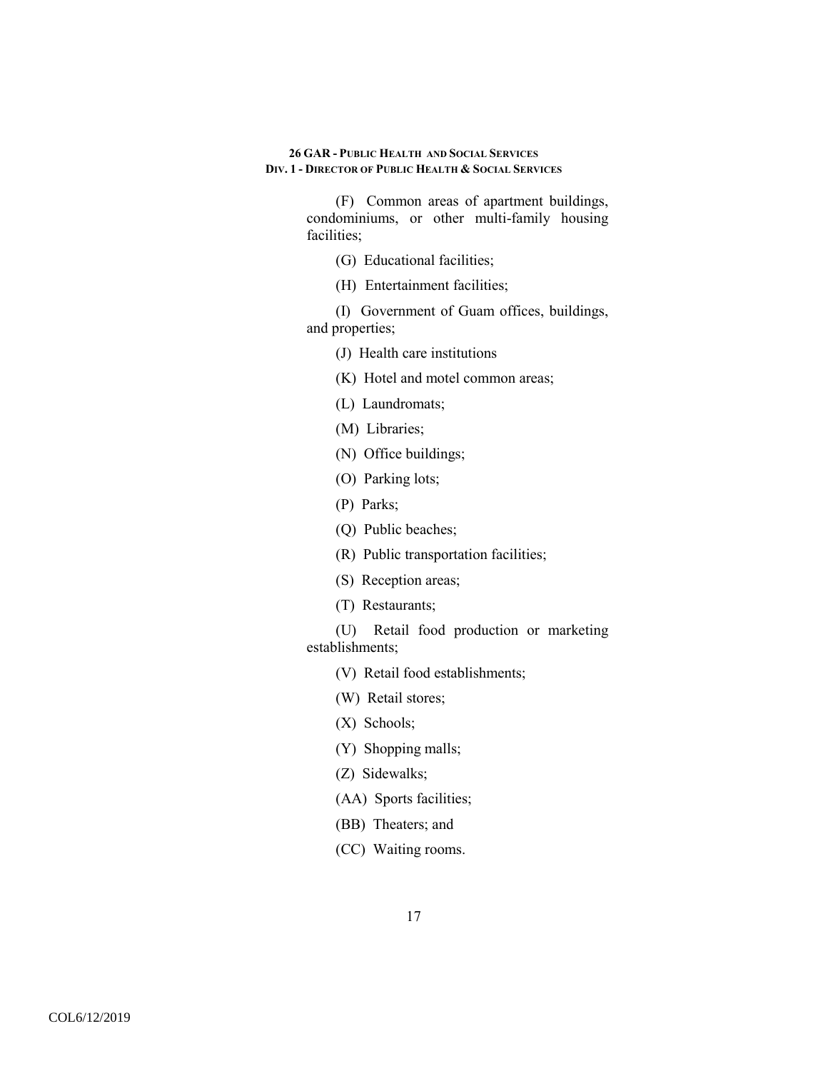(F) Common areas of apartment buildings, condominiums, or other multi-family housing facilities;

(G) Educational facilities;

(H) Entertainment facilities;

(I) Government of Guam offices, buildings, and properties;

(J) Health care institutions

(K) Hotel and motel common areas;

(L) Laundromats;

(M) Libraries;

(N) Office buildings;

(O) Parking lots;

(P) Parks;

(Q) Public beaches;

(R) Public transportation facilities;

(S) Reception areas;

(T) Restaurants;

(U) Retail food production or marketing establishments;

(V) Retail food establishments;

(W) Retail stores;

(X) Schools;

(Y) Shopping malls;

(Z) Sidewalks;

(AA) Sports facilities;

(BB) Theaters; and

(CC) Waiting rooms.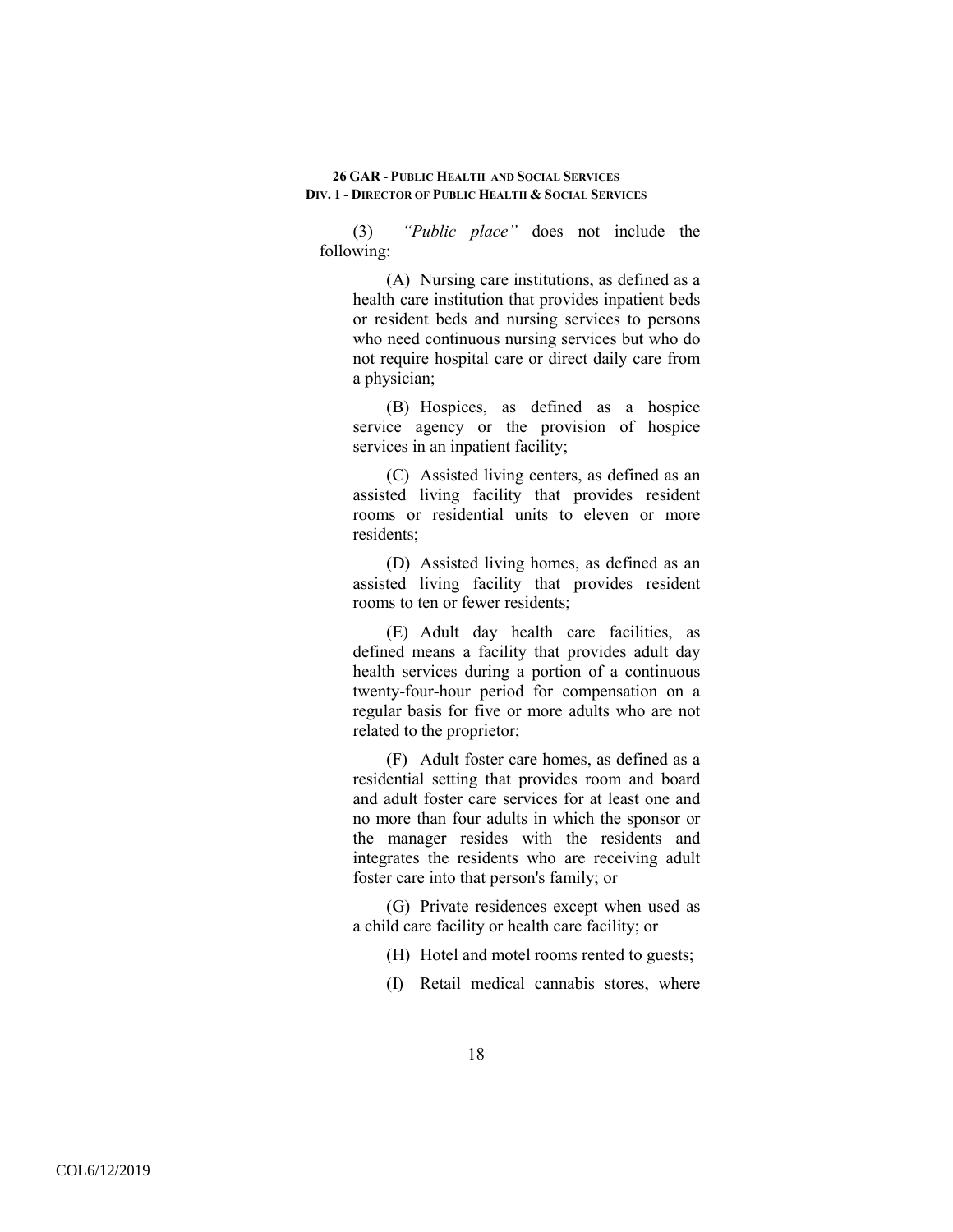(3) *"Public place"* does not include the following:

(A) Nursing care institutions, as defined as a health care institution that provides inpatient beds or resident beds and nursing services to persons who need continuous nursing services but who do not require hospital care or direct daily care from a physician;

(B) Hospices, as defined as a hospice service agency or the provision of hospice services in an inpatient facility;

(C) Assisted living centers, as defined as an assisted living facility that provides resident rooms or residential units to eleven or more residents;

(D) Assisted living homes, as defined as an assisted living facility that provides resident rooms to ten or fewer residents;

(E) Adult day health care facilities, as defined means a facility that provides adult day health services during a portion of a continuous twenty-four-hour period for compensation on a regular basis for five or more adults who are not related to the proprietor;

(F) Adult foster care homes, as defined as a residential setting that provides room and board and adult foster care services for at least one and no more than four adults in which the sponsor or the manager resides with the residents and integrates the residents who are receiving adult foster care into that person's family; or

(G) Private residences except when used as a child care facility or health care facility; or

(H) Hotel and motel rooms rented to guests;

(I) Retail medical cannabis stores, where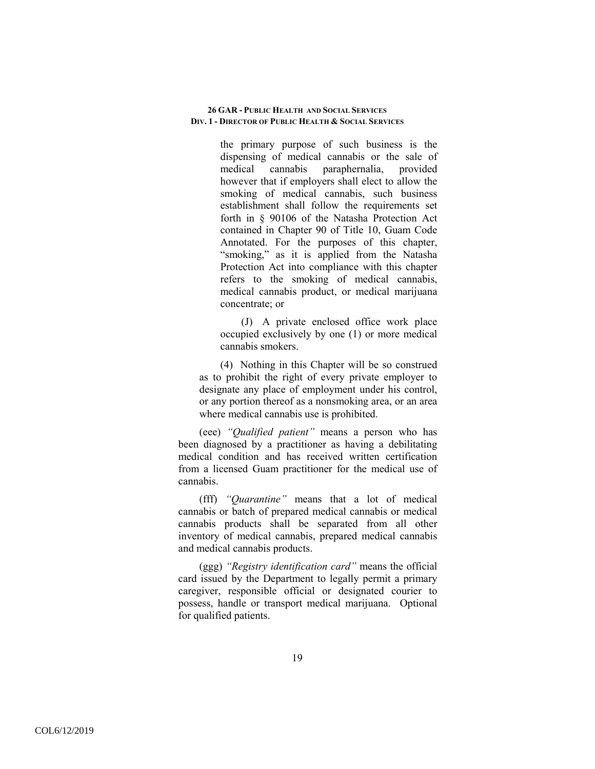the primary purpose of such business is the dispensing of medical cannabis or the sale of medical cannabis paraphernalia, provided however that if employers shall elect to allow the smoking of medical cannabis, such business establishment shall follow the requirements set forth in § 90106 of the Natasha Protection Act contained in Chapter 90 of Title 10, Guam Code Annotated. For the purposes of this chapter, "smoking," as it is applied from the Natasha Protection Act into compliance with this chapter refers to the smoking of medical cannabis, medical cannabis product, or medical marijuana concentrate; or

(J) A private enclosed office work place occupied exclusively by one (1) or more medical cannabis smokers.

(4) Nothing in this Chapter will be so construed as to prohibit the right of every private employer to designate any place of employment under his control, or any portion thereof as a nonsmoking area, or an area where medical cannabis use is prohibited.

(eee) *"Qualified patient"* means a person who has been diagnosed by a practitioner as having a debilitating medical condition and has received written certification from a licensed Guam practitioner for the medical use of cannabis.

(fff) *"Quarantine"* means that a lot of medical cannabis or batch of prepared medical cannabis or medical cannabis products shall be separated from all other inventory of medical cannabis, prepared medical cannabis and medical cannabis products.

(ggg) *"Registry identification card"* means the official card issued by the Department to legally permit a primary caregiver, responsible official or designated courier to possess, handle or transport medical marijuana. Optional for qualified patients.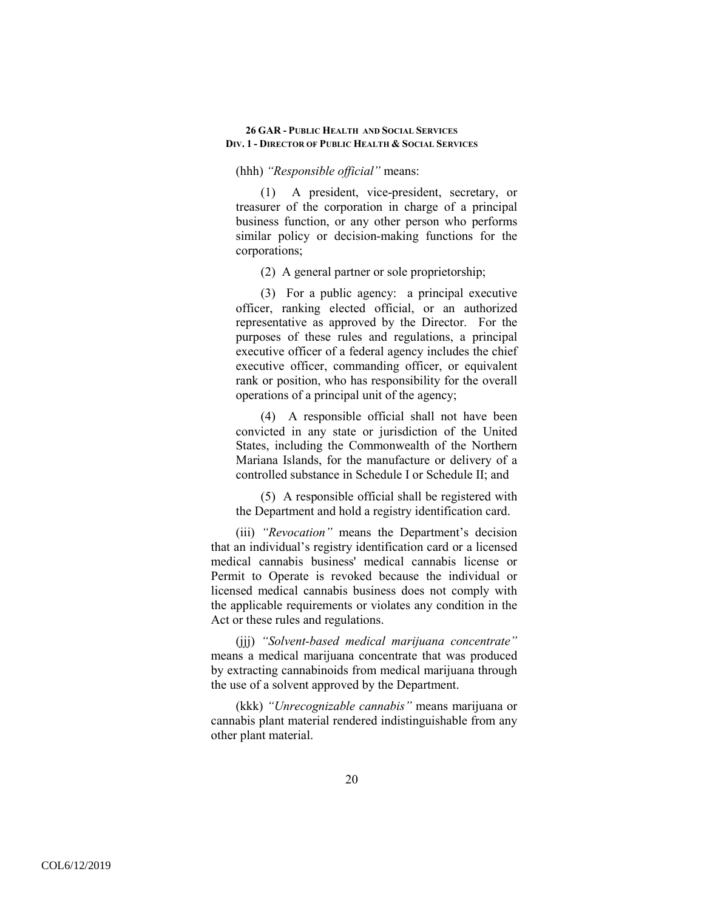(hhh) *"Responsible official"* means:

(1) A president, vice-president, secretary, or treasurer of the corporation in charge of a principal business function, or any other person who performs similar policy or decision-making functions for the corporations;

(2) A general partner or sole proprietorship;

(3) For a public agency: a principal executive officer, ranking elected official, or an authorized representative as approved by the Director. For the purposes of these rules and regulations, a principal executive officer of a federal agency includes the chief executive officer, commanding officer, or equivalent rank or position, who has responsibility for the overall operations of a principal unit of the agency;

(4) A responsible official shall not have been convicted in any state or jurisdiction of the United States, including the Commonwealth of the Northern Mariana Islands, for the manufacture or delivery of a controlled substance in Schedule I or Schedule II; and

(5) A responsible official shall be registered with the Department and hold a registry identification card.

(iii) *"Revocation"* means the Department's decision that an individual's registry identification card or a licensed medical cannabis business' medical cannabis license or Permit to Operate is revoked because the individual or licensed medical cannabis business does not comply with the applicable requirements or violates any condition in the Act or these rules and regulations.

(jjj) *"Solvent-based medical marijuana concentrate"* means a medical marijuana concentrate that was produced by extracting cannabinoids from medical marijuana through the use of a solvent approved by the Department.

(kkk) *"Unrecognizable cannabis"* means marijuana or cannabis plant material rendered indistinguishable from any other plant material.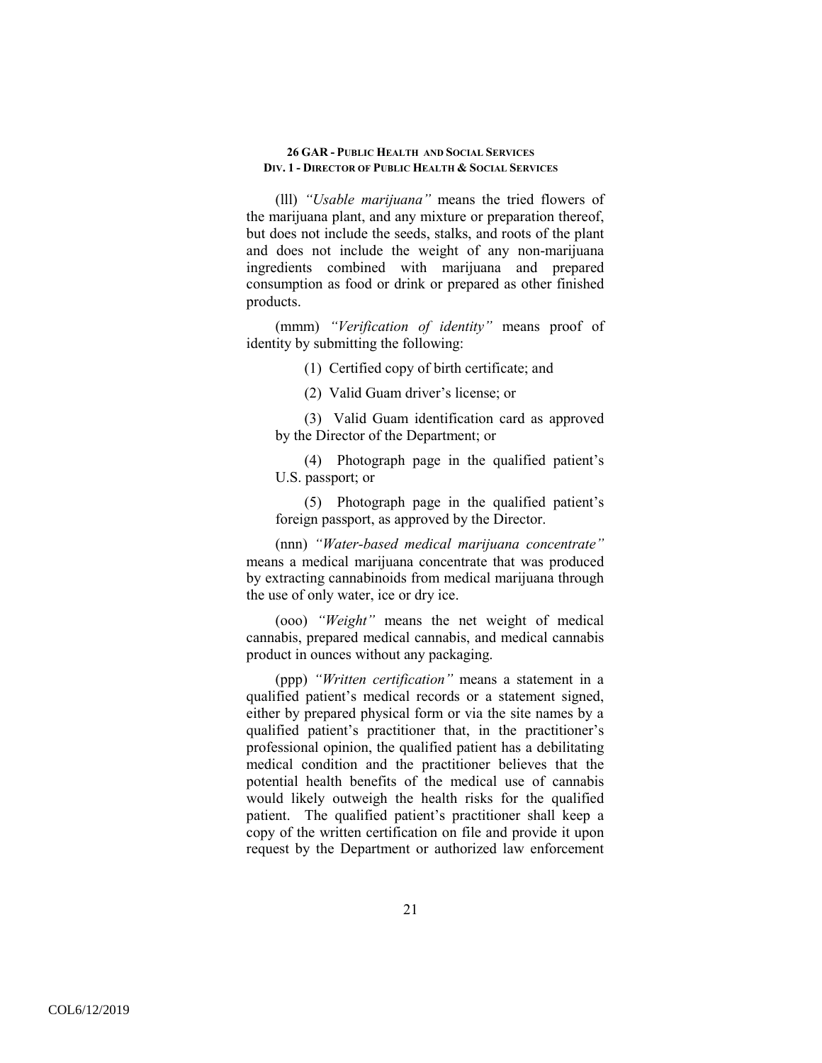(lll) *"Usable marijuana"* means the tried flowers of the marijuana plant, and any mixture or preparation thereof, but does not include the seeds, stalks, and roots of the plant and does not include the weight of any non-marijuana ingredients combined with marijuana and prepared consumption as food or drink or prepared as other finished products.

(mmm) *"Verification of identity"* means proof of identity by submitting the following:

(1) Certified copy of birth certificate; and

(2) Valid Guam driver's license; or

(3) Valid Guam identification card as approved by the Director of the Department; or

(4) Photograph page in the qualified patient's U.S. passport; or

(5) Photograph page in the qualified patient's foreign passport, as approved by the Director.

(nnn) *"Water-based medical marijuana concentrate"* means a medical marijuana concentrate that was produced by extracting cannabinoids from medical marijuana through the use of only water, ice or dry ice.

(ooo) *"Weight"* means the net weight of medical cannabis, prepared medical cannabis, and medical cannabis product in ounces without any packaging.

(ppp) *"Written certification"* means a statement in a qualified patient's medical records or a statement signed, either by prepared physical form or via the site names by a qualified patient's practitioner that, in the practitioner's professional opinion, the qualified patient has a debilitating medical condition and the practitioner believes that the potential health benefits of the medical use of cannabis would likely outweigh the health risks for the qualified patient. The qualified patient's practitioner shall keep a copy of the written certification on file and provide it upon request by the Department or authorized law enforcement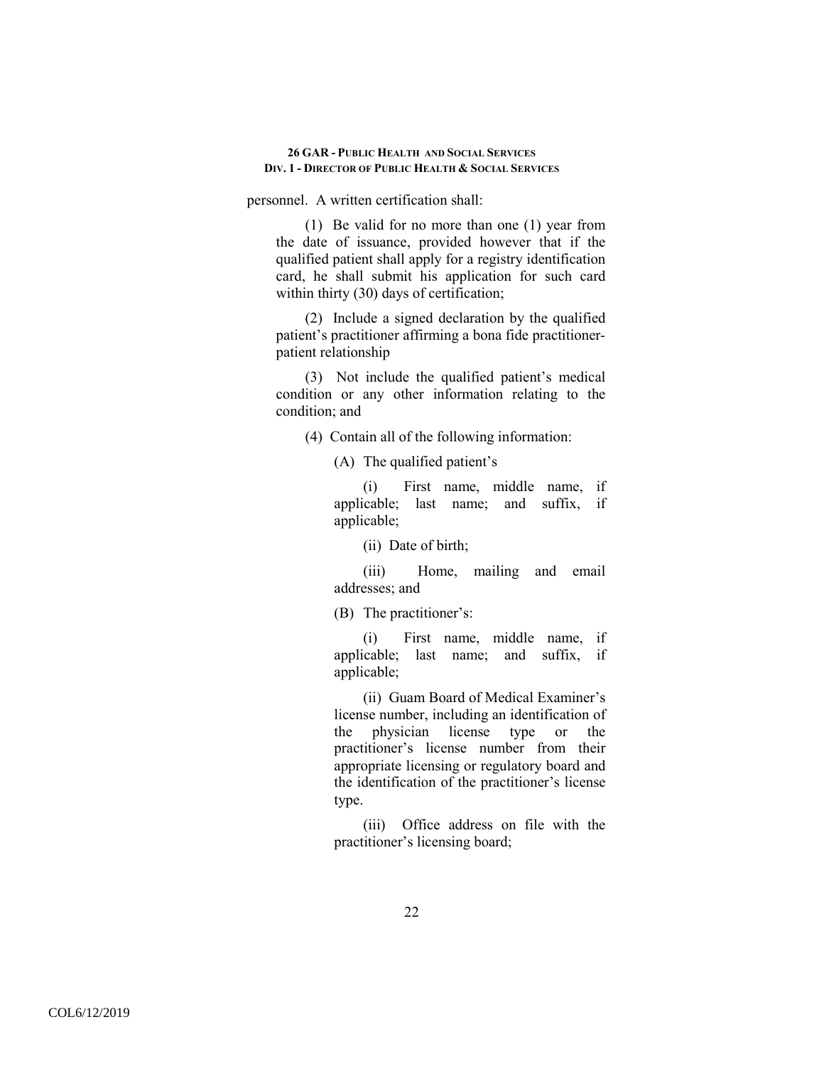personnel. A written certification shall:

(1) Be valid for no more than one (1) year from the date of issuance, provided however that if the qualified patient shall apply for a registry identification card, he shall submit his application for such card within thirty (30) days of certification;

(2) Include a signed declaration by the qualified patient's practitioner affirming a bona fide practitioner-patient relationship

(3) Not include the qualified patient's medical condition or any other information relating to the condition; and

(4) Contain all of the following information:

(A) The qualified patient's

(i) First name, middle name, if applicable; last name; and suffix, if applicable;

(ii) Date of birth;

(iii) Home, mailing and email addresses; and

(B) The practitioner's:

(i) First name, middle name, if applicable; last name; and suffix, if applicable;

(ii) Guam Board of Medical Examiner's license number, including an identification of the physician license type or the practitioner's license number from their appropriate licensing or regulatory board and the identification of the practitioner's license type.

(iii) Office address on file with the practitioner's licensing board;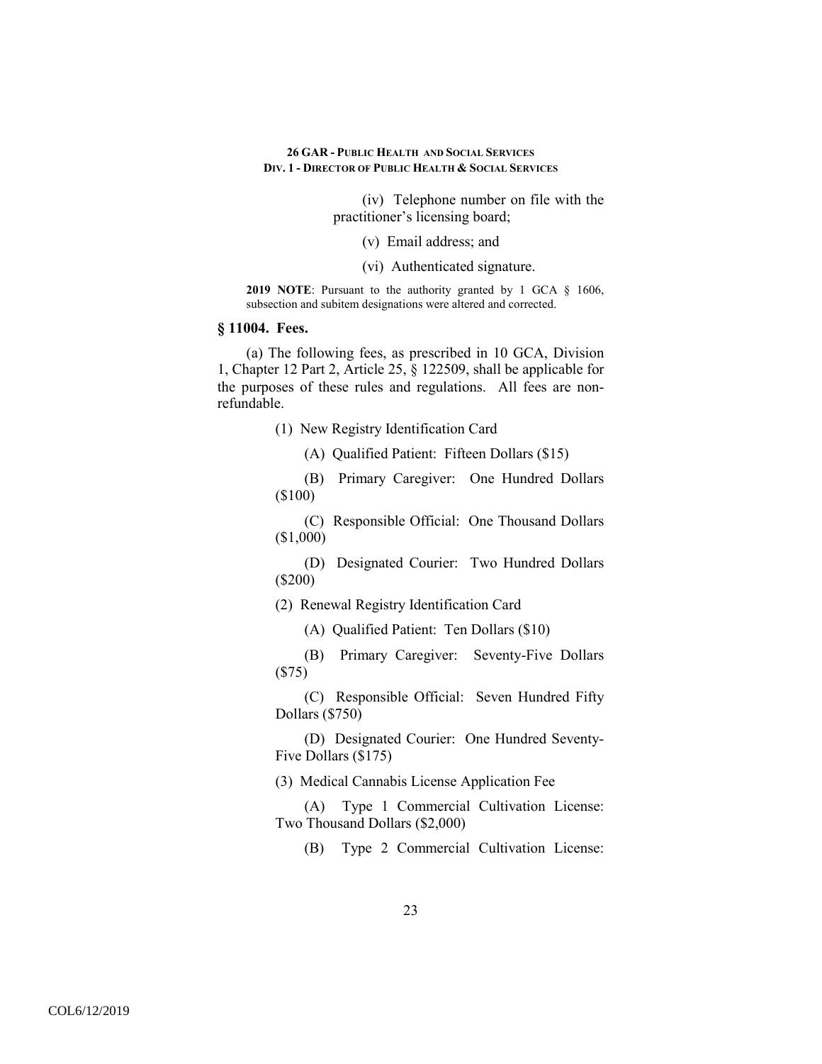(iv) Telephone number on file with the practitioner's licensing board;

(v) Email address; and

(vi) Authenticated signature.

**2019 NOTE**: Pursuant to the authority granted by 1 GCA § 1606, subsection and subitem designations were altered and corrected.

### § 11004. Fees.

(a) The following fees, as prescribed in 10 GCA, Division 1, Chapter 12 Part 2, Article 25, § 122509, shall be applicable for the purposes of these rules and regulations. All fees are non-refundable.

(1) New Registry Identification Card

(A) Qualified Patient: Fifteen Dollars ($15)

(B) Primary Caregiver: One Hundred Dollars ($100)

(C) Responsible Official: One Thousand Dollars ($1,000)

(D) Designated Courier: Two Hundred Dollars ($200)

(2) Renewal Registry Identification Card

(A) Qualified Patient: Ten Dollars ($10)

(B) Primary Caregiver: Seventy-Five Dollars ($75)

(C) Responsible Official: Seven Hundred Fifty Dollars ($750)

(D) Designated Courier: One Hundred Seventy-Five Dollars ($175)

(3) Medical Cannabis License Application Fee

(A) Type 1 Commercial Cultivation License: Two Thousand Dollars ($2,000)

(B) Type 2 Commercial Cultivation License: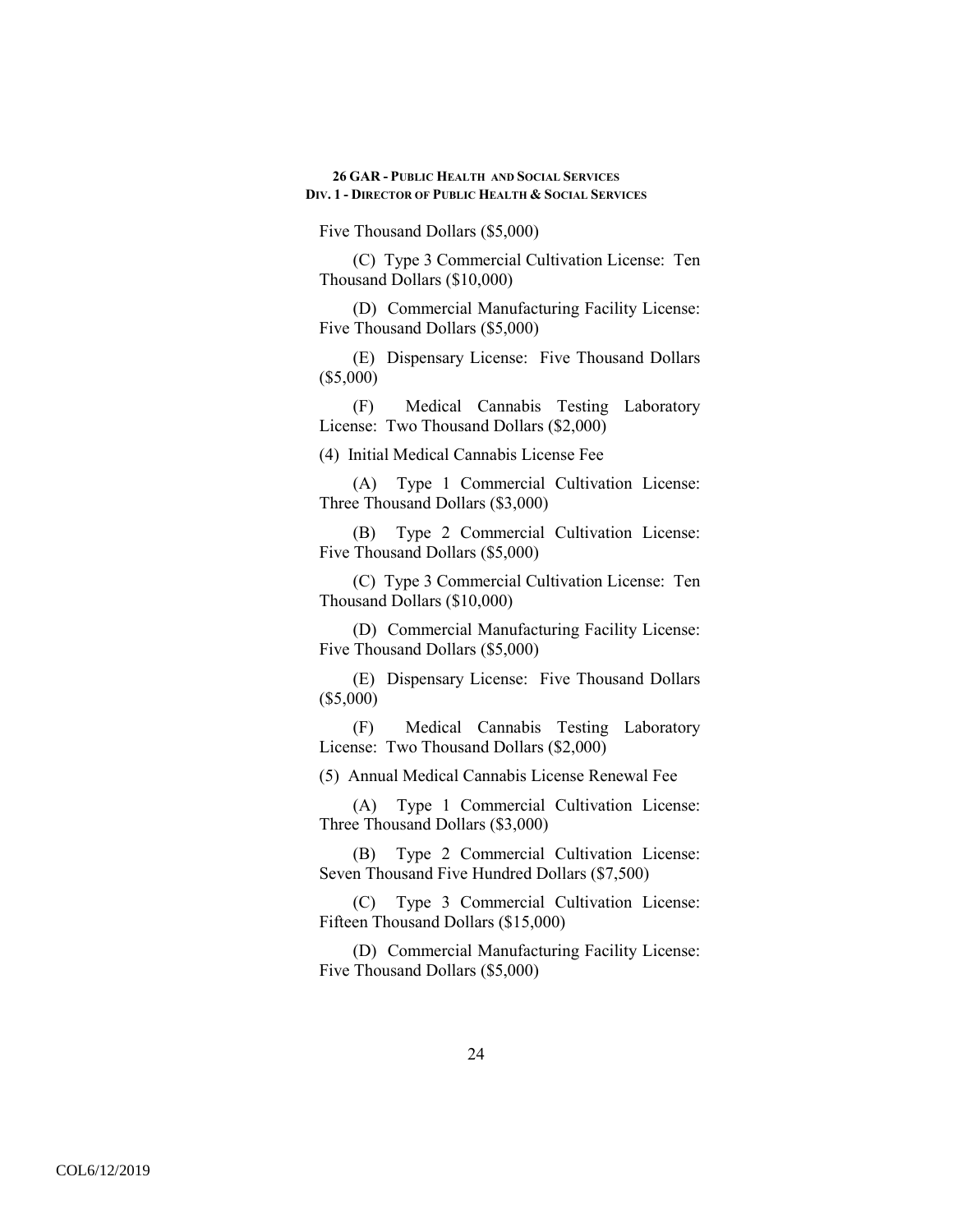Five Thousand Dollars ($5,000)

(C) Type 3 Commercial Cultivation License: Ten Thousand Dollars ($10,000)

(D) Commercial Manufacturing Facility License: Five Thousand Dollars ($5,000)

(E) Dispensary License: Five Thousand Dollars ($5,000)

(F) Medical Cannabis Testing Laboratory License: Two Thousand Dollars ($2,000)

(4) Initial Medical Cannabis License Fee

(A) Type 1 Commercial Cultivation License: Three Thousand Dollars ($3,000)

(B) Type 2 Commercial Cultivation License: Five Thousand Dollars ($5,000)

(C) Type 3 Commercial Cultivation License: Ten Thousand Dollars ($10,000)

(D) Commercial Manufacturing Facility License: Five Thousand Dollars ($5,000)

(E) Dispensary License: Five Thousand Dollars ($5,000)

(F) Medical Cannabis Testing Laboratory License: Two Thousand Dollars ($2,000)

(5) Annual Medical Cannabis License Renewal Fee

(A) Type 1 Commercial Cultivation License: Three Thousand Dollars ($3,000)

(B) Type 2 Commercial Cultivation License: Seven Thousand Five Hundred Dollars ($7,500)

(C) Type 3 Commercial Cultivation License: Fifteen Thousand Dollars ($15,000)

(D) Commercial Manufacturing Facility License: Five Thousand Dollars ($5,000)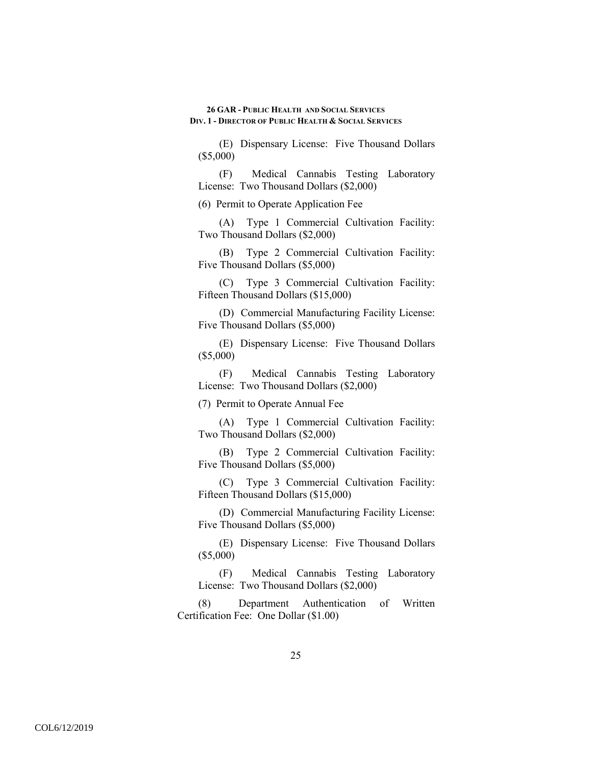(E) Dispensary License: Five Thousand Dollars ($5,000)

(F) Medical Cannabis Testing Laboratory License: Two Thousand Dollars ($2,000)

(6) Permit to Operate Application Fee

(A) Type 1 Commercial Cultivation Facility: Two Thousand Dollars ($2,000)

(B) Type 2 Commercial Cultivation Facility: Five Thousand Dollars ($5,000)

(C) Type 3 Commercial Cultivation Facility: Fifteen Thousand Dollars ($15,000)

(D) Commercial Manufacturing Facility License: Five Thousand Dollars ($5,000)

(E) Dispensary License: Five Thousand Dollars ($5,000)

(F) Medical Cannabis Testing Laboratory License: Two Thousand Dollars ($2,000)

(7) Permit to Operate Annual Fee

(A) Type 1 Commercial Cultivation Facility: Two Thousand Dollars ($2,000)

(B) Type 2 Commercial Cultivation Facility: Five Thousand Dollars ($5,000)

(C) Type 3 Commercial Cultivation Facility: Fifteen Thousand Dollars ($15,000)

(D) Commercial Manufacturing Facility License: Five Thousand Dollars ($5,000)

(E) Dispensary License: Five Thousand Dollars ($5,000)

(F) Medical Cannabis Testing Laboratory License: Two Thousand Dollars ($2,000)

(8) Department Authentication of Written Certification Fee: One Dollar ($1.00)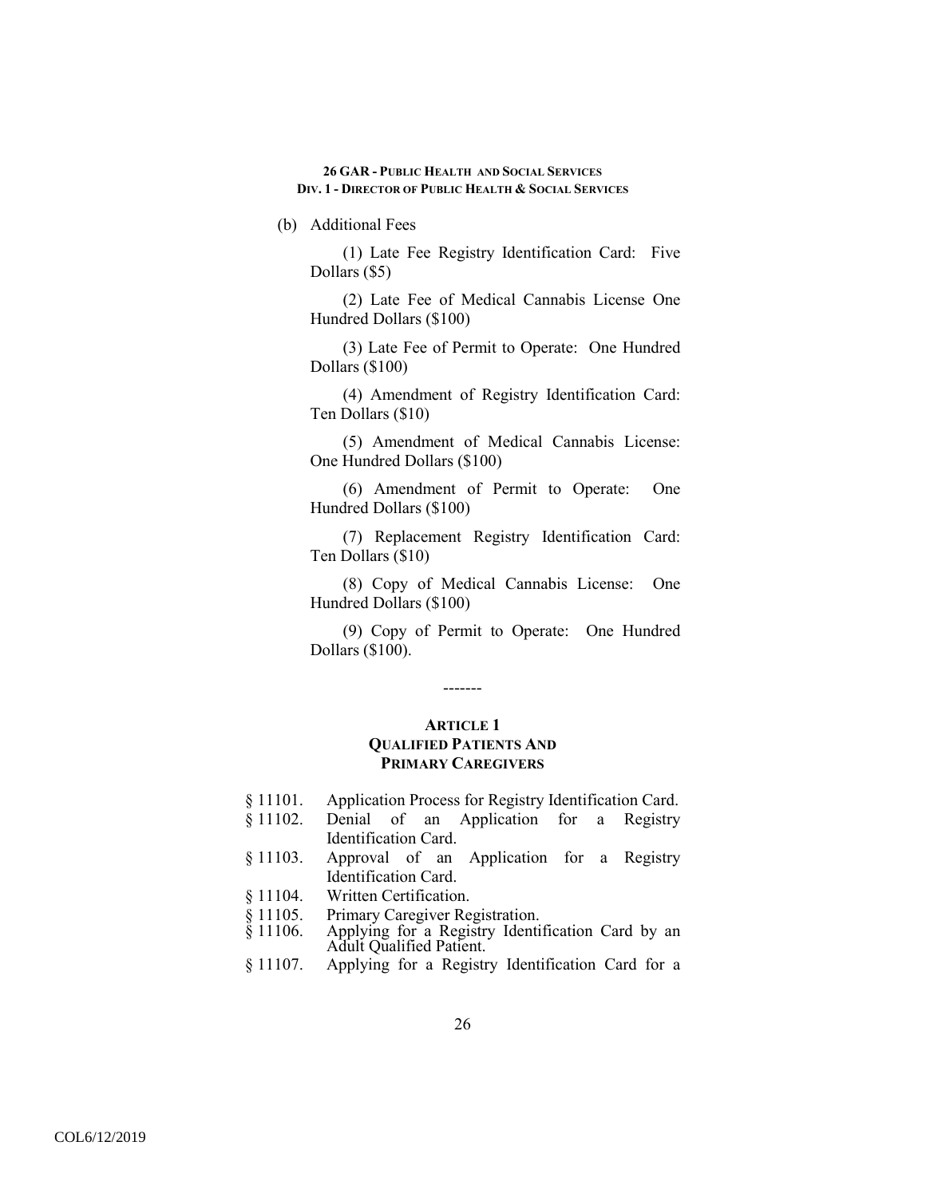(b) Additional Fees

(1) Late Fee Registry Identification Card: Five Dollars ($5)

(2) Late Fee of Medical Cannabis License One Hundred Dollars ($100)

(3) Late Fee of Permit to Operate: One Hundred Dollars ($100)

(4) Amendment of Registry Identification Card: Ten Dollars ($10)

(5) Amendment of Medical Cannabis License: One Hundred Dollars ($100)

(6) Amendment of Permit to Operate: One Hundred Dollars ($100)

(7) Replacement Registry Identification Card: Ten Dollars ($10)

(8) Copy of Medical Cannabis License: One Hundred Dollars ($100)

(9) Copy of Permit to Operate: One Hundred Dollars ($100).

-------

## ARTICLE 1
## QUALIFIED PATIENTS AND PRIMARY CAREGIVERS

§ 11101. Application Process for Registry Identification Card.
§ 11102. Denial of an Application for a Registry Identification Card.
§ 11103. Approval of an Application for a Registry Identification Card.
§ 11104. Written Certification.
§ 11105. Primary Caregiver Registration.
§ 11106. Applying for a Registry Identification Card by an Adult Qualified Patient.
§ 11107. Applying for a Registry Identification Card for a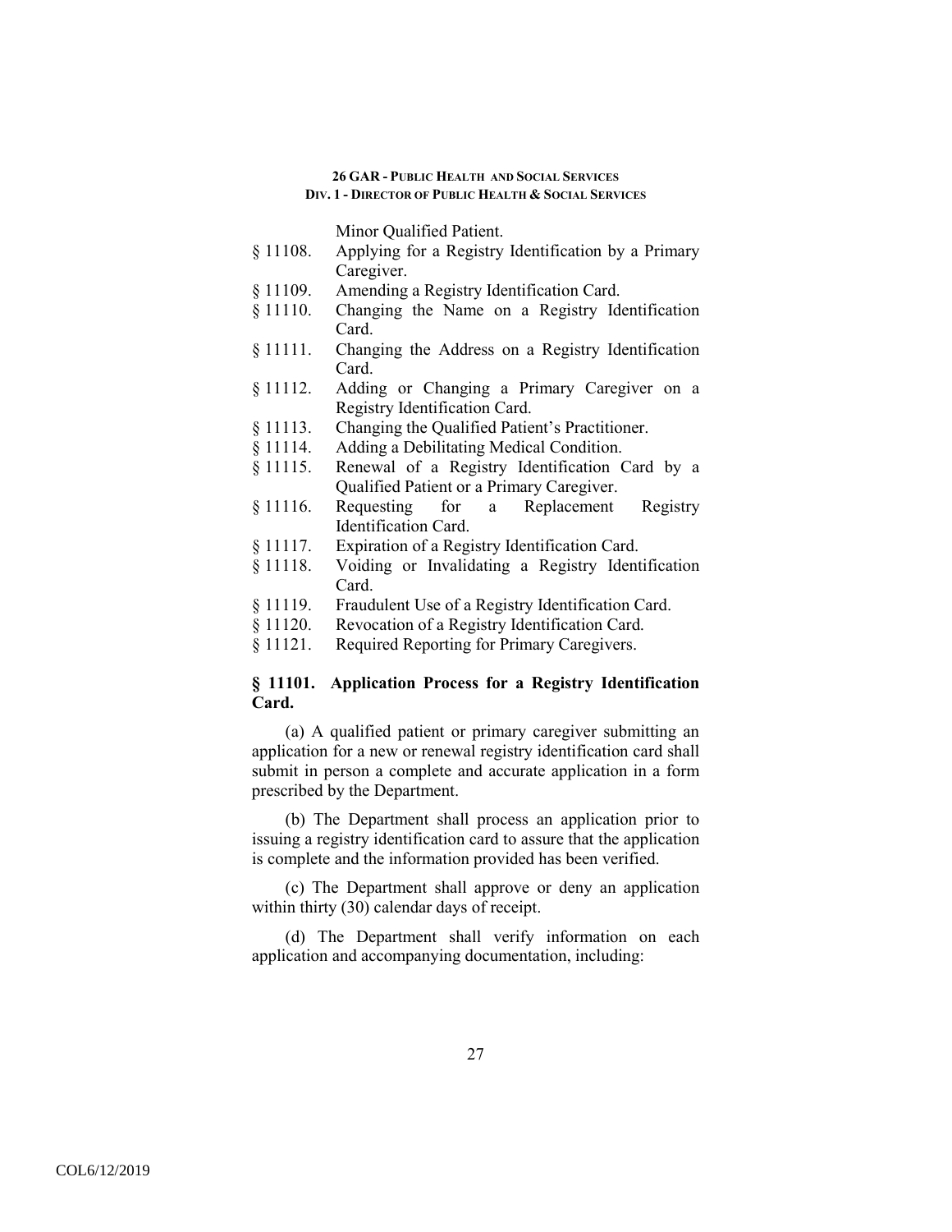Minor Qualified Patient.

§ 11108. Applying for a Registry Identification by a Primary Caregiver.
§ 11109. Amending a Registry Identification Card.
§ 11110. Changing the Name on a Registry Identification Card.
§ 11111. Changing the Address on a Registry Identification Card.
§ 11112. Adding or Changing a Primary Caregiver on a Registry Identification Card.
§ 11113. Changing the Qualified Patient's Practitioner.
§ 11114. Adding a Debilitating Medical Condition.
§ 11115. Renewal of a Registry Identification Card by a Qualified Patient or a Primary Caregiver.
§ 11116. Requesting for a Replacement Registry Identification Card.
§ 11117. Expiration of a Registry Identification Card.
§ 11118. Voiding or Invalidating a Registry Identification Card.
§ 11119. Fraudulent Use of a Registry Identification Card.
§ 11120. Revocation of a Registry Identification Card.
§ 11121. Required Reporting for Primary Caregivers.

**§ 11101. Application Process for a Registry Identification Card.**

(a) A qualified patient or primary caregiver submitting an application for a new or renewal registry identification card shall submit in person a complete and accurate application in a form prescribed by the Department.

(b) The Department shall process an application prior to issuing a registry identification card to assure that the application is complete and the information provided has been verified.

(c) The Department shall approve or deny an application within thirty (30) calendar days of receipt.

(d) The Department shall verify information on each application and accompanying documentation, including: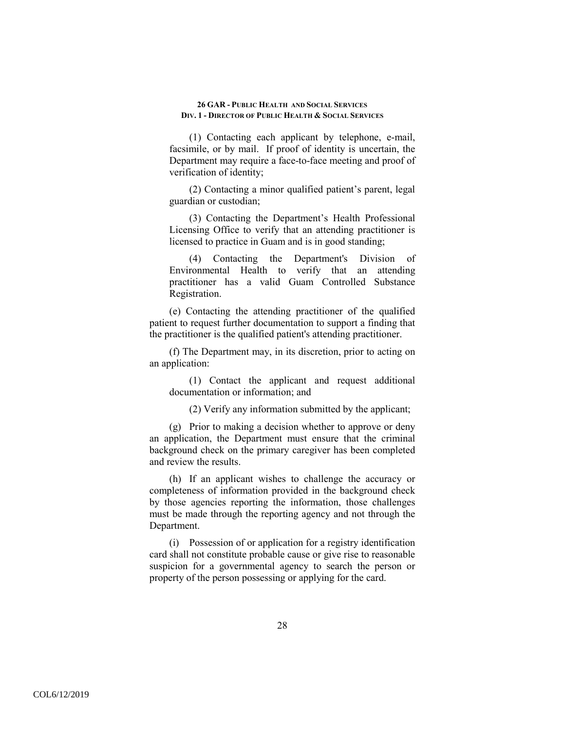(1) Contacting each applicant by telephone, e-mail, facsimile, or by mail. If proof of identity is uncertain, the Department may require a face-to-face meeting and proof of verification of identity;

(2) Contacting a minor qualified patient's parent, legal guardian or custodian;

(3) Contacting the Department's Health Professional Licensing Office to verify that an attending practitioner is licensed to practice in Guam and is in good standing;

(4) Contacting the Department's Division of Environmental Health to verify that an attending practitioner has a valid Guam Controlled Substance Registration.

(e) Contacting the attending practitioner of the qualified patient to request further documentation to support a finding that the practitioner is the qualified patient's attending practitioner.

(f) The Department may, in its discretion, prior to acting on an application:

(1) Contact the applicant and request additional documentation or information; and

(2) Verify any information submitted by the applicant;

(g) Prior to making a decision whether to approve or deny an application, the Department must ensure that the criminal background check on the primary caregiver has been completed and review the results.

(h) If an applicant wishes to challenge the accuracy or completeness of information provided in the background check by those agencies reporting the information, those challenges must be made through the reporting agency and not through the Department.

(i) Possession of or application for a registry identification card shall not constitute probable cause or give rise to reasonable suspicion for a governmental agency to search the person or property of the person possessing or applying for the card.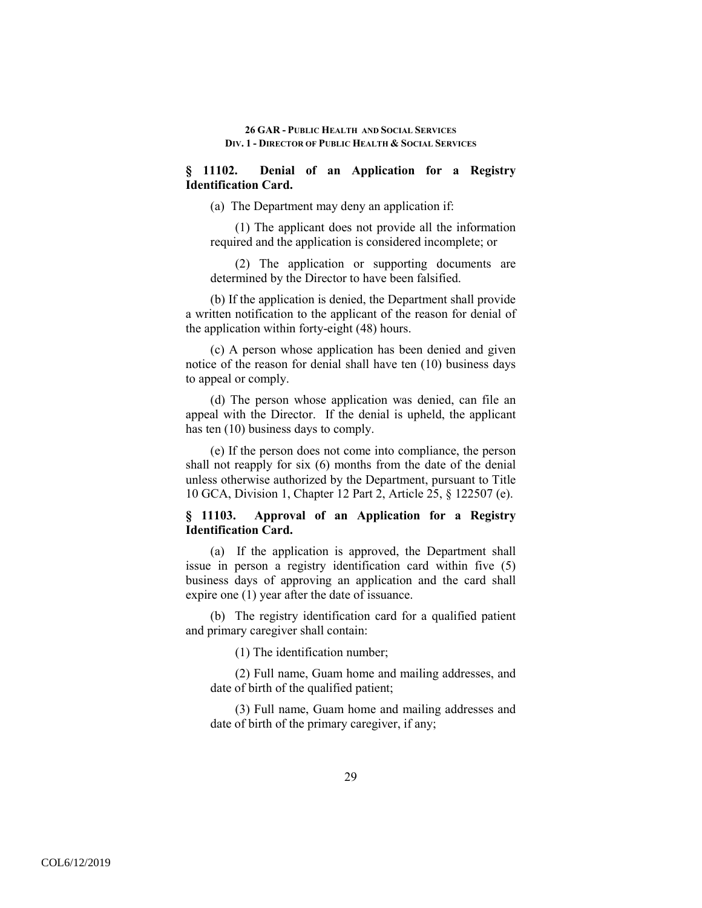### § 11102. Denial of an Application for a Registry Identification Card.

(a) The Department may deny an application if:

(1) The applicant does not provide all the information required and the application is considered incomplete; or

(2) The application or supporting documents are determined by the Director to have been falsified.

(b) If the application is denied, the Department shall provide a written notification to the applicant of the reason for denial of the application within forty-eight (48) hours.

(c) A person whose application has been denied and given notice of the reason for denial shall have ten (10) business days to appeal or comply.

(d) The person whose application was denied, can file an appeal with the Director. If the denial is upheld, the applicant has ten (10) business days to comply.

(e) If the person does not come into compliance, the person shall not reapply for six (6) months from the date of the denial unless otherwise authorized by the Department, pursuant to Title 10 GCA, Division 1, Chapter 12 Part 2, Article 25, § 122507 (e).

### § 11103. Approval of an Application for a Registry Identification Card.

(a) If the application is approved, the Department shall issue in person a registry identification card within five (5) business days of approving an application and the card shall expire one (1) year after the date of issuance.

(b) The registry identification card for a qualified patient and primary caregiver shall contain:

(1) The identification number;

(2) Full name, Guam home and mailing addresses, and date of birth of the qualified patient;

(3) Full name, Guam home and mailing addresses and date of birth of the primary caregiver, if any;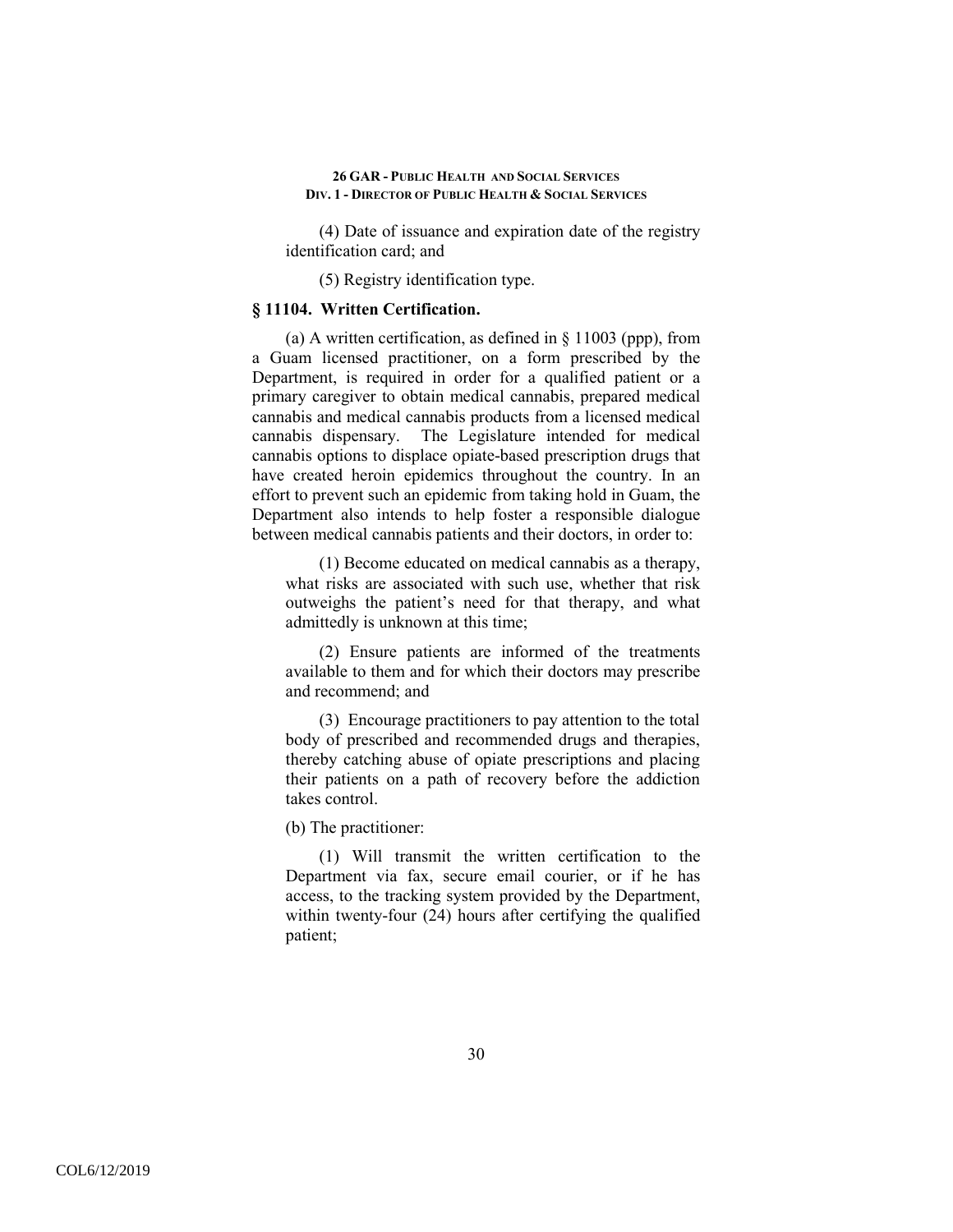(4) Date of issuance and expiration date of the registry identification card; and

(5) Registry identification type.

### § 11104. Written Certification.

(a) A written certification, as defined in § 11003 (ppp), from a Guam licensed practitioner, on a form prescribed by the Department, is required in order for a qualified patient or a primary caregiver to obtain medical cannabis, prepared medical cannabis and medical cannabis products from a licensed medical cannabis dispensary. The Legislature intended for medical cannabis options to displace opiate-based prescription drugs that have created heroin epidemics throughout the country. In an effort to prevent such an epidemic from taking hold in Guam, the Department also intends to help foster a responsible dialogue between medical cannabis patients and their doctors, in order to:

(1) Become educated on medical cannabis as a therapy, what risks are associated with such use, whether that risk outweighs the patient's need for that therapy, and what admittedly is unknown at this time;

(2) Ensure patients are informed of the treatments available to them and for which their doctors may prescribe and recommend; and

(3) Encourage practitioners to pay attention to the total body of prescribed and recommended drugs and therapies, thereby catching abuse of opiate prescriptions and placing their patients on a path of recovery before the addiction takes control.

(b) The practitioner:

(1) Will transmit the written certification to the Department via fax, secure email courier, or if he has access, to the tracking system provided by the Department, within twenty-four (24) hours after certifying the qualified patient;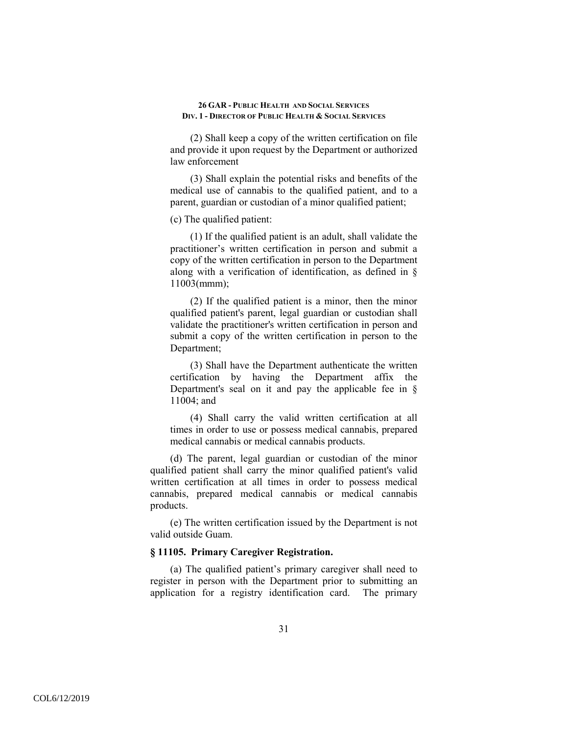(2) Shall keep a copy of the written certification on file and provide it upon request by the Department or authorized law enforcement

(3) Shall explain the potential risks and benefits of the medical use of cannabis to the qualified patient, and to a parent, guardian or custodian of a minor qualified patient;

(c) The qualified patient:

(1) If the qualified patient is an adult, shall validate the practitioner's written certification in person and submit a copy of the written certification in person to the Department along with a verification of identification, as defined in § 11003(mmm);

(2) If the qualified patient is a minor, then the minor qualified patient's parent, legal guardian or custodian shall validate the practitioner's written certification in person and submit a copy of the written certification in person to the Department;

(3) Shall have the Department authenticate the written certification by having the Department affix the Department's seal on it and pay the applicable fee in § 11004; and

(4) Shall carry the valid written certification at all times in order to use or possess medical cannabis, prepared medical cannabis or medical cannabis products.

(d) The parent, legal guardian or custodian of the minor qualified patient shall carry the minor qualified patient's valid written certification at all times in order to possess medical cannabis, prepared medical cannabis or medical cannabis products.

(e) The written certification issued by the Department is not valid outside Guam.

### § 11105. Primary Caregiver Registration.

(a) The qualified patient's primary caregiver shall need to register in person with the Department prior to submitting an application for a registry identification card. The primary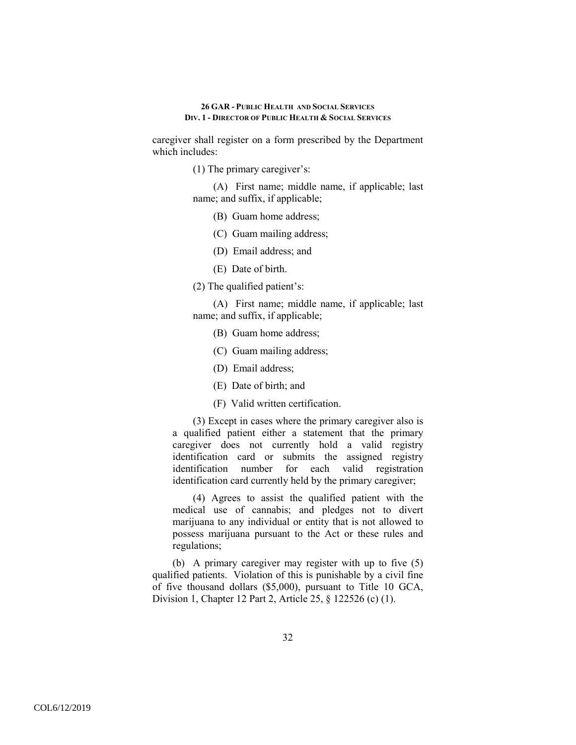caregiver shall register on a form prescribed by the Department which includes:

(1) The primary caregiver's:

(A) First name; middle name, if applicable; last name; and suffix, if applicable;

(B) Guam home address;

(C) Guam mailing address;

(D) Email address; and

(E) Date of birth.

(2) The qualified patient's:

(A) First name; middle name, if applicable; last name; and suffix, if applicable;

(B) Guam home address;

(C) Guam mailing address;

(D) Email address;

(E) Date of birth; and

(F) Valid written certification.

(3) Except in cases where the primary caregiver also is a qualified patient either a statement that the primary caregiver does not currently hold a valid registry identification card or submits the assigned registry identification number for each valid registration identification card currently held by the primary caregiver;

(4) Agrees to assist the qualified patient with the medical use of cannabis; and pledges not to divert marijuana to any individual or entity that is not allowed to possess marijuana pursuant to the Act or these rules and regulations;

(b) A primary caregiver may register with up to five (5) qualified patients. Violation of this is punishable by a civil fine of five thousand dollars ($5,000), pursuant to Title 10 GCA, Division 1, Chapter 12 Part 2, Article 25, § 122526 (c) (1).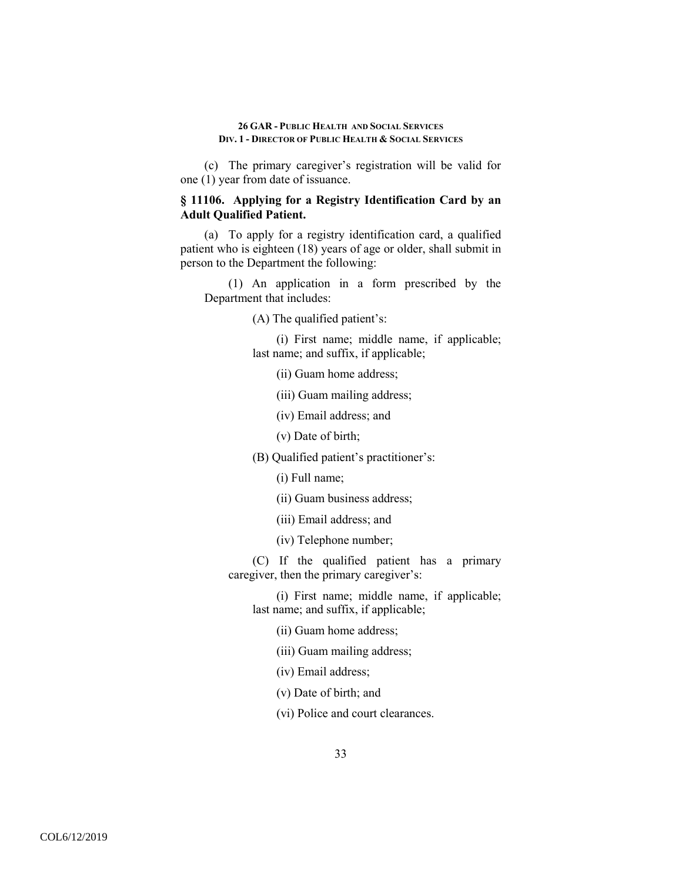(c) The primary caregiver's registration will be valid for one (1) year from date of issuance.

### § 11106. Applying for a Registry Identification Card by an Adult Qualified Patient.

(a) To apply for a registry identification card, a qualified patient who is eighteen (18) years of age or older, shall submit in person to the Department the following:

(1) An application in a form prescribed by the Department that includes:

(A) The qualified patient's:

(i) First name; middle name, if applicable; last name; and suffix, if applicable;

(ii) Guam home address;

(iii) Guam mailing address;

(iv) Email address; and

(v) Date of birth;

(B) Qualified patient's practitioner's:

(i) Full name;

(ii) Guam business address;

(iii) Email address; and

(iv) Telephone number;

(C) If the qualified patient has a primary caregiver, then the primary caregiver's:

(i) First name; middle name, if applicable; last name; and suffix, if applicable;

(ii) Guam home address;

(iii) Guam mailing address;

(iv) Email address;

(v) Date of birth; and

(vi) Police and court clearances.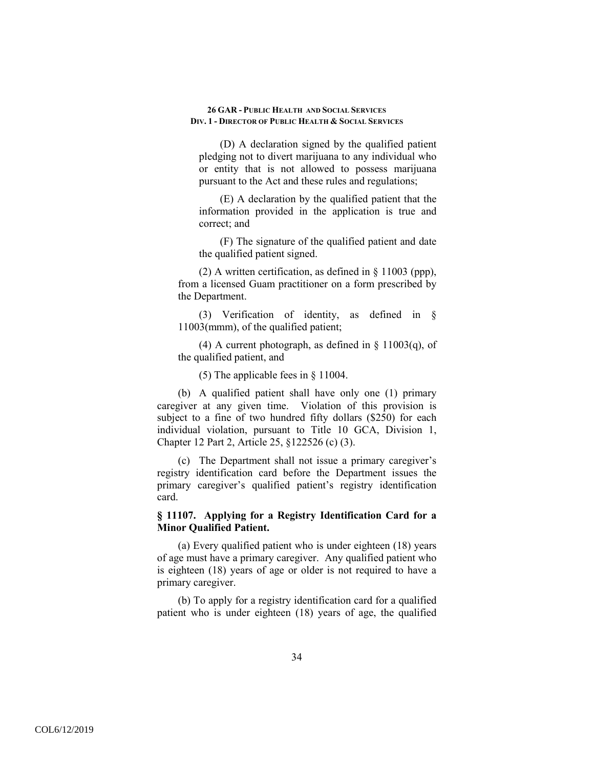(D) A declaration signed by the qualified patient pledging not to divert marijuana to any individual who or entity that is not allowed to possess marijuana pursuant to the Act and these rules and regulations;

(E) A declaration by the qualified patient that the information provided in the application is true and correct; and

(F) The signature of the qualified patient and date the qualified patient signed.

(2) A written certification, as defined in § 11003 (ppp), from a licensed Guam practitioner on a form prescribed by the Department.

(3) Verification of identity, as defined in § 11003(mmm), of the qualified patient;

(4) A current photograph, as defined in § 11003(q), of the qualified patient, and

(5) The applicable fees in § 11004.

(b) A qualified patient shall have only one (1) primary caregiver at any given time. Violation of this provision is subject to a fine of two hundred fifty dollars ($250) for each individual violation, pursuant to Title 10 GCA, Division 1, Chapter 12 Part 2, Article 25, §122526 (c) (3).

(c) The Department shall not issue a primary caregiver's registry identification card before the Department issues the primary caregiver's qualified patient's registry identification card.

### § 11107. Applying for a Registry Identification Card for a Minor Qualified Patient.

(a) Every qualified patient who is under eighteen (18) years of age must have a primary caregiver. Any qualified patient who is eighteen (18) years of age or older is not required to have a primary caregiver.

(b) To apply for a registry identification card for a qualified patient who is under eighteen (18) years of age, the qualified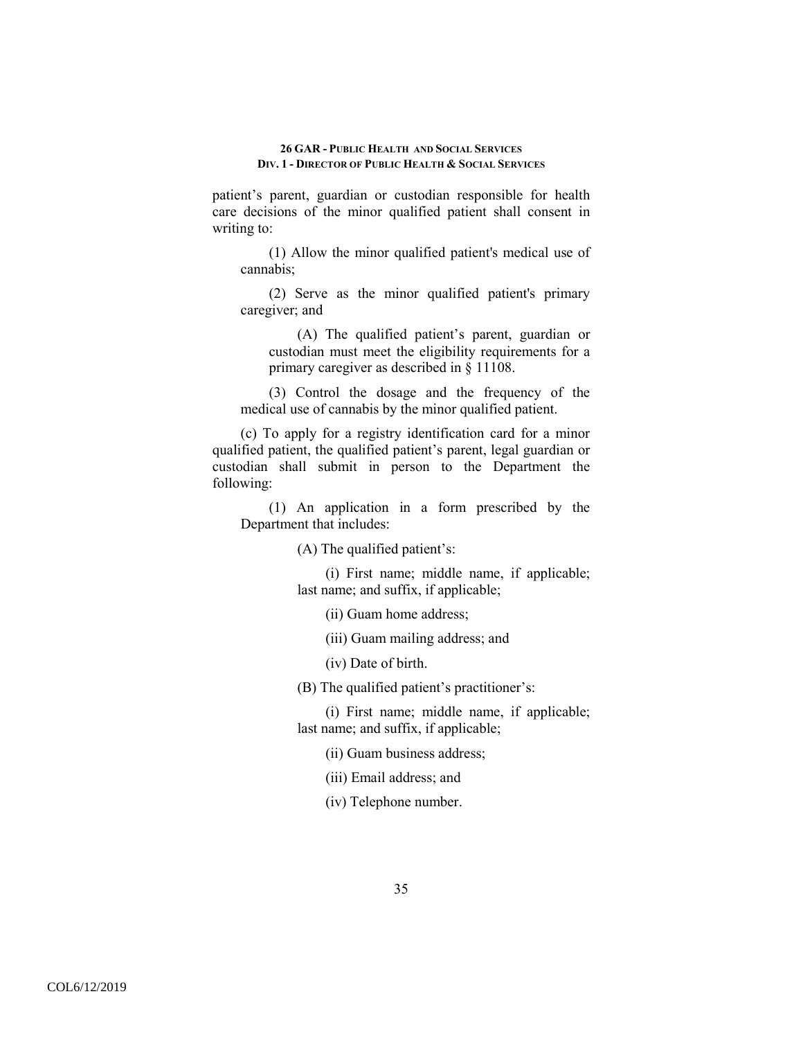patient’s parent, guardian or custodian responsible for health care decisions of the minor qualified patient shall consent in writing to:

(1) Allow the minor qualified patient's medical use of cannabis;

(2) Serve as the minor qualified patient's primary caregiver; and

(A) The qualified patient’s parent, guardian or custodian must meet the eligibility requirements for a primary caregiver as described in § 11108.

(3) Control the dosage and the frequency of the medical use of cannabis by the minor qualified patient.

(c) To apply for a registry identification card for a minor qualified patient, the qualified patient’s parent, legal guardian or custodian shall submit in person to the Department the following:

(1) An application in a form prescribed by the Department that includes:

(A) The qualified patient’s:

(i) First name; middle name, if applicable; last name; and suffix, if applicable;

(ii) Guam home address;

(iii) Guam mailing address; and

(iv) Date of birth.

(B) The qualified patient’s practitioner’s:

(i) First name; middle name, if applicable; last name; and suffix, if applicable;

(ii) Guam business address;

(iii) Email address; and

(iv) Telephone number.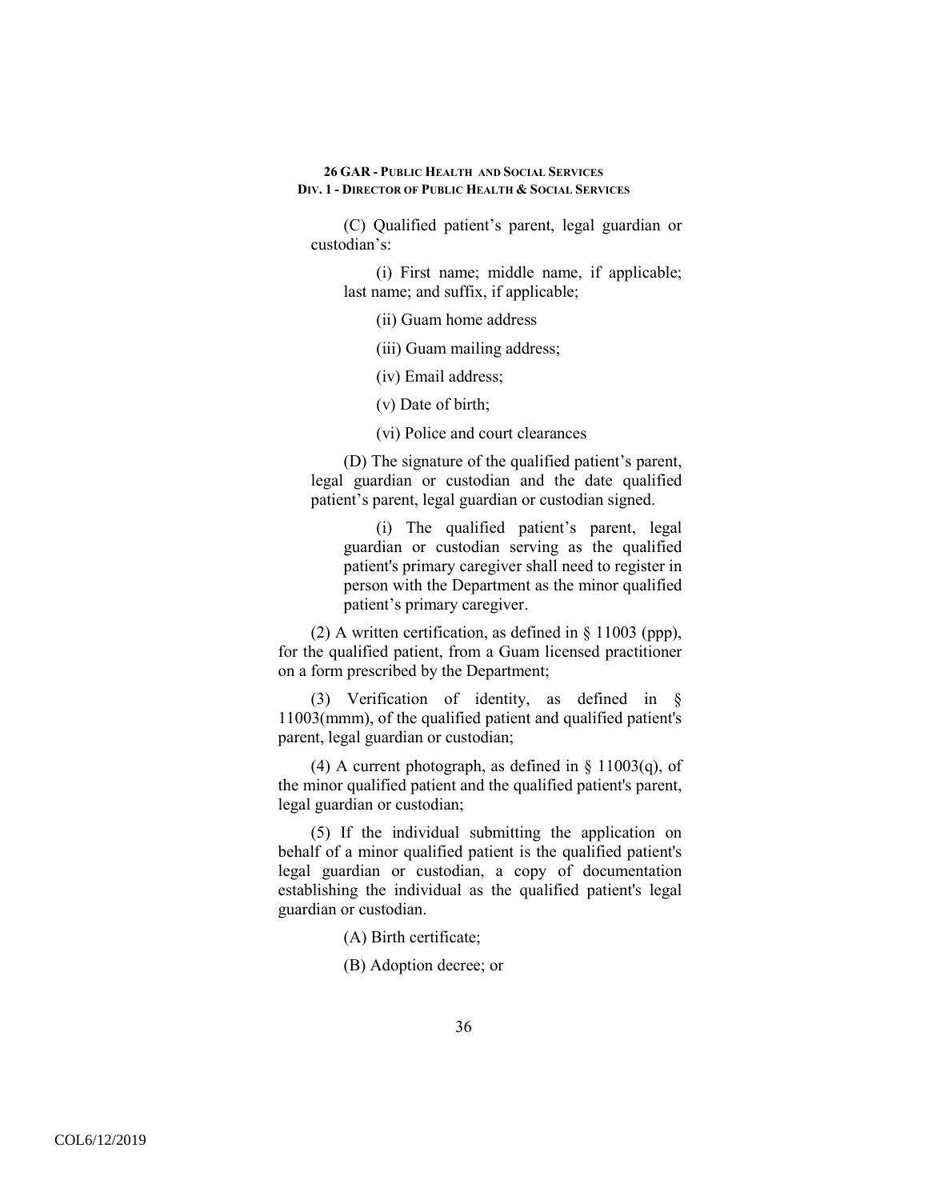(C) Qualified patient's parent, legal guardian or custodian's:

(i) First name; middle name, if applicable; last name; and suffix, if applicable;

(ii) Guam home address

(iii) Guam mailing address;

(iv) Email address;

(v) Date of birth;

(vi) Police and court clearances

(D) The signature of the qualified patient's parent, legal guardian or custodian and the date qualified patient's parent, legal guardian or custodian signed.

(i) The qualified patient's parent, legal guardian or custodian serving as the qualified patient's primary caregiver shall need to register in person with the Department as the minor qualified patient's primary caregiver.

(2) A written certification, as defined in § 11003 (ppp), for the qualified patient, from a Guam licensed practitioner on a form prescribed by the Department;

(3) Verification of identity, as defined in § 11003(mmm), of the qualified patient and qualified patient's parent, legal guardian or custodian;

(4) A current photograph, as defined in § 11003(q), of the minor qualified patient and the qualified patient's parent, legal guardian or custodian;

(5) If the individual submitting the application on behalf of a minor qualified patient is the qualified patient's legal guardian or custodian, a copy of documentation establishing the individual as the qualified patient's legal guardian or custodian.

(A) Birth certificate;

(B) Adoption decree; or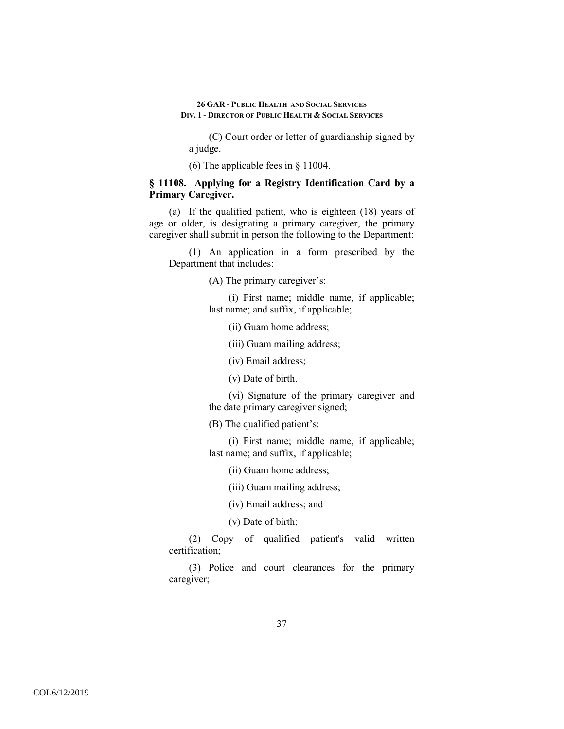(C) Court order or letter of guardianship signed by a judge.

(6) The applicable fees in § 11004.

### § 11108. Applying for a Registry Identification Card by a Primary Caregiver.

(a) If the qualified patient, who is eighteen (18) years of age or older, is designating a primary caregiver, the primary caregiver shall submit in person the following to the Department:

(1) An application in a form prescribed by the Department that includes:

(A) The primary caregiver's:

(i) First name; middle name, if applicable; last name; and suffix, if applicable;

(ii) Guam home address;

(iii) Guam mailing address;

(iv) Email address;

(v) Date of birth.

(vi) Signature of the primary caregiver and the date primary caregiver signed;

(B) The qualified patient's:

(i) First name; middle name, if applicable; last name; and suffix, if applicable;

(ii) Guam home address;

(iii) Guam mailing address;

(iv) Email address; and

(v) Date of birth;

(2) Copy of qualified patient's valid written certification;

(3) Police and court clearances for the primary caregiver;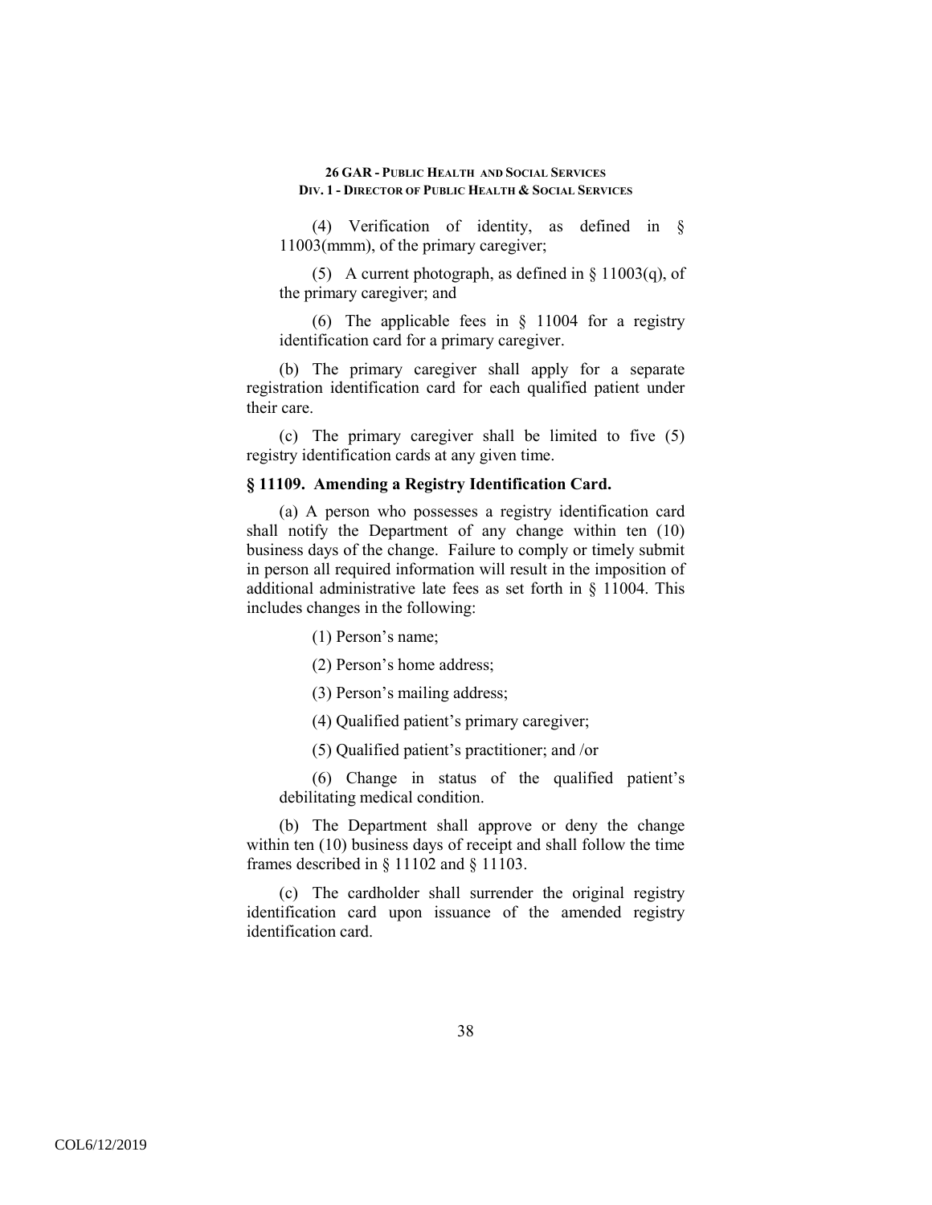(4) Verification of identity, as defined in § 11003(mmm), of the primary caregiver;

(5) A current photograph, as defined in § 11003(q), of the primary caregiver; and

(6) The applicable fees in § 11004 for a registry identification card for a primary caregiver.

(b) The primary caregiver shall apply for a separate registration identification card for each qualified patient under their care.

(c) The primary caregiver shall be limited to five (5) registry identification cards at any given time.

### § 11109. Amending a Registry Identification Card.

(a) A person who possesses a registry identification card shall notify the Department of any change within ten (10) business days of the change. Failure to comply or timely submit in person all required information will result in the imposition of additional administrative late fees as set forth in § 11004. This includes changes in the following:

(1) Person's name;

(2) Person's home address;

(3) Person's mailing address;

(4) Qualified patient's primary caregiver;

(5) Qualified patient's practitioner; and /or

(6) Change in status of the qualified patient's debilitating medical condition.

(b) The Department shall approve or deny the change within ten (10) business days of receipt and shall follow the time frames described in § 11102 and § 11103.

(c) The cardholder shall surrender the original registry identification card upon issuance of the amended registry identification card.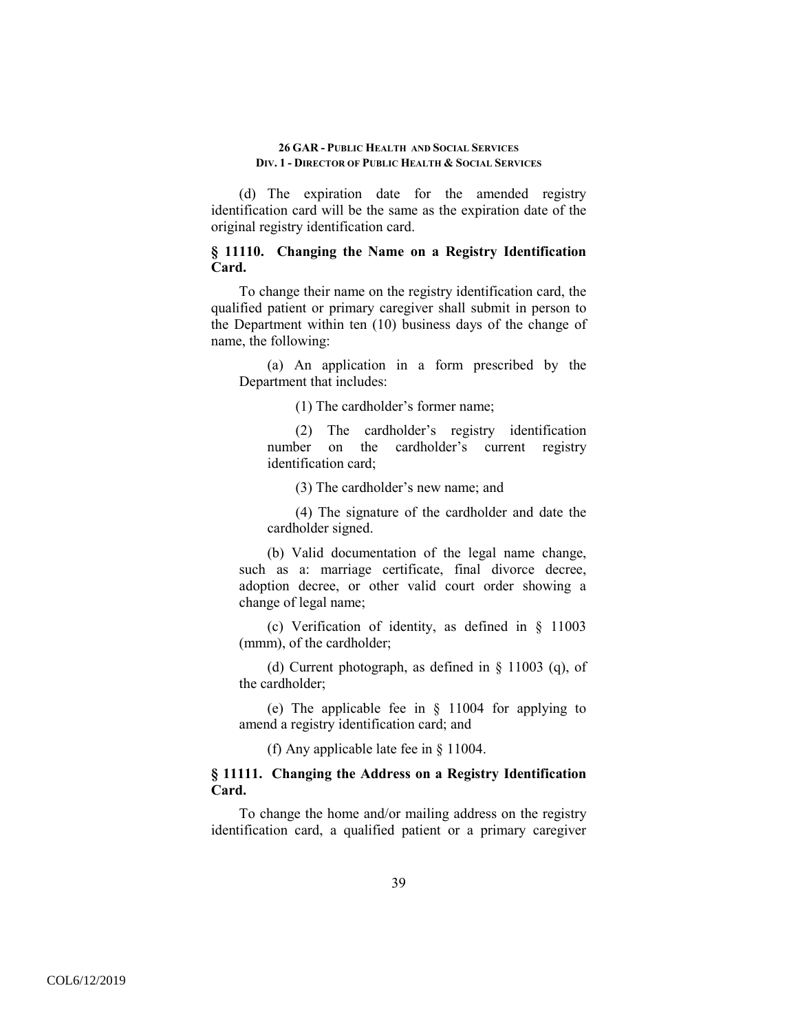(d) The expiration date for the amended registry identification card will be the same as the expiration date of the original registry identification card.

### § 11110. Changing the Name on a Registry Identification Card.

To change their name on the registry identification card, the qualified patient or primary caregiver shall submit in person to the Department within ten (10) business days of the change of name, the following:

(a) An application in a form prescribed by the Department that includes:

(1) The cardholder's former name;

(2) The cardholder's registry identification number on the cardholder's current registry identification card;

(3) The cardholder's new name; and

(4) The signature of the cardholder and date the cardholder signed.

(b) Valid documentation of the legal name change, such as a: marriage certificate, final divorce decree, adoption decree, or other valid court order showing a change of legal name;

(c) Verification of identity, as defined in § 11003 (mmm), of the cardholder;

(d) Current photograph, as defined in § 11003 (q), of the cardholder;

(e) The applicable fee in § 11004 for applying to amend a registry identification card; and

(f) Any applicable late fee in § 11004.

### § 11111. Changing the Address on a Registry Identification Card.

To change the home and/or mailing address on the registry identification card, a qualified patient or a primary caregiver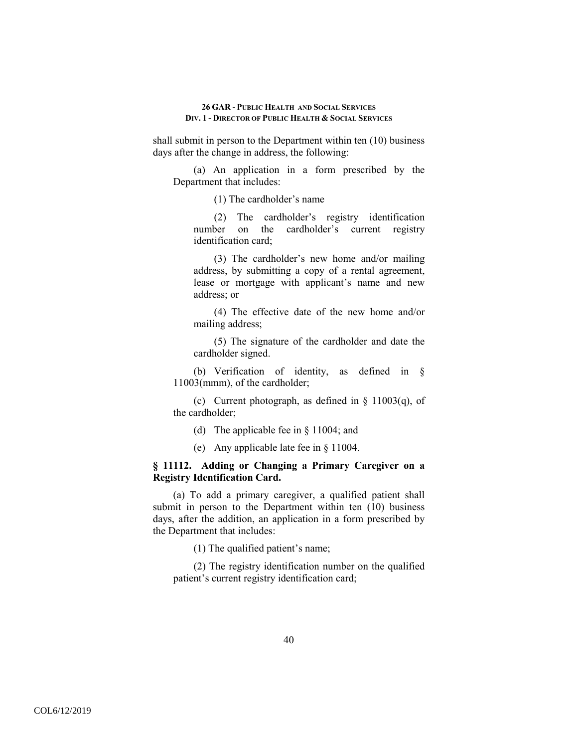shall submit in person to the Department within ten (10) business days after the change in address, the following:

(a) An application in a form prescribed by the Department that includes:

(1) The cardholder's name

(2) The cardholder's registry identification number on the cardholder's current registry identification card;

(3) The cardholder's new home and/or mailing address, by submitting a copy of a rental agreement, lease or mortgage with applicant's name and new address; or

(4) The effective date of the new home and/or mailing address;

(5) The signature of the cardholder and date the cardholder signed.

(b) Verification of identity, as defined in § 11003(mmm), of the cardholder;

(c) Current photograph, as defined in § 11003(q), of the cardholder;

(d) The applicable fee in § 11004; and

(e) Any applicable late fee in § 11004.

### § 11112. Adding or Changing a Primary Caregiver on a Registry Identification Card.

(a) To add a primary caregiver, a qualified patient shall submit in person to the Department within ten (10) business days, after the addition, an application in a form prescribed by the Department that includes:

(1) The qualified patient's name;

(2) The registry identification number on the qualified patient's current registry identification card;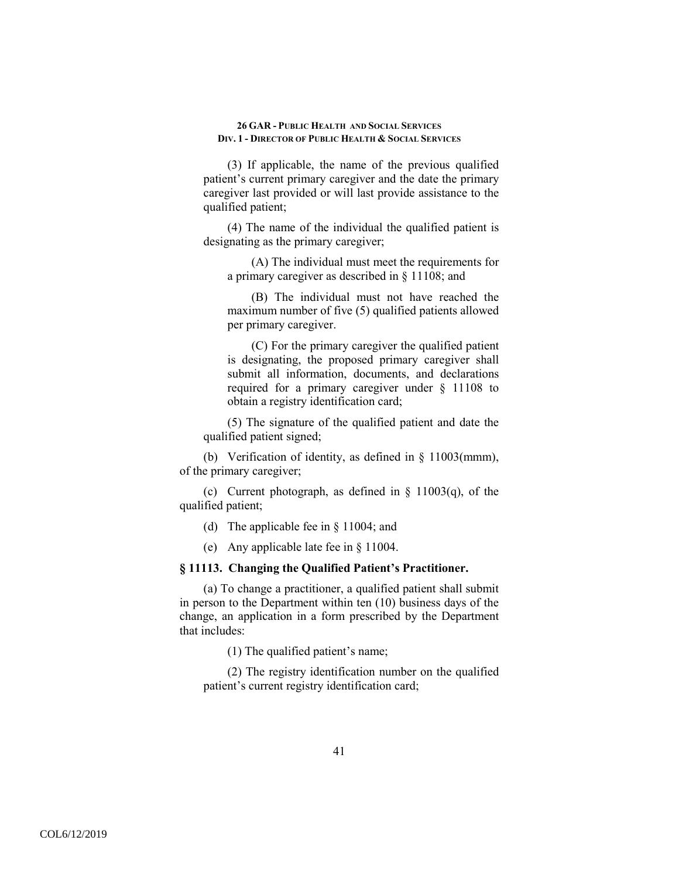(3) If applicable, the name of the previous qualified patient's current primary caregiver and the date the primary caregiver last provided or will last provide assistance to the qualified patient;

(4) The name of the individual the qualified patient is designating as the primary caregiver;

(A) The individual must meet the requirements for a primary caregiver as described in § 11108; and

(B) The individual must not have reached the maximum number of five (5) qualified patients allowed per primary caregiver.

(C) For the primary caregiver the qualified patient is designating, the proposed primary caregiver shall submit all information, documents, and declarations required for a primary caregiver under § 11108 to obtain a registry identification card;

(5) The signature of the qualified patient and date the qualified patient signed;

(b) Verification of identity, as defined in § 11003(mmm), of the primary caregiver;

(c) Current photograph, as defined in § 11003(q), of the qualified patient;

(d) The applicable fee in § 11004; and

(e) Any applicable late fee in § 11004.

### § 11113. Changing the Qualified Patient's Practitioner.

(a) To change a practitioner, a qualified patient shall submit in person to the Department within ten (10) business days of the change, an application in a form prescribed by the Department that includes:

(1) The qualified patient's name;

(2) The registry identification number on the qualified patient's current registry identification card;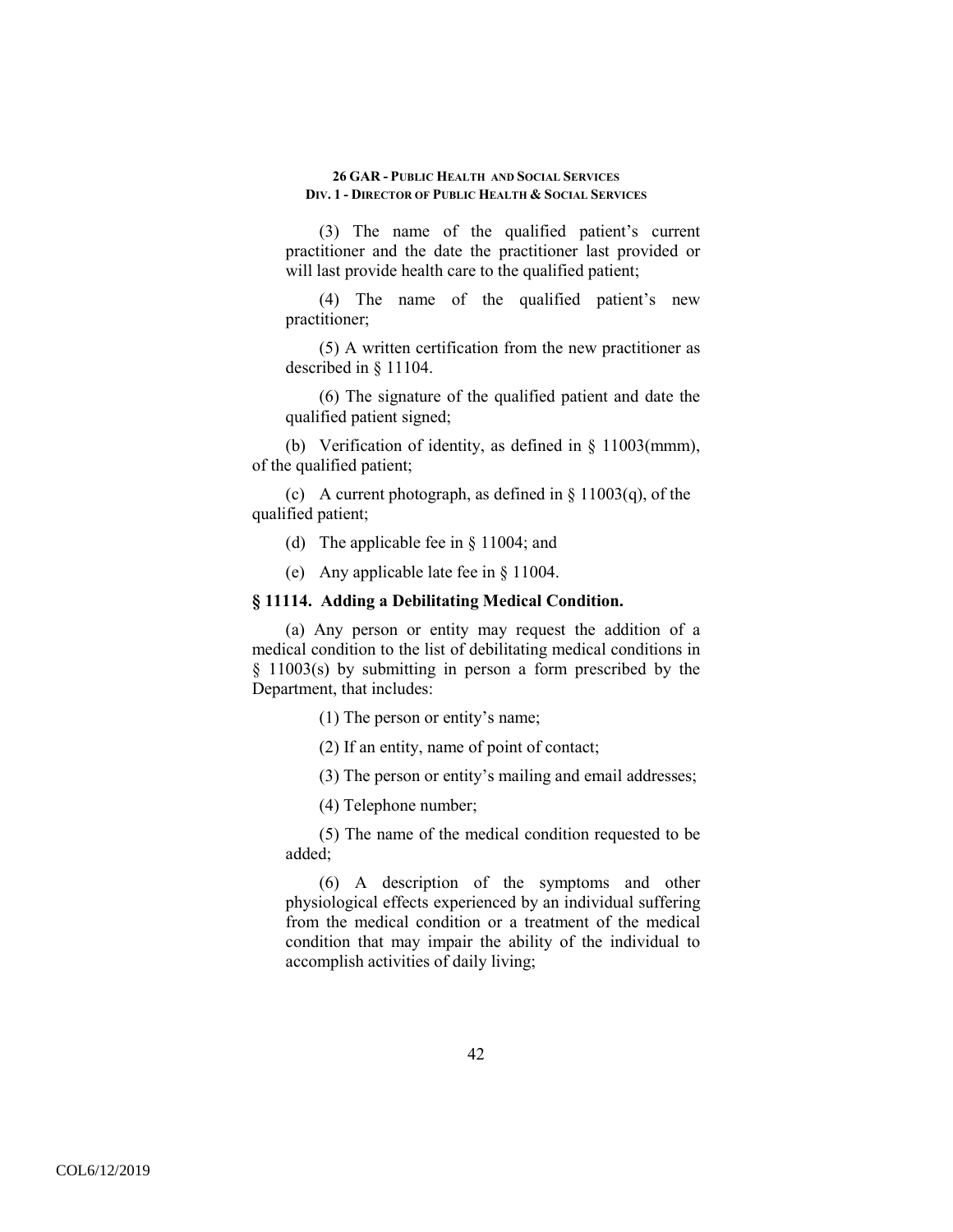(3) The name of the qualified patient's current practitioner and the date the practitioner last provided or will last provide health care to the qualified patient;

(4) The name of the qualified patient's new practitioner;

(5) A written certification from the new practitioner as described in § 11104.

(6) The signature of the qualified patient and date the qualified patient signed;

(b) Verification of identity, as defined in § 11003(mmm), of the qualified patient;

(c) A current photograph, as defined in § 11003(q), of the qualified patient;

(d) The applicable fee in § 11004; and

(e) Any applicable late fee in § 11004.

### § 11114. Adding a Debilitating Medical Condition.

(a) Any person or entity may request the addition of a medical condition to the list of debilitating medical conditions in § 11003(s) by submitting in person a form prescribed by the Department, that includes:

(1) The person or entity's name;

(2) If an entity, name of point of contact;

(3) The person or entity's mailing and email addresses;

(4) Telephone number;

(5) The name of the medical condition requested to be added;

(6) A description of the symptoms and other physiological effects experienced by an individual suffering from the medical condition or a treatment of the medical condition that may impair the ability of the individual to accomplish activities of daily living;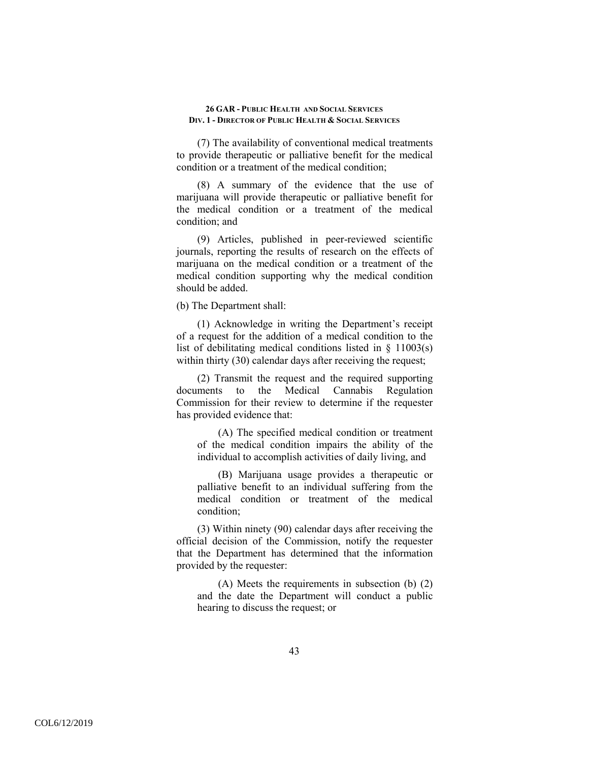(7) The availability of conventional medical treatments to provide therapeutic or palliative benefit for the medical condition or a treatment of the medical condition;

(8) A summary of the evidence that the use of marijuana will provide therapeutic or palliative benefit for the medical condition or a treatment of the medical condition; and

(9) Articles, published in peer-reviewed scientific journals, reporting the results of research on the effects of marijuana on the medical condition or a treatment of the medical condition supporting why the medical condition should be added.

(b) The Department shall:

(1) Acknowledge in writing the Department's receipt of a request for the addition of a medical condition to the list of debilitating medical conditions listed in § 11003(s) within thirty (30) calendar days after receiving the request;

(2) Transmit the request and the required supporting documents to the Medical Cannabis Regulation Commission for their review to determine if the requester has provided evidence that:

(A) The specified medical condition or treatment of the medical condition impairs the ability of the individual to accomplish activities of daily living, and

(B) Marijuana usage provides a therapeutic or palliative benefit to an individual suffering from the medical condition or treatment of the medical condition;

(3) Within ninety (90) calendar days after receiving the official decision of the Commission, notify the requester that the Department has determined that the information provided by the requester:

(A) Meets the requirements in subsection (b) (2) and the date the Department will conduct a public hearing to discuss the request; or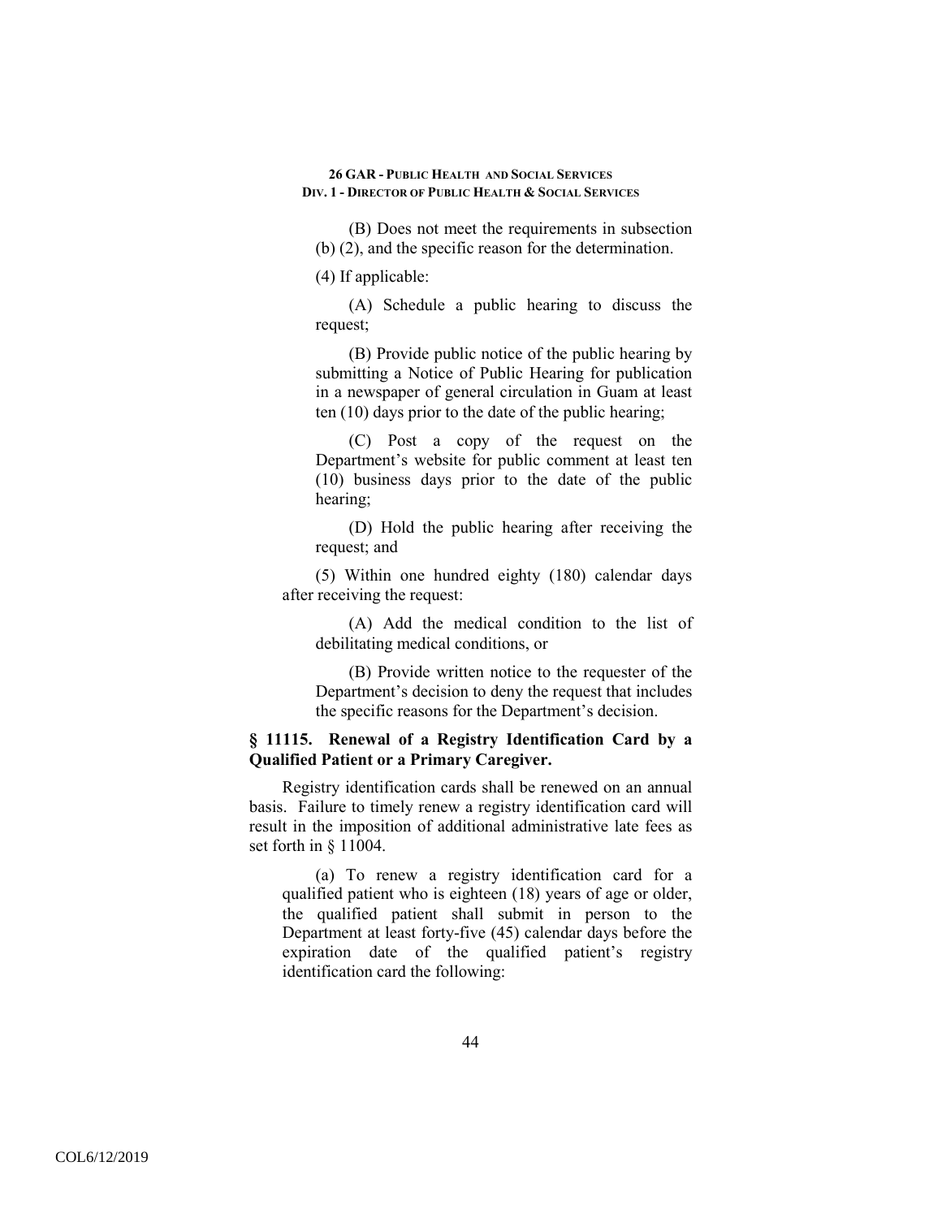(B) Does not meet the requirements in subsection (b) (2), and the specific reason for the determination.

(4) If applicable:

(A) Schedule a public hearing to discuss the request;

(B) Provide public notice of the public hearing by submitting a Notice of Public Hearing for publication in a newspaper of general circulation in Guam at least ten (10) days prior to the date of the public hearing;

(C) Post a copy of the request on the Department's website for public comment at least ten (10) business days prior to the date of the public hearing;

(D) Hold the public hearing after receiving the request; and

(5) Within one hundred eighty (180) calendar days after receiving the request:

(A) Add the medical condition to the list of debilitating medical conditions, or

(B) Provide written notice to the requester of the Department's decision to deny the request that includes the specific reasons for the Department's decision.

### § 11115. Renewal of a Registry Identification Card by a Qualified Patient or a Primary Caregiver.

Registry identification cards shall be renewed on an annual basis. Failure to timely renew a registry identification card will result in the imposition of additional administrative late fees as set forth in § 11004.

(a) To renew a registry identification card for a qualified patient who is eighteen (18) years of age or older, the qualified patient shall submit in person to the Department at least forty-five (45) calendar days before the expiration date of the qualified patient's registry identification card the following: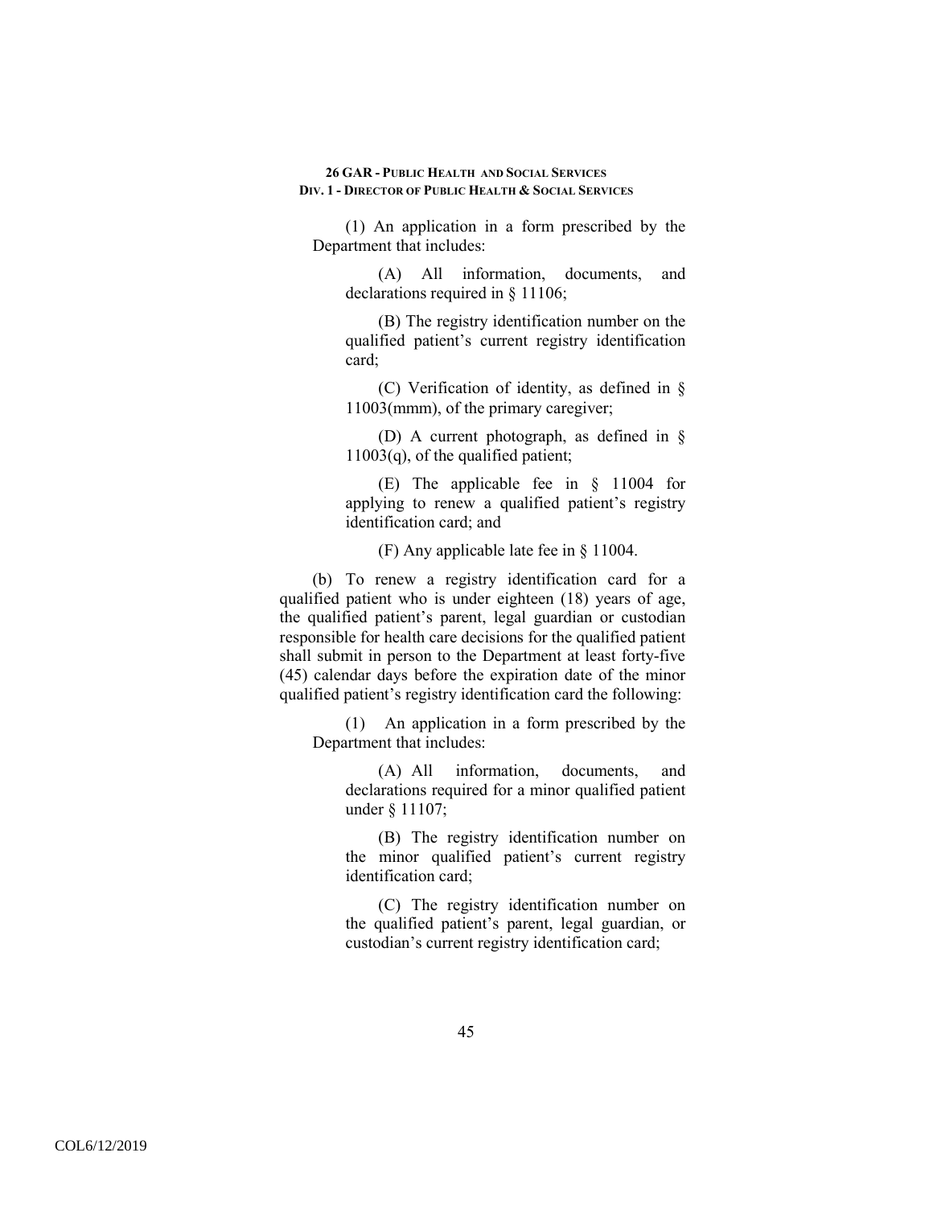(1) An application in a form prescribed by the Department that includes:

(A) All information, documents, and declarations required in § 11106;

(B) The registry identification number on the qualified patient's current registry identification card;

(C) Verification of identity, as defined in § 11003(mmm), of the primary caregiver;

(D) A current photograph, as defined in § 11003(q), of the qualified patient;

(E) The applicable fee in § 11004 for applying to renew a qualified patient's registry identification card; and

(F) Any applicable late fee in § 11004.

(b) To renew a registry identification card for a qualified patient who is under eighteen (18) years of age, the qualified patient's parent, legal guardian or custodian responsible for health care decisions for the qualified patient shall submit in person to the Department at least forty-five (45) calendar days before the expiration date of the minor qualified patient's registry identification card the following:

(1) An application in a form prescribed by the Department that includes:

(A) All information, documents, and declarations required for a minor qualified patient under § 11107;

(B) The registry identification number on the minor qualified patient's current registry identification card;

(C) The registry identification number on the qualified patient's parent, legal guardian, or custodian's current registry identification card;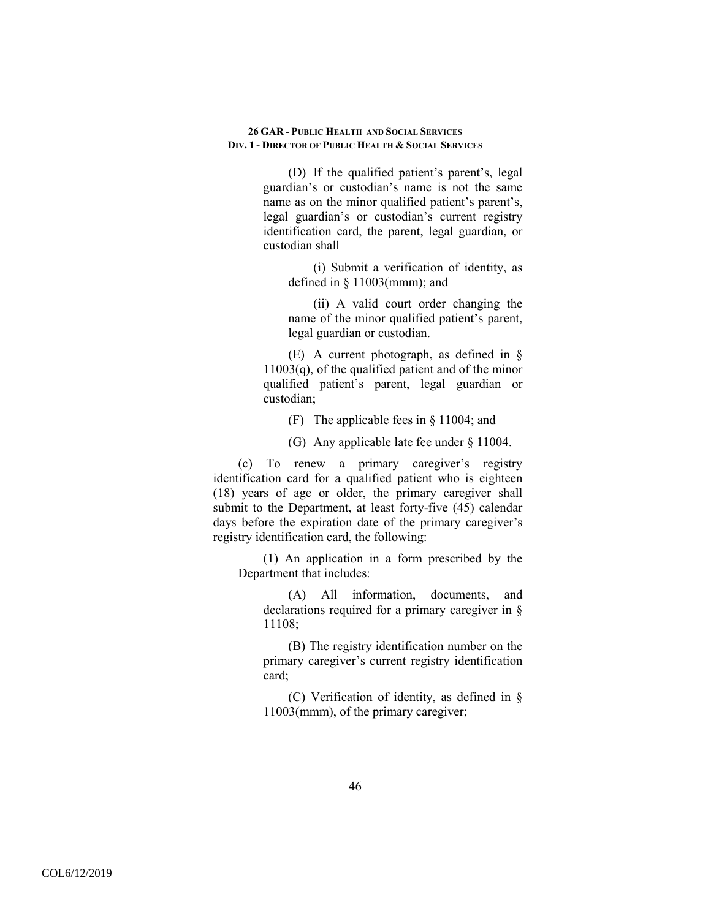(D) If the qualified patient's parent's, legal guardian's or custodian's name is not the same name as on the minor qualified patient's parent's, legal guardian's or custodian's current registry identification card, the parent, legal guardian, or custodian shall

(i) Submit a verification of identity, as defined in § 11003(mmm); and

(ii) A valid court order changing the name of the minor qualified patient's parent, legal guardian or custodian.

(E) A current photograph, as defined in § 11003(q), of the qualified patient and of the minor qualified patient's parent, legal guardian or custodian;

(F) The applicable fees in § 11004; and

(G) Any applicable late fee under § 11004.

(c) To renew a primary caregiver's registry identification card for a qualified patient who is eighteen (18) years of age or older, the primary caregiver shall submit to the Department, at least forty-five (45) calendar days before the expiration date of the primary caregiver's registry identification card, the following:

(1) An application in a form prescribed by the Department that includes:

(A) All information, documents, and declarations required for a primary caregiver in § 11108;

(B) The registry identification number on the primary caregiver's current registry identification card;

(C) Verification of identity, as defined in § 11003(mmm), of the primary caregiver;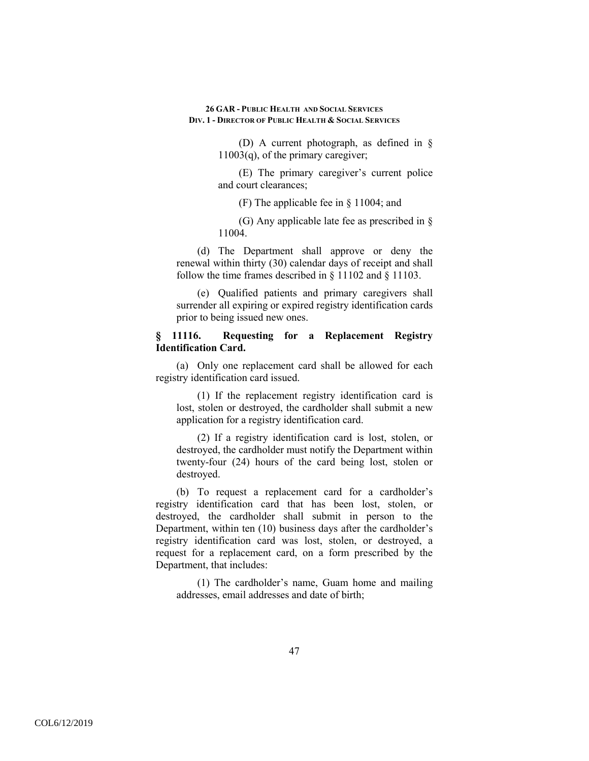(D) A current photograph, as defined in § 11003(q), of the primary caregiver;

(E) The primary caregiver's current police and court clearances;

(F) The applicable fee in § 11004; and

(G) Any applicable late fee as prescribed in § 11004.

(d) The Department shall approve or deny the renewal within thirty (30) calendar days of receipt and shall follow the time frames described in § 11102 and § 11103.

(e) Qualified patients and primary caregivers shall surrender all expiring or expired registry identification cards prior to being issued new ones.

### § 11116. Requesting for a Replacement Registry Identification Card.

(a) Only one replacement card shall be allowed for each registry identification card issued.

(1) If the replacement registry identification card is lost, stolen or destroyed, the cardholder shall submit a new application for a registry identification card.

(2) If a registry identification card is lost, stolen, or destroyed, the cardholder must notify the Department within twenty-four (24) hours of the card being lost, stolen or destroyed.

(b) To request a replacement card for a cardholder's registry identification card that has been lost, stolen, or destroyed, the cardholder shall submit in person to the Department, within ten (10) business days after the cardholder's registry identification card was lost, stolen, or destroyed, a request for a replacement card, on a form prescribed by the Department, that includes:

(1) The cardholder's name, Guam home and mailing addresses, email addresses and date of birth;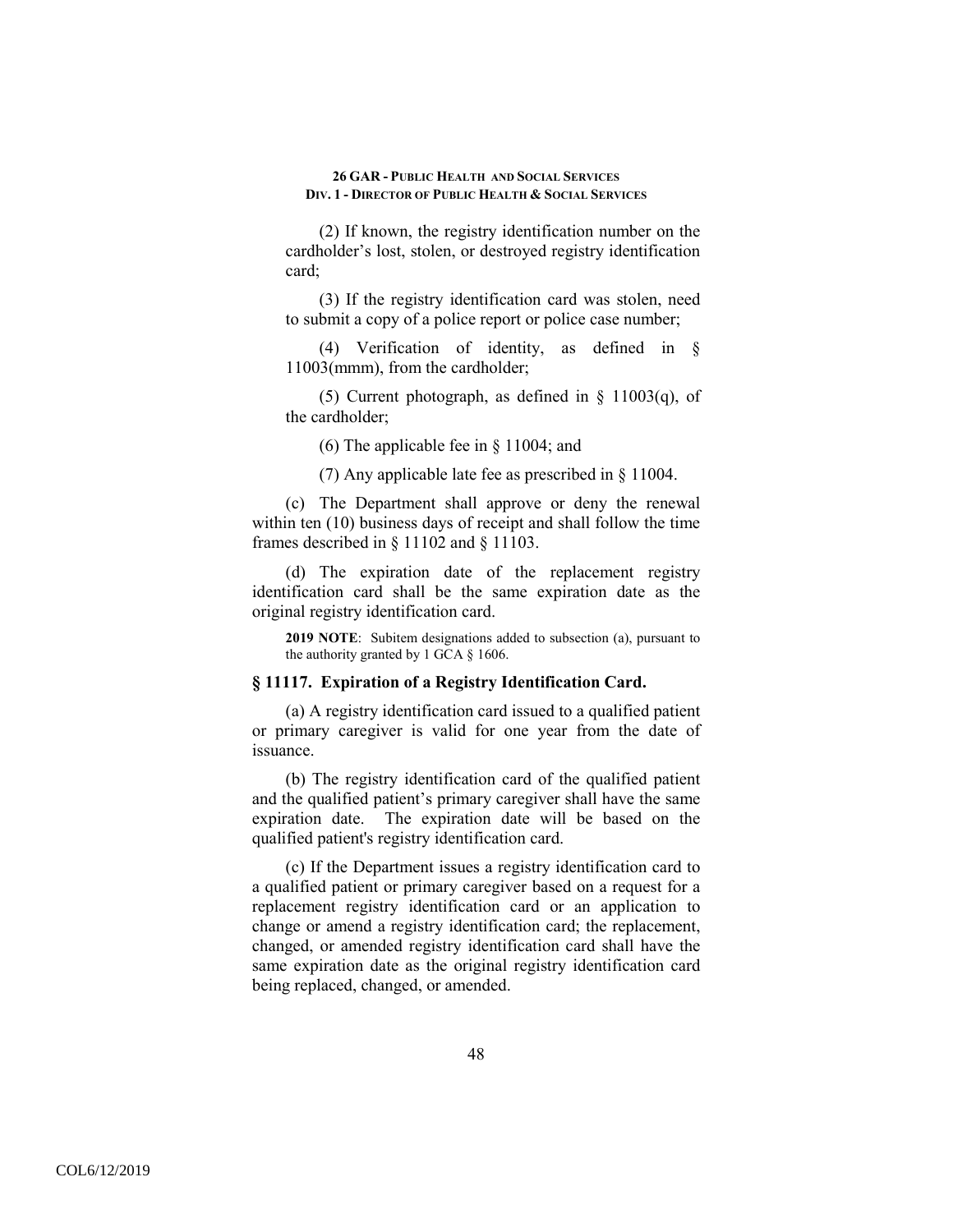(2) If known, the registry identification number on the cardholder's lost, stolen, or destroyed registry identification card;

(3) If the registry identification card was stolen, need to submit a copy of a police report or police case number;

(4) Verification of identity, as defined in § 11003(mmm), from the cardholder;

(5) Current photograph, as defined in § 11003(q), of the cardholder;

(6) The applicable fee in § 11004; and

(7) Any applicable late fee as prescribed in § 11004.

(c) The Department shall approve or deny the renewal within ten (10) business days of receipt and shall follow the time frames described in § 11102 and § 11103.

(d) The expiration date of the replacement registry identification card shall be the same expiration date as the original registry identification card.

**2019 NOTE**: Subitem designations added to subsection (a), pursuant to the authority granted by 1 GCA § 1606.

### § 11117. Expiration of a Registry Identification Card.

(a) A registry identification card issued to a qualified patient or primary caregiver is valid for one year from the date of issuance.

(b) The registry identification card of the qualified patient and the qualified patient's primary caregiver shall have the same expiration date. The expiration date will be based on the qualified patient's registry identification card.

(c) If the Department issues a registry identification card to a qualified patient or primary caregiver based on a request for a replacement registry identification card or an application to change or amend a registry identification card; the replacement, changed, or amended registry identification card shall have the same expiration date as the original registry identification card being replaced, changed, or amended.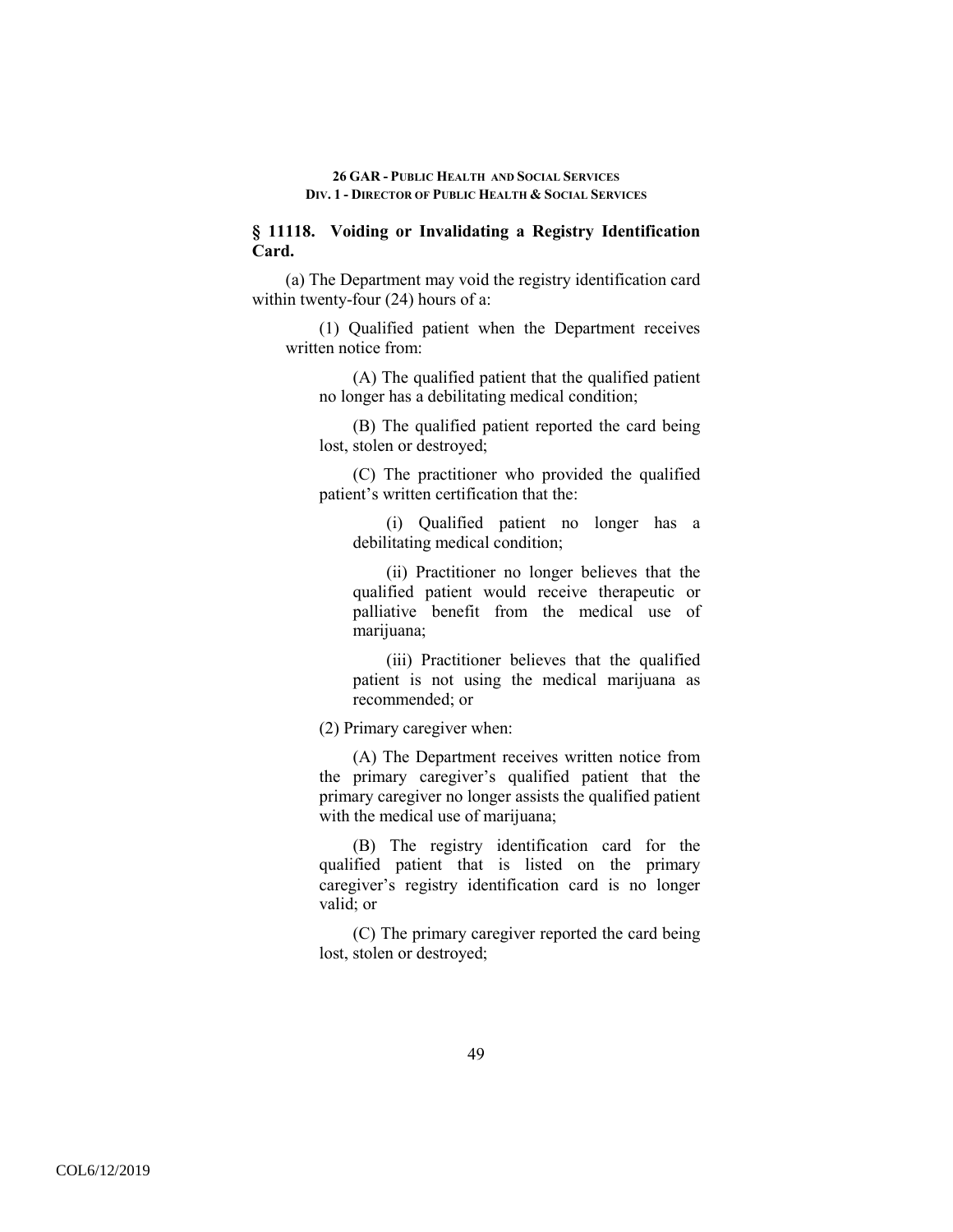## § 11118. Voiding or Invalidating a Registry Identification Card.

(a) The Department may void the registry identification card within twenty-four (24) hours of a:

(1) Qualified patient when the Department receives written notice from:

(A) The qualified patient that the qualified patient no longer has a debilitating medical condition;

(B) The qualified patient reported the card being lost, stolen or destroyed;

(C) The practitioner who provided the qualified patient's written certification that the:

(i) Qualified patient no longer has a debilitating medical condition;

(ii) Practitioner no longer believes that the qualified patient would receive therapeutic or palliative benefit from the medical use of marijuana;

(iii) Practitioner believes that the qualified patient is not using the medical marijuana as recommended; or

(2) Primary caregiver when:

(A) The Department receives written notice from the primary caregiver's qualified patient that the primary caregiver no longer assists the qualified patient with the medical use of marijuana;

(B) The registry identification card for the qualified patient that is listed on the primary caregiver's registry identification card is no longer valid; or

(C) The primary caregiver reported the card being lost, stolen or destroyed;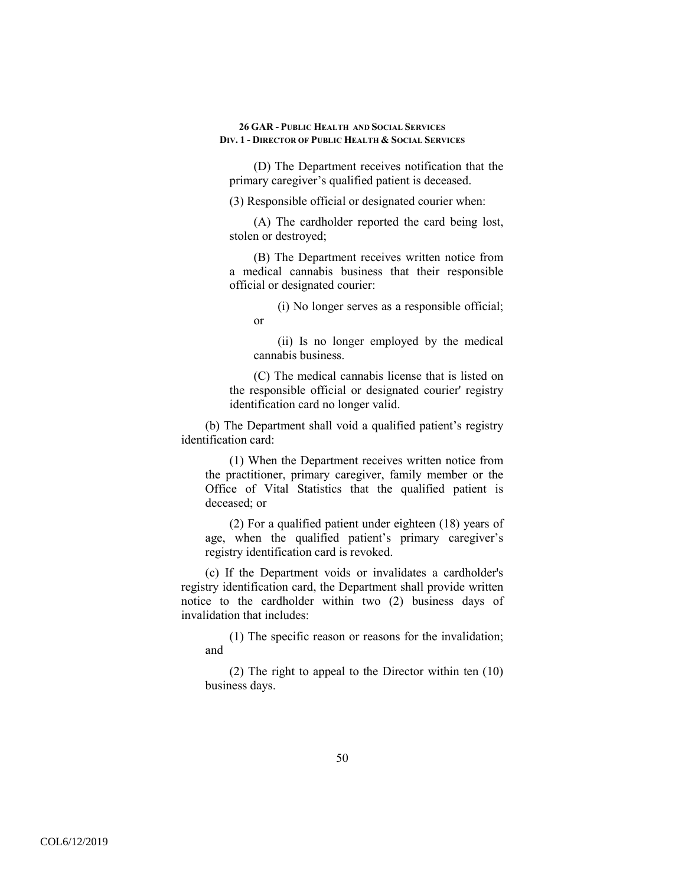(D) The Department receives notification that the primary caregiver's qualified patient is deceased.

(3) Responsible official or designated courier when:

(A) The cardholder reported the card being lost, stolen or destroyed;

(B) The Department receives written notice from a medical cannabis business that their responsible official or designated courier:

(i) No longer serves as a responsible official; or

(ii) Is no longer employed by the medical cannabis business.

(C) The medical cannabis license that is listed on the responsible official or designated courier' registry identification card no longer valid.

(b) The Department shall void a qualified patient's registry identification card:

(1) When the Department receives written notice from the practitioner, primary caregiver, family member or the Office of Vital Statistics that the qualified patient is deceased; or

(2) For a qualified patient under eighteen (18) years of age, when the qualified patient's primary caregiver's registry identification card is revoked.

(c) If the Department voids or invalidates a cardholder's registry identification card, the Department shall provide written notice to the cardholder within two (2) business days of invalidation that includes:

(1) The specific reason or reasons for the invalidation; and

(2) The right to appeal to the Director within ten (10) business days.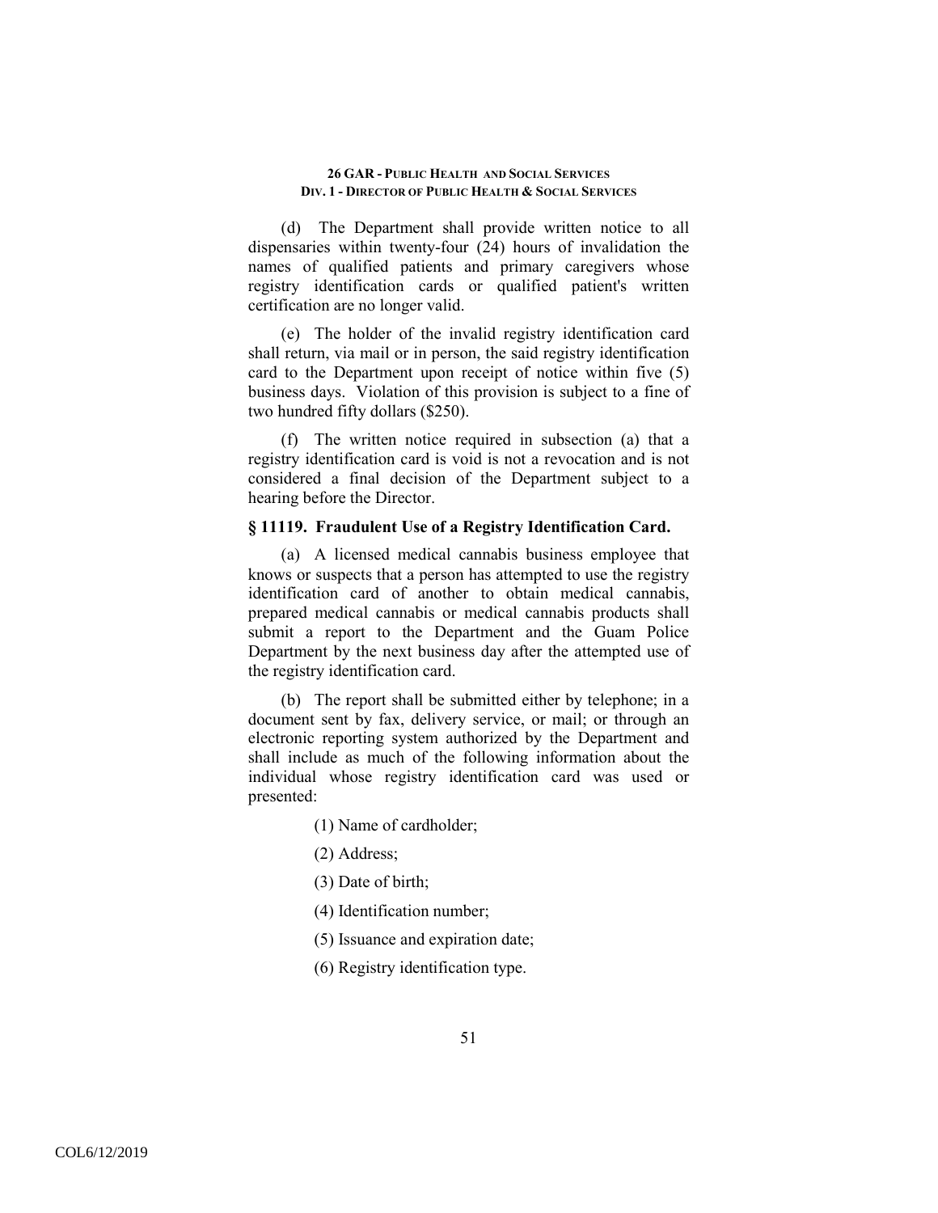(d) The Department shall provide written notice to all dispensaries within twenty-four (24) hours of invalidation the names of qualified patients and primary caregivers whose registry identification cards or qualified patient's written certification are no longer valid.

(e) The holder of the invalid registry identification card shall return, via mail or in person, the said registry identification card to the Department upon receipt of notice within five (5) business days. Violation of this provision is subject to a fine of two hundred fifty dollars ($250).

(f) The written notice required in subsection (a) that a registry identification card is void is not a revocation and is not considered a final decision of the Department subject to a hearing before the Director.

### § 11119. Fraudulent Use of a Registry Identification Card.

(a) A licensed medical cannabis business employee that knows or suspects that a person has attempted to use the registry identification card of another to obtain medical cannabis, prepared medical cannabis or medical cannabis products shall submit a report to the Department and the Guam Police Department by the next business day after the attempted use of the registry identification card.

(b) The report shall be submitted either by telephone; in a document sent by fax, delivery service, or mail; or through an electronic reporting system authorized by the Department and shall include as much of the following information about the individual whose registry identification card was used or presented:

(1) Name of cardholder;

(2) Address;

(3) Date of birth;

(4) Identification number;

(5) Issuance and expiration date;

(6) Registry identification type.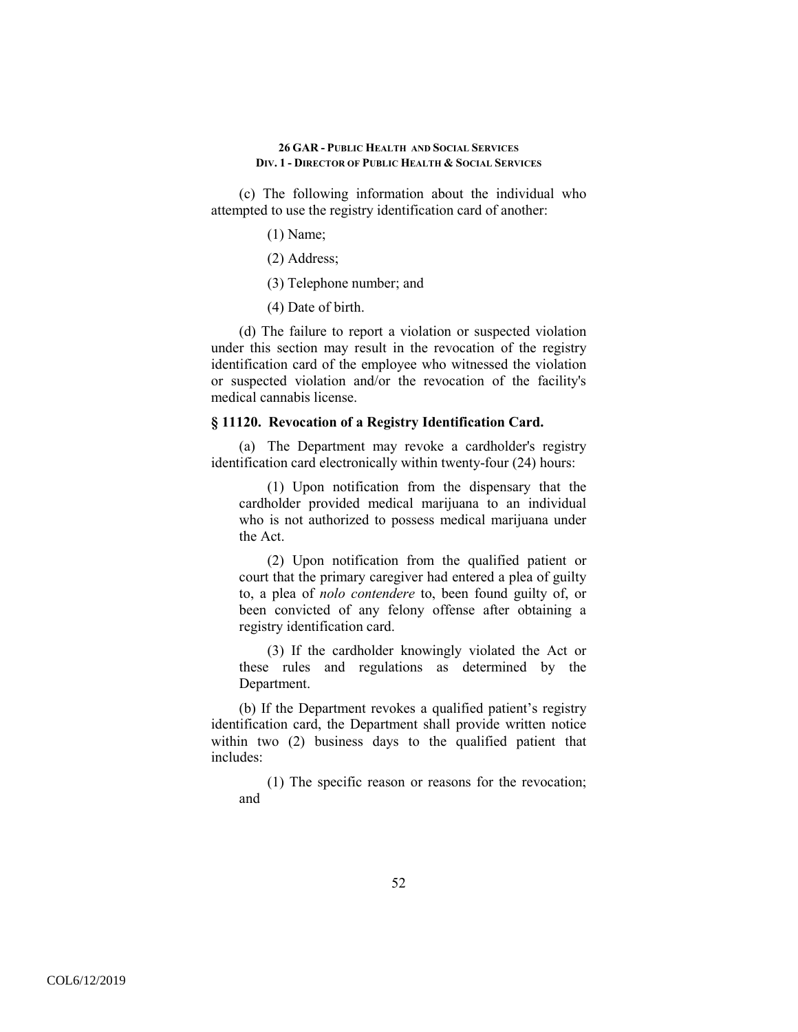(c) The following information about the individual who attempted to use the registry identification card of another:

(1) Name;

(2) Address;

(3) Telephone number; and

(4) Date of birth.

(d) The failure to report a violation or suspected violation under this section may result in the revocation of the registry identification card of the employee who witnessed the violation or suspected violation and/or the revocation of the facility's medical cannabis license.

### § 11120. Revocation of a Registry Identification Card.

(a) The Department may revoke a cardholder's registry identification card electronically within twenty-four (24) hours:

(1) Upon notification from the dispensary that the cardholder provided medical marijuana to an individual who is not authorized to possess medical marijuana under the Act.

(2) Upon notification from the qualified patient or court that the primary caregiver had entered a plea of guilty to, a plea of *nolo contendere* to, been found guilty of, or been convicted of any felony offense after obtaining a registry identification card.

(3) If the cardholder knowingly violated the Act or these rules and regulations as determined by the Department.

(b) If the Department revokes a qualified patient's registry identification card, the Department shall provide written notice within two (2) business days to the qualified patient that includes:

(1) The specific reason or reasons for the revocation; and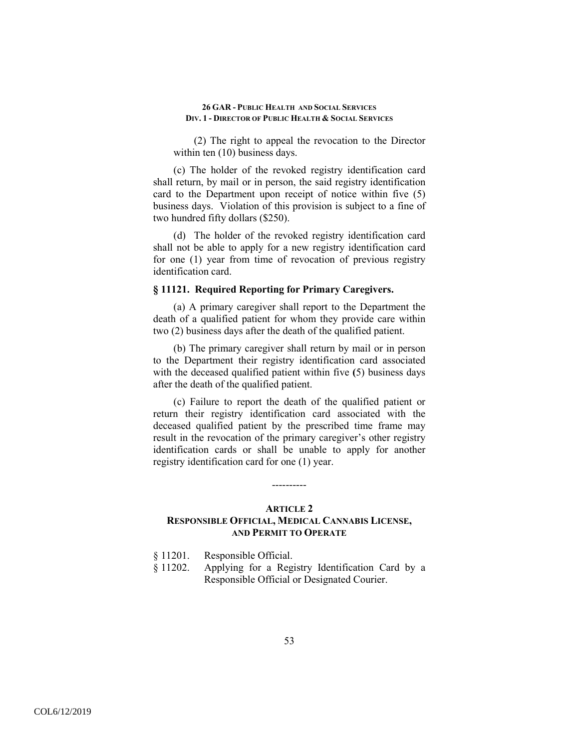(2) The right to appeal the revocation to the Director within ten (10) business days.

(c) The holder of the revoked registry identification card shall return, by mail or in person, the said registry identification card to the Department upon receipt of notice within five (5) business days. Violation of this provision is subject to a fine of two hundred fifty dollars ($250).

(d) The holder of the revoked registry identification card shall not be able to apply for a new registry identification card for one (1) year from time of revocation of previous registry identification card.

### § 11121. Required Reporting for Primary Caregivers.

(a) A primary caregiver shall report to the Department the death of a qualified patient for whom they provide care within two (2) business days after the death of the qualified patient.

(b) The primary caregiver shall return by mail or in person to the Department their registry identification card associated with the deceased qualified patient within five (5) business days after the death of the qualified patient.

(c) Failure to report the death of the qualified patient or return their registry identification card associated with the deceased qualified patient by the prescribed time frame may result in the revocation of the primary caregiver's other registry identification cards or shall be unable to apply for another registry identification card for one (1) year.

----------

## ARTICLE 2
## RESPONSIBLE OFFICIAL, MEDICAL CANNABIS LICENSE, AND PERMIT TO OPERATE

§ 11201. Responsible Official.
§ 11202. Applying for a Registry Identification Card by a Responsible Official or Designated Courier.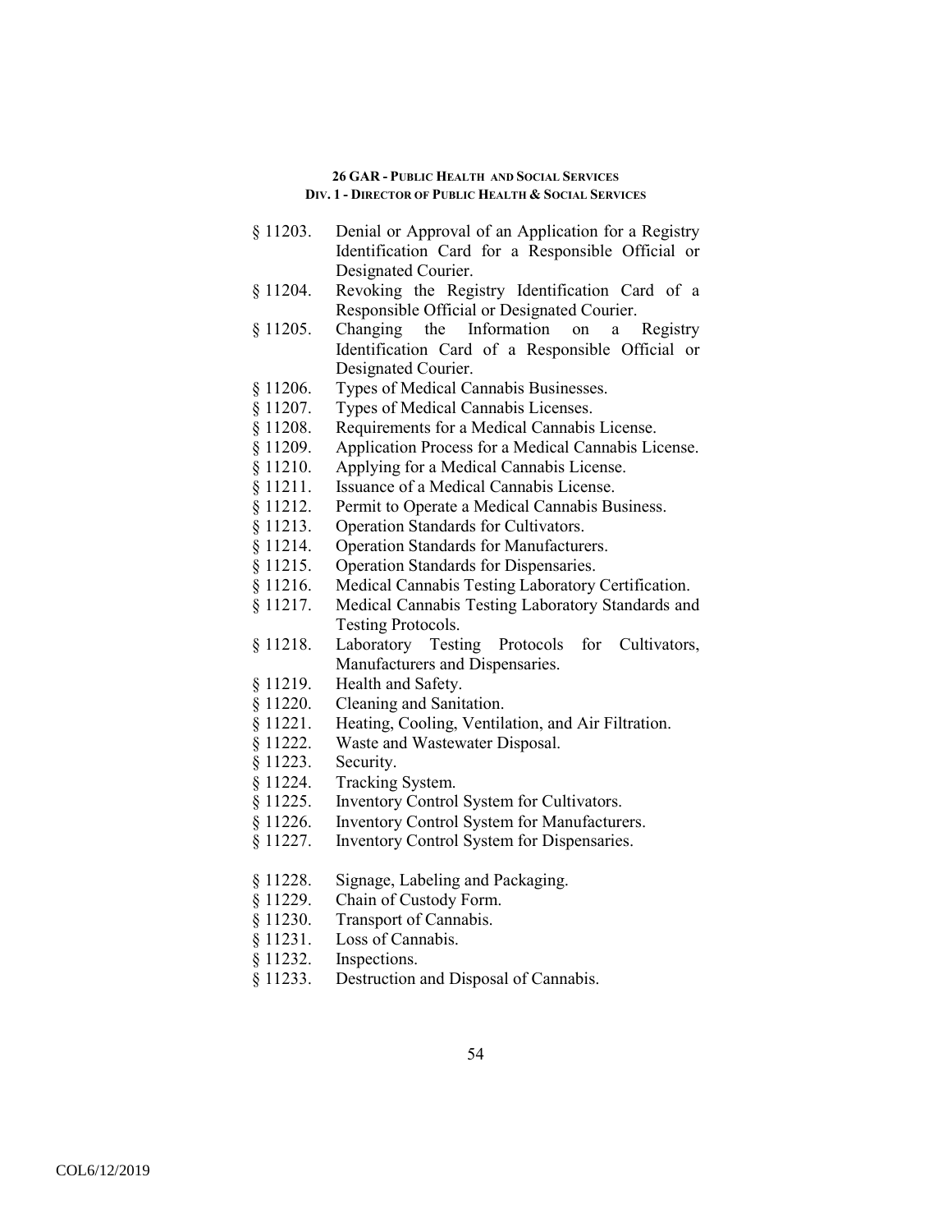§ 11203. Denial or Approval of an Application for a Registry Identification Card for a Responsible Official or Designated Courier.

§ 11204. Revoking the Registry Identification Card of a Responsible Official or Designated Courier.

§ 11205. Changing the Information on a Registry Identification Card of a Responsible Official or Designated Courier.

§ 11206. Types of Medical Cannabis Businesses.

§ 11207. Types of Medical Cannabis Licenses.

§ 11208. Requirements for a Medical Cannabis License.

§ 11209. Application Process for a Medical Cannabis License.

§ 11210. Applying for a Medical Cannabis License.

§ 11211. Issuance of a Medical Cannabis License.

§ 11212. Permit to Operate a Medical Cannabis Business.

§ 11213. Operation Standards for Cultivators.

§ 11214. Operation Standards for Manufacturers.

§ 11215. Operation Standards for Dispensaries.

§ 11216. Medical Cannabis Testing Laboratory Certification.

§ 11217. Medical Cannabis Testing Laboratory Standards and Testing Protocols.

§ 11218. Laboratory Testing Protocols for Cultivators, Manufacturers and Dispensaries.

§ 11219. Health and Safety.

§ 11220. Cleaning and Sanitation.

§ 11221. Heating, Cooling, Ventilation, and Air Filtration.

§ 11222. Waste and Wastewater Disposal.

§ 11223. Security.

§ 11224. Tracking System.

§ 11225. Inventory Control System for Cultivators.

§ 11226. Inventory Control System for Manufacturers.

§ 11227. Inventory Control System for Dispensaries.

§ 11228. Signage, Labeling and Packaging.

§ 11229. Chain of Custody Form.

§ 11230. Transport of Cannabis.

§ 11231. Loss of Cannabis.

§ 11232. Inspections.

§ 11233. Destruction and Disposal of Cannabis.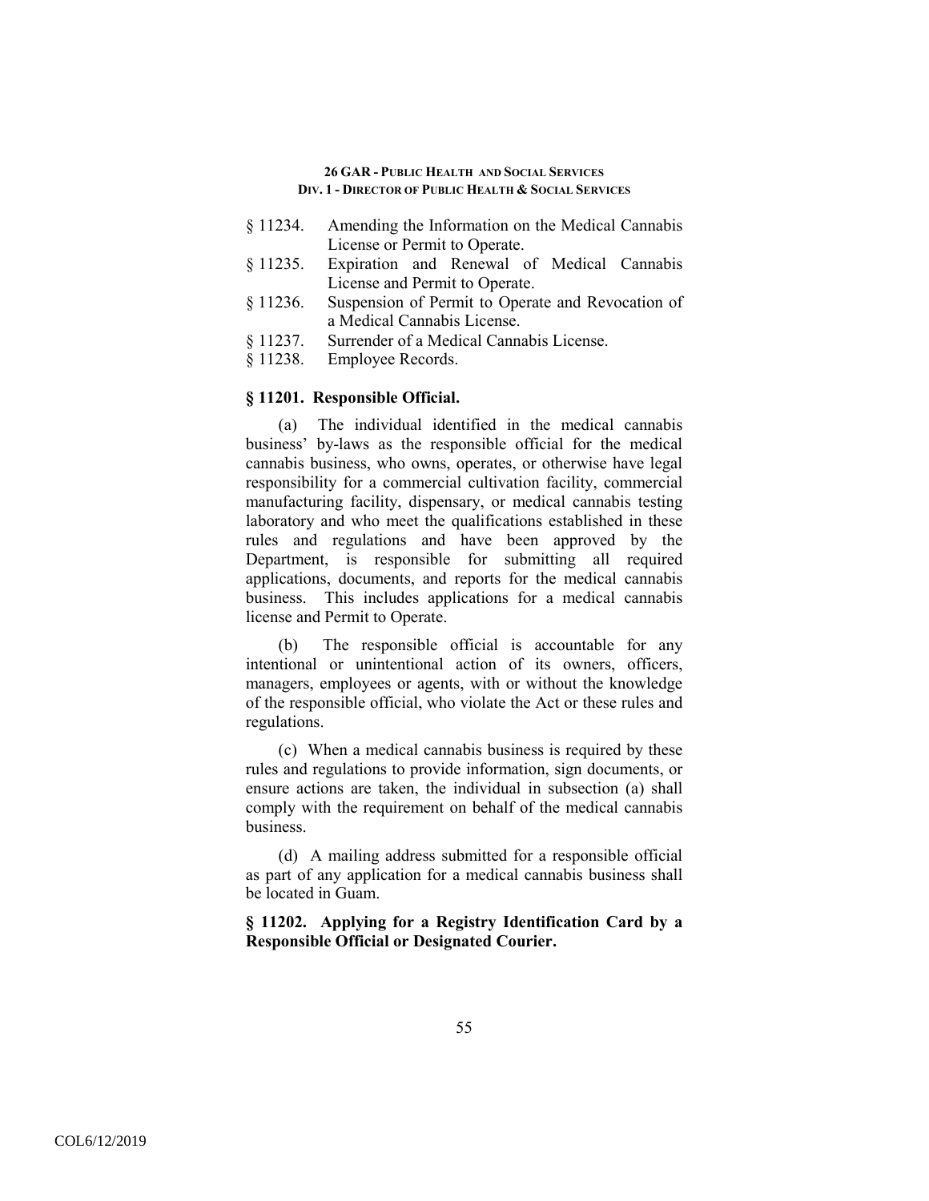§ 11234. Amending the Information on the Medical Cannabis License or Permit to Operate.

§ 11235. Expiration and Renewal of Medical Cannabis License and Permit to Operate.

§ 11236. Suspension of Permit to Operate and Revocation of a Medical Cannabis License.

§ 11237. Surrender of a Medical Cannabis License.

§ 11238. Employee Records.

### § 11201. Responsible Official.

(a) The individual identified in the medical cannabis business' by-laws as the responsible official for the medical cannabis business, who owns, operates, or otherwise have legal responsibility for a commercial cultivation facility, commercial manufacturing facility, dispensary, or medical cannabis testing laboratory and who meet the qualifications established in these rules and regulations and have been approved by the Department, is responsible for submitting all required applications, documents, and reports for the medical cannabis business. This includes applications for a medical cannabis license and Permit to Operate.

(b) The responsible official is accountable for any intentional or unintentional action of its owners, officers, managers, employees or agents, with or without the knowledge of the responsible official, who violate the Act or these rules and regulations.

(c) When a medical cannabis business is required by these rules and regulations to provide information, sign documents, or ensure actions are taken, the individual in subsection (a) shall comply with the requirement on behalf of the medical cannabis business.

(d) A mailing address submitted for a responsible official as part of any application for a medical cannabis business shall be located in Guam.

### § 11202. Applying for a Registry Identification Card by a Responsible Official or Designated Courier.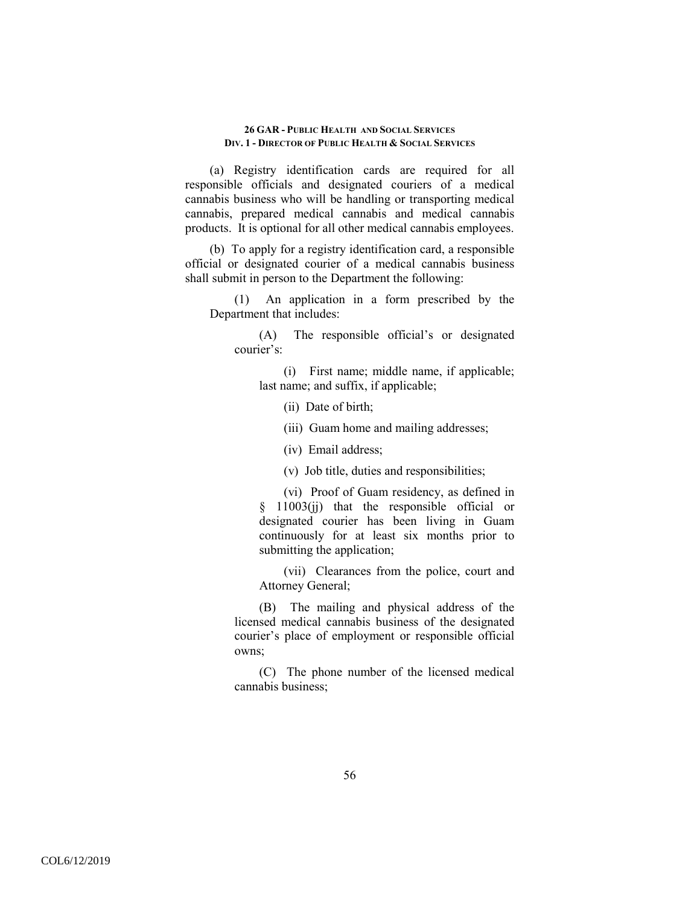(a) Registry identification cards are required for all responsible officials and designated couriers of a medical cannabis business who will be handling or transporting medical cannabis, prepared medical cannabis and medical cannabis products. It is optional for all other medical cannabis employees.

(b) To apply for a registry identification card, a responsible official or designated courier of a medical cannabis business shall submit in person to the Department the following:

(1) An application in a form prescribed by the Department that includes:

(A) The responsible official's or designated courier's:

(i) First name; middle name, if applicable; last name; and suffix, if applicable;

(ii) Date of birth;

(iii) Guam home and mailing addresses;

(iv) Email address;

(v) Job title, duties and responsibilities;

(vi) Proof of Guam residency, as defined in § 11003(jj) that the responsible official or designated courier has been living in Guam continuously for at least six months prior to submitting the application;

(vii) Clearances from the police, court and Attorney General;

(B) The mailing and physical address of the licensed medical cannabis business of the designated courier's place of employment or responsible official owns;

(C) The phone number of the licensed medical cannabis business;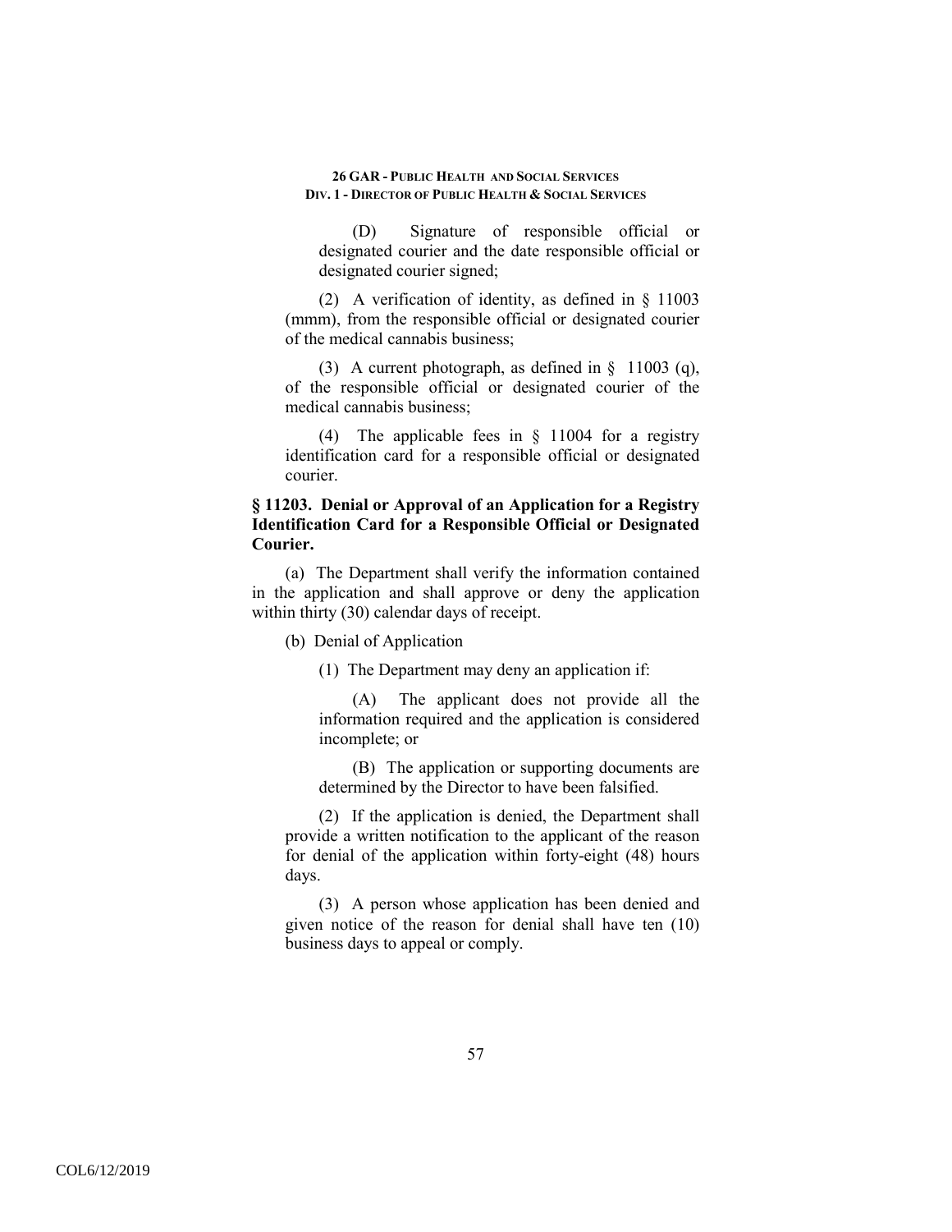(D) Signature of responsible official or designated courier and the date responsible official or designated courier signed;

(2) A verification of identity, as defined in § 11003 (mmm), from the responsible official or designated courier of the medical cannabis business;

(3) A current photograph, as defined in § 11003 (q), of the responsible official or designated courier of the medical cannabis business;

(4) The applicable fees in § 11004 for a registry identification card for a responsible official or designated courier.

**§ 11203. Denial or Approval of an Application for a Registry Identification Card for a Responsible Official or Designated Courier.**

(a) The Department shall verify the information contained in the application and shall approve or deny the application within thirty (30) calendar days of receipt.

(b) Denial of Application

(1) The Department may deny an application if:

(A) The applicant does not provide all the information required and the application is considered incomplete; or

(B) The application or supporting documents are determined by the Director to have been falsified.

(2) If the application is denied, the Department shall provide a written notification to the applicant of the reason for denial of the application within forty-eight (48) hours days.

(3) A person whose application has been denied and given notice of the reason for denial shall have ten (10) business days to appeal or comply.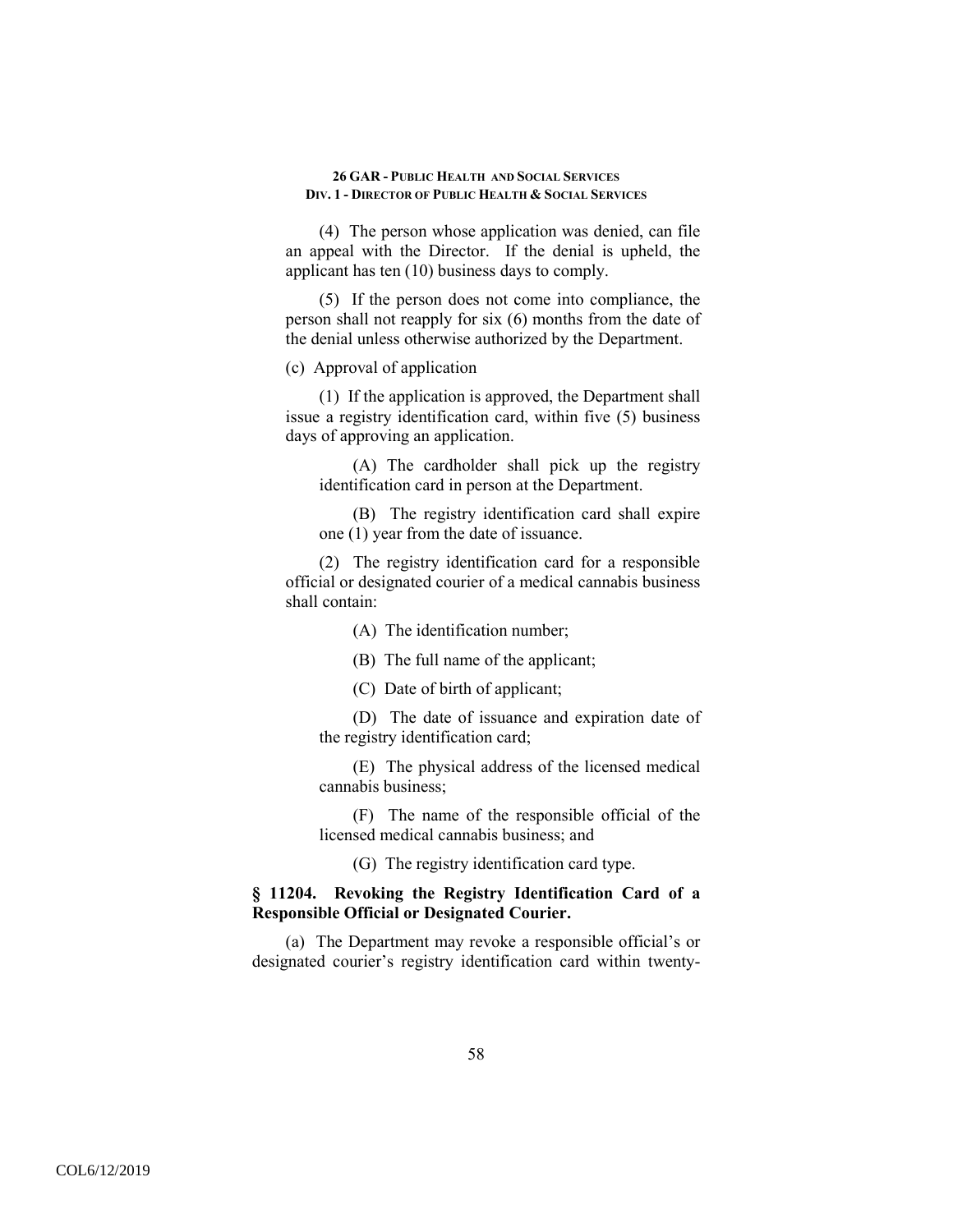(4) The person whose application was denied, can file an appeal with the Director. If the denial is upheld, the applicant has ten (10) business days to comply.

(5) If the person does not come into compliance, the person shall not reapply for six (6) months from the date of the denial unless otherwise authorized by the Department.

(c) Approval of application

(1) If the application is approved, the Department shall issue a registry identification card, within five (5) business days of approving an application.

(A) The cardholder shall pick up the registry identification card in person at the Department.

(B) The registry identification card shall expire one (1) year from the date of issuance.

(2) The registry identification card for a responsible official or designated courier of a medical cannabis business shall contain:

(A) The identification number;

(B) The full name of the applicant;

(C) Date of birth of applicant;

(D) The date of issuance and expiration date of the registry identification card;

(E) The physical address of the licensed medical cannabis business;

(F) The name of the responsible official of the licensed medical cannabis business; and

(G) The registry identification card type.

### § 11204. Revoking the Registry Identification Card of a Responsible Official or Designated Courier.

(a) The Department may revoke a responsible official's or designated courier's registry identification card within twenty-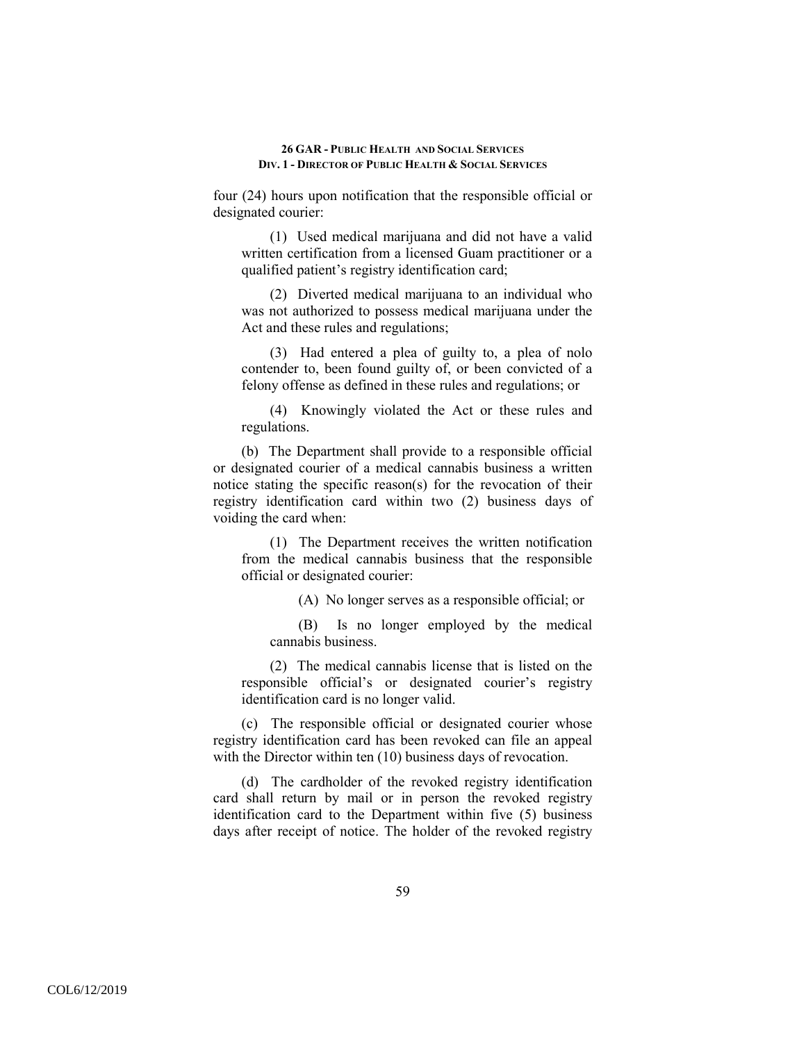four (24) hours upon notification that the responsible official or designated courier:

(1) Used medical marijuana and did not have a valid written certification from a licensed Guam practitioner or a qualified patient's registry identification card;

(2) Diverted medical marijuana to an individual who was not authorized to possess medical marijuana under the Act and these rules and regulations;

(3) Had entered a plea of guilty to, a plea of nolo contender to, been found guilty of, or been convicted of a felony offense as defined in these rules and regulations; or

(4) Knowingly violated the Act or these rules and regulations.

(b) The Department shall provide to a responsible official or designated courier of a medical cannabis business a written notice stating the specific reason(s) for the revocation of their registry identification card within two (2) business days of voiding the card when:

(1) The Department receives the written notification from the medical cannabis business that the responsible official or designated courier:

(A) No longer serves as a responsible official; or

(B) Is no longer employed by the medical cannabis business.

(2) The medical cannabis license that is listed on the responsible official's or designated courier's registry identification card is no longer valid.

(c) The responsible official or designated courier whose registry identification card has been revoked can file an appeal with the Director within ten (10) business days of revocation.

(d) The cardholder of the revoked registry identification card shall return by mail or in person the revoked registry identification card to the Department within five (5) business days after receipt of notice. The holder of the revoked registry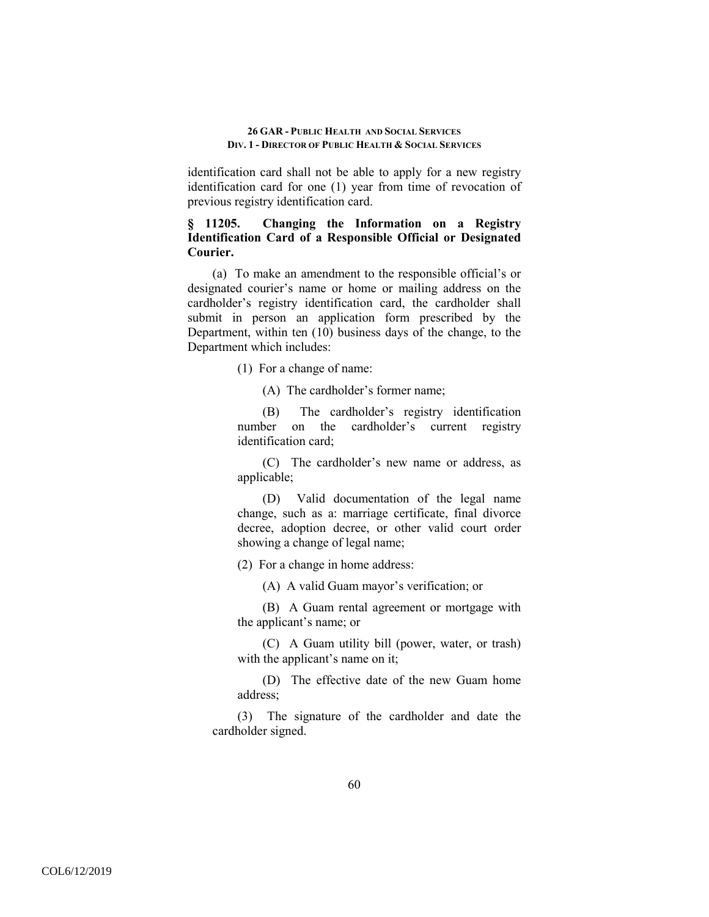identification card shall not be able to apply for a new registry identification card for one (1) year from time of revocation of previous registry identification card.

### § 11205. Changing the Information on a Registry Identification Card of a Responsible Official or Designated Courier.

(a) To make an amendment to the responsible official's or designated courier's name or home or mailing address on the cardholder's registry identification card, the cardholder shall submit in person an application form prescribed by the Department, within ten (10) business days of the change, to the Department which includes:

(1) For a change of name:

(A) The cardholder's former name;

(B) The cardholder's registry identification number on the cardholder's current registry identification card;

(C) The cardholder's new name or address, as applicable;

(D) Valid documentation of the legal name change, such as a: marriage certificate, final divorce decree, adoption decree, or other valid court order showing a change of legal name;

(2) For a change in home address:

(A) A valid Guam mayor's verification; or

(B) A Guam rental agreement or mortgage with the applicant's name; or

(C) A Guam utility bill (power, water, or trash) with the applicant's name on it;

(D) The effective date of the new Guam home address;

(3) The signature of the cardholder and date the cardholder signed.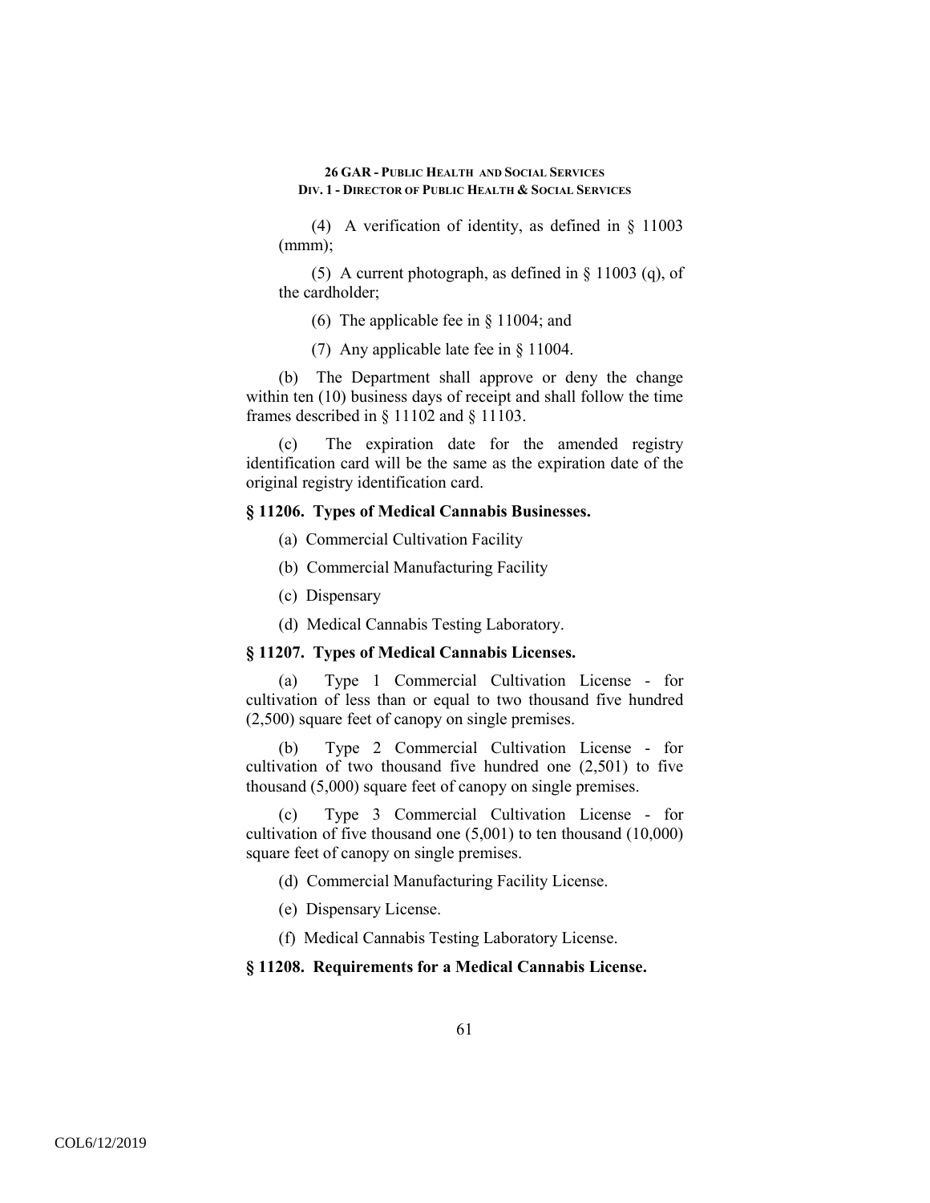(4) A verification of identity, as defined in § 11003 (mmm);

(5) A current photograph, as defined in § 11003 (q), of the cardholder;

(6) The applicable fee in § 11004; and

(7) Any applicable late fee in § 11004.

(b) The Department shall approve or deny the change within ten (10) business days of receipt and shall follow the time frames described in § 11102 and § 11103.

(c) The expiration date for the amended registry identification card will be the same as the expiration date of the original registry identification card.

### § 11206. Types of Medical Cannabis Businesses.

(a) Commercial Cultivation Facility

(b) Commercial Manufacturing Facility

(c) Dispensary

(d) Medical Cannabis Testing Laboratory.

### § 11207. Types of Medical Cannabis Licenses.

(a) Type 1 Commercial Cultivation License - for cultivation of less than or equal to two thousand five hundred (2,500) square feet of canopy on single premises.

(b) Type 2 Commercial Cultivation License - for cultivation of two thousand five hundred one (2,501) to five thousand (5,000) square feet of canopy on single premises.

(c) Type 3 Commercial Cultivation License - for cultivation of five thousand one (5,001) to ten thousand (10,000) square feet of canopy on single premises.

(d) Commercial Manufacturing Facility License.

(e) Dispensary License.

(f) Medical Cannabis Testing Laboratory License.

### § 11208. Requirements for a Medical Cannabis License.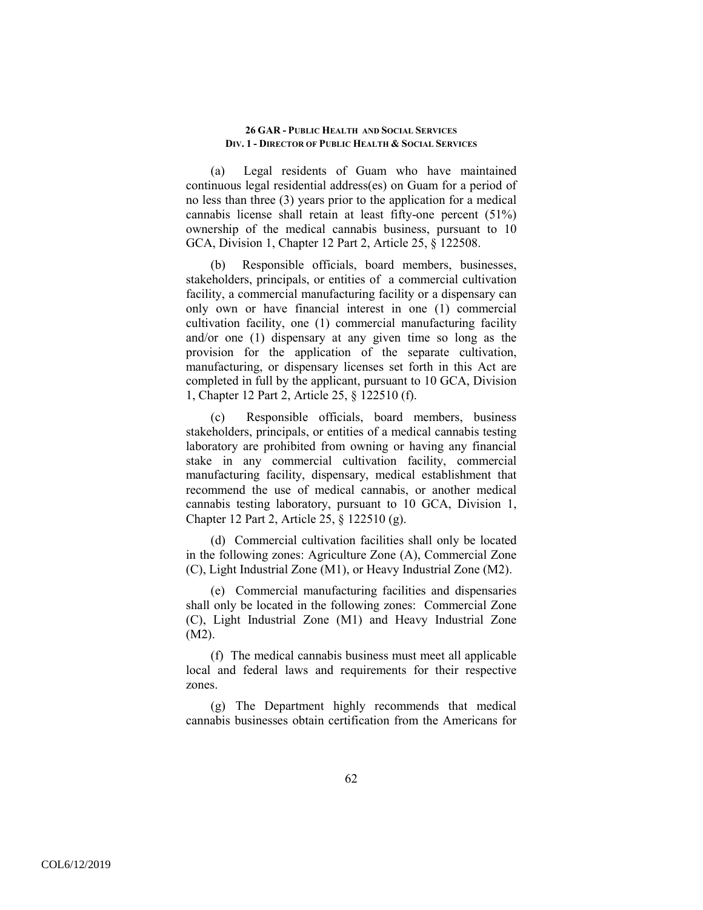(a) Legal residents of Guam who have maintained continuous legal residential address(es) on Guam for a period of no less than three (3) years prior to the application for a medical cannabis license shall retain at least fifty-one percent (51%) ownership of the medical cannabis business, pursuant to 10 GCA, Division 1, Chapter 12 Part 2, Article 25, § 122508.

(b) Responsible officials, board members, businesses, stakeholders, principals, or entities of a commercial cultivation facility, a commercial manufacturing facility or a dispensary can only own or have financial interest in one (1) commercial cultivation facility, one (1) commercial manufacturing facility and/or one (1) dispensary at any given time so long as the provision for the application of the separate cultivation, manufacturing, or dispensary licenses set forth in this Act are completed in full by the applicant, pursuant to 10 GCA, Division 1, Chapter 12 Part 2, Article 25, § 122510 (f).

(c) Responsible officials, board members, business stakeholders, principals, or entities of a medical cannabis testing laboratory are prohibited from owning or having any financial stake in any commercial cultivation facility, commercial manufacturing facility, dispensary, medical establishment that recommend the use of medical cannabis, or another medical cannabis testing laboratory, pursuant to 10 GCA, Division 1, Chapter 12 Part 2, Article 25, § 122510 (g).

(d) Commercial cultivation facilities shall only be located in the following zones: Agriculture Zone (A), Commercial Zone (C), Light Industrial Zone (M1), or Heavy Industrial Zone (M2).

(e) Commercial manufacturing facilities and dispensaries shall only be located in the following zones: Commercial Zone (C), Light Industrial Zone (M1) and Heavy Industrial Zone (M2).

(f) The medical cannabis business must meet all applicable local and federal laws and requirements for their respective zones.

(g) The Department highly recommends that medical cannabis businesses obtain certification from the Americans for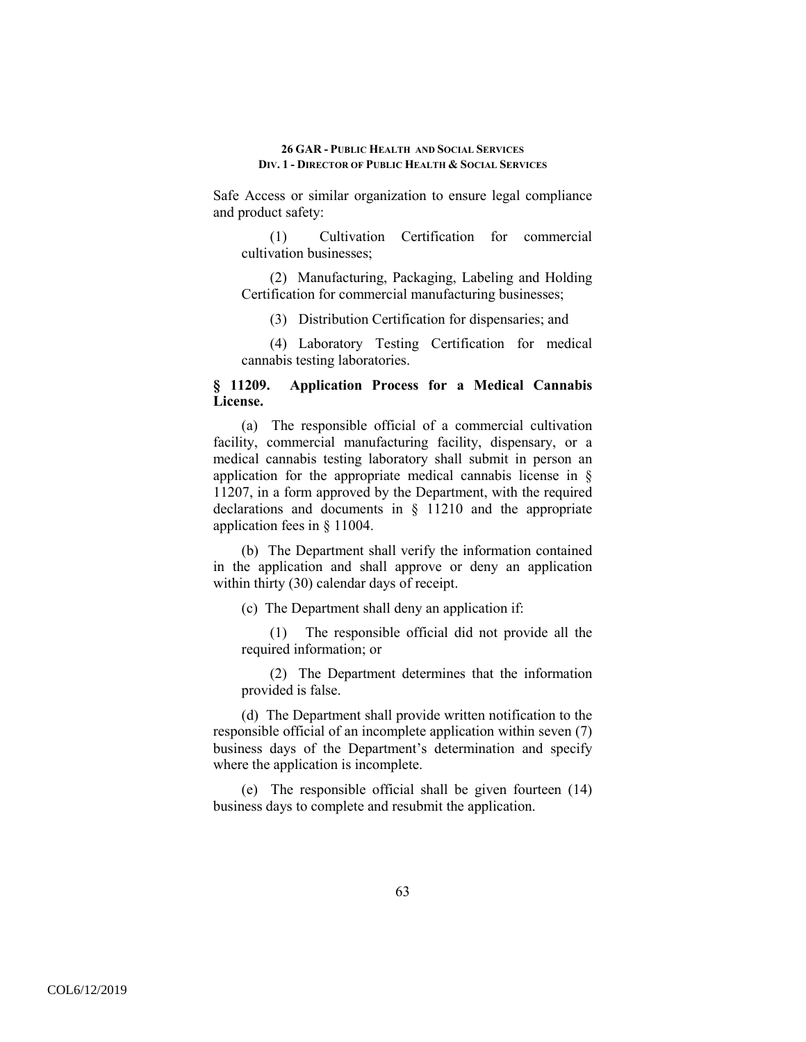Safe Access or similar organization to ensure legal compliance and product safety:

(1) Cultivation Certification for commercial cultivation businesses;

(2) Manufacturing, Packaging, Labeling and Holding Certification for commercial manufacturing businesses;

(3) Distribution Certification for dispensaries; and

(4) Laboratory Testing Certification for medical cannabis testing laboratories.

**§ 11209. Application Process for a Medical Cannabis License.**

(a) The responsible official of a commercial cultivation facility, commercial manufacturing facility, dispensary, or a medical cannabis testing laboratory shall submit in person an application for the appropriate medical cannabis license in § 11207, in a form approved by the Department, with the required declarations and documents in § 11210 and the appropriate application fees in § 11004.

(b) The Department shall verify the information contained in the application and shall approve or deny an application within thirty (30) calendar days of receipt.

(c) The Department shall deny an application if:

(1) The responsible official did not provide all the required information; or

(2) The Department determines that the information provided is false.

(d) The Department shall provide written notification to the responsible official of an incomplete application within seven (7) business days of the Department's determination and specify where the application is incomplete.

(e) The responsible official shall be given fourteen (14) business days to complete and resubmit the application.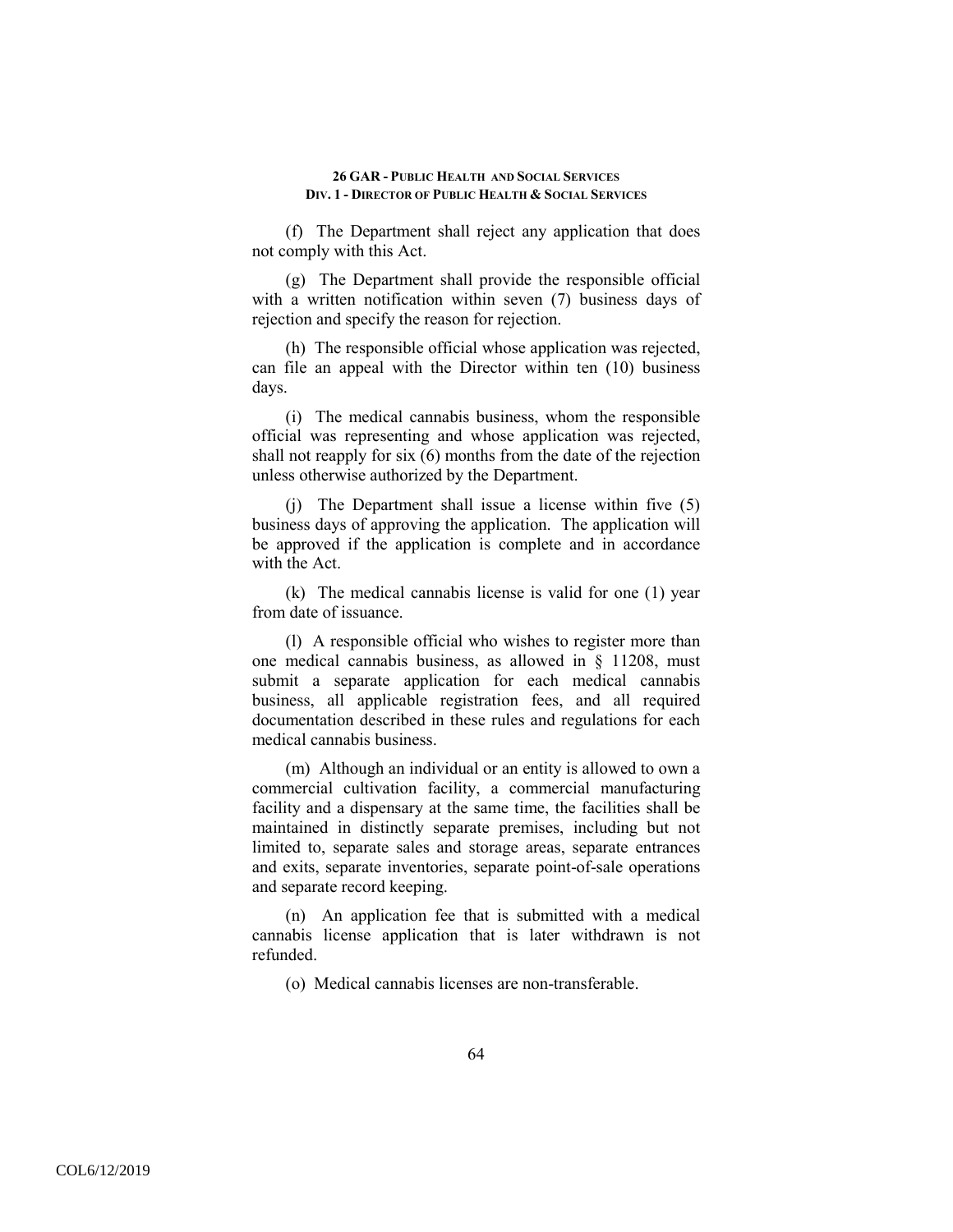(f) The Department shall reject any application that does not comply with this Act.

(g) The Department shall provide the responsible official with a written notification within seven (7) business days of rejection and specify the reason for rejection.

(h) The responsible official whose application was rejected, can file an appeal with the Director within ten (10) business days.

(i) The medical cannabis business, whom the responsible official was representing and whose application was rejected, shall not reapply for six (6) months from the date of the rejection unless otherwise authorized by the Department.

(j) The Department shall issue a license within five (5) business days of approving the application. The application will be approved if the application is complete and in accordance with the Act.

(k) The medical cannabis license is valid for one (1) year from date of issuance.

(l) A responsible official who wishes to register more than one medical cannabis business, as allowed in § 11208, must submit a separate application for each medical cannabis business, all applicable registration fees, and all required documentation described in these rules and regulations for each medical cannabis business.

(m) Although an individual or an entity is allowed to own a commercial cultivation facility, a commercial manufacturing facility and a dispensary at the same time, the facilities shall be maintained in distinctly separate premises, including but not limited to, separate sales and storage areas, separate entrances and exits, separate inventories, separate point-of-sale operations and separate record keeping.

(n) An application fee that is submitted with a medical cannabis license application that is later withdrawn is not refunded.

(o) Medical cannabis licenses are non-transferable.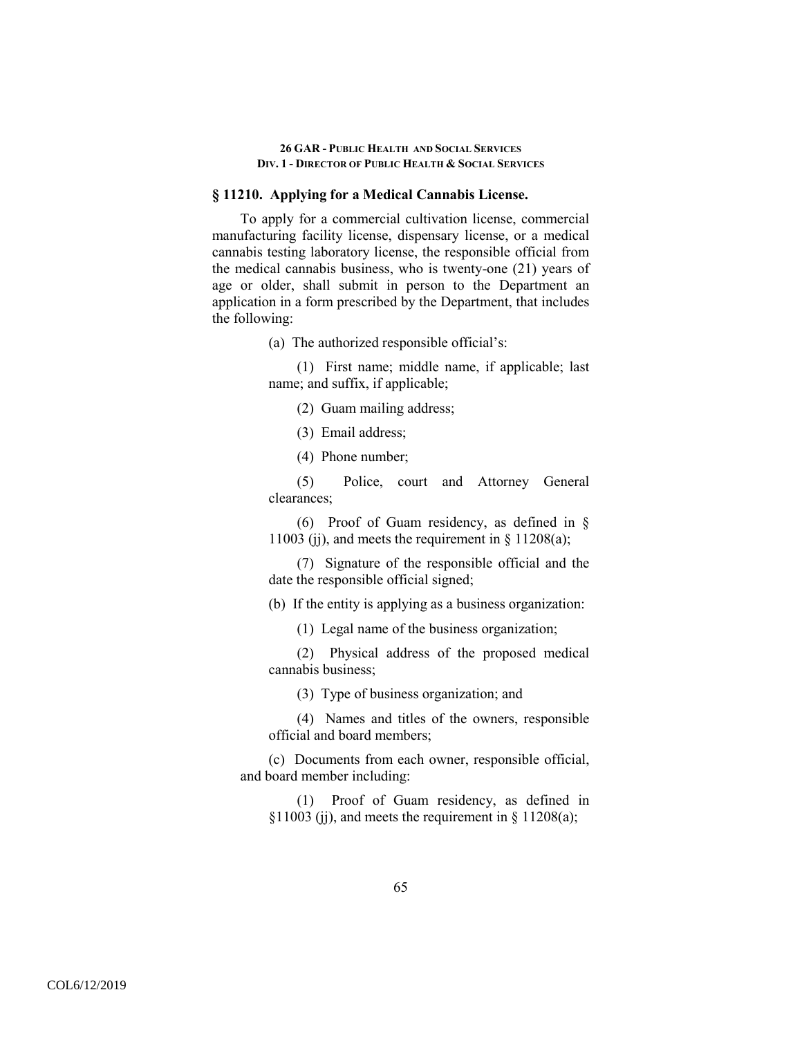### § 11210. Applying for a Medical Cannabis License.

To apply for a commercial cultivation license, commercial manufacturing facility license, dispensary license, or a medical cannabis testing laboratory license, the responsible official from the medical cannabis business, who is twenty-one (21) years of age or older, shall submit in person to the Department an application in a form prescribed by the Department, that includes the following:

(a) The authorized responsible official's:

(1) First name; middle name, if applicable; last name; and suffix, if applicable;

(2) Guam mailing address;

(3) Email address;

(4) Phone number;

(5) Police, court and Attorney General clearances;

(6) Proof of Guam residency, as defined in § 11003 (jj), and meets the requirement in § 11208(a);

(7) Signature of the responsible official and the date the responsible official signed;

(b) If the entity is applying as a business organization:

(1) Legal name of the business organization;

(2) Physical address of the proposed medical cannabis business;

(3) Type of business organization; and

(4) Names and titles of the owners, responsible official and board members;

(c) Documents from each owner, responsible official, and board member including:

(1) Proof of Guam residency, as defined in §11003 (jj), and meets the requirement in § 11208(a);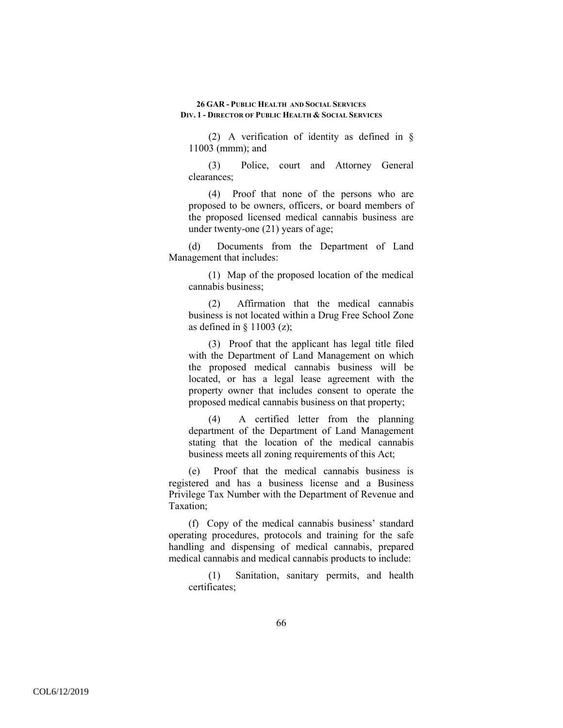(2) A verification of identity as defined in § 11003 (mmm); and

(3) Police, court and Attorney General clearances;

(4) Proof that none of the persons who are proposed to be owners, officers, or board members of the proposed licensed medical cannabis business are under twenty-one (21) years of age;

(d) Documents from the Department of Land Management that includes:

(1) Map of the proposed location of the medical cannabis business;

(2) Affirmation that the medical cannabis business is not located within a Drug Free School Zone as defined in § 11003 (z);

(3) Proof that the applicant has legal title filed with the Department of Land Management on which the proposed medical cannabis business will be located, or has a legal lease agreement with the property owner that includes consent to operate the proposed medical cannabis business on that property;

(4) A certified letter from the planning department of the Department of Land Management stating that the location of the medical cannabis business meets all zoning requirements of this Act;

(e) Proof that the medical cannabis business is registered and has a business license and a Business Privilege Tax Number with the Department of Revenue and Taxation;

(f) Copy of the medical cannabis business' standard operating procedures, protocols and training for the safe handling and dispensing of medical cannabis, prepared medical cannabis and medical cannabis products to include:

(1) Sanitation, sanitary permits, and health certificates;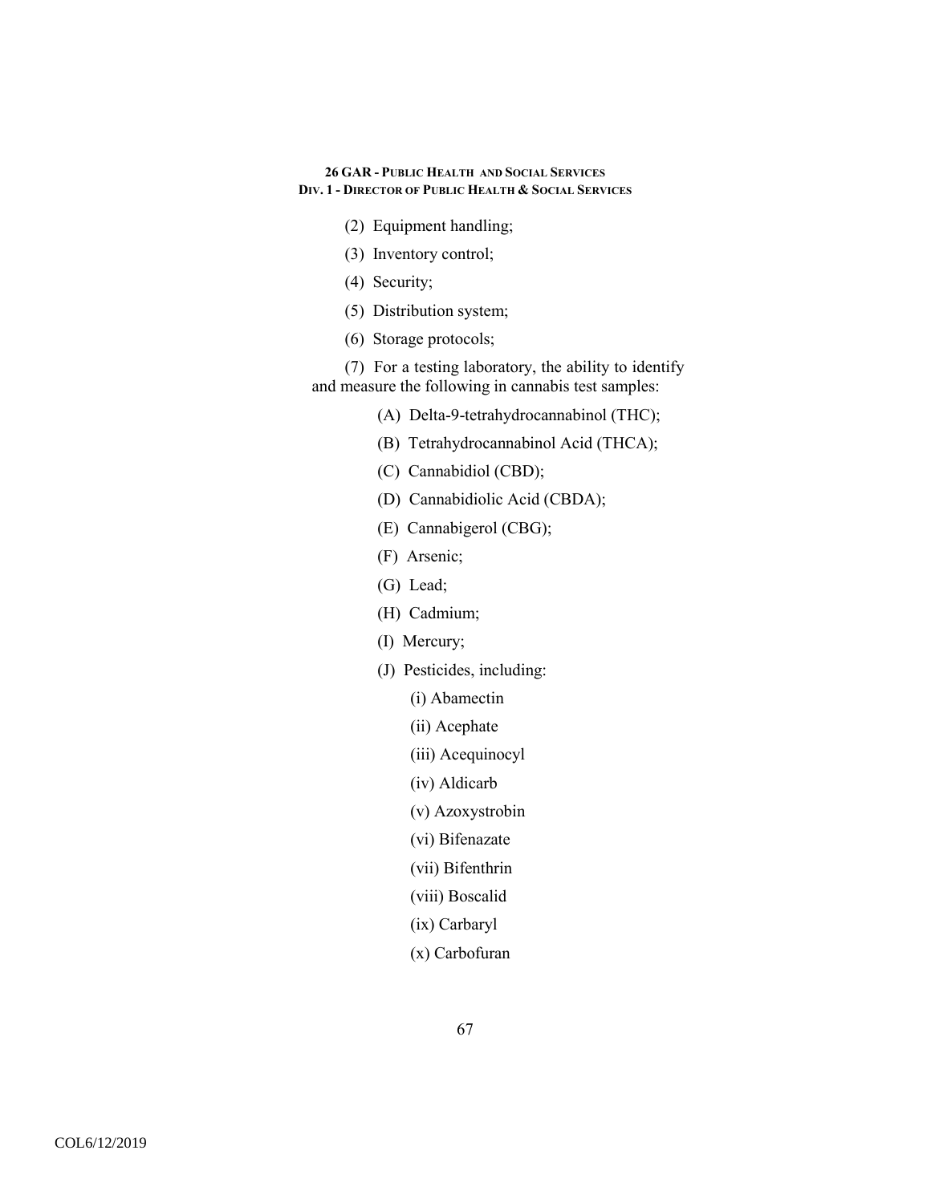(2) Equipment handling;

(3) Inventory control;

(4) Security;

(5) Distribution system;

(6) Storage protocols;

(7) For a testing laboratory, the ability to identify and measure the following in cannabis test samples:

(A) Delta-9-tetrahydrocannabinol (THC);

(B) Tetrahydrocannabinol Acid (THCA);

(C) Cannabidiol (CBD);

(D) Cannabidiolic Acid (CBDA);

(E) Cannabigerol (CBG);

(F) Arsenic;

(G) Lead;

(H) Cadmium;

(I) Mercury;

(J) Pesticides, including:

(i) Abamectin

(ii) Acephate

(iii) Acequinocyl

(iv) Aldicarb

(v) Azoxystrobin

(vi) Bifenazate

(vii) Bifenthrin

(viii) Boscalid

(ix) Carbaryl

(x) Carbofuran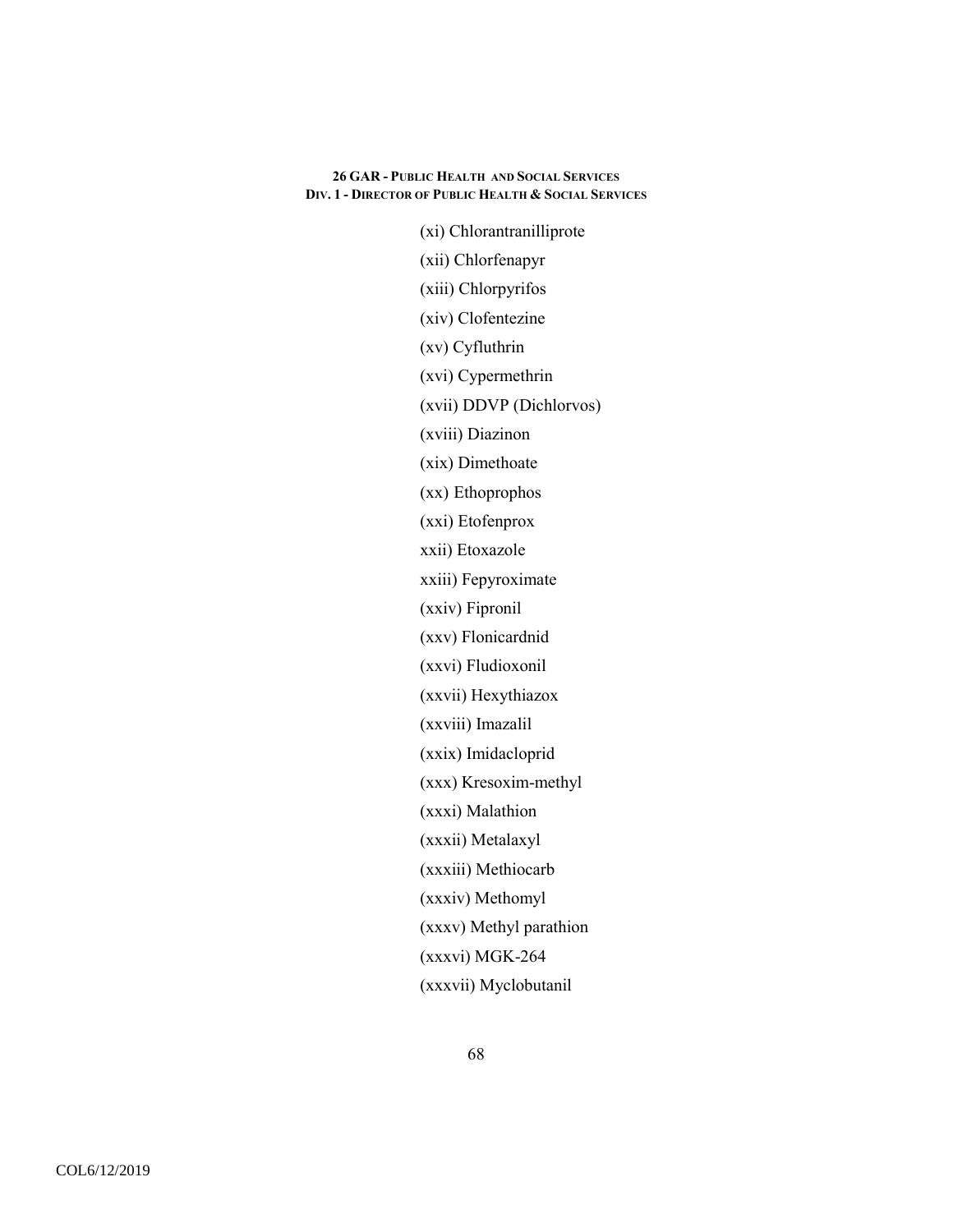(xi) Chlorantranilliprote

(xii) Chlorfenapyr

(xiii) Chlorpyrifos

(xiv) Clofentezine

(xv) Cyfluthrin

(xvi) Cypermethrin

(xvii) DDVP (Dichlorvos)

(xviii) Diazinon

(xix) Dimethoate

(xx) Ethoprophos

(xxi) Etofenprox

xxii) Etoxazole

xxiii) Fepyroximate

(xxiv) Fipronil

(xxv) Flonicardnid

(xxvi) Fludioxonil

(xxvii) Hexythiazox

(xxviii) Imazalil

(xxix) Imidacloprid

(xxx) Kresoxim-methyl

(xxxi) Malathion

(xxxii) Metalaxyl

(xxxiii) Methiocarb

(xxxiv) Methomyl

(xxxv) Methyl parathion

(xxxvi) MGK-264

(xxxvii) Myclobutanil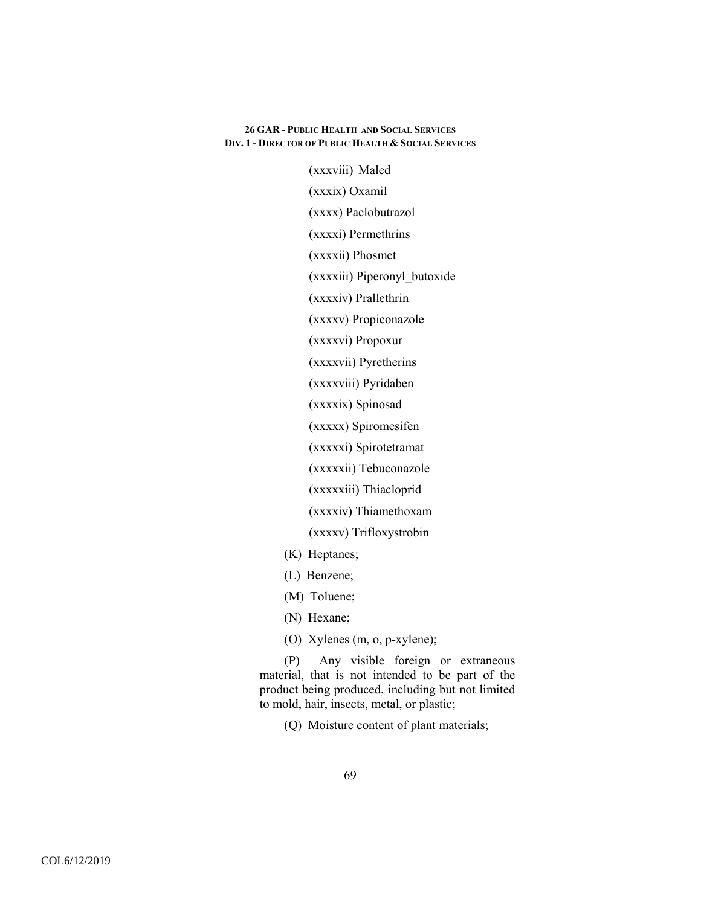(xxxviii) Maled

(xxxix) Oxamil

(xxxx) Paclobutrazol

(xxxxi) Permethrins

(xxxxii) Phosmet

(xxxxiii) Piperonyl_butoxide

(xxxxiv) Prallethrin

(xxxxv) Propiconazole

(xxxxvi) Propoxur

(xxxxvii) Pyretherins

(xxxxviii) Pyridaben

(xxxxix) Spinosad

(xxxxx) Spiromesifen

(xxxxxi) Spirotetramat

(xxxxxii) Tebuconazole

(xxxxxiii) Thiacloprid

(xxxxiv) Thiamethoxam

(xxxxv) Trifloxystrobin

(K) Heptanes;

(L) Benzene;

(M) Toluene;

(N) Hexane;

(O) Xylenes (m, o, p-xylene);

(P) Any visible foreign or extraneous material, that is not intended to be part of the product being produced, including but not limited to mold, hair, insects, metal, or plastic;

(Q) Moisture content of plant materials;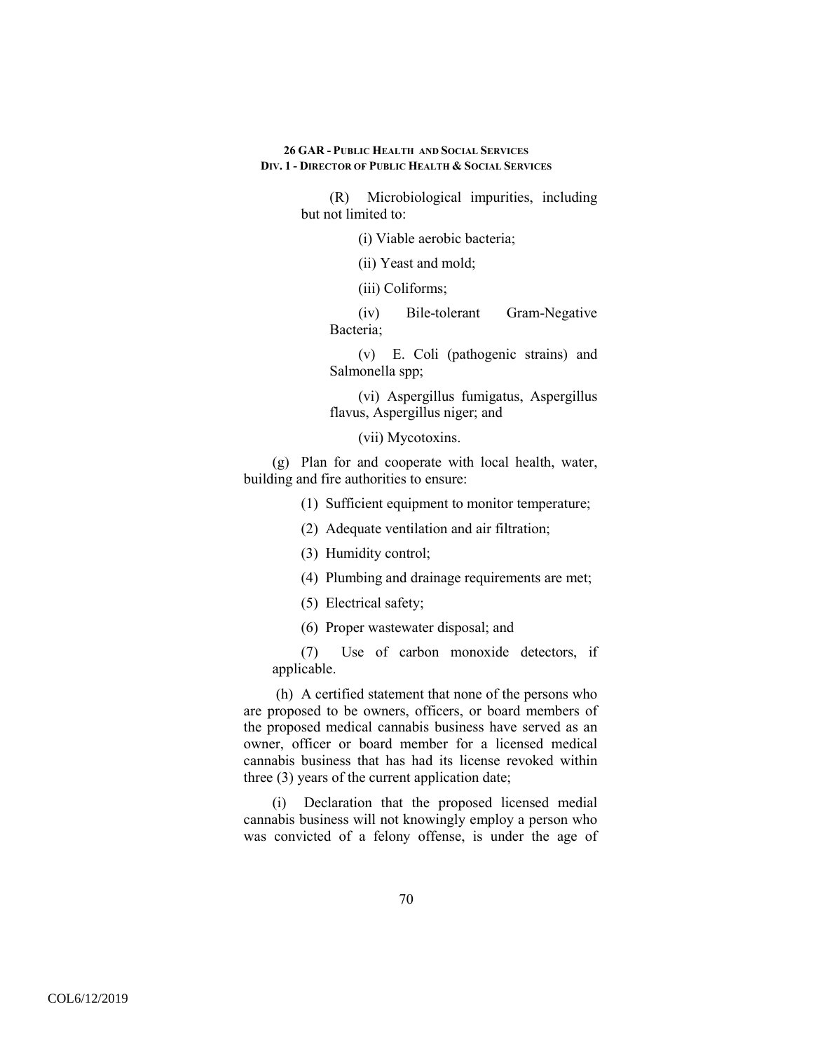(R) Microbiological impurities, including but not limited to:

(i) Viable aerobic bacteria;

(ii) Yeast and mold;

(iii) Coliforms;

(iv) Bile-tolerant Gram-Negative Bacteria;

(v) E. Coli (pathogenic strains) and Salmonella spp;

(vi) Aspergillus fumigatus, Aspergillus flavus, Aspergillus niger; and

(vii) Mycotoxins.

(g) Plan for and cooperate with local health, water, building and fire authorities to ensure:

(1) Sufficient equipment to monitor temperature;

(2) Adequate ventilation and air filtration;

(3) Humidity control;

(4) Plumbing and drainage requirements are met;

(5) Electrical safety;

(6) Proper wastewater disposal; and

(7) Use of carbon monoxide detectors, if applicable.

(h) A certified statement that none of the persons who are proposed to be owners, officers, or board members of the proposed medical cannabis business have served as an owner, officer or board member for a licensed medical cannabis business that has had its license revoked within three (3) years of the current application date;

(i) Declaration that the proposed licensed medial cannabis business will not knowingly employ a person who was convicted of a felony offense, is under the age of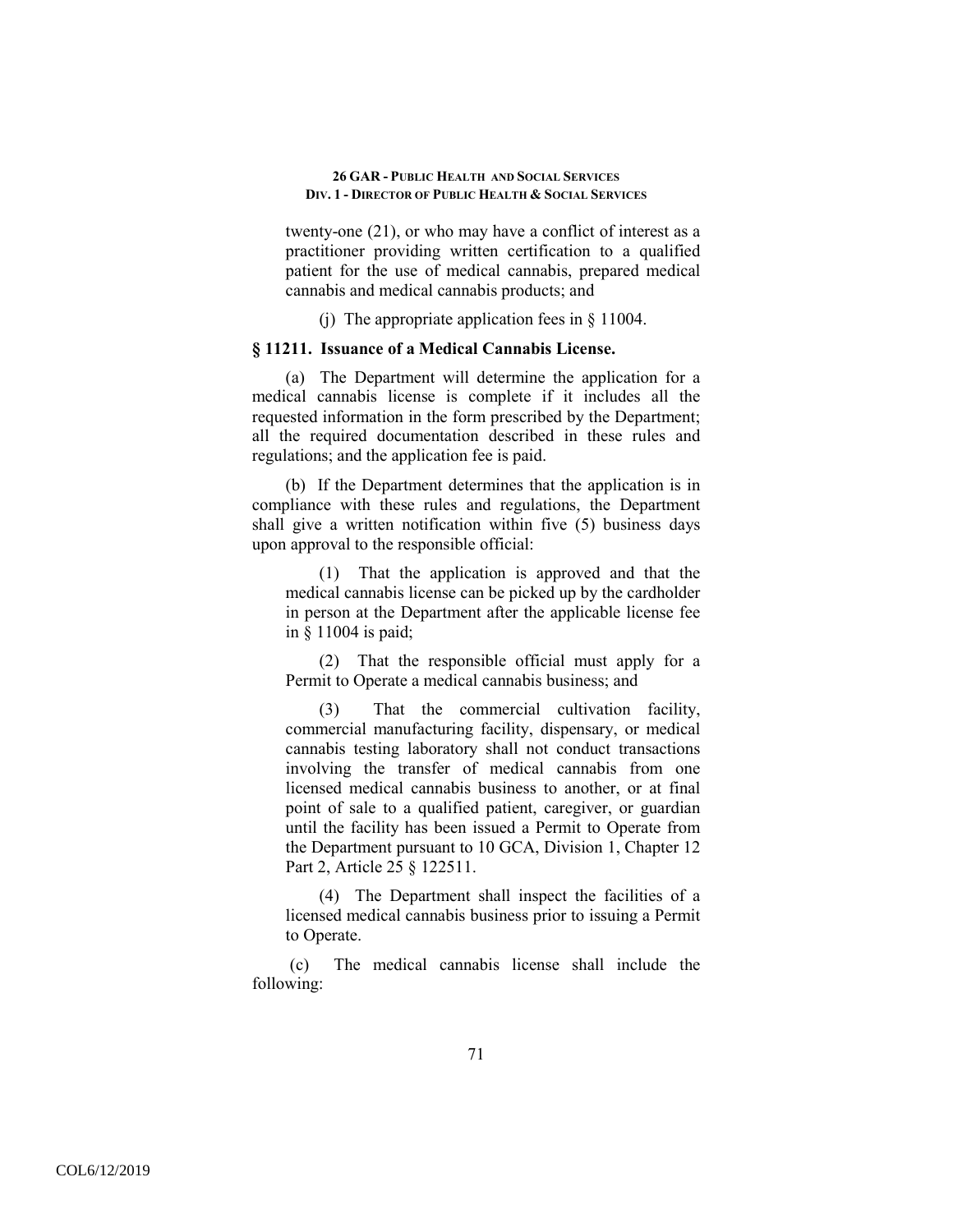twenty-one (21), or who may have a conflict of interest as a practitioner providing written certification to a qualified patient for the use of medical cannabis, prepared medical cannabis and medical cannabis products; and

(j) The appropriate application fees in § 11004.

### § 11211. Issuance of a Medical Cannabis License.

(a) The Department will determine the application for a medical cannabis license is complete if it includes all the requested information in the form prescribed by the Department; all the required documentation described in these rules and regulations; and the application fee is paid.

(b) If the Department determines that the application is in compliance with these rules and regulations, the Department shall give a written notification within five (5) business days upon approval to the responsible official:

(1) That the application is approved and that the medical cannabis license can be picked up by the cardholder in person at the Department after the applicable license fee in § 11004 is paid;

(2) That the responsible official must apply for a Permit to Operate a medical cannabis business; and

(3) That the commercial cultivation facility, commercial manufacturing facility, dispensary, or medical cannabis testing laboratory shall not conduct transactions involving the transfer of medical cannabis from one licensed medical cannabis business to another, or at final point of sale to a qualified patient, caregiver, or guardian until the facility has been issued a Permit to Operate from the Department pursuant to 10 GCA, Division 1, Chapter 12 Part 2, Article 25 § 122511.

(4) The Department shall inspect the facilities of a licensed medical cannabis business prior to issuing a Permit to Operate.

(c) The medical cannabis license shall include the following: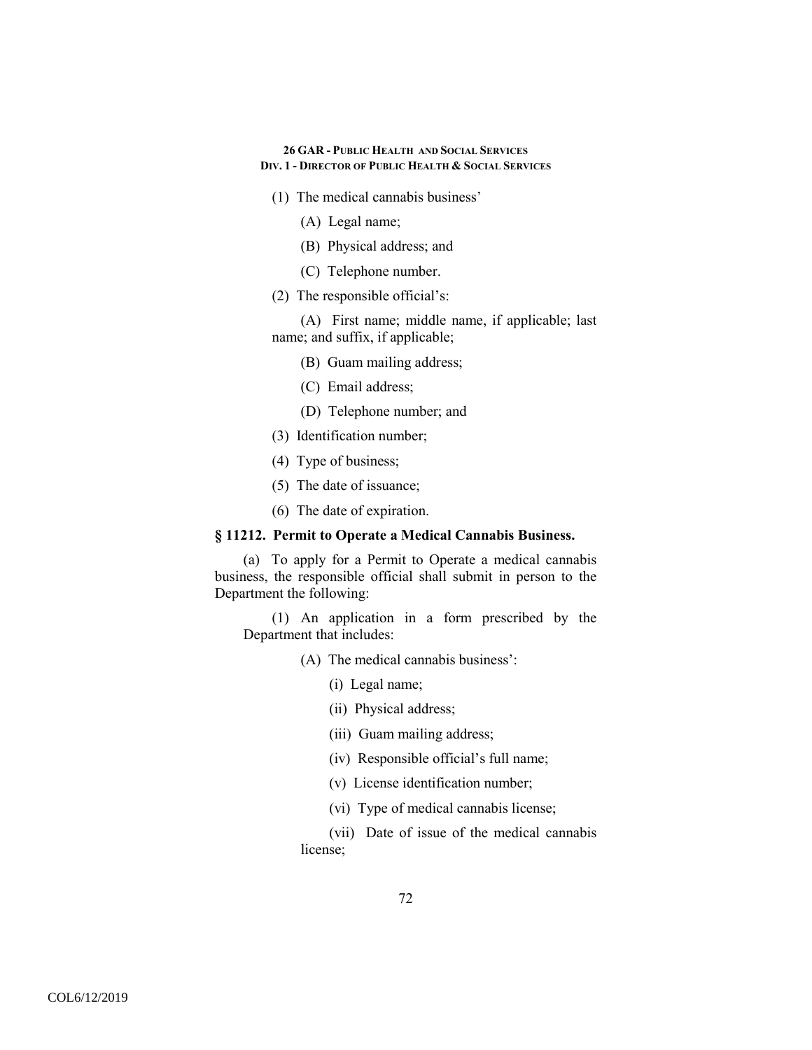(1) The medical cannabis business'

(A) Legal name;

(B) Physical address; and

(C) Telephone number.

(2) The responsible official's:

(A) First name; middle name, if applicable; last name; and suffix, if applicable;

(B) Guam mailing address;

(C) Email address;

(D) Telephone number; and

(3) Identification number;

(4) Type of business;

(5) The date of issuance;

(6) The date of expiration.

### § 11212. Permit to Operate a Medical Cannabis Business.

(a) To apply for a Permit to Operate a medical cannabis business, the responsible official shall submit in person to the Department the following:

(1) An application in a form prescribed by the Department that includes:

(A) The medical cannabis business':

(i) Legal name;

(ii) Physical address;

(iii) Guam mailing address;

(iv) Responsible official's full name;

(v) License identification number;

(vi) Type of medical cannabis license;

(vii) Date of issue of the medical cannabis license;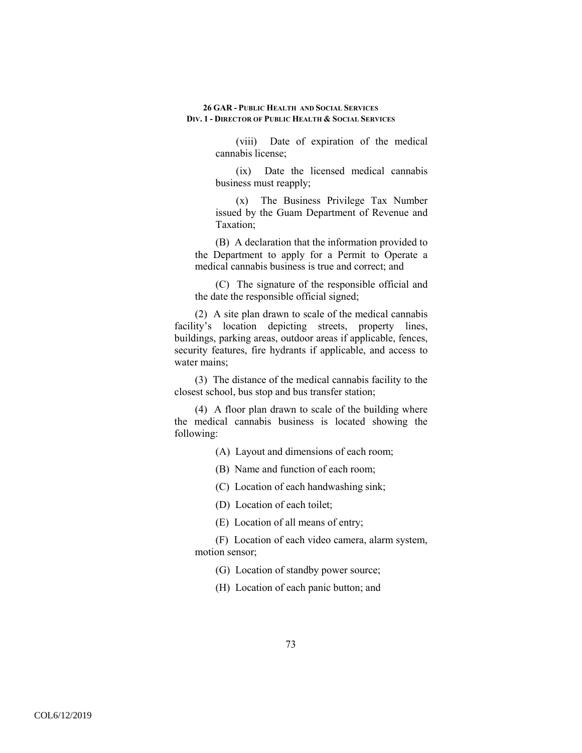(viii) Date of expiration of the medical cannabis license;

(ix) Date the licensed medical cannabis business must reapply;

(x) The Business Privilege Tax Number issued by the Guam Department of Revenue and Taxation;

(B) A declaration that the information provided to the Department to apply for a Permit to Operate a medical cannabis business is true and correct; and

(C) The signature of the responsible official and the date the responsible official signed;

(2) A site plan drawn to scale of the medical cannabis facility's location depicting streets, property lines, buildings, parking areas, outdoor areas if applicable, fences, security features, fire hydrants if applicable, and access to water mains;

(3) The distance of the medical cannabis facility to the closest school, bus stop and bus transfer station;

(4) A floor plan drawn to scale of the building where the medical cannabis business is located showing the following:

(A) Layout and dimensions of each room;

(B) Name and function of each room;

(C) Location of each handwashing sink;

(D) Location of each toilet;

(E) Location of all means of entry;

(F) Location of each video camera, alarm system, motion sensor;

(G) Location of standby power source;

(H) Location of each panic button; and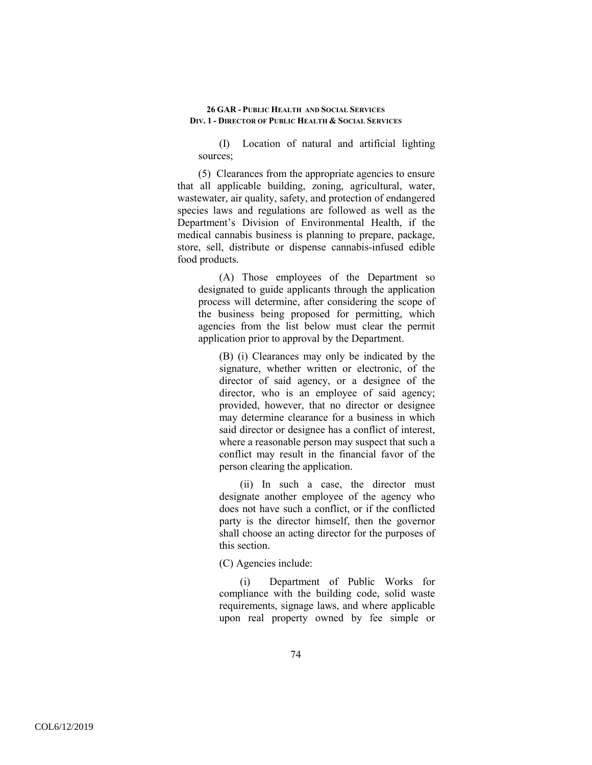(I) Location of natural and artificial lighting sources;

(5) Clearances from the appropriate agencies to ensure that all applicable building, zoning, agricultural, water, wastewater, air quality, safety, and protection of endangered species laws and regulations are followed as well as the Department's Division of Environmental Health, if the medical cannabis business is planning to prepare, package, store, sell, distribute or dispense cannabis-infused edible food products.

(A) Those employees of the Department so designated to guide applicants through the application process will determine, after considering the scope of the business being proposed for permitting, which agencies from the list below must clear the permit application prior to approval by the Department.

(B) (i) Clearances may only be indicated by the signature, whether written or electronic, of the director of said agency, or a designee of the director, who is an employee of said agency; provided, however, that no director or designee may determine clearance for a business in which said director or designee has a conflict of interest, where a reasonable person may suspect that such a conflict may result in the financial favor of the person clearing the application.

(ii) In such a case, the director must designate another employee of the agency who does not have such a conflict, or if the conflicted party is the director himself, then the governor shall choose an acting director for the purposes of this section.

(C) Agencies include:

(i) Department of Public Works for compliance with the building code, solid waste requirements, signage laws, and where applicable upon real property owned by fee simple or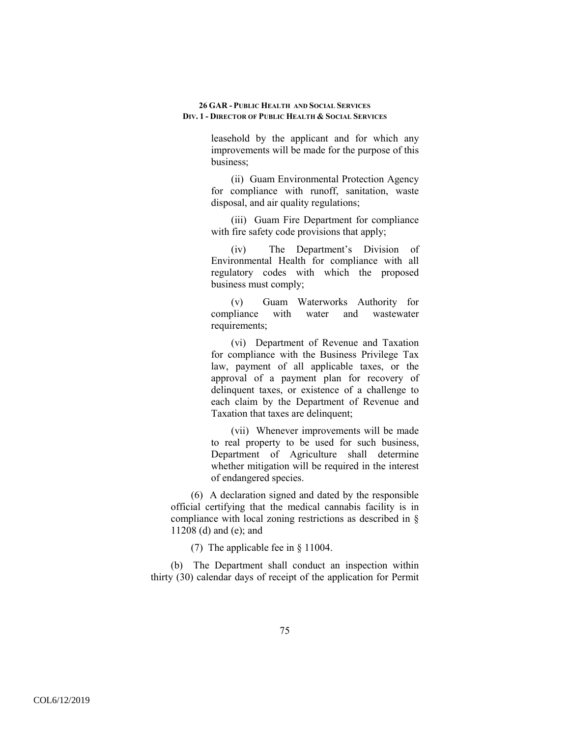leasehold by the applicant and for which any improvements will be made for the purpose of this business;

(ii) Guam Environmental Protection Agency for compliance with runoff, sanitation, waste disposal, and air quality regulations;

(iii) Guam Fire Department for compliance with fire safety code provisions that apply;

(iv) The Department's Division of Environmental Health for compliance with all regulatory codes with which the proposed business must comply;

(v) Guam Waterworks Authority for compliance with water and wastewater requirements;

(vi) Department of Revenue and Taxation for compliance with the Business Privilege Tax law, payment of all applicable taxes, or the approval of a payment plan for recovery of delinquent taxes, or existence of a challenge to each claim by the Department of Revenue and Taxation that taxes are delinquent;

(vii) Whenever improvements will be made to real property to be used for such business, Department of Agriculture shall determine whether mitigation will be required in the interest of endangered species.

(6) A declaration signed and dated by the responsible official certifying that the medical cannabis facility is in compliance with local zoning restrictions as described in § 11208 (d) and (e); and

(7) The applicable fee in § 11004.

(b) The Department shall conduct an inspection within thirty (30) calendar days of receipt of the application for Permit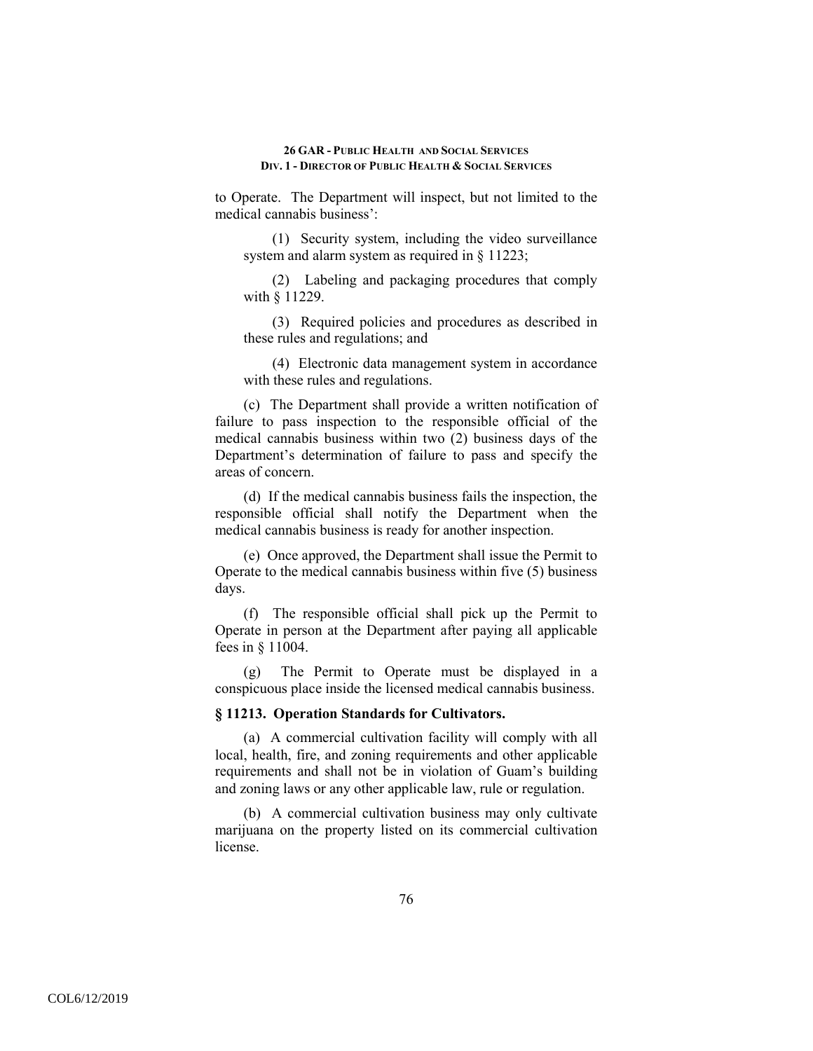to Operate. The Department will inspect, but not limited to the medical cannabis business':

(1) Security system, including the video surveillance system and alarm system as required in § 11223;

(2) Labeling and packaging procedures that comply with § 11229.

(3) Required policies and procedures as described in these rules and regulations; and

(4) Electronic data management system in accordance with these rules and regulations.

(c) The Department shall provide a written notification of failure to pass inspection to the responsible official of the medical cannabis business within two (2) business days of the Department's determination of failure to pass and specify the areas of concern.

(d) If the medical cannabis business fails the inspection, the responsible official shall notify the Department when the medical cannabis business is ready for another inspection.

(e) Once approved, the Department shall issue the Permit to Operate to the medical cannabis business within five (5) business days.

(f) The responsible official shall pick up the Permit to Operate in person at the Department after paying all applicable fees in § 11004.

(g) The Permit to Operate must be displayed in a conspicuous place inside the licensed medical cannabis business.

### § 11213. Operation Standards for Cultivators.

(a) A commercial cultivation facility will comply with all local, health, fire, and zoning requirements and other applicable requirements and shall not be in violation of Guam's building and zoning laws or any other applicable law, rule or regulation.

(b) A commercial cultivation business may only cultivate marijuana on the property listed on its commercial cultivation license.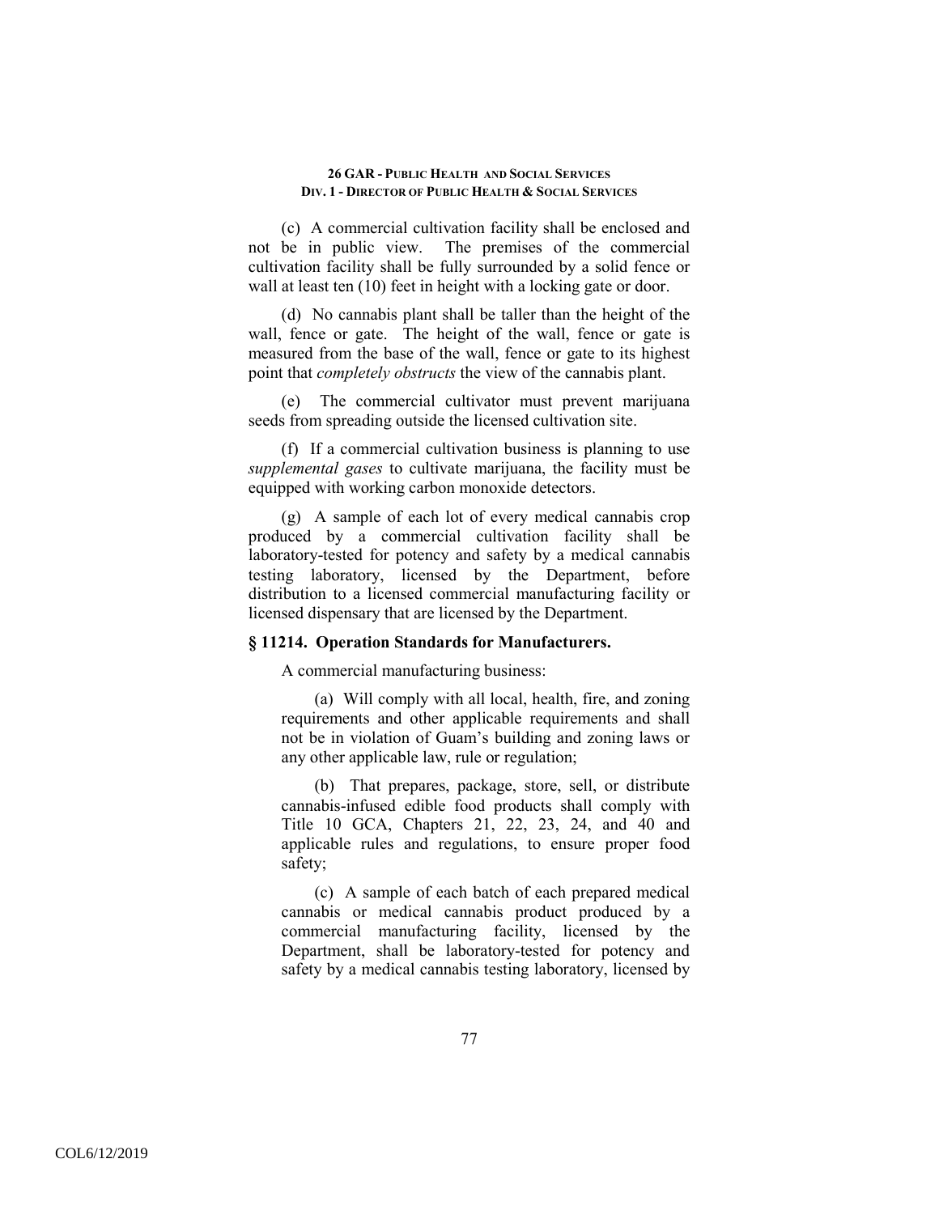(c) A commercial cultivation facility shall be enclosed and not be in public view. The premises of the commercial cultivation facility shall be fully surrounded by a solid fence or wall at least ten (10) feet in height with a locking gate or door.

(d) No cannabis plant shall be taller than the height of the wall, fence or gate. The height of the wall, fence or gate is measured from the base of the wall, fence or gate to its highest point that *completely obstructs* the view of the cannabis plant.

(e) The commercial cultivator must prevent marijuana seeds from spreading outside the licensed cultivation site.

(f) If a commercial cultivation business is planning to use *supplemental gases* to cultivate marijuana, the facility must be equipped with working carbon monoxide detectors.

(g) A sample of each lot of every medical cannabis crop produced by a commercial cultivation facility shall be laboratory-tested for potency and safety by a medical cannabis testing laboratory, licensed by the Department, before distribution to a licensed commercial manufacturing facility or licensed dispensary that are licensed by the Department.

### § 11214. Operation Standards for Manufacturers.

A commercial manufacturing business:

(a) Will comply with all local, health, fire, and zoning requirements and other applicable requirements and shall not be in violation of Guam's building and zoning laws or any other applicable law, rule or regulation;

(b) That prepares, package, store, sell, or distribute cannabis-infused edible food products shall comply with Title 10 GCA, Chapters 21, 22, 23, 24, and 40 and applicable rules and regulations, to ensure proper food safety;

(c) A sample of each batch of each prepared medical cannabis or medical cannabis product produced by a commercial manufacturing facility, licensed by the Department, shall be laboratory-tested for potency and safety by a medical cannabis testing laboratory, licensed by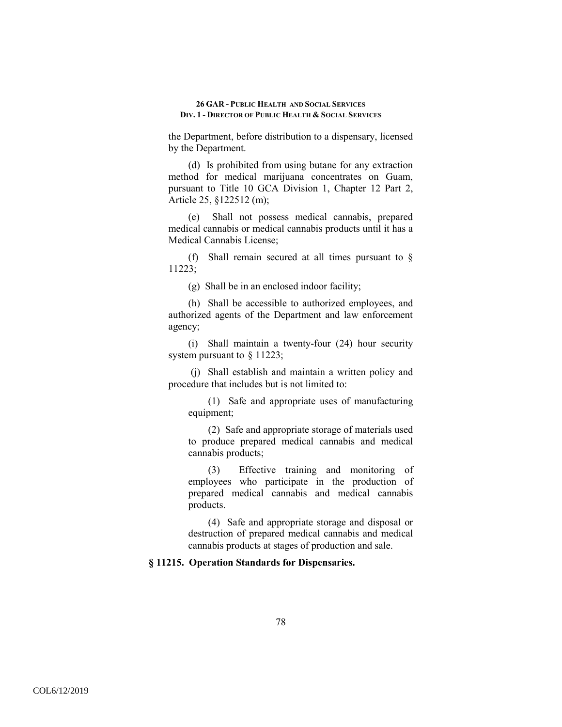the Department, before distribution to a dispensary, licensed by the Department.

(d) Is prohibited from using butane for any extraction method for medical marijuana concentrates on Guam, pursuant to Title 10 GCA Division 1, Chapter 12 Part 2, Article 25, §122512 (m);

(e) Shall not possess medical cannabis, prepared medical cannabis or medical cannabis products until it has a Medical Cannabis License;

(f) Shall remain secured at all times pursuant to § 11223;

(g) Shall be in an enclosed indoor facility;

(h) Shall be accessible to authorized employees, and authorized agents of the Department and law enforcement agency;

(i) Shall maintain a twenty-four (24) hour security system pursuant to § 11223;

(j) Shall establish and maintain a written policy and procedure that includes but is not limited to:

(1) Safe and appropriate uses of manufacturing equipment;

(2) Safe and appropriate storage of materials used to produce prepared medical cannabis and medical cannabis products;

(3) Effective training and monitoring of employees who participate in the production of prepared medical cannabis and medical cannabis products.

(4) Safe and appropriate storage and disposal or destruction of prepared medical cannabis and medical cannabis products at stages of production and sale.

### § 11215. Operation Standards for Dispensaries.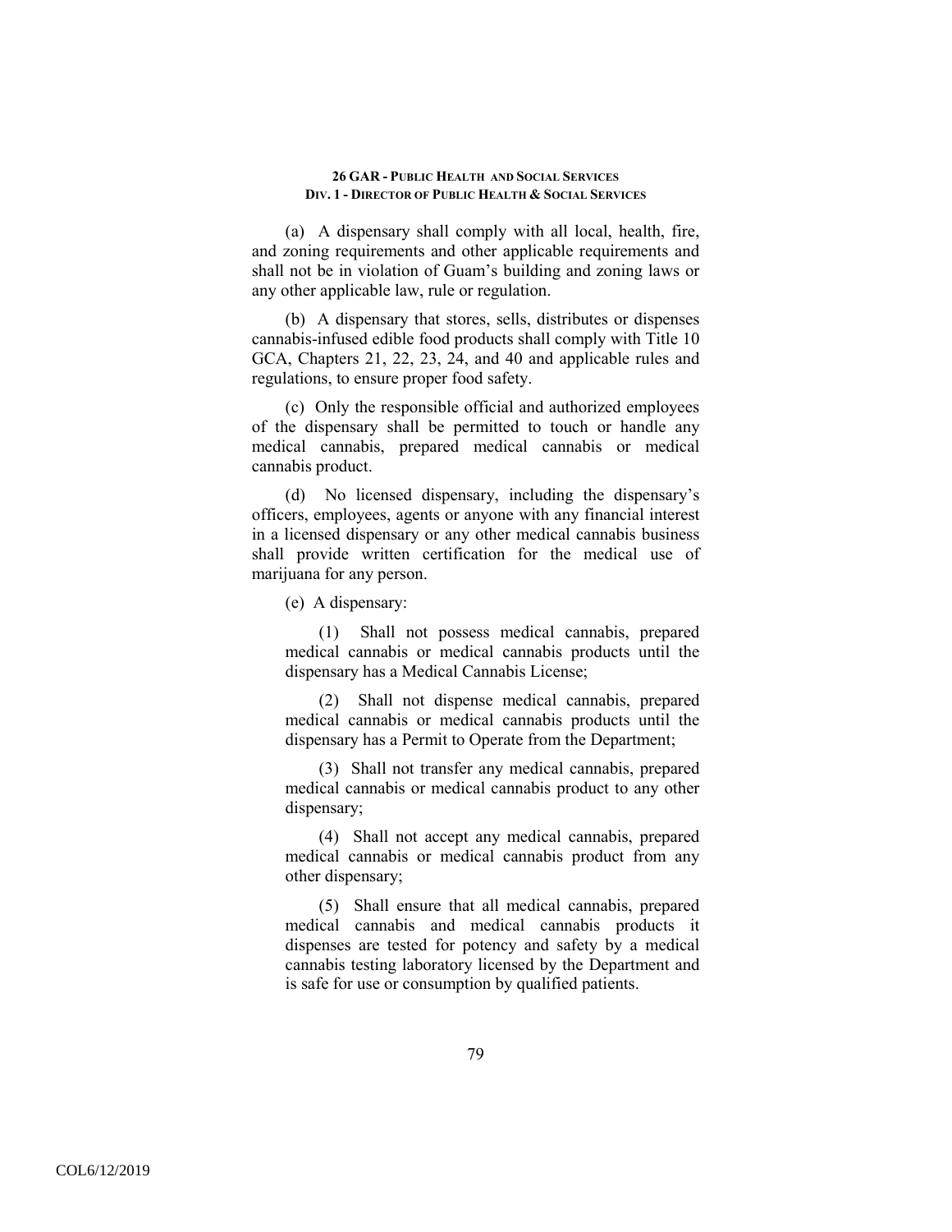(a) A dispensary shall comply with all local, health, fire, and zoning requirements and other applicable requirements and shall not be in violation of Guam's building and zoning laws or any other applicable law, rule or regulation.

(b) A dispensary that stores, sells, distributes or dispenses cannabis-infused edible food products shall comply with Title 10 GCA, Chapters 21, 22, 23, 24, and 40 and applicable rules and regulations, to ensure proper food safety.

(c) Only the responsible official and authorized employees of the dispensary shall be permitted to touch or handle any medical cannabis, prepared medical cannabis or medical cannabis product.

(d) No licensed dispensary, including the dispensary's officers, employees, agents or anyone with any financial interest in a licensed dispensary or any other medical cannabis business shall provide written certification for the medical use of marijuana for any person.

(e) A dispensary:

(1) Shall not possess medical cannabis, prepared medical cannabis or medical cannabis products until the dispensary has a Medical Cannabis License;

(2) Shall not dispense medical cannabis, prepared medical cannabis or medical cannabis products until the dispensary has a Permit to Operate from the Department;

(3) Shall not transfer any medical cannabis, prepared medical cannabis or medical cannabis product to any other dispensary;

(4) Shall not accept any medical cannabis, prepared medical cannabis or medical cannabis product from any other dispensary;

(5) Shall ensure that all medical cannabis, prepared medical cannabis and medical cannabis products it dispenses are tested for potency and safety by a medical cannabis testing laboratory licensed by the Department and is safe for use or consumption by qualified patients.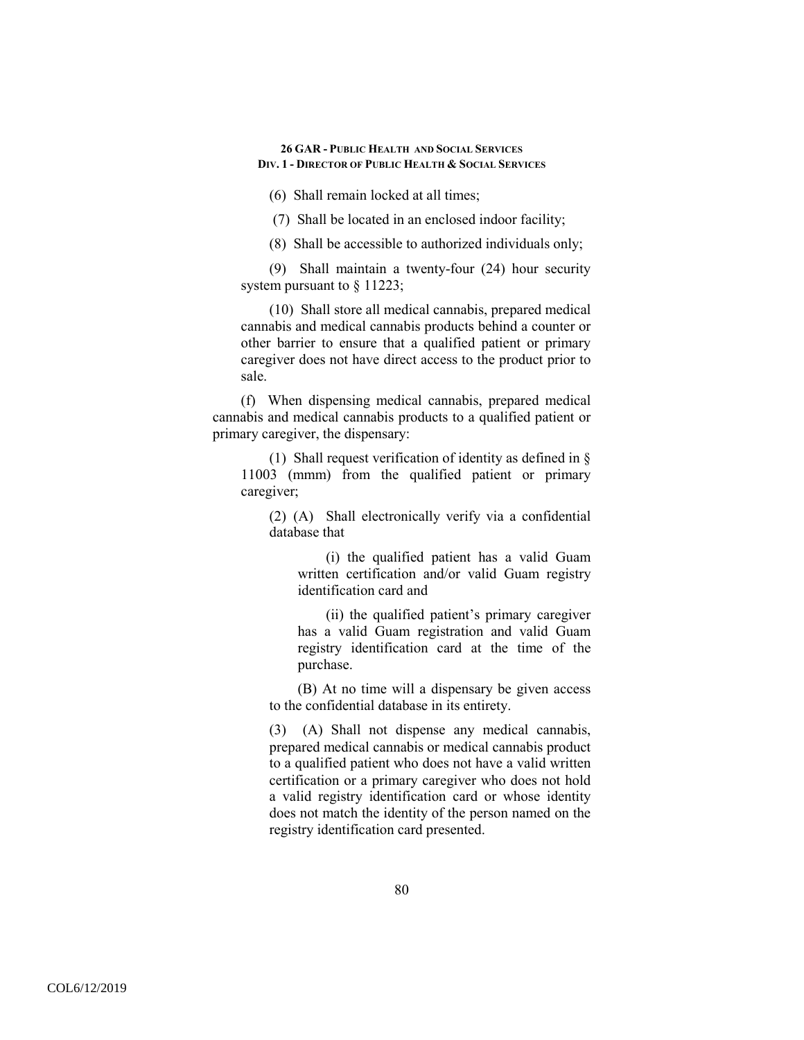(6) Shall remain locked at all times;

(7) Shall be located in an enclosed indoor facility;

(8) Shall be accessible to authorized individuals only;

(9) Shall maintain a twenty-four (24) hour security system pursuant to § 11223;

(10) Shall store all medical cannabis, prepared medical cannabis and medical cannabis products behind a counter or other barrier to ensure that a qualified patient or primary caregiver does not have direct access to the product prior to sale.

(f) When dispensing medical cannabis, prepared medical cannabis and medical cannabis products to a qualified patient or primary caregiver, the dispensary:

(1) Shall request verification of identity as defined in § 11003 (mmm) from the qualified patient or primary caregiver;

(2) (A) Shall electronically verify via a confidential database that

(i) the qualified patient has a valid Guam written certification and/or valid Guam registry identification card and

(ii) the qualified patient's primary caregiver has a valid Guam registration and valid Guam registry identification card at the time of the purchase.

(B) At no time will a dispensary be given access to the confidential database in its entirety.

(3) (A) Shall not dispense any medical cannabis, prepared medical cannabis or medical cannabis product to a qualified patient who does not have a valid written certification or a primary caregiver who does not hold a valid registry identification card or whose identity does not match the identity of the person named on the registry identification card presented.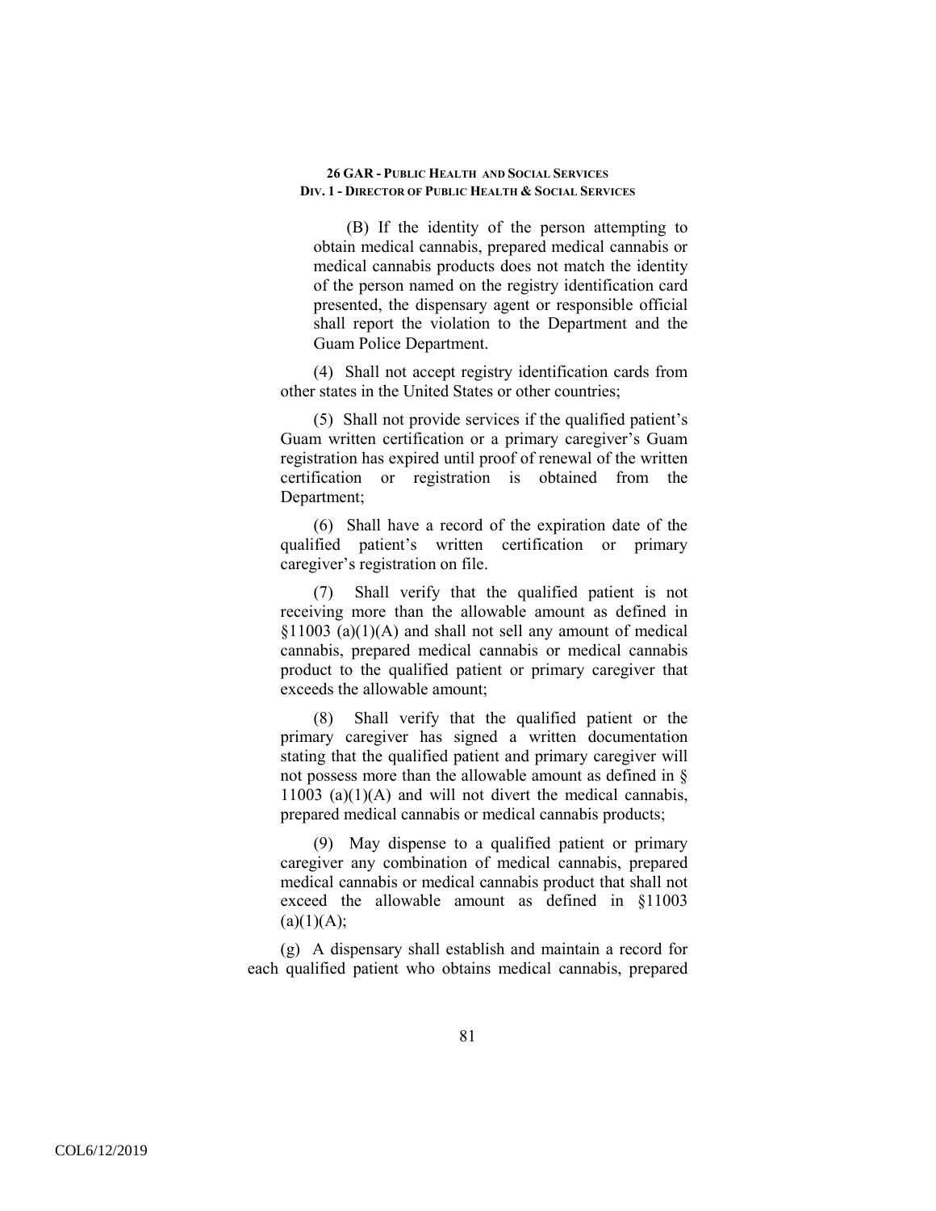(B) If the identity of the person attempting to obtain medical cannabis, prepared medical cannabis or medical cannabis products does not match the identity of the person named on the registry identification card presented, the dispensary agent or responsible official shall report the violation to the Department and the Guam Police Department.

(4) Shall not accept registry identification cards from other states in the United States or other countries;

(5) Shall not provide services if the qualified patient's Guam written certification or a primary caregiver's Guam registration has expired until proof of renewal of the written certification or registration is obtained from the Department;

(6) Shall have a record of the expiration date of the qualified patient's written certification or primary caregiver's registration on file.

(7) Shall verify that the qualified patient is not receiving more than the allowable amount as defined in §11003 (a)(1)(A) and shall not sell any amount of medical cannabis, prepared medical cannabis or medical cannabis product to the qualified patient or primary caregiver that exceeds the allowable amount;

(8) Shall verify that the qualified patient or the primary caregiver has signed a written documentation stating that the qualified patient and primary caregiver will not possess more than the allowable amount as defined in § 11003 (a)(1)(A) and will not divert the medical cannabis, prepared medical cannabis or medical cannabis products;

(9) May dispense to a qualified patient or primary caregiver any combination of medical cannabis, prepared medical cannabis or medical cannabis product that shall not exceed the allowable amount as defined in §11003 (a)(1)(A);

(g) A dispensary shall establish and maintain a record for each qualified patient who obtains medical cannabis, prepared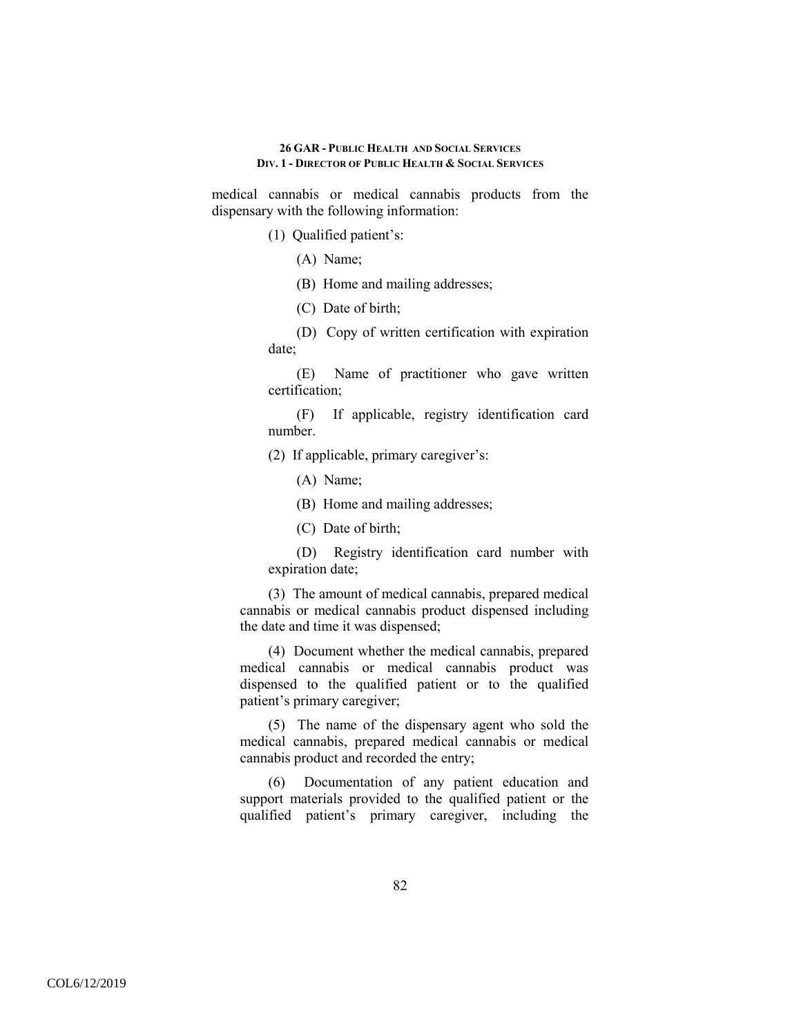medical cannabis or medical cannabis products from the dispensary with the following information:

(1) Qualified patient's:

(A) Name;

(B) Home and mailing addresses;

(C) Date of birth;

(D) Copy of written certification with expiration date;

(E) Name of practitioner who gave written certification;

(F) If applicable, registry identification card number.

(2) If applicable, primary caregiver's:

(A) Name;

(B) Home and mailing addresses;

(C) Date of birth;

(D) Registry identification card number with expiration date;

(3) The amount of medical cannabis, prepared medical cannabis or medical cannabis product dispensed including the date and time it was dispensed;

(4) Document whether the medical cannabis, prepared medical cannabis or medical cannabis product was dispensed to the qualified patient or to the qualified patient's primary caregiver;

(5) The name of the dispensary agent who sold the medical cannabis, prepared medical cannabis or medical cannabis product and recorded the entry;

(6) Documentation of any patient education and support materials provided to the qualified patient or the qualified patient's primary caregiver, including the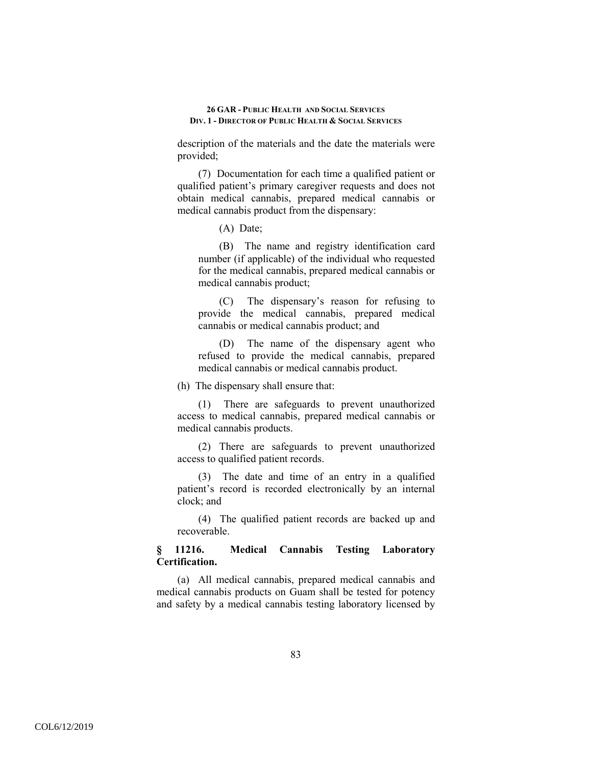description of the materials and the date the materials were provided;

(7) Documentation for each time a qualified patient or qualified patient's primary caregiver requests and does not obtain medical cannabis, prepared medical cannabis or medical cannabis product from the dispensary:

(A) Date;

(B) The name and registry identification card number (if applicable) of the individual who requested for the medical cannabis, prepared medical cannabis or medical cannabis product;

(C) The dispensary's reason for refusing to provide the medical cannabis, prepared medical cannabis or medical cannabis product; and

(D) The name of the dispensary agent who refused to provide the medical cannabis, prepared medical cannabis or medical cannabis product.

(h) The dispensary shall ensure that:

(1) There are safeguards to prevent unauthorized access to medical cannabis, prepared medical cannabis or medical cannabis products.

(2) There are safeguards to prevent unauthorized access to qualified patient records.

(3) The date and time of an entry in a qualified patient's record is recorded electronically by an internal clock; and

(4) The qualified patient records are backed up and recoverable.

### § 11216. Medical Cannabis Testing Laboratory Certification.

(a) All medical cannabis, prepared medical cannabis and medical cannabis products on Guam shall be tested for potency and safety by a medical cannabis testing laboratory licensed by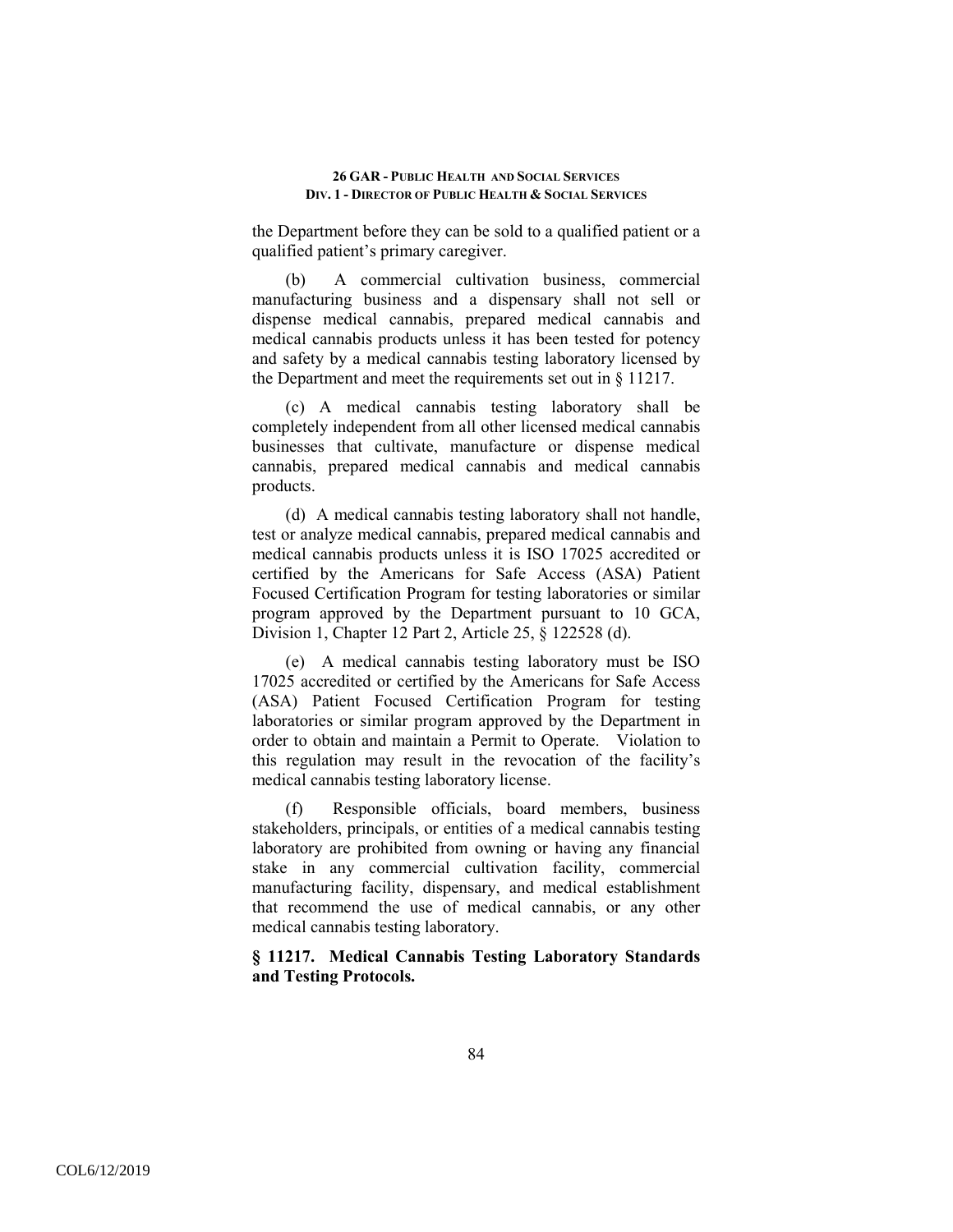the Department before they can be sold to a qualified patient or a qualified patient's primary caregiver.

(b) A commercial cultivation business, commercial manufacturing business and a dispensary shall not sell or dispense medical cannabis, prepared medical cannabis and medical cannabis products unless it has been tested for potency and safety by a medical cannabis testing laboratory licensed by the Department and meet the requirements set out in § 11217.

(c) A medical cannabis testing laboratory shall be completely independent from all other licensed medical cannabis businesses that cultivate, manufacture or dispense medical cannabis, prepared medical cannabis and medical cannabis products.

(d) A medical cannabis testing laboratory shall not handle, test or analyze medical cannabis, prepared medical cannabis and medical cannabis products unless it is ISO 17025 accredited or certified by the Americans for Safe Access (ASA) Patient Focused Certification Program for testing laboratories or similar program approved by the Department pursuant to 10 GCA, Division 1, Chapter 12 Part 2, Article 25, § 122528 (d).

(e) A medical cannabis testing laboratory must be ISO 17025 accredited or certified by the Americans for Safe Access (ASA) Patient Focused Certification Program for testing laboratories or similar program approved by the Department in order to obtain and maintain a Permit to Operate. Violation to this regulation may result in the revocation of the facility's medical cannabis testing laboratory license.

(f) Responsible officials, board members, business stakeholders, principals, or entities of a medical cannabis testing laboratory are prohibited from owning or having any financial stake in any commercial cultivation facility, commercial manufacturing facility, dispensary, and medical establishment that recommend the use of medical cannabis, or any other medical cannabis testing laboratory.

**§ 11217. Medical Cannabis Testing Laboratory Standards and Testing Protocols.**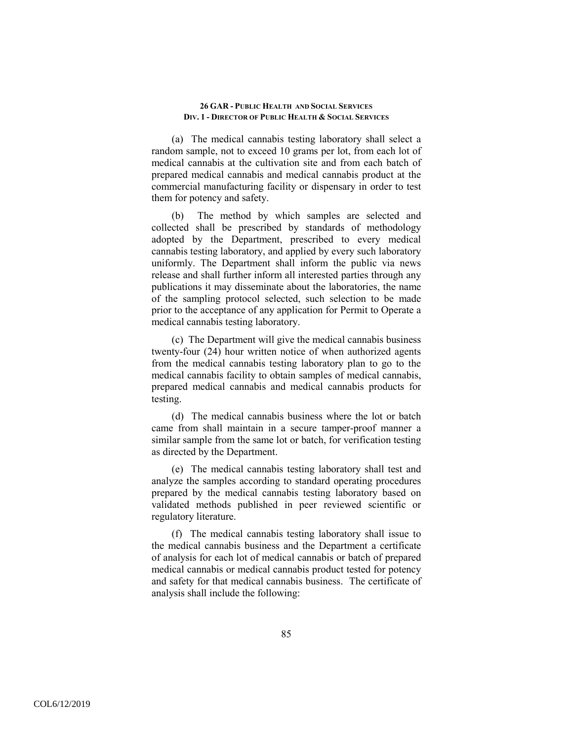(a) The medical cannabis testing laboratory shall select a random sample, not to exceed 10 grams per lot, from each lot of medical cannabis at the cultivation site and from each batch of prepared medical cannabis and medical cannabis product at the commercial manufacturing facility or dispensary in order to test them for potency and safety.

(b) The method by which samples are selected and collected shall be prescribed by standards of methodology adopted by the Department, prescribed to every medical cannabis testing laboratory, and applied by every such laboratory uniformly. The Department shall inform the public via news release and shall further inform all interested parties through any publications it may disseminate about the laboratories, the name of the sampling protocol selected, such selection to be made prior to the acceptance of any application for Permit to Operate a medical cannabis testing laboratory.

(c) The Department will give the medical cannabis business twenty-four (24) hour written notice of when authorized agents from the medical cannabis testing laboratory plan to go to the medical cannabis facility to obtain samples of medical cannabis, prepared medical cannabis and medical cannabis products for testing.

(d) The medical cannabis business where the lot or batch came from shall maintain in a secure tamper-proof manner a similar sample from the same lot or batch, for verification testing as directed by the Department.

(e) The medical cannabis testing laboratory shall test and analyze the samples according to standard operating procedures prepared by the medical cannabis testing laboratory based on validated methods published in peer reviewed scientific or regulatory literature.

(f) The medical cannabis testing laboratory shall issue to the medical cannabis business and the Department a certificate of analysis for each lot of medical cannabis or batch of prepared medical cannabis or medical cannabis product tested for potency and safety for that medical cannabis business. The certificate of analysis shall include the following: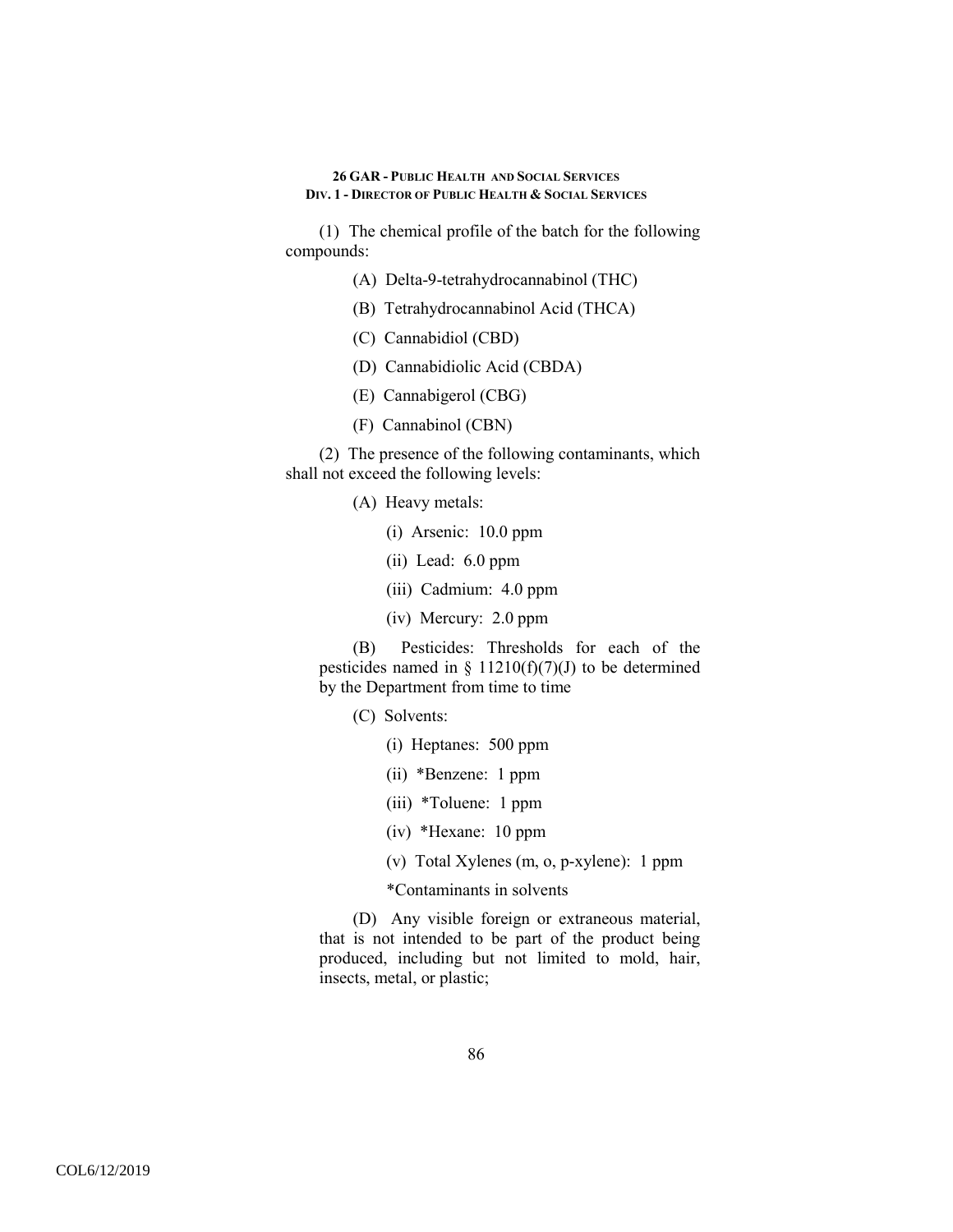(1) The chemical profile of the batch for the following compounds:

(A) Delta-9-tetrahydrocannabinol (THC)

(B) Tetrahydrocannabinol Acid (THCA)

(C) Cannabidiol (CBD)

(D) Cannabidiolic Acid (CBDA)

(E) Cannabigerol (CBG)

(F) Cannabinol (CBN)

(2) The presence of the following contaminants, which shall not exceed the following levels:

(A) Heavy metals:

(i) Arsenic: 10.0 ppm

(ii) Lead: 6.0 ppm

(iii) Cadmium: 4.0 ppm

(iv) Mercury: 2.0 ppm

(B) Pesticides: Thresholds for each of the pesticides named in § 11210(f)(7)(J) to be determined by the Department from time to time

(C) Solvents:

(i) Heptanes: 500 ppm

(ii) *Benzene: 1 ppm

(iii) *Toluene: 1 ppm

(iv) *Hexane: 10 ppm

(v) Total Xylenes (m, o, p-xylene): 1 ppm

*Contaminants in solvents

(D) Any visible foreign or extraneous material, that is not intended to be part of the product being produced, including but not limited to mold, hair, insects, metal, or plastic;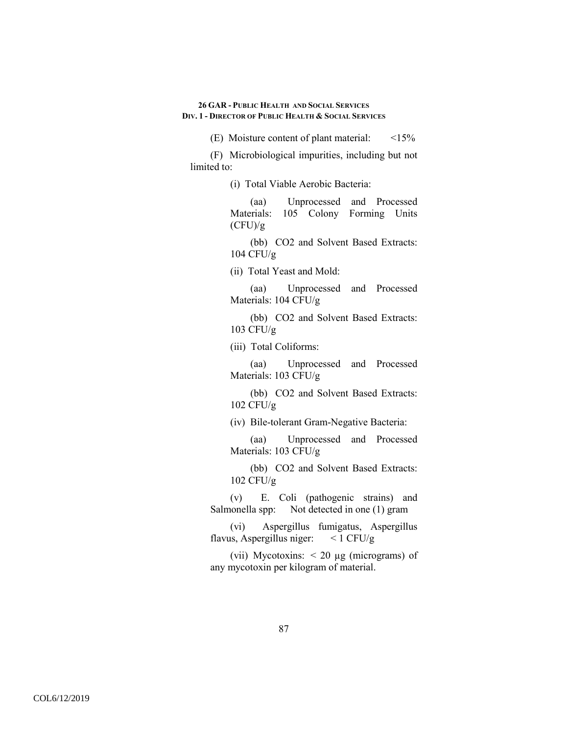(E) Moisture content of plant material: <15%

(F) Microbiological impurities, including but not limited to:

(i) Total Viable Aerobic Bacteria:

(aa) Unprocessed and Processed Materials: 105 Colony Forming Units (CFU)/g

(bb) $CO_2$ and Solvent Based Extracts: 104 CFU/g

(ii) Total Yeast and Mold:

(aa) Unprocessed and Processed Materials: 104 CFU/g

(bb) $CO_2$ and Solvent Based Extracts: 103 CFU/g

(iii) Total Coliforms:

(aa) Unprocessed and Processed Materials: 103 CFU/g

(bb) $CO_2$ and Solvent Based Extracts: 102 CFU/g

(iv) Bile-tolerant Gram-Negative Bacteria:

(aa) Unprocessed and Processed Materials: 103 CFU/g

(bb) $CO_2$ and Solvent Based Extracts: 102 CFU/g

(v) E. Coli (pathogenic strains) and Salmonella spp: Not detected in one (1) gram

(vi) Aspergillus fumigatus, Aspergillus flavus, Aspergillus niger: < 1 CFU/g

(vii) Mycotoxins: < 20 µg (micrograms) of any mycotoxin per kilogram of material.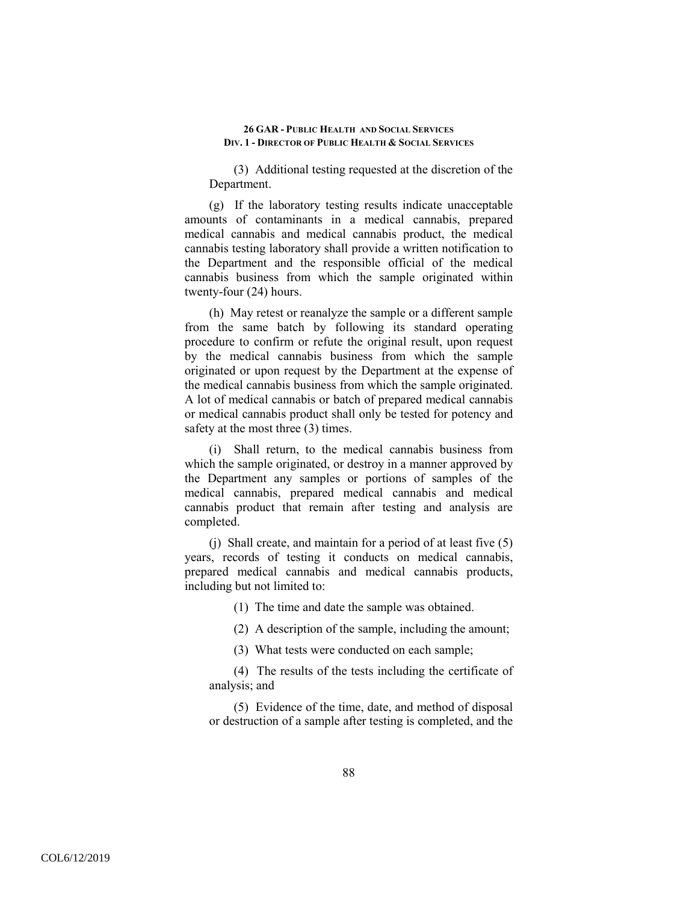(3) Additional testing requested at the discretion of the Department.

(g) If the laboratory testing results indicate unacceptable amounts of contaminants in a medical cannabis, prepared medical cannabis and medical cannabis product, the medical cannabis testing laboratory shall provide a written notification to the Department and the responsible official of the medical cannabis business from which the sample originated within twenty-four (24) hours.

(h) May retest or reanalyze the sample or a different sample from the same batch by following its standard operating procedure to confirm or refute the original result, upon request by the medical cannabis business from which the sample originated or upon request by the Department at the expense of the medical cannabis business from which the sample originated. A lot of medical cannabis or batch of prepared medical cannabis or medical cannabis product shall only be tested for potency and safety at the most three (3) times.

(i) Shall return, to the medical cannabis business from which the sample originated, or destroy in a manner approved by the Department any samples or portions of samples of the medical cannabis, prepared medical cannabis and medical cannabis product that remain after testing and analysis are completed.

(j) Shall create, and maintain for a period of at least five (5) years, records of testing it conducts on medical cannabis, prepared medical cannabis and medical cannabis products, including but not limited to:

(1) The time and date the sample was obtained.

(2) A description of the sample, including the amount;

(3) What tests were conducted on each sample;

(4) The results of the tests including the certificate of analysis; and

(5) Evidence of the time, date, and method of disposal or destruction of a sample after testing is completed, and the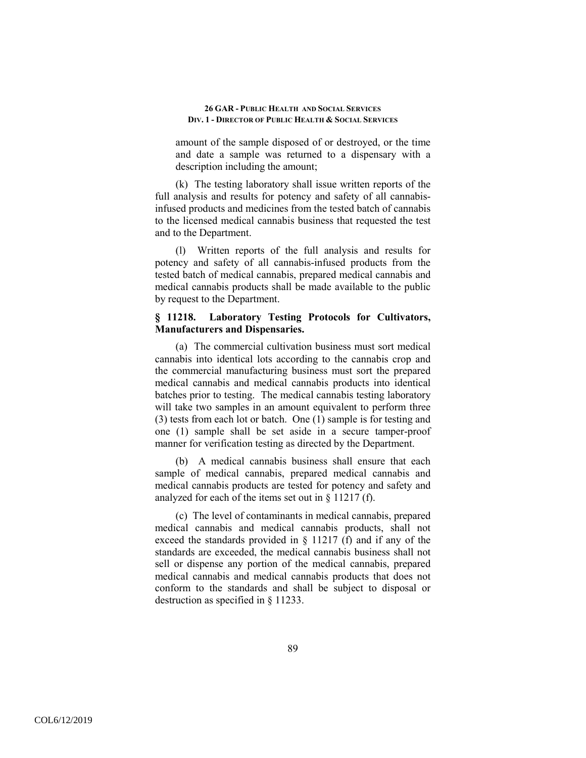amount of the sample disposed of or destroyed, or the time and date a sample was returned to a dispensary with a description including the amount;

(k) The testing laboratory shall issue written reports of the full analysis and results for potency and safety of all cannabis-infused products and medicines from the tested batch of cannabis to the licensed medical cannabis business that requested the test and to the Department.

(l) Written reports of the full analysis and results for potency and safety of all cannabis-infused products from the tested batch of medical cannabis, prepared medical cannabis and medical cannabis products shall be made available to the public by request to the Department.

### § 11218. Laboratory Testing Protocols for Cultivators, Manufacturers and Dispensaries.

(a) The commercial cultivation business must sort medical cannabis into identical lots according to the cannabis crop and the commercial manufacturing business must sort the prepared medical cannabis and medical cannabis products into identical batches prior to testing. The medical cannabis testing laboratory will take two samples in an amount equivalent to perform three (3) tests from each lot or batch. One (1) sample is for testing and one (1) sample shall be set aside in a secure tamper-proof manner for verification testing as directed by the Department.

(b) A medical cannabis business shall ensure that each sample of medical cannabis, prepared medical cannabis and medical cannabis products are tested for potency and safety and analyzed for each of the items set out in § 11217 (f).

(c) The level of contaminants in medical cannabis, prepared medical cannabis and medical cannabis products, shall not exceed the standards provided in § 11217 (f) and if any of the standards are exceeded, the medical cannabis business shall not sell or dispense any portion of the medical cannabis, prepared medical cannabis and medical cannabis products that does not conform to the standards and shall be subject to disposal or destruction as specified in § 11233.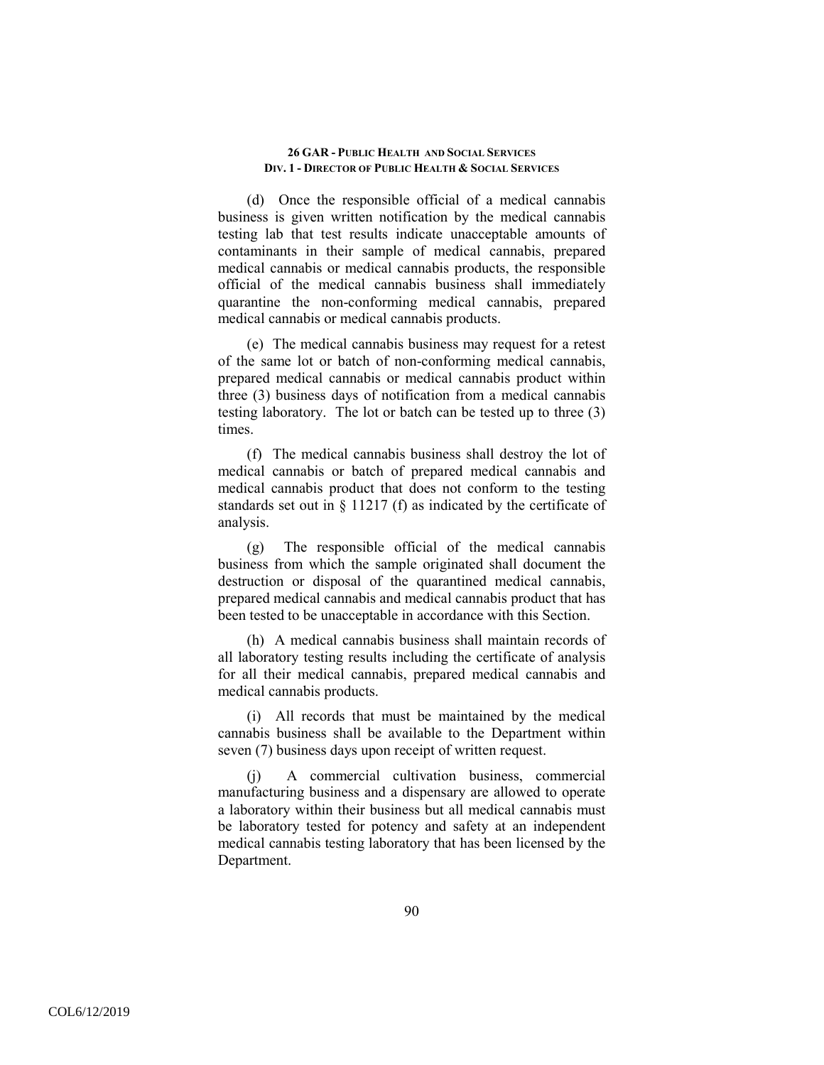(d) Once the responsible official of a medical cannabis business is given written notification by the medical cannabis testing lab that test results indicate unacceptable amounts of contaminants in their sample of medical cannabis, prepared medical cannabis or medical cannabis products, the responsible official of the medical cannabis business shall immediately quarantine the non-conforming medical cannabis, prepared medical cannabis or medical cannabis products.

(e) The medical cannabis business may request for a retest of the same lot or batch of non-conforming medical cannabis, prepared medical cannabis or medical cannabis product within three (3) business days of notification from a medical cannabis testing laboratory. The lot or batch can be tested up to three (3) times.

(f) The medical cannabis business shall destroy the lot of medical cannabis or batch of prepared medical cannabis and medical cannabis product that does not conform to the testing standards set out in § 11217 (f) as indicated by the certificate of analysis.

(g) The responsible official of the medical cannabis business from which the sample originated shall document the destruction or disposal of the quarantined medical cannabis, prepared medical cannabis and medical cannabis product that has been tested to be unacceptable in accordance with this Section.

(h) A medical cannabis business shall maintain records of all laboratory testing results including the certificate of analysis for all their medical cannabis, prepared medical cannabis and medical cannabis products.

(i) All records that must be maintained by the medical cannabis business shall be available to the Department within seven (7) business days upon receipt of written request.

(j) A commercial cultivation business, commercial manufacturing business and a dispensary are allowed to operate a laboratory within their business but all medical cannabis must be laboratory tested for potency and safety at an independent medical cannabis testing laboratory that has been licensed by the Department.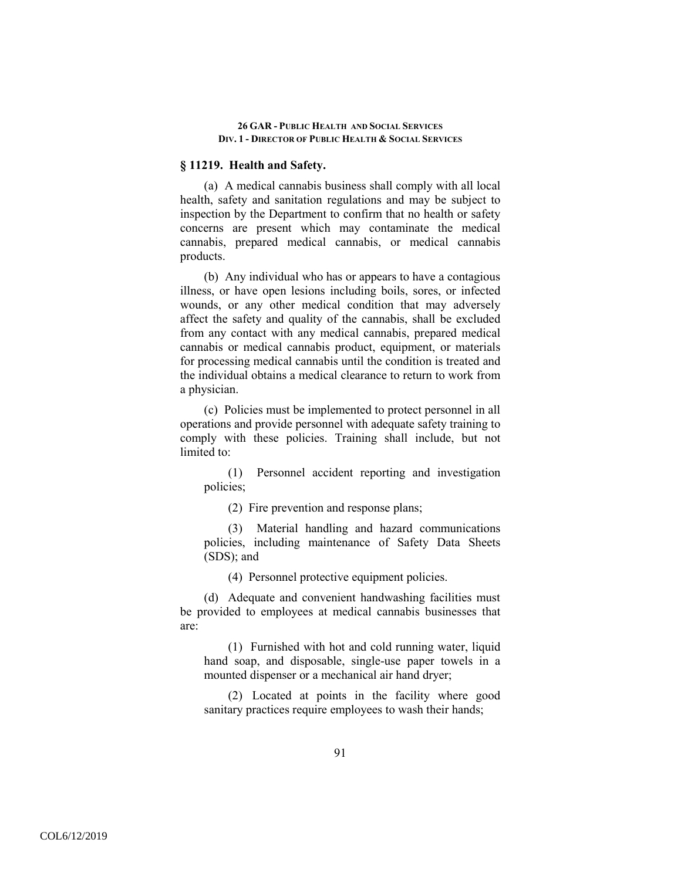## § 11219. Health and Safety.

(a) A medical cannabis business shall comply with all local health, safety and sanitation regulations and may be subject to inspection by the Department to confirm that no health or safety concerns are present which may contaminate the medical cannabis, prepared medical cannabis, or medical cannabis products.

(b) Any individual who has or appears to have a contagious illness, or have open lesions including boils, sores, or infected wounds, or any other medical condition that may adversely affect the safety and quality of the cannabis, shall be excluded from any contact with any medical cannabis, prepared medical cannabis or medical cannabis product, equipment, or materials for processing medical cannabis until the condition is treated and the individual obtains a medical clearance to return to work from a physician.

(c) Policies must be implemented to protect personnel in all operations and provide personnel with adequate safety training to comply with these policies. Training shall include, but not limited to:

(1) Personnel accident reporting and investigation policies;

(2) Fire prevention and response plans;

(3) Material handling and hazard communications policies, including maintenance of Safety Data Sheets (SDS); and

(4) Personnel protective equipment policies.

(d) Adequate and convenient handwashing facilities must be provided to employees at medical cannabis businesses that are:

(1) Furnished with hot and cold running water, liquid hand soap, and disposable, single-use paper towels in a mounted dispenser or a mechanical air hand dryer;

(2) Located at points in the facility where good sanitary practices require employees to wash their hands;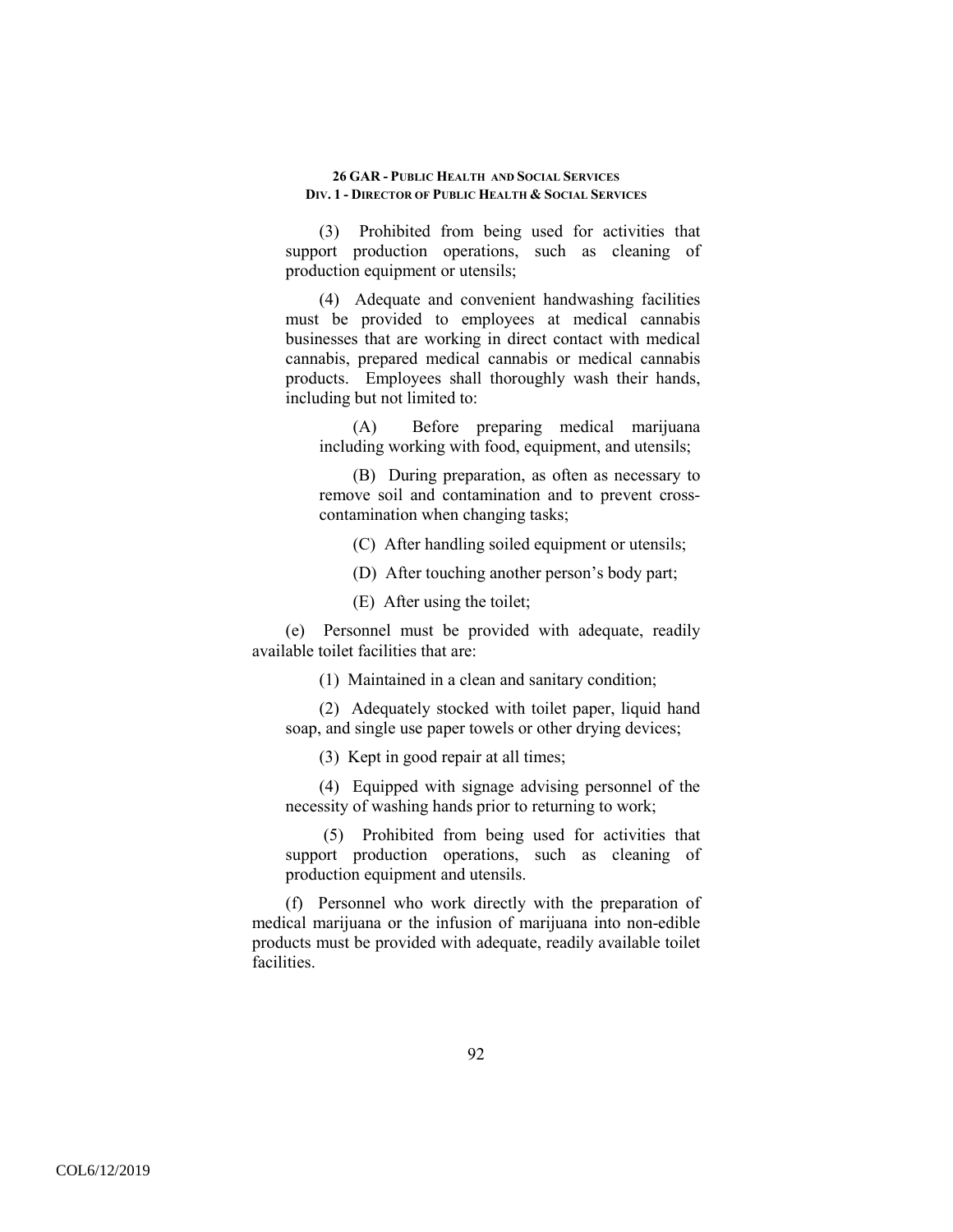(3) Prohibited from being used for activities that support production operations, such as cleaning of production equipment or utensils;

(4) Adequate and convenient handwashing facilities must be provided to employees at medical cannabis businesses that are working in direct contact with medical cannabis, prepared medical cannabis or medical cannabis products. Employees shall thoroughly wash their hands, including but not limited to:

(A) Before preparing medical marijuana including working with food, equipment, and utensils;

(B) During preparation, as often as necessary to remove soil and contamination and to prevent cross-contamination when changing tasks;

(C) After handling soiled equipment or utensils;

(D) After touching another person's body part;

(E) After using the toilet;

(e) Personnel must be provided with adequate, readily available toilet facilities that are:

(1) Maintained in a clean and sanitary condition;

(2) Adequately stocked with toilet paper, liquid hand soap, and single use paper towels or other drying devices;

(3) Kept in good repair at all times;

(4) Equipped with signage advising personnel of the necessity of washing hands prior to returning to work;

(5) Prohibited from being used for activities that support production operations, such as cleaning of production equipment and utensils.

(f) Personnel who work directly with the preparation of medical marijuana or the infusion of marijuana into non-edible products must be provided with adequate, readily available toilet facilities.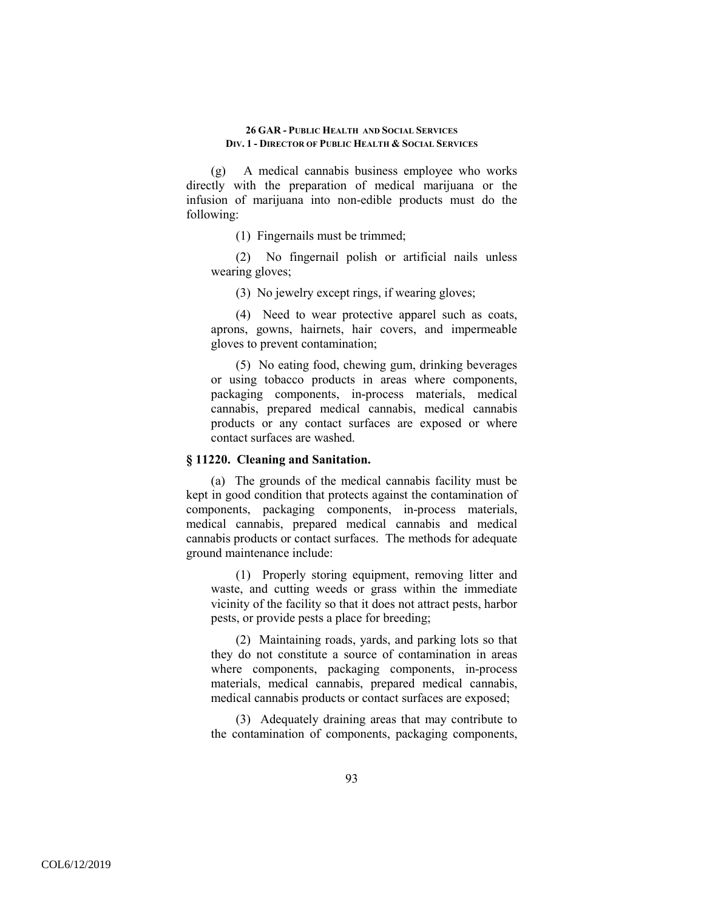(g) A medical cannabis business employee who works directly with the preparation of medical marijuana or the infusion of marijuana into non-edible products must do the following:

(1) Fingernails must be trimmed;

(2) No fingernail polish or artificial nails unless wearing gloves;

(3) No jewelry except rings, if wearing gloves;

(4) Need to wear protective apparel such as coats, aprons, gowns, hairnets, hair covers, and impermeable gloves to prevent contamination;

(5) No eating food, chewing gum, drinking beverages or using tobacco products in areas where components, packaging components, in-process materials, medical cannabis, prepared medical cannabis, medical cannabis products or any contact surfaces are exposed or where contact surfaces are washed.

**§ 11220. Cleaning and Sanitation.**

(a) The grounds of the medical cannabis facility must be kept in good condition that protects against the contamination of components, packaging components, in-process materials, medical cannabis, prepared medical cannabis and medical cannabis products or contact surfaces. The methods for adequate ground maintenance include:

(1) Properly storing equipment, removing litter and waste, and cutting weeds or grass within the immediate vicinity of the facility so that it does not attract pests, harbor pests, or provide pests a place for breeding;

(2) Maintaining roads, yards, and parking lots so that they do not constitute a source of contamination in areas where components, packaging components, in-process materials, medical cannabis, prepared medical cannabis, medical cannabis products or contact surfaces are exposed;

(3) Adequately draining areas that may contribute to the contamination of components, packaging components,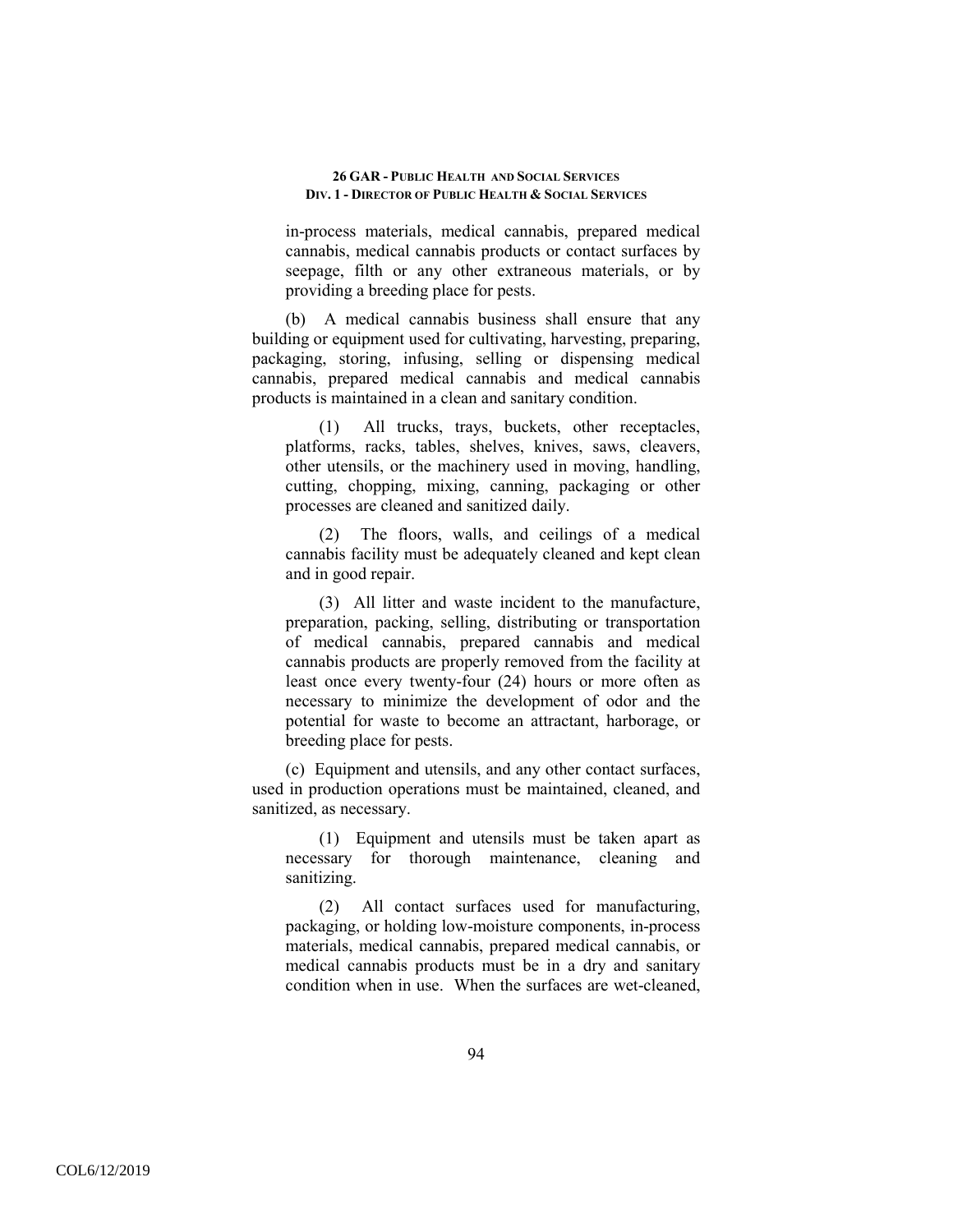in-process materials, medical cannabis, prepared medical cannabis, medical cannabis products or contact surfaces by seepage, filth or any other extraneous materials, or by providing a breeding place for pests.

(b) A medical cannabis business shall ensure that any building or equipment used for cultivating, harvesting, preparing, packaging, storing, infusing, selling or dispensing medical cannabis, prepared medical cannabis and medical cannabis products is maintained in a clean and sanitary condition.

(1) All trucks, trays, buckets, other receptacles, platforms, racks, tables, shelves, knives, saws, cleavers, other utensils, or the machinery used in moving, handling, cutting, chopping, mixing, canning, packaging or other processes are cleaned and sanitized daily.

(2) The floors, walls, and ceilings of a medical cannabis facility must be adequately cleaned and kept clean and in good repair.

(3) All litter and waste incident to the manufacture, preparation, packing, selling, distributing or transportation of medical cannabis, prepared cannabis and medical cannabis products are properly removed from the facility at least once every twenty-four (24) hours or more often as necessary to minimize the development of odor and the potential for waste to become an attractant, harborage, or breeding place for pests.

(c) Equipment and utensils, and any other contact surfaces, used in production operations must be maintained, cleaned, and sanitized, as necessary.

(1) Equipment and utensils must be taken apart as necessary for thorough maintenance, cleaning and sanitizing.

(2) All contact surfaces used for manufacturing, packaging, or holding low-moisture components, in-process materials, medical cannabis, prepared medical cannabis, or medical cannabis products must be in a dry and sanitary condition when in use. When the surfaces are wet-cleaned,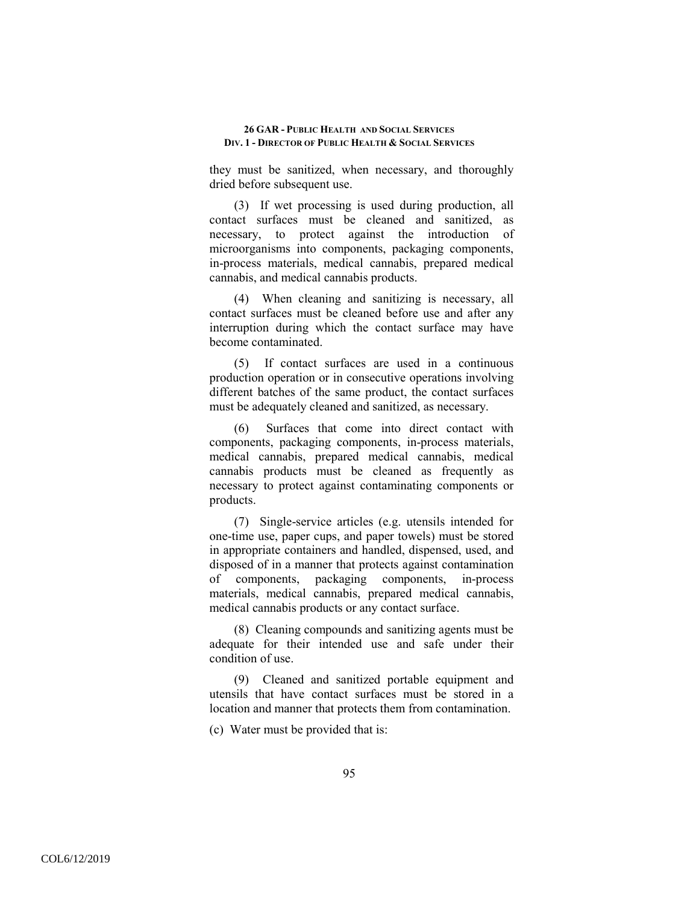they must be sanitized, when necessary, and thoroughly dried before subsequent use.

(3) If wet processing is used during production, all contact surfaces must be cleaned and sanitized, as necessary, to protect against the introduction of microorganisms into components, packaging components, in-process materials, medical cannabis, prepared medical cannabis, and medical cannabis products.

(4) When cleaning and sanitizing is necessary, all contact surfaces must be cleaned before use and after any interruption during which the contact surface may have become contaminated.

(5) If contact surfaces are used in a continuous production operation or in consecutive operations involving different batches of the same product, the contact surfaces must be adequately cleaned and sanitized, as necessary.

(6) Surfaces that come into direct contact with components, packaging components, in-process materials, medical cannabis, prepared medical cannabis, medical cannabis products must be cleaned as frequently as necessary to protect against contaminating components or products.

(7) Single-service articles (e.g. utensils intended for one-time use, paper cups, and paper towels) must be stored in appropriate containers and handled, dispensed, used, and disposed of in a manner that protects against contamination of components, packaging components, in-process materials, medical cannabis, prepared medical cannabis, medical cannabis products or any contact surface.

(8) Cleaning compounds and sanitizing agents must be adequate for their intended use and safe under their condition of use.

(9) Cleaned and sanitized portable equipment and utensils that have contact surfaces must be stored in a location and manner that protects them from contamination.

(c) Water must be provided that is: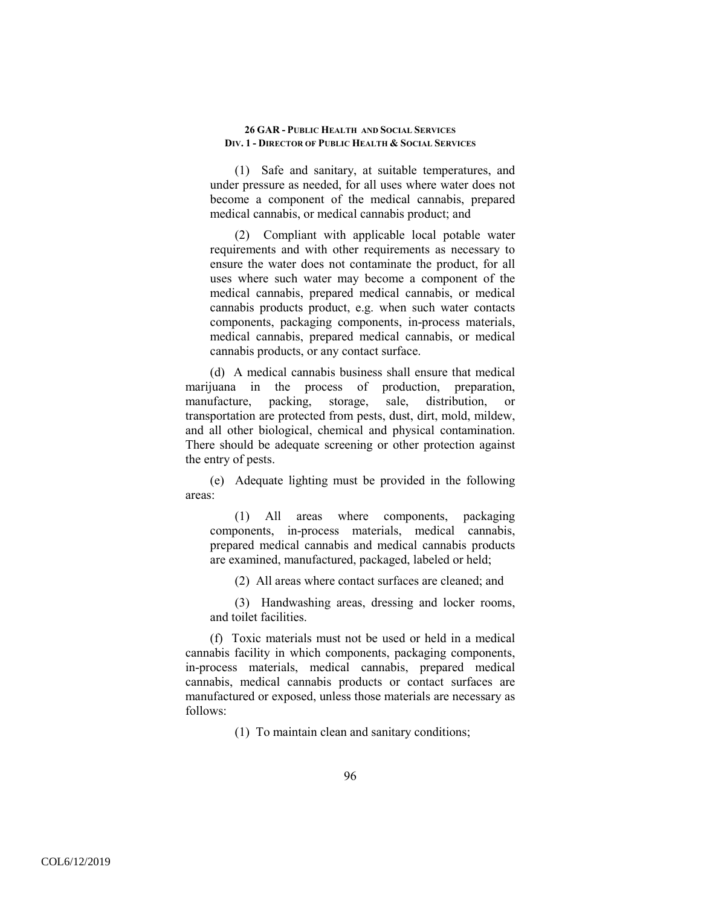(1) Safe and sanitary, at suitable temperatures, and under pressure as needed, for all uses where water does not become a component of the medical cannabis, prepared medical cannabis, or medical cannabis product; and

(2) Compliant with applicable local potable water requirements and with other requirements as necessary to ensure the water does not contaminate the product, for all uses where such water may become a component of the medical cannabis, prepared medical cannabis, or medical cannabis products product, e.g. when such water contacts components, packaging components, in-process materials, medical cannabis, prepared medical cannabis, or medical cannabis products, or any contact surface.

(d) A medical cannabis business shall ensure that medical marijuana in the process of production, preparation, manufacture, packing, storage, sale, distribution, or transportation are protected from pests, dust, dirt, mold, mildew, and all other biological, chemical and physical contamination. There should be adequate screening or other protection against the entry of pests.

(e) Adequate lighting must be provided in the following areas:

(1) All areas where components, packaging components, in-process materials, medical cannabis, prepared medical cannabis and medical cannabis products are examined, manufactured, packaged, labeled or held;

(2) All areas where contact surfaces are cleaned; and

(3) Handwashing areas, dressing and locker rooms, and toilet facilities.

(f) Toxic materials must not be used or held in a medical cannabis facility in which components, packaging components, in-process materials, medical cannabis, prepared medical cannabis, medical cannabis products or contact surfaces are manufactured or exposed, unless those materials are necessary as follows:

(1) To maintain clean and sanitary conditions;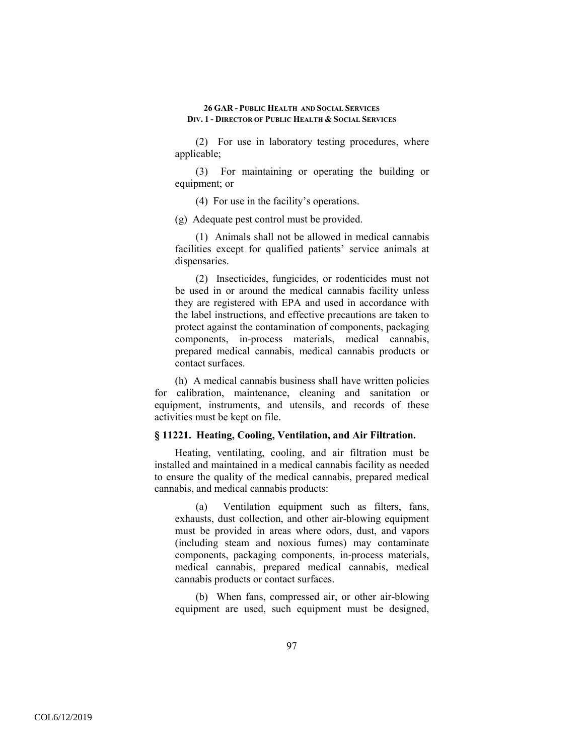(2) For use in laboratory testing procedures, where applicable;

(3) For maintaining or operating the building or equipment; or

(4) For use in the facility's operations.

(g) Adequate pest control must be provided.

(1) Animals shall not be allowed in medical cannabis facilities except for qualified patients' service animals at dispensaries.

(2) Insecticides, fungicides, or rodenticides must not be used in or around the medical cannabis facility unless they are registered with EPA and used in accordance with the label instructions, and effective precautions are taken to protect against the contamination of components, packaging components, in-process materials, medical cannabis, prepared medical cannabis, medical cannabis products or contact surfaces.

(h) A medical cannabis business shall have written policies for calibration, maintenance, cleaning and sanitation or equipment, instruments, and utensils, and records of these activities must be kept on file.

### § 11221. Heating, Cooling, Ventilation, and Air Filtration.

Heating, ventilating, cooling, and air filtration must be installed and maintained in a medical cannabis facility as needed to ensure the quality of the medical cannabis, prepared medical cannabis, and medical cannabis products:

(a) Ventilation equipment such as filters, fans, exhausts, dust collection, and other air-blowing equipment must be provided in areas where odors, dust, and vapors (including steam and noxious fumes) may contaminate components, packaging components, in-process materials, medical cannabis, prepared medical cannabis, medical cannabis products or contact surfaces.

(b) When fans, compressed air, or other air-blowing equipment are used, such equipment must be designed,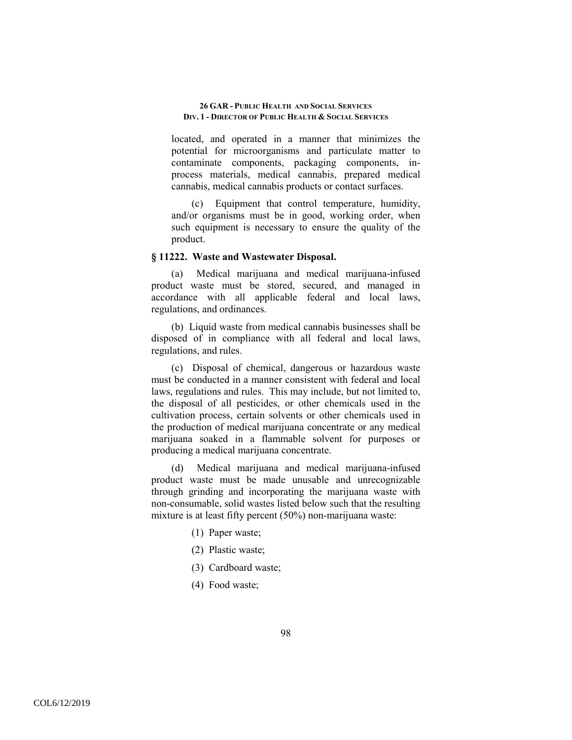located, and operated in a manner that minimizes the potential for microorganisms and particulate matter to contaminate components, packaging components, in-process materials, medical cannabis, prepared medical cannabis, medical cannabis products or contact surfaces.

(c) Equipment that control temperature, humidity, and/or organisms must be in good, working order, when such equipment is necessary to ensure the quality of the product.

### § 11222. Waste and Wastewater Disposal.

(a) Medical marijuana and medical marijuana-infused product waste must be stored, secured, and managed in accordance with all applicable federal and local laws, regulations, and ordinances.

(b) Liquid waste from medical cannabis businesses shall be disposed of in compliance with all federal and local laws, regulations, and rules.

(c) Disposal of chemical, dangerous or hazardous waste must be conducted in a manner consistent with federal and local laws, regulations and rules. This may include, but not limited to, the disposal of all pesticides, or other chemicals used in the cultivation process, certain solvents or other chemicals used in the production of medical marijuana concentrate or any medical marijuana soaked in a flammable solvent for purposes or producing a medical marijuana concentrate.

(d) Medical marijuana and medical marijuana-infused product waste must be made unusable and unrecognizable through grinding and incorporating the marijuana waste with non-consumable, solid wastes listed below such that the resulting mixture is at least fifty percent (50%) non-marijuana waste:

(1) Paper waste;

(2) Plastic waste;

(3) Cardboard waste;

(4) Food waste;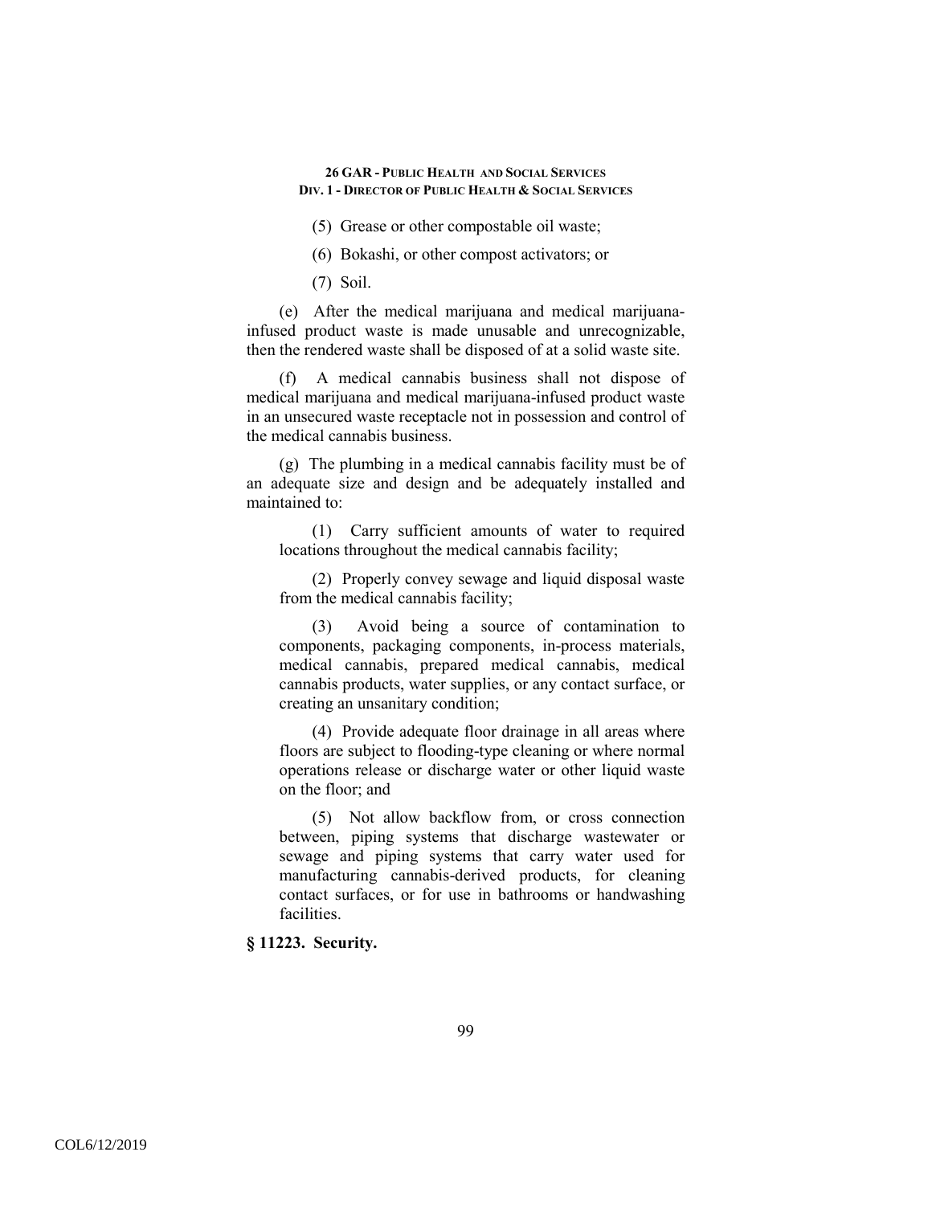(5) Grease or other compostable oil waste;

(6) Bokashi, or other compost activators; or

(7) Soil.

(e) After the medical marijuana and medical marijuana-infused product waste is made unusable and unrecognizable, then the rendered waste shall be disposed of at a solid waste site.

(f) A medical cannabis business shall not dispose of medical marijuana and medical marijuana-infused product waste in an unsecured waste receptacle not in possession and control of the medical cannabis business.

(g) The plumbing in a medical cannabis facility must be of an adequate size and design and be adequately installed and maintained to:

(1) Carry sufficient amounts of water to required locations throughout the medical cannabis facility;

(2) Properly convey sewage and liquid disposal waste from the medical cannabis facility;

(3) Avoid being a source of contamination to components, packaging components, in-process materials, medical cannabis, prepared medical cannabis, medical cannabis products, water supplies, or any contact surface, or creating an unsanitary condition;

(4) Provide adequate floor drainage in all areas where floors are subject to flooding-type cleaning or where normal operations release or discharge water or other liquid waste on the floor; and

(5) Not allow backflow from, or cross connection between, piping systems that discharge wastewater or sewage and piping systems that carry water used for manufacturing cannabis-derived products, for cleaning contact surfaces, or for use in bathrooms or handwashing facilities.

**§ 11223. Security.**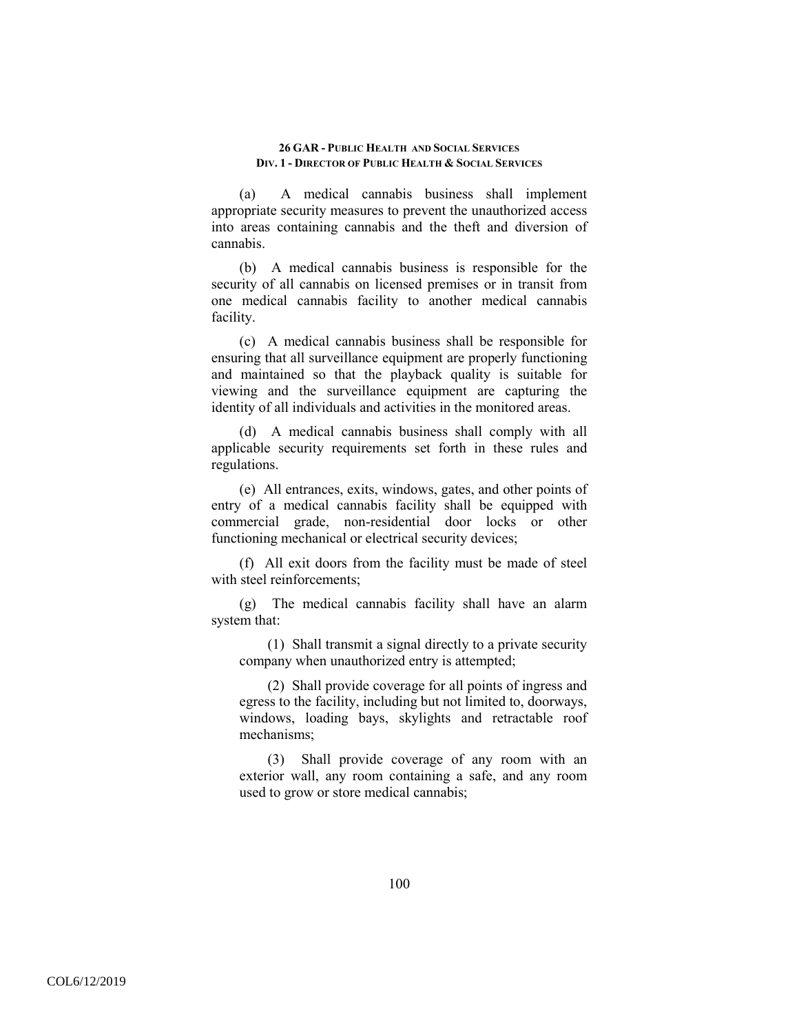(a) A medical cannabis business shall implement appropriate security measures to prevent the unauthorized access into areas containing cannabis and the theft and diversion of cannabis.

(b) A medical cannabis business is responsible for the security of all cannabis on licensed premises or in transit from one medical cannabis facility to another medical cannabis facility.

(c) A medical cannabis business shall be responsible for ensuring that all surveillance equipment are properly functioning and maintained so that the playback quality is suitable for viewing and the surveillance equipment are capturing the identity of all individuals and activities in the monitored areas.

(d) A medical cannabis business shall comply with all applicable security requirements set forth in these rules and regulations.

(e) All entrances, exits, windows, gates, and other points of entry of a medical cannabis facility shall be equipped with commercial grade, non-residential door locks or other functioning mechanical or electrical security devices;

(f) All exit doors from the facility must be made of steel with steel reinforcements;

(g) The medical cannabis facility shall have an alarm system that:

(1) Shall transmit a signal directly to a private security company when unauthorized entry is attempted;

(2) Shall provide coverage for all points of ingress and egress to the facility, including but not limited to, doorways, windows, loading bays, skylights and retractable roof mechanisms;

(3) Shall provide coverage of any room with an exterior wall, any room containing a safe, and any room used to grow or store medical cannabis;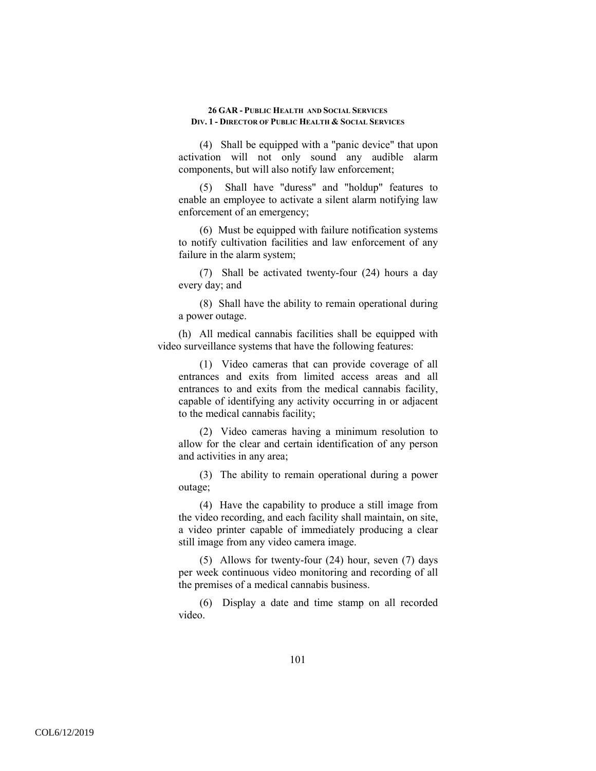(4) Shall be equipped with a "panic device" that upon activation will not only sound any audible alarm components, but will also notify law enforcement;

(5) Shall have "duress" and "holdup" features to enable an employee to activate a silent alarm notifying law enforcement of an emergency;

(6) Must be equipped with failure notification systems to notify cultivation facilities and law enforcement of any failure in the alarm system;

(7) Shall be activated twenty-four (24) hours a day every day; and

(8) Shall have the ability to remain operational during a power outage.

(h) All medical cannabis facilities shall be equipped with video surveillance systems that have the following features:

(1) Video cameras that can provide coverage of all entrances and exits from limited access areas and all entrances to and exits from the medical cannabis facility, capable of identifying any activity occurring in or adjacent to the medical cannabis facility;

(2) Video cameras having a minimum resolution to allow for the clear and certain identification of any person and activities in any area;

(3) The ability to remain operational during a power outage;

(4) Have the capability to produce a still image from the video recording, and each facility shall maintain, on site, a video printer capable of immediately producing a clear still image from any video camera image.

(5) Allows for twenty-four (24) hour, seven (7) days per week continuous video monitoring and recording of all the premises of a medical cannabis business.

(6) Display a date and time stamp on all recorded video.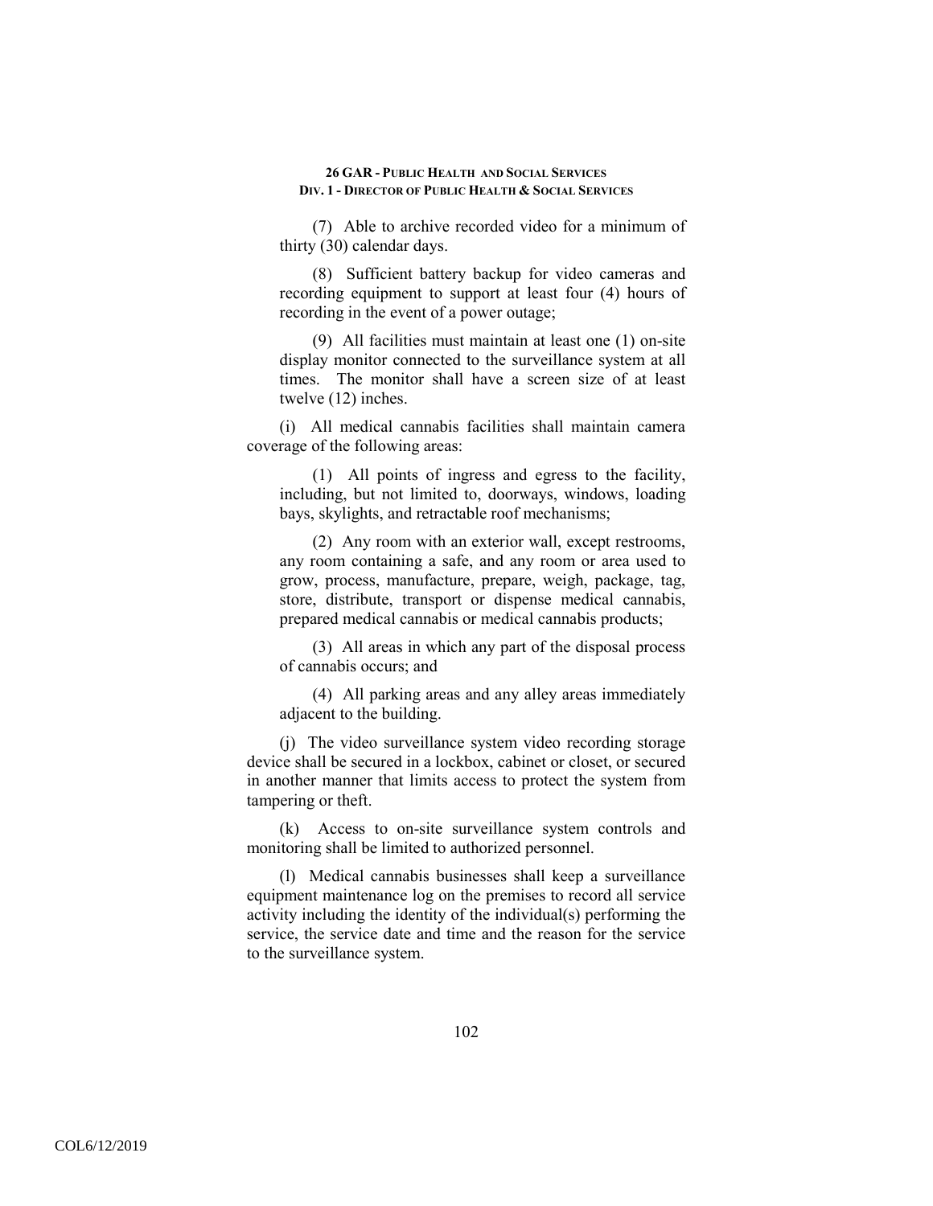(7) Able to archive recorded video for a minimum of thirty (30) calendar days.

(8) Sufficient battery backup for video cameras and recording equipment to support at least four (4) hours of recording in the event of a power outage;

(9) All facilities must maintain at least one (1) on-site display monitor connected to the surveillance system at all times. The monitor shall have a screen size of at least twelve (12) inches.

(i) All medical cannabis facilities shall maintain camera coverage of the following areas:

(1) All points of ingress and egress to the facility, including, but not limited to, doorways, windows, loading bays, skylights, and retractable roof mechanisms;

(2) Any room with an exterior wall, except restrooms, any room containing a safe, and any room or area used to grow, process, manufacture, prepare, weigh, package, tag, store, distribute, transport or dispense medical cannabis, prepared medical cannabis or medical cannabis products;

(3) All areas in which any part of the disposal process of cannabis occurs; and

(4) All parking areas and any alley areas immediately adjacent to the building.

(j) The video surveillance system video recording storage device shall be secured in a lockbox, cabinet or closet, or secured in another manner that limits access to protect the system from tampering or theft.

(k) Access to on-site surveillance system controls and monitoring shall be limited to authorized personnel.

(l) Medical cannabis businesses shall keep a surveillance equipment maintenance log on the premises to record all service activity including the identity of the individual(s) performing the service, the service date and time and the reason for the service to the surveillance system.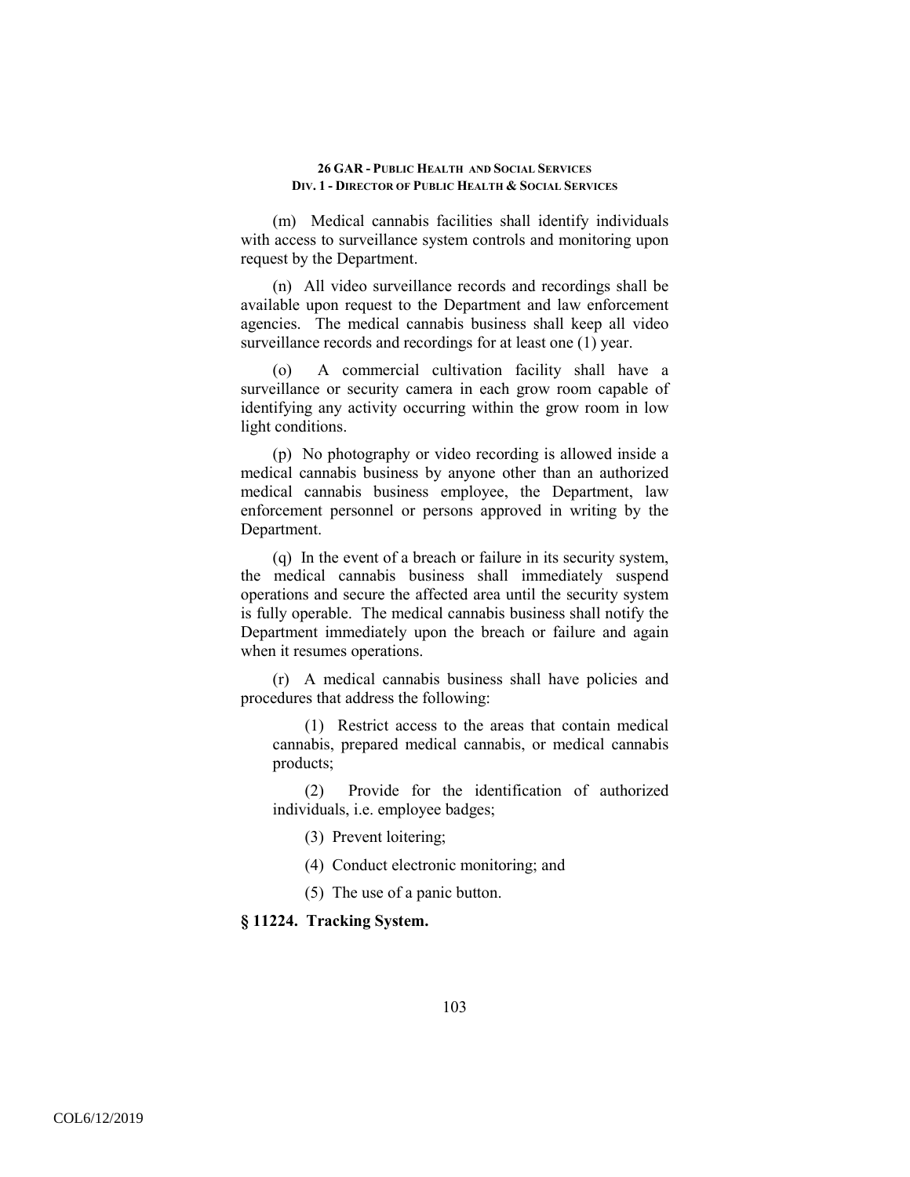(m) Medical cannabis facilities shall identify individuals with access to surveillance system controls and monitoring upon request by the Department.

(n) All video surveillance records and recordings shall be available upon request to the Department and law enforcement agencies. The medical cannabis business shall keep all video surveillance records and recordings for at least one (1) year.

(o) A commercial cultivation facility shall have a surveillance or security camera in each grow room capable of identifying any activity occurring within the grow room in low light conditions.

(p) No photography or video recording is allowed inside a medical cannabis business by anyone other than an authorized medical cannabis business employee, the Department, law enforcement personnel or persons approved in writing by the Department.

(q) In the event of a breach or failure in its security system, the medical cannabis business shall immediately suspend operations and secure the affected area until the security system is fully operable. The medical cannabis business shall notify the Department immediately upon the breach or failure and again when it resumes operations.

(r) A medical cannabis business shall have policies and procedures that address the following:

(1) Restrict access to the areas that contain medical cannabis, prepared medical cannabis, or medical cannabis products;

(2) Provide for the identification of authorized individuals, i.e. employee badges;

(3) Prevent loitering;

(4) Conduct electronic monitoring; and

(5) The use of a panic button.

**§ 11224. Tracking System.**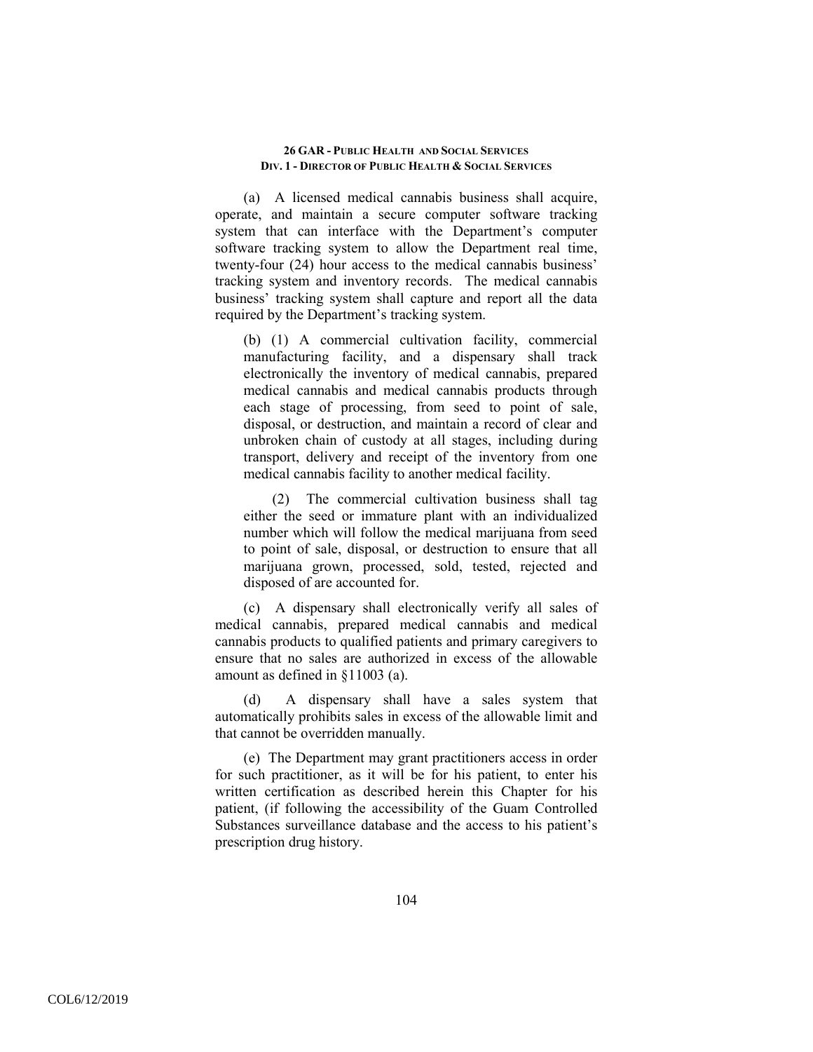(a) A licensed medical cannabis business shall acquire, operate, and maintain a secure computer software tracking system that can interface with the Department's computer software tracking system to allow the Department real time, twenty-four (24) hour access to the medical cannabis business' tracking system and inventory records. The medical cannabis business' tracking system shall capture and report all the data required by the Department's tracking system.

(b) (1) A commercial cultivation facility, commercial manufacturing facility, and a dispensary shall track electronically the inventory of medical cannabis, prepared medical cannabis and medical cannabis products through each stage of processing, from seed to point of sale, disposal, or destruction, and maintain a record of clear and unbroken chain of custody at all stages, including during transport, delivery and receipt of the inventory from one medical cannabis facility to another medical facility.

(2) The commercial cultivation business shall tag either the seed or immature plant with an individualized number which will follow the medical marijuana from seed to point of sale, disposal, or destruction to ensure that all marijuana grown, processed, sold, tested, rejected and disposed of are accounted for.

(c) A dispensary shall electronically verify all sales of medical cannabis, prepared medical cannabis and medical cannabis products to qualified patients and primary caregivers to ensure that no sales are authorized in excess of the allowable amount as defined in §11003 (a).

(d) A dispensary shall have a sales system that automatically prohibits sales in excess of the allowable limit and that cannot be overridden manually.

(e) The Department may grant practitioners access in order for such practitioner, as it will be for his patient, to enter his written certification as described herein this Chapter for his patient, (if following the accessibility of the Guam Controlled Substances surveillance database and the access to his patient's prescription drug history.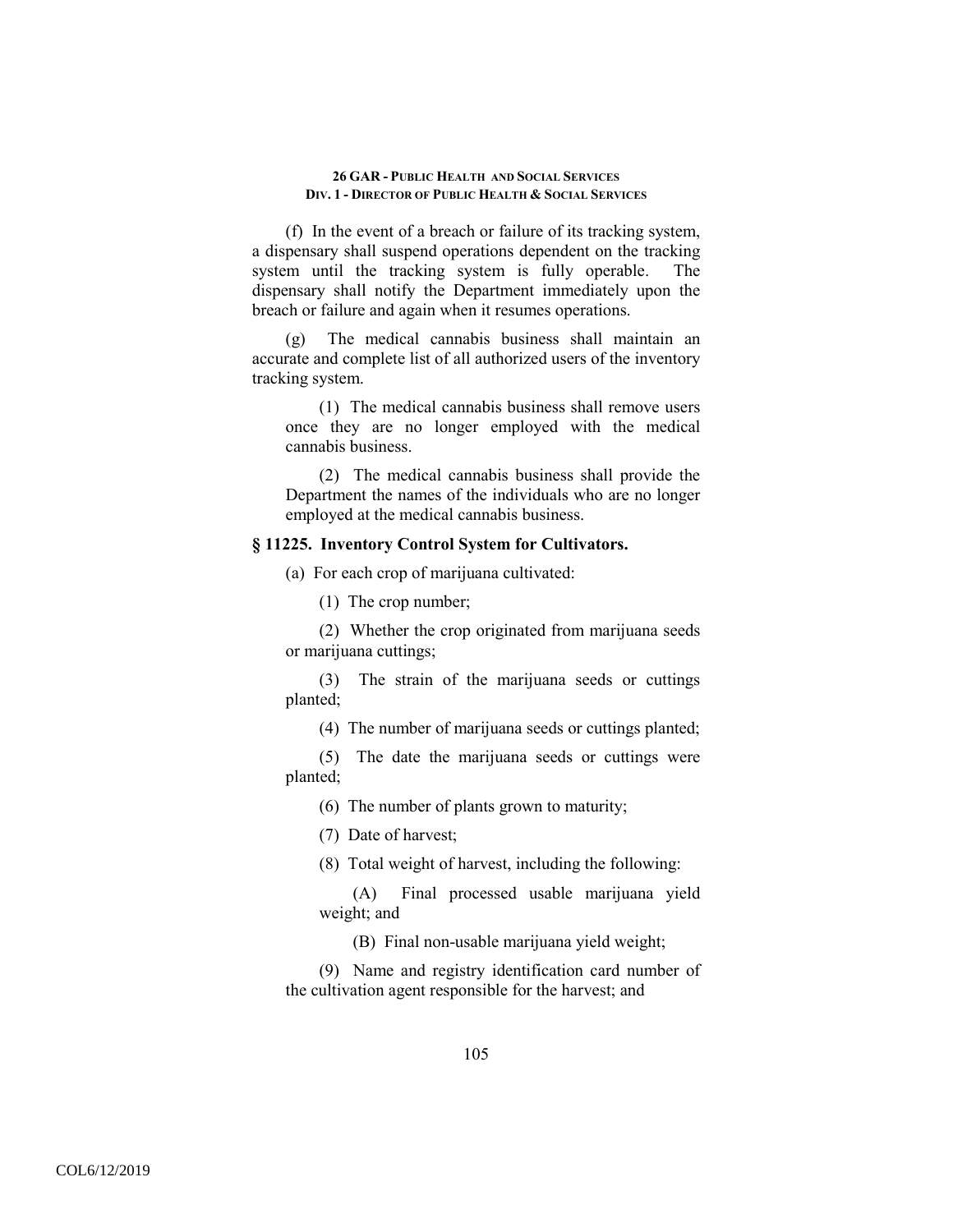(f) In the event of a breach or failure of its tracking system, a dispensary shall suspend operations dependent on the tracking system until the tracking system is fully operable. The dispensary shall notify the Department immediately upon the breach or failure and again when it resumes operations.

(g) The medical cannabis business shall maintain an accurate and complete list of all authorized users of the inventory tracking system.

(1) The medical cannabis business shall remove users once they are no longer employed with the medical cannabis business.

(2) The medical cannabis business shall provide the Department the names of the individuals who are no longer employed at the medical cannabis business.

### § 11225. Inventory Control System for Cultivators.

(a) For each crop of marijuana cultivated:

(1) The crop number;

(2) Whether the crop originated from marijuana seeds or marijuana cuttings;

(3) The strain of the marijuana seeds or cuttings planted;

(4) The number of marijuana seeds or cuttings planted;

(5) The date the marijuana seeds or cuttings were planted;

(6) The number of plants grown to maturity;

(7) Date of harvest;

(8) Total weight of harvest, including the following:

(A) Final processed usable marijuana yield weight; and

(B) Final non-usable marijuana yield weight;

(9) Name and registry identification card number of the cultivation agent responsible for the harvest; and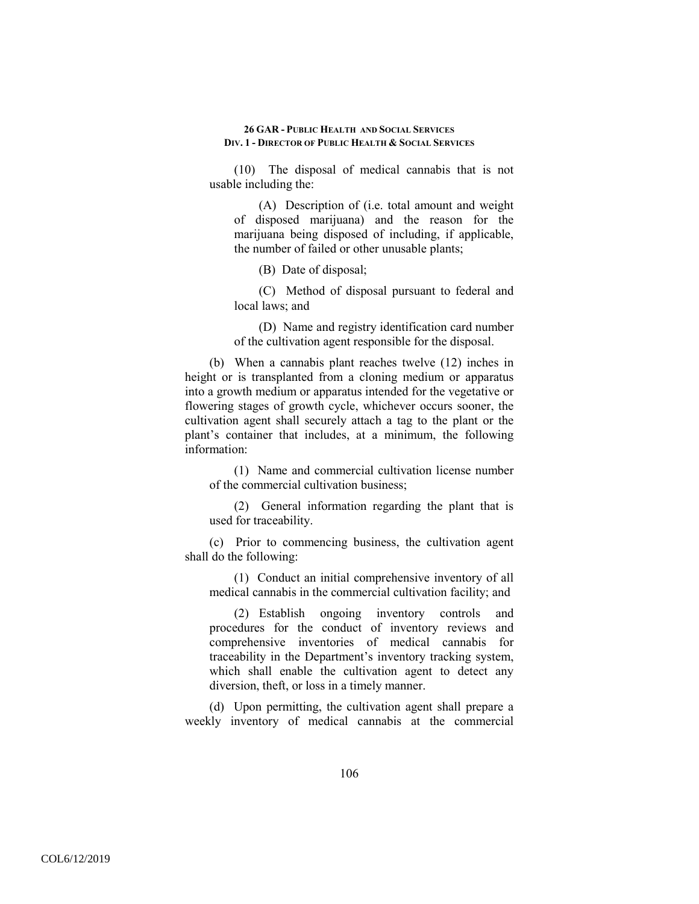(10) The disposal of medical cannabis that is not usable including the:

(A) Description of (i.e. total amount and weight of disposed marijuana) and the reason for the marijuana being disposed of including, if applicable, the number of failed or other unusable plants;

(B) Date of disposal;

(C) Method of disposal pursuant to federal and local laws; and

(D) Name and registry identification card number of the cultivation agent responsible for the disposal.

(b) When a cannabis plant reaches twelve (12) inches in height or is transplanted from a cloning medium or apparatus into a growth medium or apparatus intended for the vegetative or flowering stages of growth cycle, whichever occurs sooner, the cultivation agent shall securely attach a tag to the plant or the plant's container that includes, at a minimum, the following information:

(1) Name and commercial cultivation license number of the commercial cultivation business;

(2) General information regarding the plant that is used for traceability.

(c) Prior to commencing business, the cultivation agent shall do the following:

(1) Conduct an initial comprehensive inventory of all medical cannabis in the commercial cultivation facility; and

(2) Establish ongoing inventory controls and procedures for the conduct of inventory reviews and comprehensive inventories of medical cannabis for traceability in the Department's inventory tracking system, which shall enable the cultivation agent to detect any diversion, theft, or loss in a timely manner.

(d) Upon permitting, the cultivation agent shall prepare a weekly inventory of medical cannabis at the commercial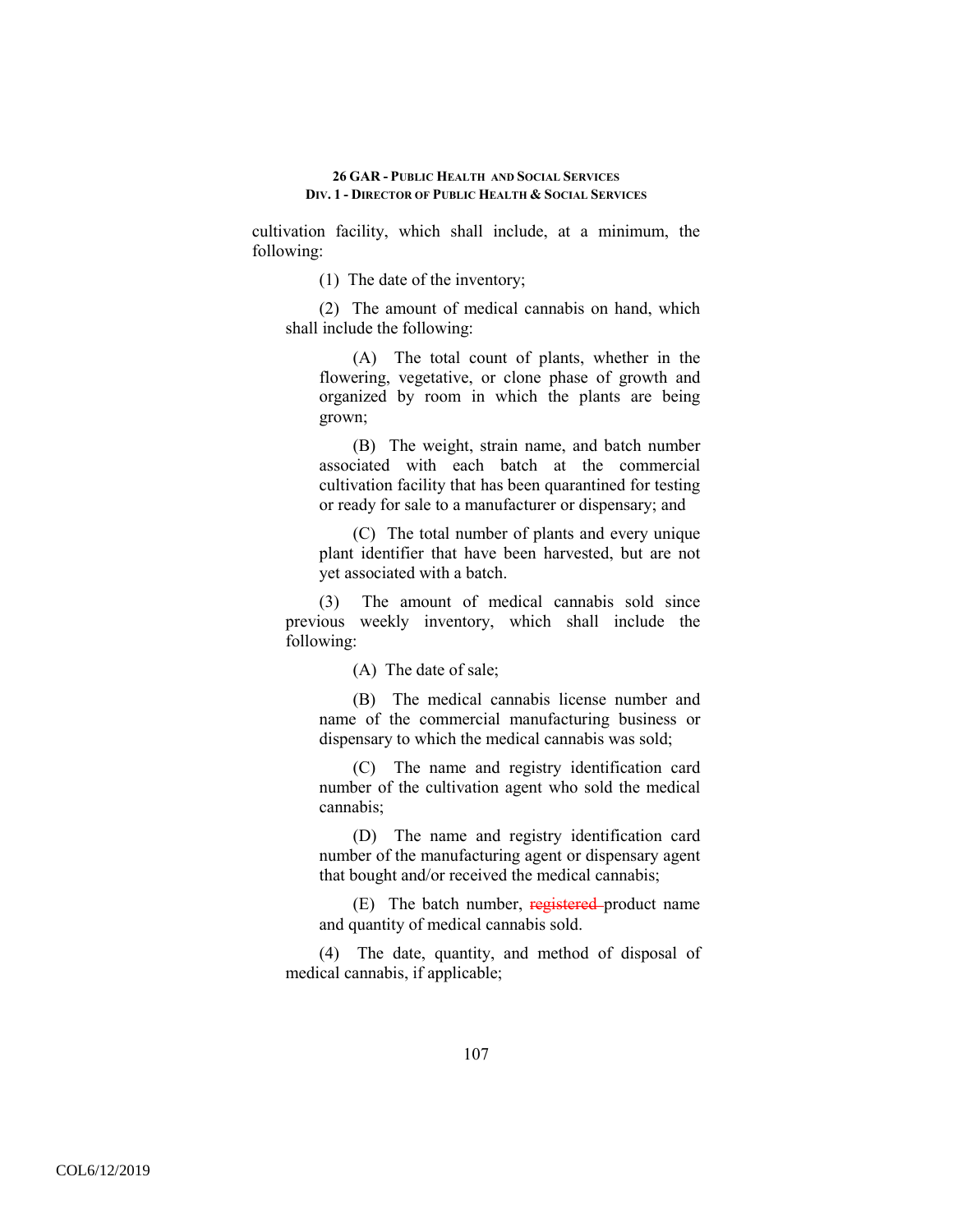cultivation facility, which shall include, at a minimum, the following:

(1) The date of the inventory;

(2) The amount of medical cannabis on hand, which shall include the following:

(A) The total count of plants, whether in the flowering, vegetative, or clone phase of growth and organized by room in which the plants are being grown;

(B) The weight, strain name, and batch number associated with each batch at the commercial cultivation facility that has been quarantined for testing or ready for sale to a manufacturer or dispensary; and

(C) The total number of plants and every unique plant identifier that have been harvested, but are not yet associated with a batch.

(3) The amount of medical cannabis sold since previous weekly inventory, which shall include the following:

(A) The date of sale;

(B) The medical cannabis license number and name of the commercial manufacturing business or dispensary to which the medical cannabis was sold;

(C) The name and registry identification card number of the cultivation agent who sold the medical cannabis;

(D) The name and registry identification card number of the manufacturing agent or dispensary agent that bought and/or received the medical cannabis;

(E) The batch number, ~~registered~~ product name and quantity of medical cannabis sold.

(4) The date, quantity, and method of disposal of medical cannabis, if applicable;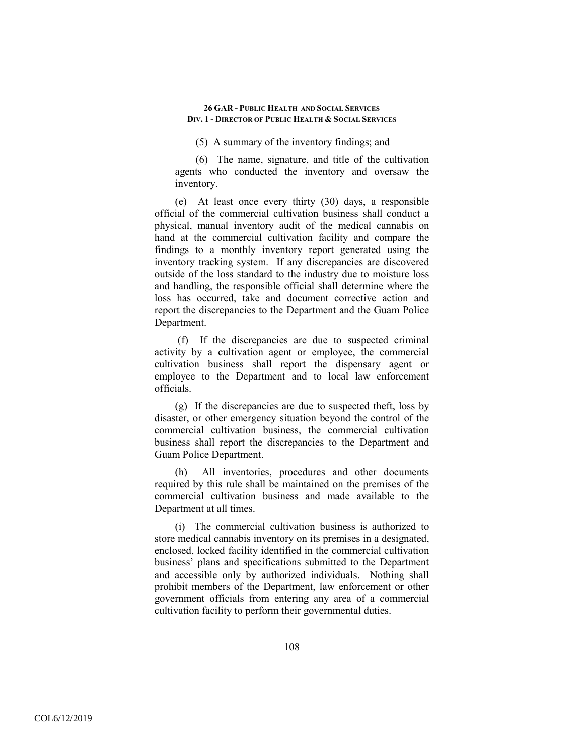(5) A summary of the inventory findings; and

(6) The name, signature, and title of the cultivation agents who conducted the inventory and oversaw the inventory.

(e) At least once every thirty (30) days, a responsible official of the commercial cultivation business shall conduct a physical, manual inventory audit of the medical cannabis on hand at the commercial cultivation facility and compare the findings to a monthly inventory report generated using the inventory tracking system. If any discrepancies are discovered outside of the loss standard to the industry due to moisture loss and handling, the responsible official shall determine where the loss has occurred, take and document corrective action and report the discrepancies to the Department and the Guam Police Department.

(f) If the discrepancies are due to suspected criminal activity by a cultivation agent or employee, the commercial cultivation business shall report the dispensary agent or employee to the Department and to local law enforcement officials.

(g) If the discrepancies are due to suspected theft, loss by disaster, or other emergency situation beyond the control of the commercial cultivation business, the commercial cultivation business shall report the discrepancies to the Department and Guam Police Department.

(h) All inventories, procedures and other documents required by this rule shall be maintained on the premises of the commercial cultivation business and made available to the Department at all times.

(i) The commercial cultivation business is authorized to store medical cannabis inventory on its premises in a designated, enclosed, locked facility identified in the commercial cultivation business' plans and specifications submitted to the Department and accessible only by authorized individuals. Nothing shall prohibit members of the Department, law enforcement or other government officials from entering any area of a commercial cultivation facility to perform their governmental duties.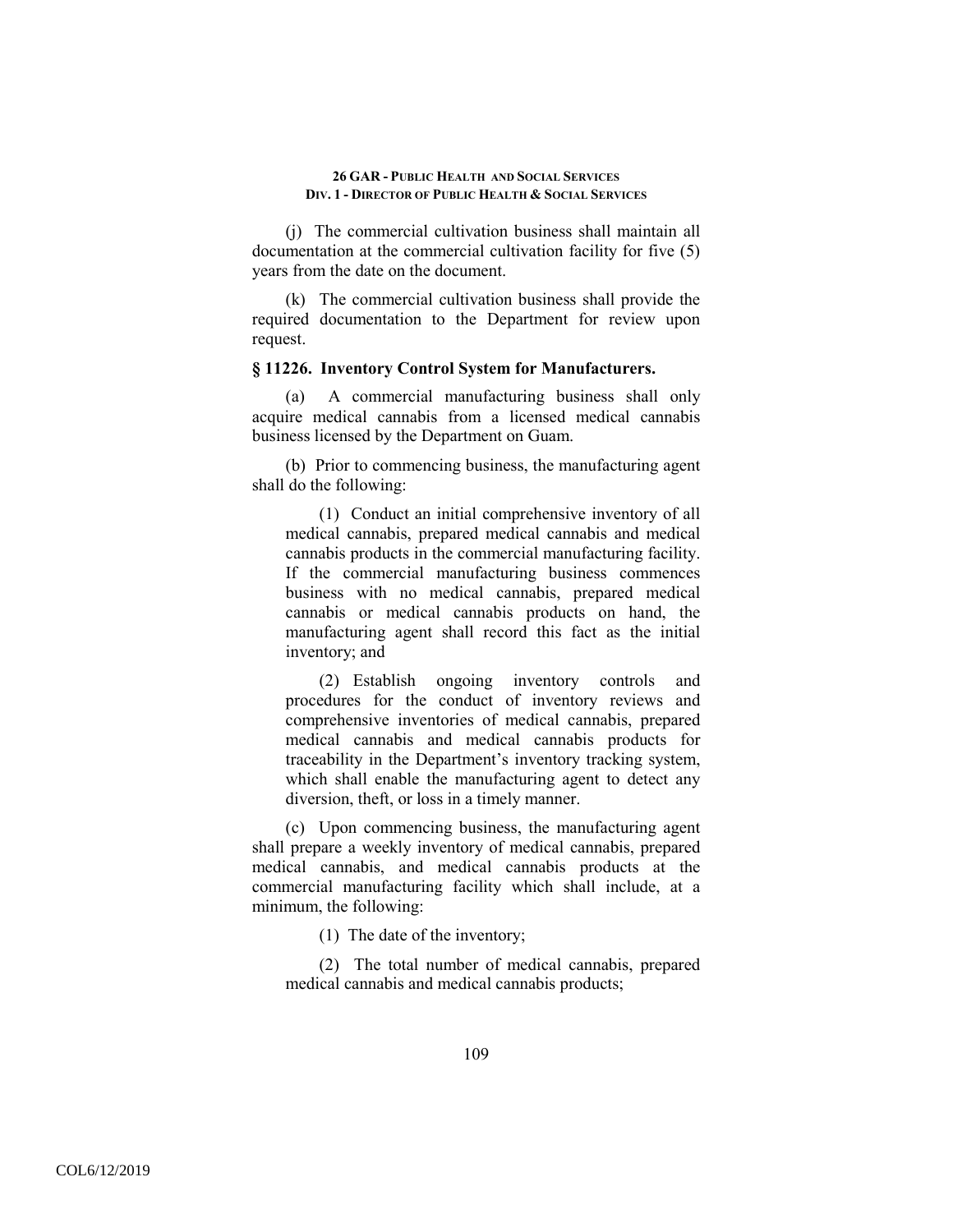(j) The commercial cultivation business shall maintain all documentation at the commercial cultivation facility for five (5) years from the date on the document.

(k) The commercial cultivation business shall provide the required documentation to the Department for review upon request.

### § 11226. Inventory Control System for Manufacturers.

(a) A commercial manufacturing business shall only acquire medical cannabis from a licensed medical cannabis business licensed by the Department on Guam.

(b) Prior to commencing business, the manufacturing agent shall do the following:

(1) Conduct an initial comprehensive inventory of all medical cannabis, prepared medical cannabis and medical cannabis products in the commercial manufacturing facility. If the commercial manufacturing business commences business with no medical cannabis, prepared medical cannabis or medical cannabis products on hand, the manufacturing agent shall record this fact as the initial inventory; and

(2) Establish ongoing inventory controls and procedures for the conduct of inventory reviews and comprehensive inventories of medical cannabis, prepared medical cannabis and medical cannabis products for traceability in the Department's inventory tracking system, which shall enable the manufacturing agent to detect any diversion, theft, or loss in a timely manner.

(c) Upon commencing business, the manufacturing agent shall prepare a weekly inventory of medical cannabis, prepared medical cannabis, and medical cannabis products at the commercial manufacturing facility which shall include, at a minimum, the following:

(1) The date of the inventory;

(2) The total number of medical cannabis, prepared medical cannabis and medical cannabis products;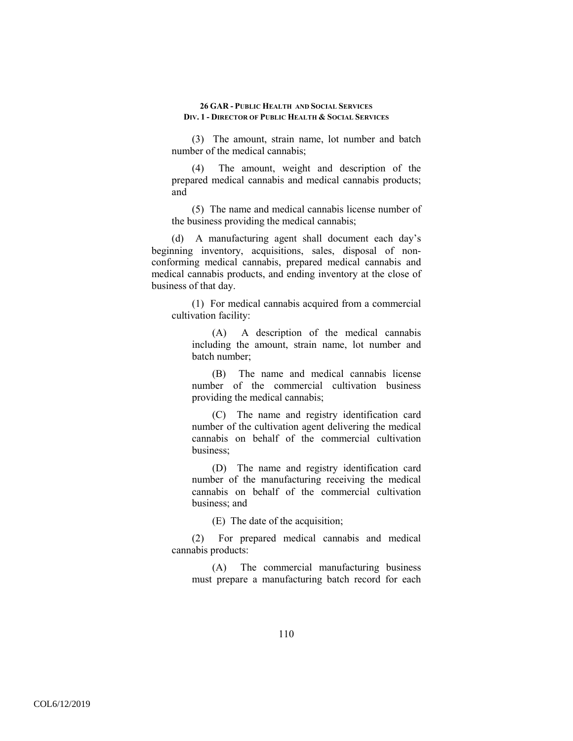(3) The amount, strain name, lot number and batch number of the medical cannabis;

(4) The amount, weight and description of the prepared medical cannabis and medical cannabis products; and

(5) The name and medical cannabis license number of the business providing the medical cannabis;

(d) A manufacturing agent shall document each day's beginning inventory, acquisitions, sales, disposal of non-conforming medical cannabis, prepared medical cannabis and medical cannabis products, and ending inventory at the close of business of that day.

(1) For medical cannabis acquired from a commercial cultivation facility:

(A) A description of the medical cannabis including the amount, strain name, lot number and batch number;

(B) The name and medical cannabis license number of the commercial cultivation business providing the medical cannabis;

(C) The name and registry identification card number of the cultivation agent delivering the medical cannabis on behalf of the commercial cultivation business;

(D) The name and registry identification card number of the manufacturing receiving the medical cannabis on behalf of the commercial cultivation business; and

(E) The date of the acquisition;

(2) For prepared medical cannabis and medical cannabis products:

(A) The commercial manufacturing business must prepare a manufacturing batch record for each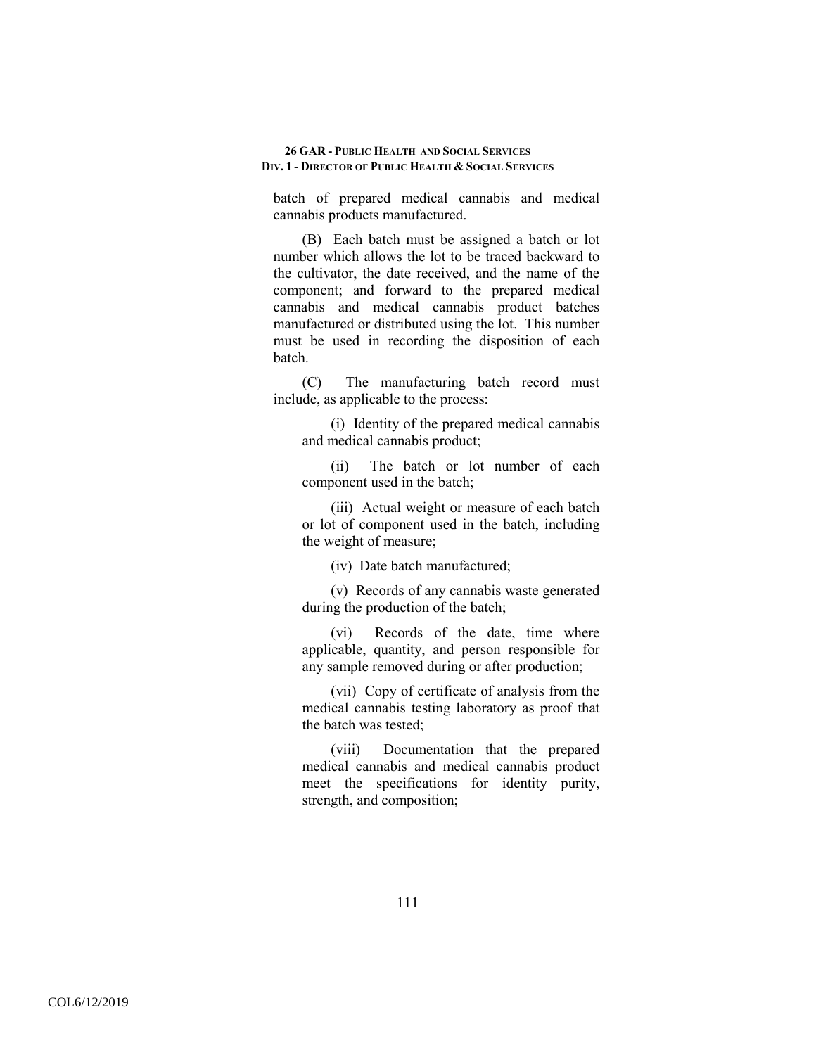batch of prepared medical cannabis and medical cannabis products manufactured.

(B) Each batch must be assigned a batch or lot number which allows the lot to be traced backward to the cultivator, the date received, and the name of the component; and forward to the prepared medical cannabis and medical cannabis product batches manufactured or distributed using the lot. This number must be used in recording the disposition of each batch.

(C) The manufacturing batch record must include, as applicable to the process:

(i) Identity of the prepared medical cannabis and medical cannabis product;

(ii) The batch or lot number of each component used in the batch;

(iii) Actual weight or measure of each batch or lot of component used in the batch, including the weight of measure;

(iv) Date batch manufactured;

(v) Records of any cannabis waste generated during the production of the batch;

(vi) Records of the date, time where applicable, quantity, and person responsible for any sample removed during or after production;

(vii) Copy of certificate of analysis from the medical cannabis testing laboratory as proof that the batch was tested;

(viii) Documentation that the prepared medical cannabis and medical cannabis product meet the specifications for identity purity, strength, and composition;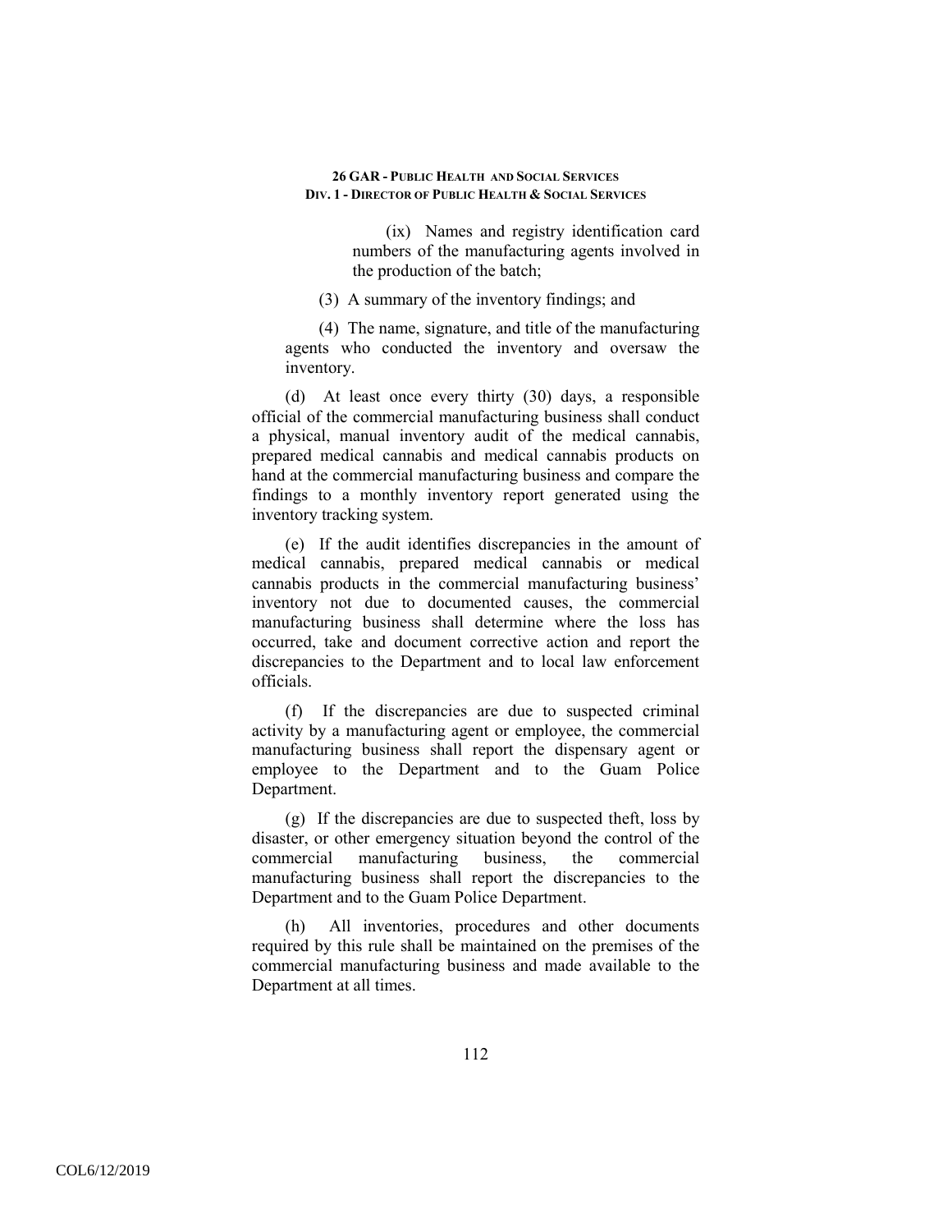(ix) Names and registry identification card numbers of the manufacturing agents involved in the production of the batch;

(3) A summary of the inventory findings; and

(4) The name, signature, and title of the manufacturing agents who conducted the inventory and oversaw the inventory.

(d) At least once every thirty (30) days, a responsible official of the commercial manufacturing business shall conduct a physical, manual inventory audit of the medical cannabis, prepared medical cannabis and medical cannabis products on hand at the commercial manufacturing business and compare the findings to a monthly inventory report generated using the inventory tracking system.

(e) If the audit identifies discrepancies in the amount of medical cannabis, prepared medical cannabis or medical cannabis products in the commercial manufacturing business' inventory not due to documented causes, the commercial manufacturing business shall determine where the loss has occurred, take and document corrective action and report the discrepancies to the Department and to local law enforcement officials.

(f) If the discrepancies are due to suspected criminal activity by a manufacturing agent or employee, the commercial manufacturing business shall report the dispensary agent or employee to the Department and to the Guam Police Department.

(g) If the discrepancies are due to suspected theft, loss by disaster, or other emergency situation beyond the control of the commercial manufacturing business, the commercial manufacturing business shall report the discrepancies to the Department and to the Guam Police Department.

(h) All inventories, procedures and other documents required by this rule shall be maintained on the premises of the commercial manufacturing business and made available to the Department at all times.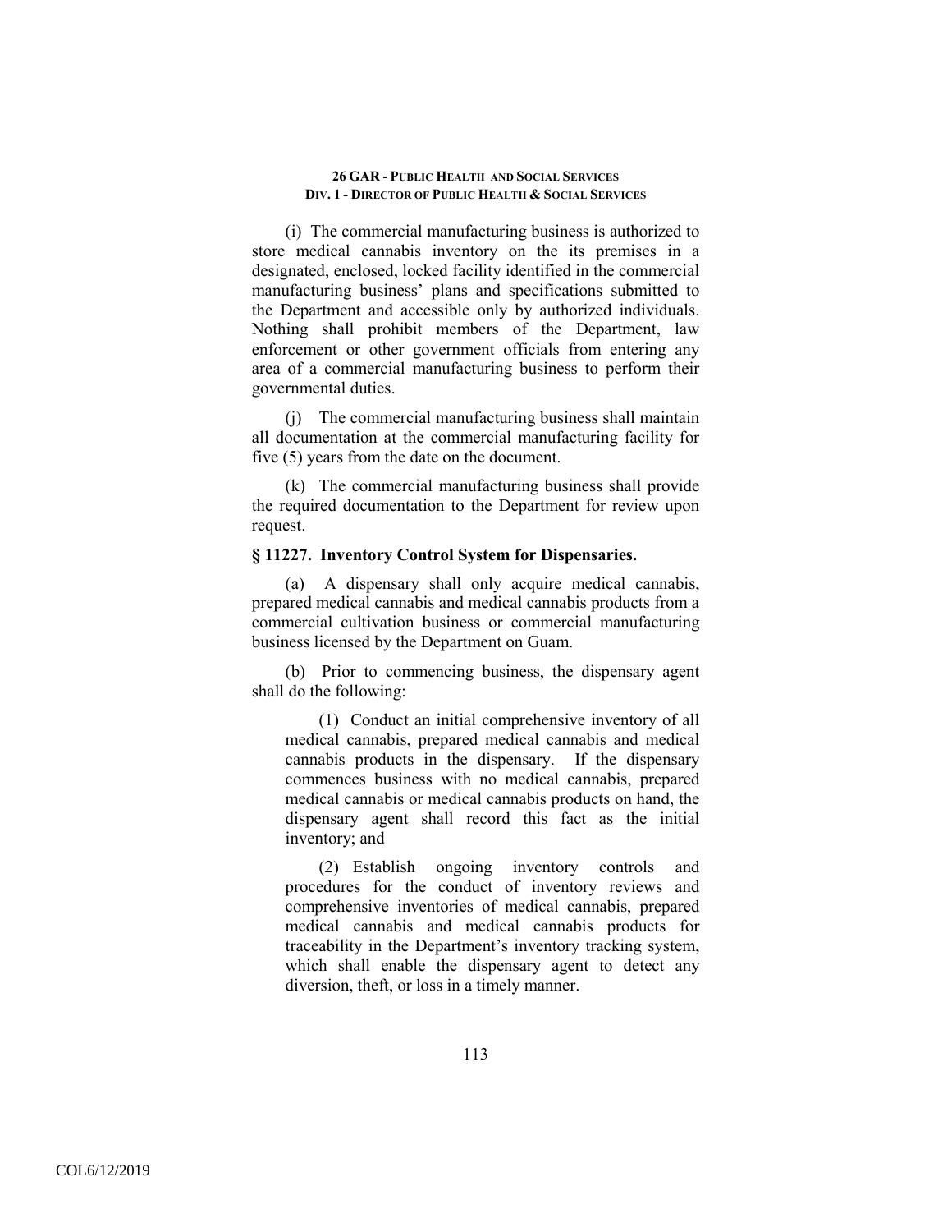(i) The commercial manufacturing business is authorized to store medical cannabis inventory on the its premises in a designated, enclosed, locked facility identified in the commercial manufacturing business' plans and specifications submitted to the Department and accessible only by authorized individuals. Nothing shall prohibit members of the Department, law enforcement or other government officials from entering any area of a commercial manufacturing business to perform their governmental duties.

(j) The commercial manufacturing business shall maintain all documentation at the commercial manufacturing facility for five (5) years from the date on the document.

(k) The commercial manufacturing business shall provide the required documentation to the Department for review upon request.

**§ 11227. Inventory Control System for Dispensaries.**

(a) A dispensary shall only acquire medical cannabis, prepared medical cannabis and medical cannabis products from a commercial cultivation business or commercial manufacturing business licensed by the Department on Guam.

(b) Prior to commencing business, the dispensary agent shall do the following:

(1) Conduct an initial comprehensive inventory of all medical cannabis, prepared medical cannabis and medical cannabis products in the dispensary. If the dispensary commences business with no medical cannabis, prepared medical cannabis or medical cannabis products on hand, the dispensary agent shall record this fact as the initial inventory; and

(2) Establish ongoing inventory controls and procedures for the conduct of inventory reviews and comprehensive inventories of medical cannabis, prepared medical cannabis and medical cannabis products for traceability in the Department's inventory tracking system, which shall enable the dispensary agent to detect any diversion, theft, or loss in a timely manner.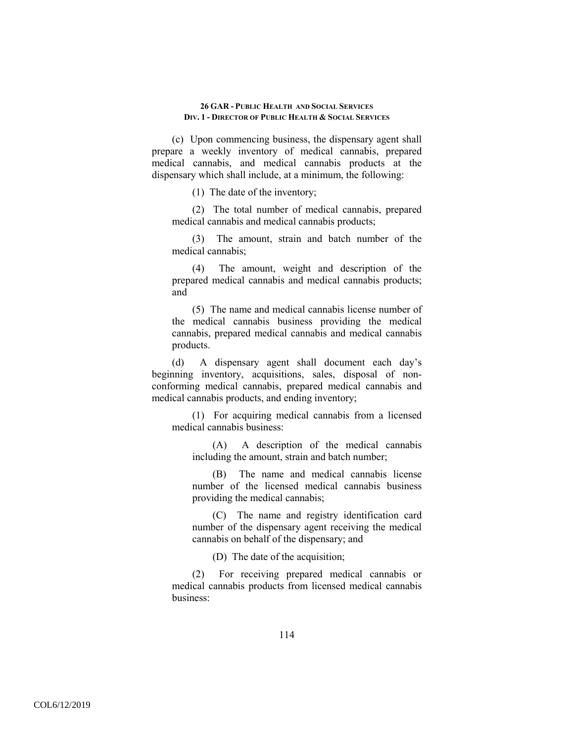(c) Upon commencing business, the dispensary agent shall prepare a weekly inventory of medical cannabis, prepared medical cannabis, and medical cannabis products at the dispensary which shall include, at a minimum, the following:

(1) The date of the inventory;

(2) The total number of medical cannabis, prepared medical cannabis and medical cannabis products;

(3) The amount, strain and batch number of the medical cannabis;

(4) The amount, weight and description of the prepared medical cannabis and medical cannabis products; and

(5) The name and medical cannabis license number of the medical cannabis business providing the medical cannabis, prepared medical cannabis and medical cannabis products.

(d) A dispensary agent shall document each day's beginning inventory, acquisitions, sales, disposal of non-conforming medical cannabis, prepared medical cannabis and medical cannabis products, and ending inventory;

(1) For acquiring medical cannabis from a licensed medical cannabis business:

(A) A description of the medical cannabis including the amount, strain and batch number;

(B) The name and medical cannabis license number of the licensed medical cannabis business providing the medical cannabis;

(C) The name and registry identification card number of the dispensary agent receiving the medical cannabis on behalf of the dispensary; and

(D) The date of the acquisition;

(2) For receiving prepared medical cannabis or medical cannabis products from licensed medical cannabis business: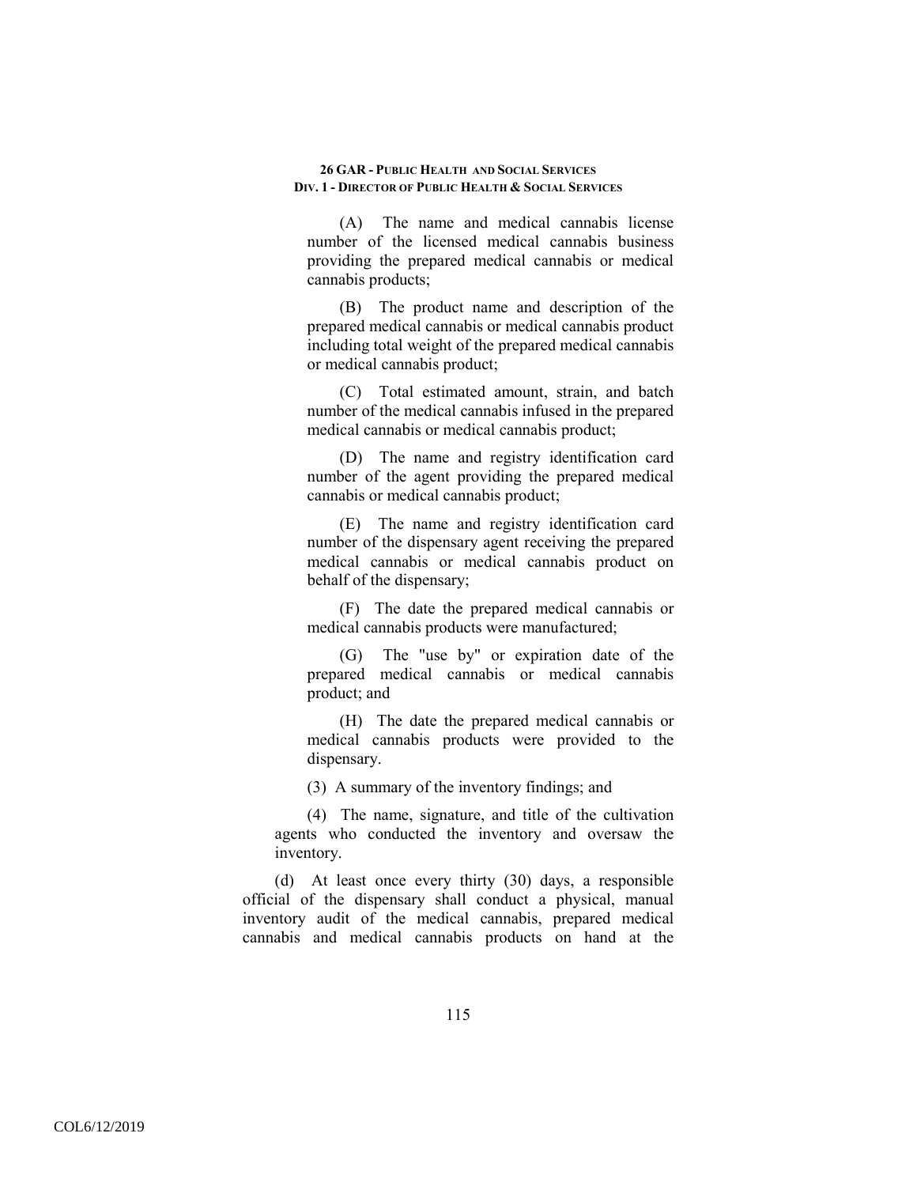(A) The name and medical cannabis license number of the licensed medical cannabis business providing the prepared medical cannabis or medical cannabis products;

(B) The product name and description of the prepared medical cannabis or medical cannabis product including total weight of the prepared medical cannabis or medical cannabis product;

(C) Total estimated amount, strain, and batch number of the medical cannabis infused in the prepared medical cannabis or medical cannabis product;

(D) The name and registry identification card number of the agent providing the prepared medical cannabis or medical cannabis product;

(E) The name and registry identification card number of the dispensary agent receiving the prepared medical cannabis or medical cannabis product on behalf of the dispensary;

(F) The date the prepared medical cannabis or medical cannabis products were manufactured;

(G) The "use by" or expiration date of the prepared medical cannabis or medical cannabis product; and

(H) The date the prepared medical cannabis or medical cannabis products were provided to the dispensary.

(3) A summary of the inventory findings; and

(4) The name, signature, and title of the cultivation agents who conducted the inventory and oversaw the inventory.

(d) At least once every thirty (30) days, a responsible official of the dispensary shall conduct a physical, manual inventory audit of the medical cannabis, prepared medical cannabis and medical cannabis products on hand at the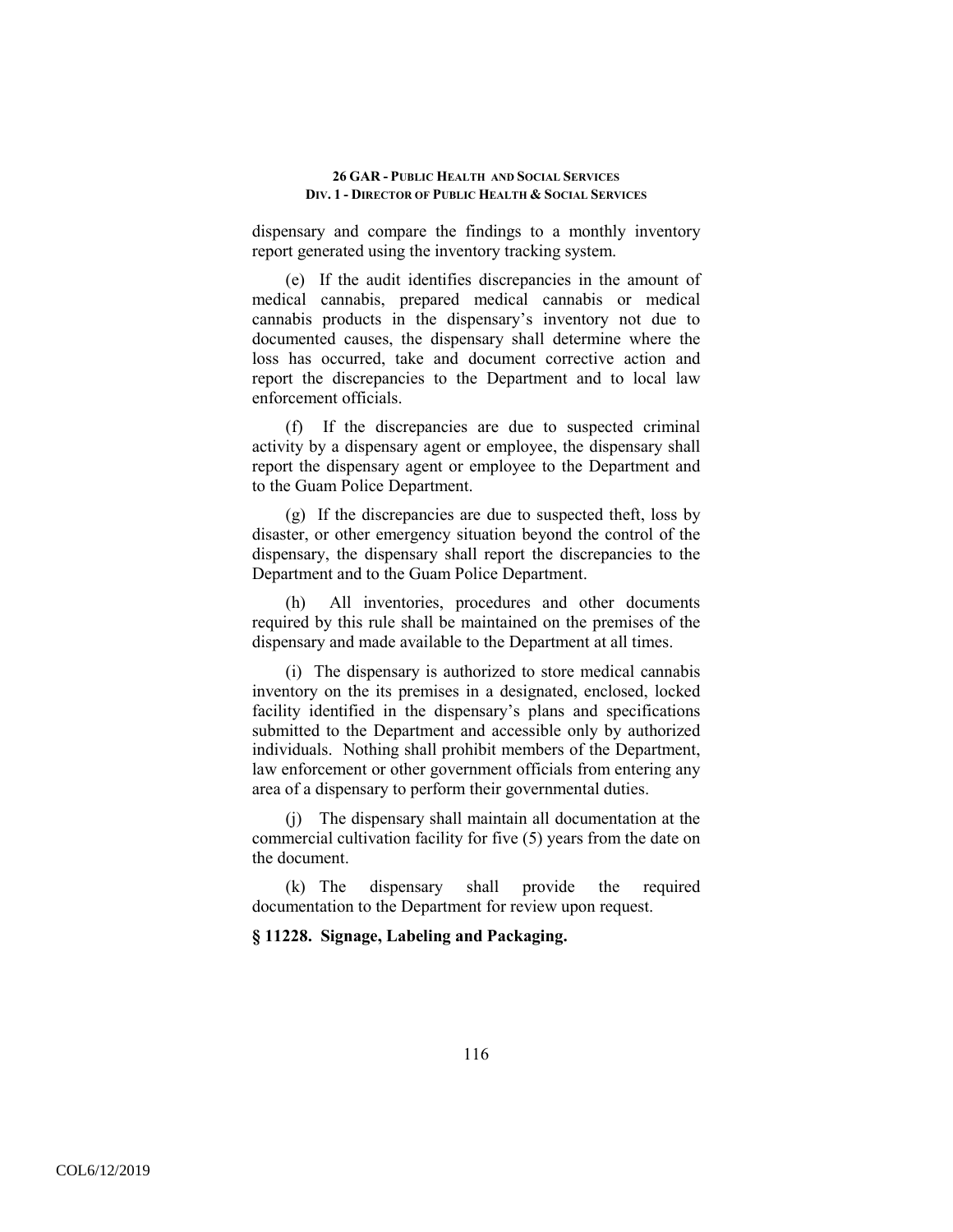dispensary and compare the findings to a monthly inventory report generated using the inventory tracking system.

(e) If the audit identifies discrepancies in the amount of medical cannabis, prepared medical cannabis or medical cannabis products in the dispensary's inventory not due to documented causes, the dispensary shall determine where the loss has occurred, take and document corrective action and report the discrepancies to the Department and to local law enforcement officials.

(f) If the discrepancies are due to suspected criminal activity by a dispensary agent or employee, the dispensary shall report the dispensary agent or employee to the Department and to the Guam Police Department.

(g) If the discrepancies are due to suspected theft, loss by disaster, or other emergency situation beyond the control of the dispensary, the dispensary shall report the discrepancies to the Department and to the Guam Police Department.

(h) All inventories, procedures and other documents required by this rule shall be maintained on the premises of the dispensary and made available to the Department at all times.

(i) The dispensary is authorized to store medical cannabis inventory on the its premises in a designated, enclosed, locked facility identified in the dispensary's plans and specifications submitted to the Department and accessible only by authorized individuals. Nothing shall prohibit members of the Department, law enforcement or other government officials from entering any area of a dispensary to perform their governmental duties.

(j) The dispensary shall maintain all documentation at the commercial cultivation facility for five (5) years from the date on the document.

(k) The dispensary shall provide the required documentation to the Department for review upon request.

**§ 11228. Signage, Labeling and Packaging.**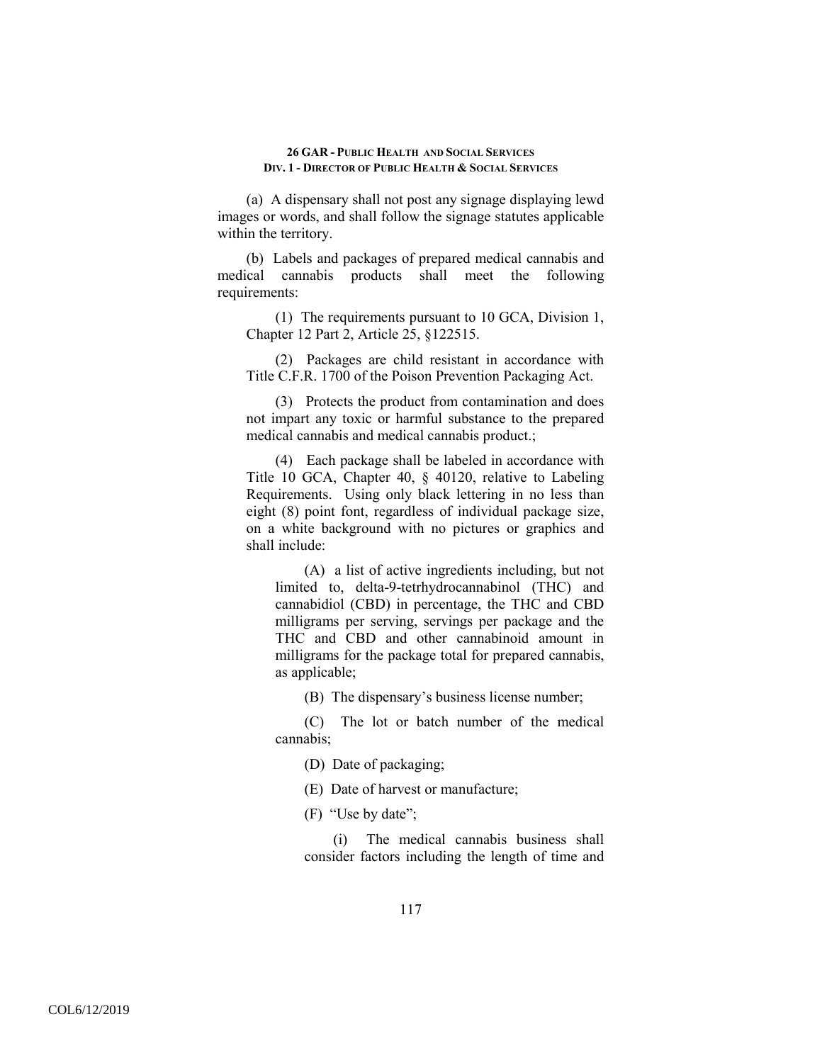(a) A dispensary shall not post any signage displaying lewd images or words, and shall follow the signage statutes applicable within the territory.

(b) Labels and packages of prepared medical cannabis and medical cannabis products shall meet the following requirements:

(1) The requirements pursuant to 10 GCA, Division 1, Chapter 12 Part 2, Article 25, §122515.

(2) Packages are child resistant in accordance with Title C.F.R. 1700 of the Poison Prevention Packaging Act.

(3) Protects the product from contamination and does not impart any toxic or harmful substance to the prepared medical cannabis and medical cannabis product.;

(4) Each package shall be labeled in accordance with Title 10 GCA, Chapter 40, § 40120, relative to Labeling Requirements. Using only black lettering in no less than eight (8) point font, regardless of individual package size, on a white background with no pictures or graphics and shall include:

(A) a list of active ingredients including, but not limited to, delta-9-tetrhydrocannabinol (THC) and cannabidiol (CBD) in percentage, the THC and CBD milligrams per serving, servings per package and the THC and CBD and other cannabinoid amount in milligrams for the package total for prepared cannabis, as applicable;

(B) The dispensary's business license number;

(C) The lot or batch number of the medical cannabis;

(D) Date of packaging;

(E) Date of harvest or manufacture;

(F) "Use by date";

(i) The medical cannabis business shall consider factors including the length of time and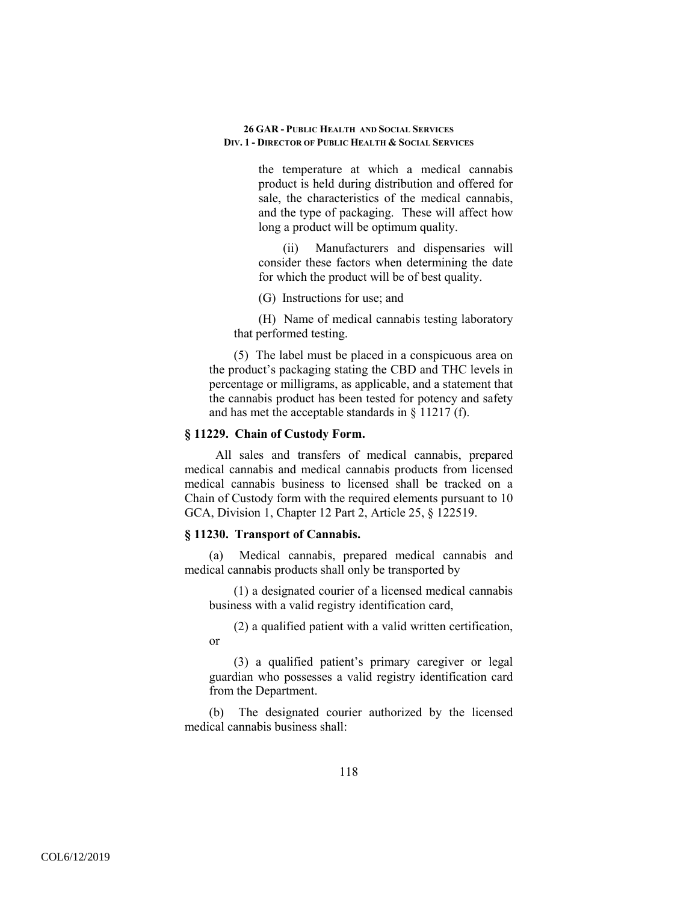the temperature at which a medical cannabis product is held during distribution and offered for sale, the characteristics of the medical cannabis, and the type of packaging. These will affect how long a product will be optimum quality.

(ii) Manufacturers and dispensaries will consider these factors when determining the date for which the product will be of best quality.

(G) Instructions for use; and

(H) Name of medical cannabis testing laboratory that performed testing.

(5) The label must be placed in a conspicuous area on the product's packaging stating the CBD and THC levels in percentage or milligrams, as applicable, and a statement that the cannabis product has been tested for potency and safety and has met the acceptable standards in § 11217 (f).

### § 11229. Chain of Custody Form.

All sales and transfers of medical cannabis, prepared medical cannabis and medical cannabis products from licensed medical cannabis business to licensed shall be tracked on a Chain of Custody form with the required elements pursuant to 10 GCA, Division 1, Chapter 12 Part 2, Article 25, § 122519.

### § 11230. Transport of Cannabis.

(a) Medical cannabis, prepared medical cannabis and medical cannabis products shall only be transported by

(1) a designated courier of a licensed medical cannabis business with a valid registry identification card,

(2) a qualified patient with a valid written certification, or

(3) a qualified patient's primary caregiver or legal guardian who possesses a valid registry identification card from the Department.

(b) The designated courier authorized by the licensed medical cannabis business shall: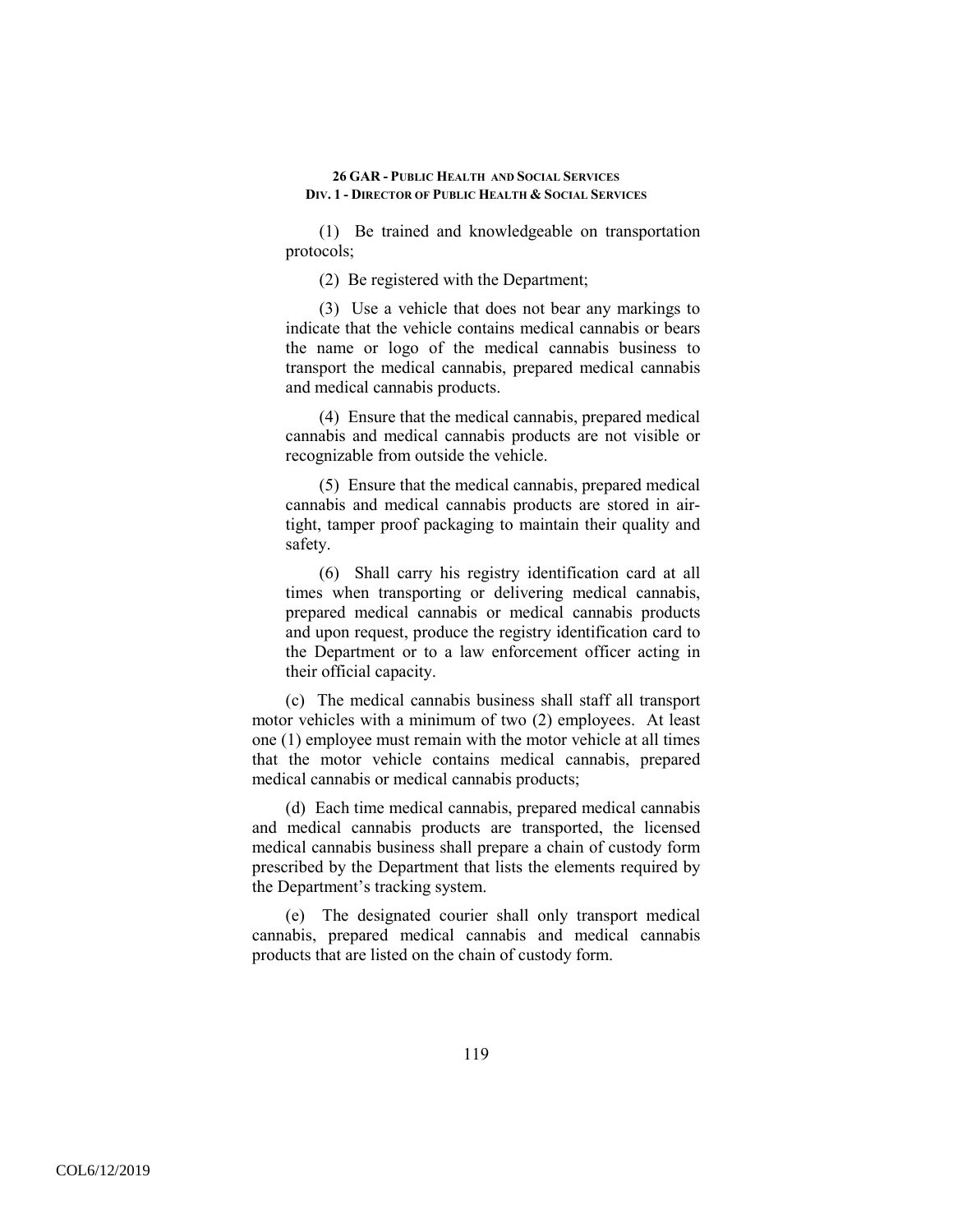(1) Be trained and knowledgeable on transportation protocols;

(2) Be registered with the Department;

(3) Use a vehicle that does not bear any markings to indicate that the vehicle contains medical cannabis or bears the name or logo of the medical cannabis business to transport the medical cannabis, prepared medical cannabis and medical cannabis products.

(4) Ensure that the medical cannabis, prepared medical cannabis and medical cannabis products are not visible or recognizable from outside the vehicle.

(5) Ensure that the medical cannabis, prepared medical cannabis and medical cannabis products are stored in air-tight, tamper proof packaging to maintain their quality and safety.

(6) Shall carry his registry identification card at all times when transporting or delivering medical cannabis, prepared medical cannabis or medical cannabis products and upon request, produce the registry identification card to the Department or to a law enforcement officer acting in their official capacity.

(c) The medical cannabis business shall staff all transport motor vehicles with a minimum of two (2) employees. At least one (1) employee must remain with the motor vehicle at all times that the motor vehicle contains medical cannabis, prepared medical cannabis or medical cannabis products;

(d) Each time medical cannabis, prepared medical cannabis and medical cannabis products are transported, the licensed medical cannabis business shall prepare a chain of custody form prescribed by the Department that lists the elements required by the Department's tracking system.

(e) The designated courier shall only transport medical cannabis, prepared medical cannabis and medical cannabis products that are listed on the chain of custody form.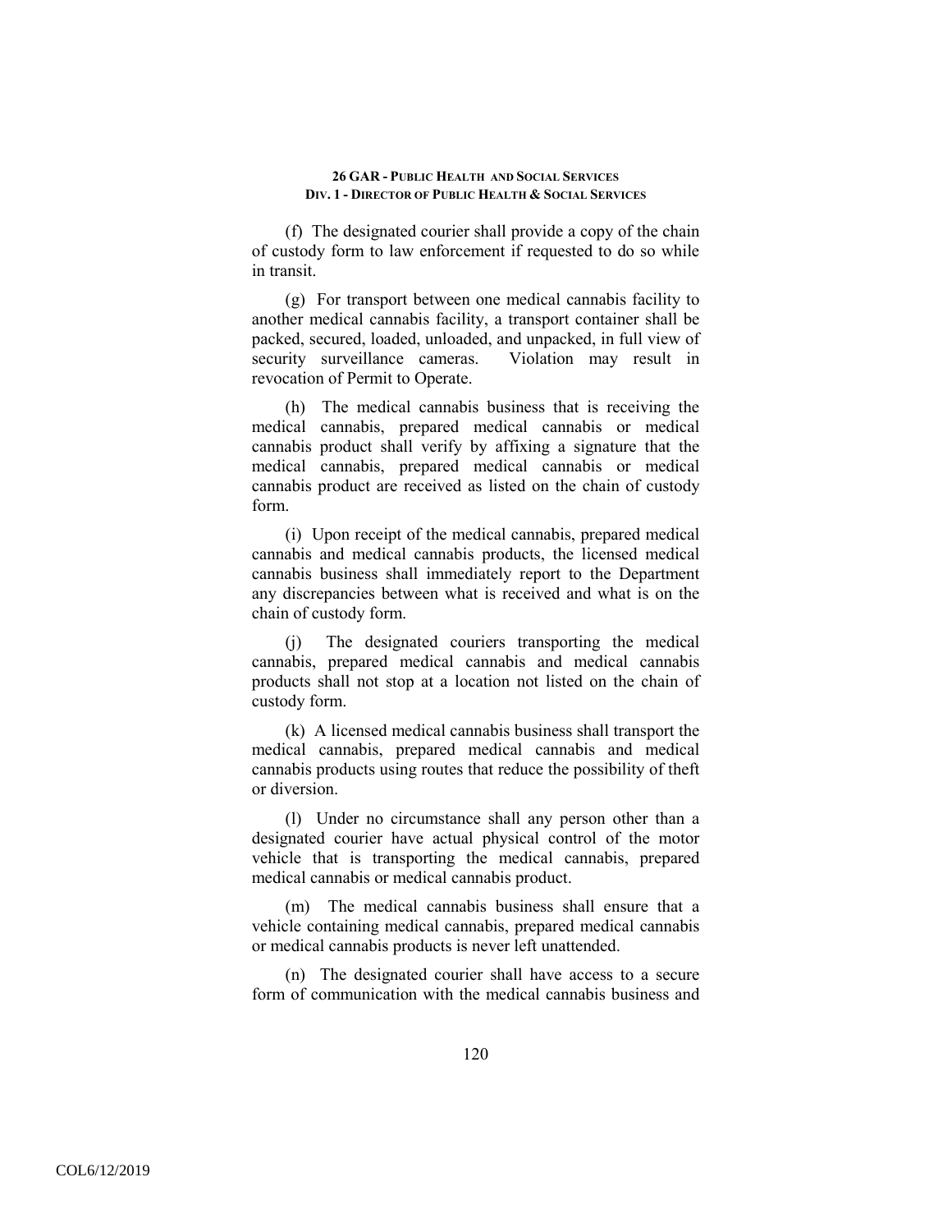(f) The designated courier shall provide a copy of the chain of custody form to law enforcement if requested to do so while in transit.

(g) For transport between one medical cannabis facility to another medical cannabis facility, a transport container shall be packed, secured, loaded, unloaded, and unpacked, in full view of security surveillance cameras. Violation may result in revocation of Permit to Operate.

(h) The medical cannabis business that is receiving the medical cannabis, prepared medical cannabis or medical cannabis product shall verify by affixing a signature that the medical cannabis, prepared medical cannabis or medical cannabis product are received as listed on the chain of custody form.

(i) Upon receipt of the medical cannabis, prepared medical cannabis and medical cannabis products, the licensed medical cannabis business shall immediately report to the Department any discrepancies between what is received and what is on the chain of custody form.

(j) The designated couriers transporting the medical cannabis, prepared medical cannabis and medical cannabis products shall not stop at a location not listed on the chain of custody form.

(k) A licensed medical cannabis business shall transport the medical cannabis, prepared medical cannabis and medical cannabis products using routes that reduce the possibility of theft or diversion.

(l) Under no circumstance shall any person other than a designated courier have actual physical control of the motor vehicle that is transporting the medical cannabis, prepared medical cannabis or medical cannabis product.

(m) The medical cannabis business shall ensure that a vehicle containing medical cannabis, prepared medical cannabis or medical cannabis products is never left unattended.

(n) The designated courier shall have access to a secure form of communication with the medical cannabis business and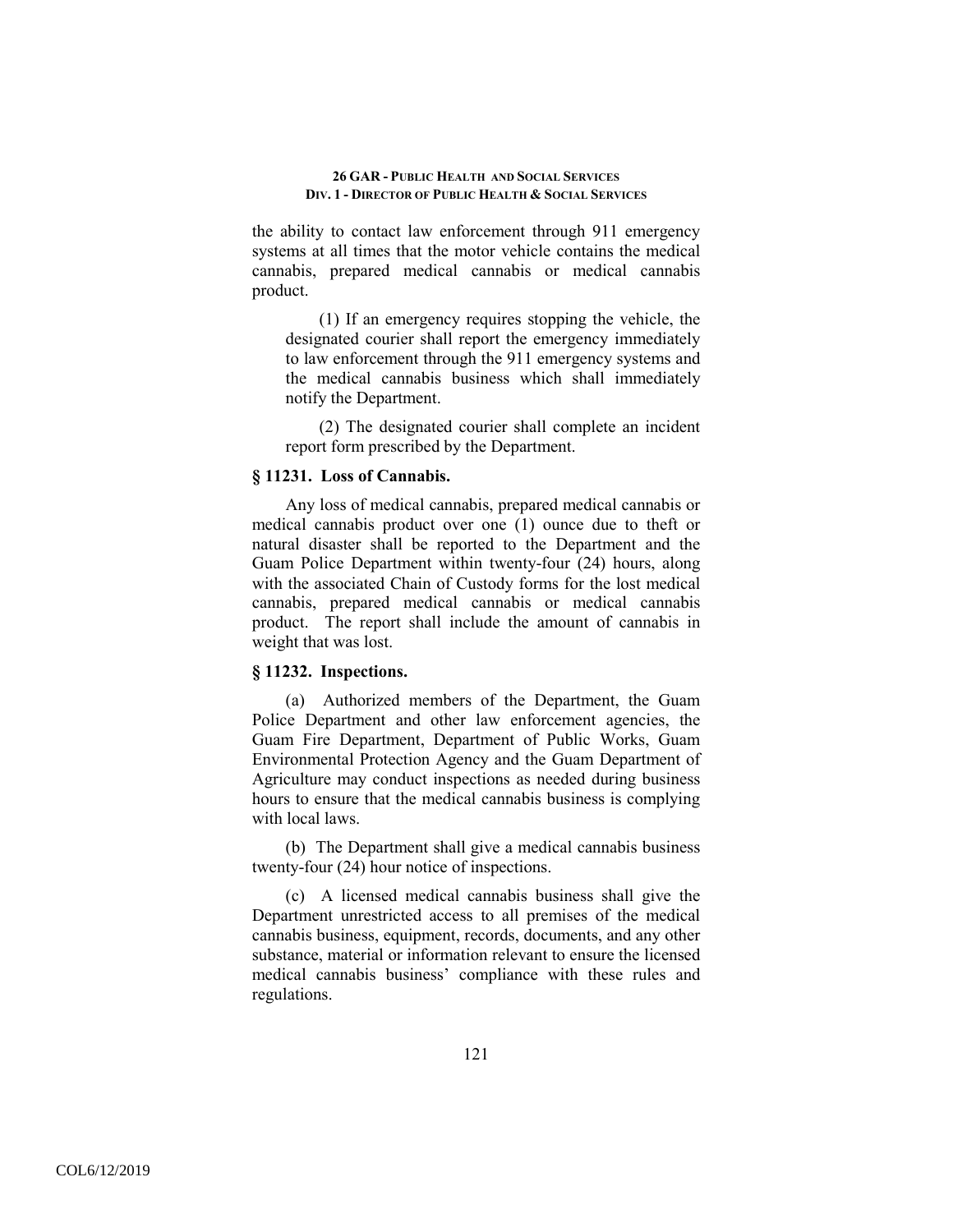the ability to contact law enforcement through 911 emergency systems at all times that the motor vehicle contains the medical cannabis, prepared medical cannabis or medical cannabis product.

(1) If an emergency requires stopping the vehicle, the designated courier shall report the emergency immediately to law enforcement through the 911 emergency systems and the medical cannabis business which shall immediately notify the Department.

(2) The designated courier shall complete an incident report form prescribed by the Department.

### § 11231. Loss of Cannabis.

Any loss of medical cannabis, prepared medical cannabis or medical cannabis product over one (1) ounce due to theft or natural disaster shall be reported to the Department and the Guam Police Department within twenty-four (24) hours, along with the associated Chain of Custody forms for the lost medical cannabis, prepared medical cannabis or medical cannabis product. The report shall include the amount of cannabis in weight that was lost.

### § 11232. Inspections.

(a) Authorized members of the Department, the Guam Police Department and other law enforcement agencies, the Guam Fire Department, Department of Public Works, Guam Environmental Protection Agency and the Guam Department of Agriculture may conduct inspections as needed during business hours to ensure that the medical cannabis business is complying with local laws.

(b) The Department shall give a medical cannabis business twenty-four (24) hour notice of inspections.

(c) A licensed medical cannabis business shall give the Department unrestricted access to all premises of the medical cannabis business, equipment, records, documents, and any other substance, material or information relevant to ensure the licensed medical cannabis business' compliance with these rules and regulations.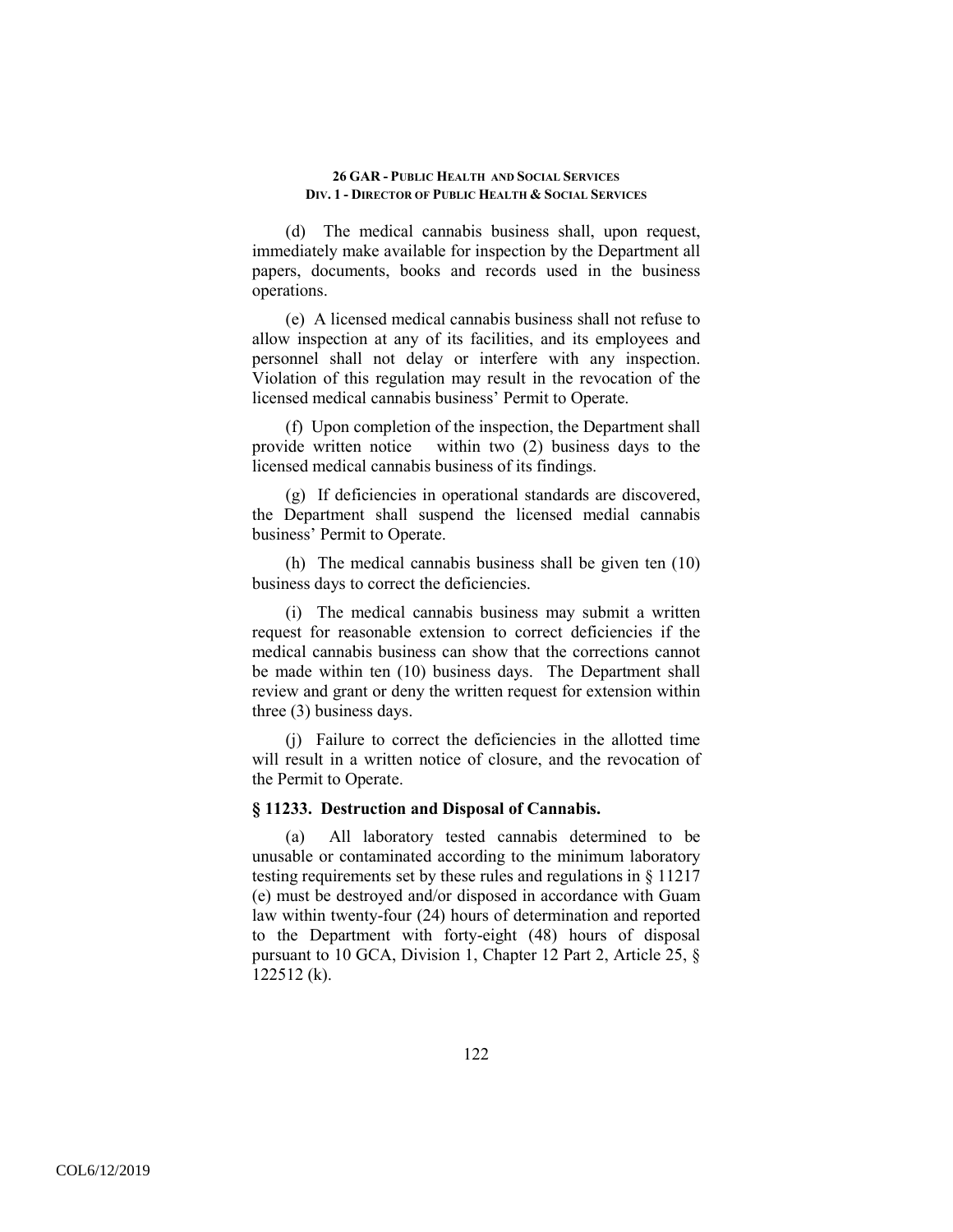(d) The medical cannabis business shall, upon request, immediately make available for inspection by the Department all papers, documents, books and records used in the business operations.

(e) A licensed medical cannabis business shall not refuse to allow inspection at any of its facilities, and its employees and personnel shall not delay or interfere with any inspection. Violation of this regulation may result in the revocation of the licensed medical cannabis business' Permit to Operate.

(f) Upon completion of the inspection, the Department shall provide written notice within two (2) business days to the licensed medical cannabis business of its findings.

(g) If deficiencies in operational standards are discovered, the Department shall suspend the licensed medial cannabis business' Permit to Operate.

(h) The medical cannabis business shall be given ten (10) business days to correct the deficiencies.

(i) The medical cannabis business may submit a written request for reasonable extension to correct deficiencies if the medical cannabis business can show that the corrections cannot be made within ten (10) business days. The Department shall review and grant or deny the written request for extension within three (3) business days.

(j) Failure to correct the deficiencies in the allotted time will result in a written notice of closure, and the revocation of the Permit to Operate.

**§ 11233. Destruction and Disposal of Cannabis.**

(a) All laboratory tested cannabis determined to be unusable or contaminated according to the minimum laboratory testing requirements set by these rules and regulations in § 11217 (e) must be destroyed and/or disposed in accordance with Guam law within twenty-four (24) hours of determination and reported to the Department with forty-eight (48) hours of disposal pursuant to 10 GCA, Division 1, Chapter 12 Part 2, Article 25, § 122512 (k).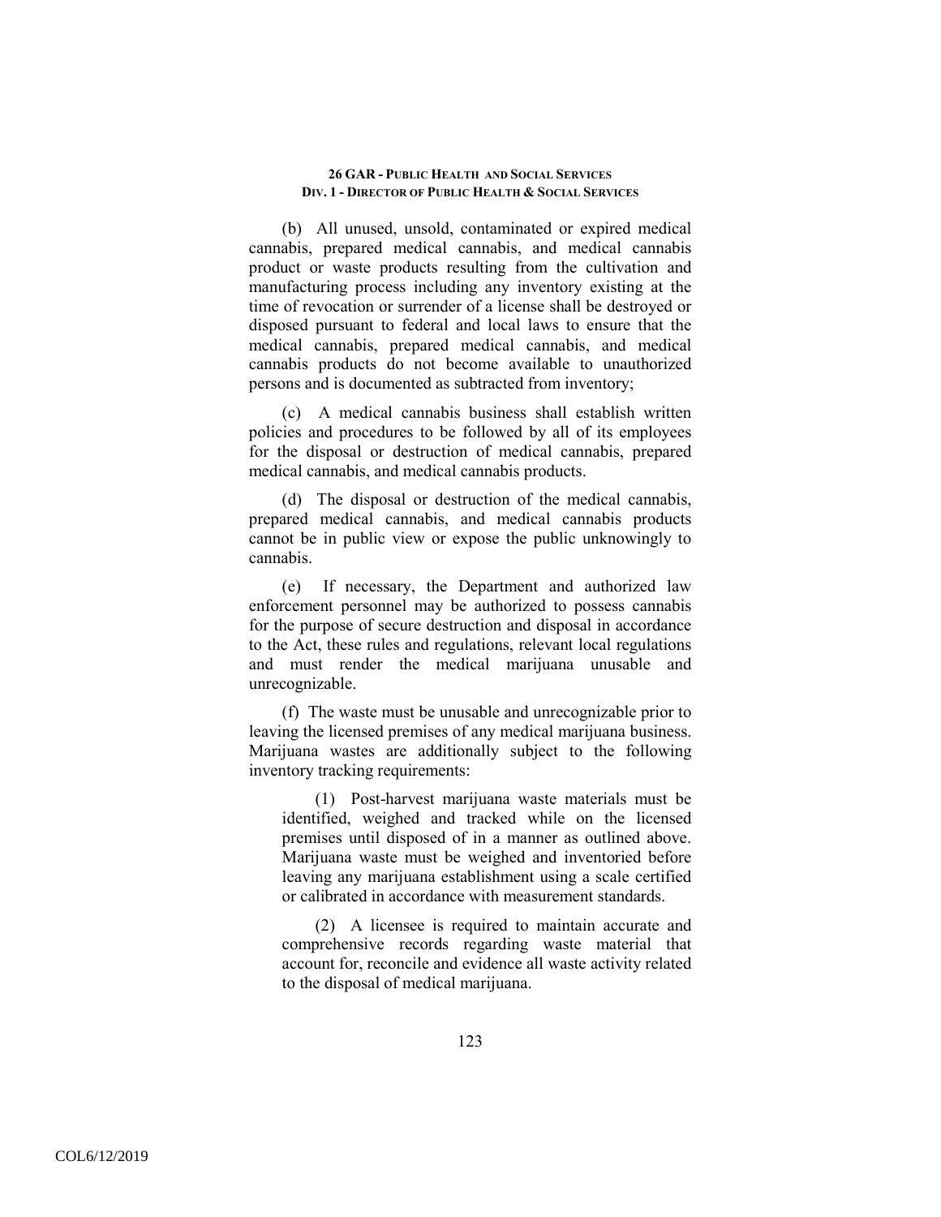(b) All unused, unsold, contaminated or expired medical cannabis, prepared medical cannabis, and medical cannabis product or waste products resulting from the cultivation and manufacturing process including any inventory existing at the time of revocation or surrender of a license shall be destroyed or disposed pursuant to federal and local laws to ensure that the medical cannabis, prepared medical cannabis, and medical cannabis products do not become available to unauthorized persons and is documented as subtracted from inventory;

(c) A medical cannabis business shall establish written policies and procedures to be followed by all of its employees for the disposal or destruction of medical cannabis, prepared medical cannabis, and medical cannabis products.

(d) The disposal or destruction of the medical cannabis, prepared medical cannabis, and medical cannabis products cannot be in public view or expose the public unknowingly to cannabis.

(e) If necessary, the Department and authorized law enforcement personnel may be authorized to possess cannabis for the purpose of secure destruction and disposal in accordance to the Act, these rules and regulations, relevant local regulations and must render the medical marijuana unusable and unrecognizable.

(f) The waste must be unusable and unrecognizable prior to leaving the licensed premises of any medical marijuana business. Marijuana wastes are additionally subject to the following inventory tracking requirements:

(1) Post-harvest marijuana waste materials must be identified, weighed and tracked while on the licensed premises until disposed of in a manner as outlined above. Marijuana waste must be weighed and inventoried before leaving any marijuana establishment using a scale certified or calibrated in accordance with measurement standards.

(2) A licensee is required to maintain accurate and comprehensive records regarding waste material that account for, reconcile and evidence all waste activity related to the disposal of medical marijuana.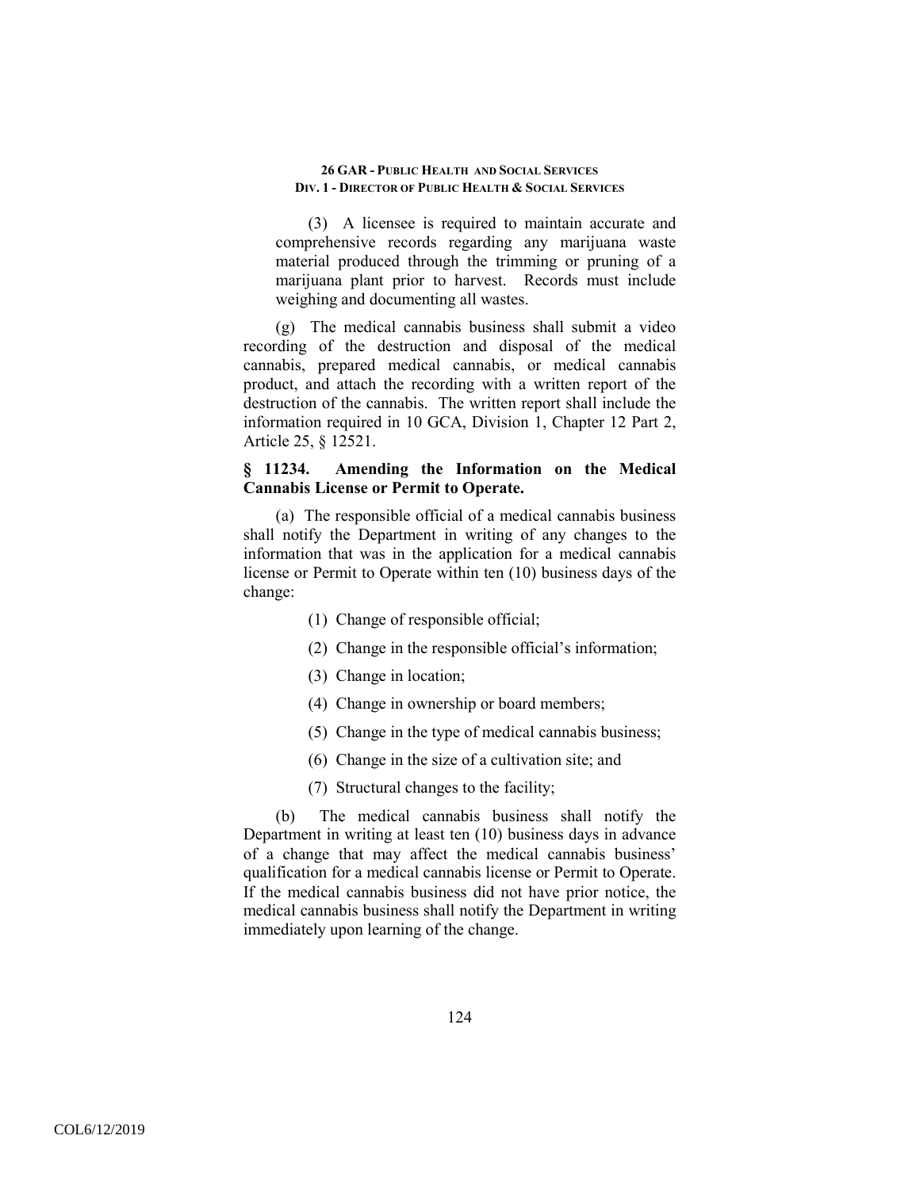(3) A licensee is required to maintain accurate and comprehensive records regarding any marijuana waste material produced through the trimming or pruning of a marijuana plant prior to harvest. Records must include weighing and documenting all wastes.

(g) The medical cannabis business shall submit a video recording of the destruction and disposal of the medical cannabis, prepared medical cannabis, or medical cannabis product, and attach the recording with a written report of the destruction of the cannabis. The written report shall include the information required in 10 GCA, Division 1, Chapter 12 Part 2, Article 25, § 12521.

### § 11234. Amending the Information on the Medical Cannabis License or Permit to Operate.

(a) The responsible official of a medical cannabis business shall notify the Department in writing of any changes to the information that was in the application for a medical cannabis license or Permit to Operate within ten (10) business days of the change:

(1) Change of responsible official;

(2) Change in the responsible official's information;

(3) Change in location;

(4) Change in ownership or board members;

(5) Change in the type of medical cannabis business;

(6) Change in the size of a cultivation site; and

(7) Structural changes to the facility;

(b) The medical cannabis business shall notify the Department in writing at least ten (10) business days in advance of a change that may affect the medical cannabis business' qualification for a medical cannabis license or Permit to Operate. If the medical cannabis business did not have prior notice, the medical cannabis business shall notify the Department in writing immediately upon learning of the change.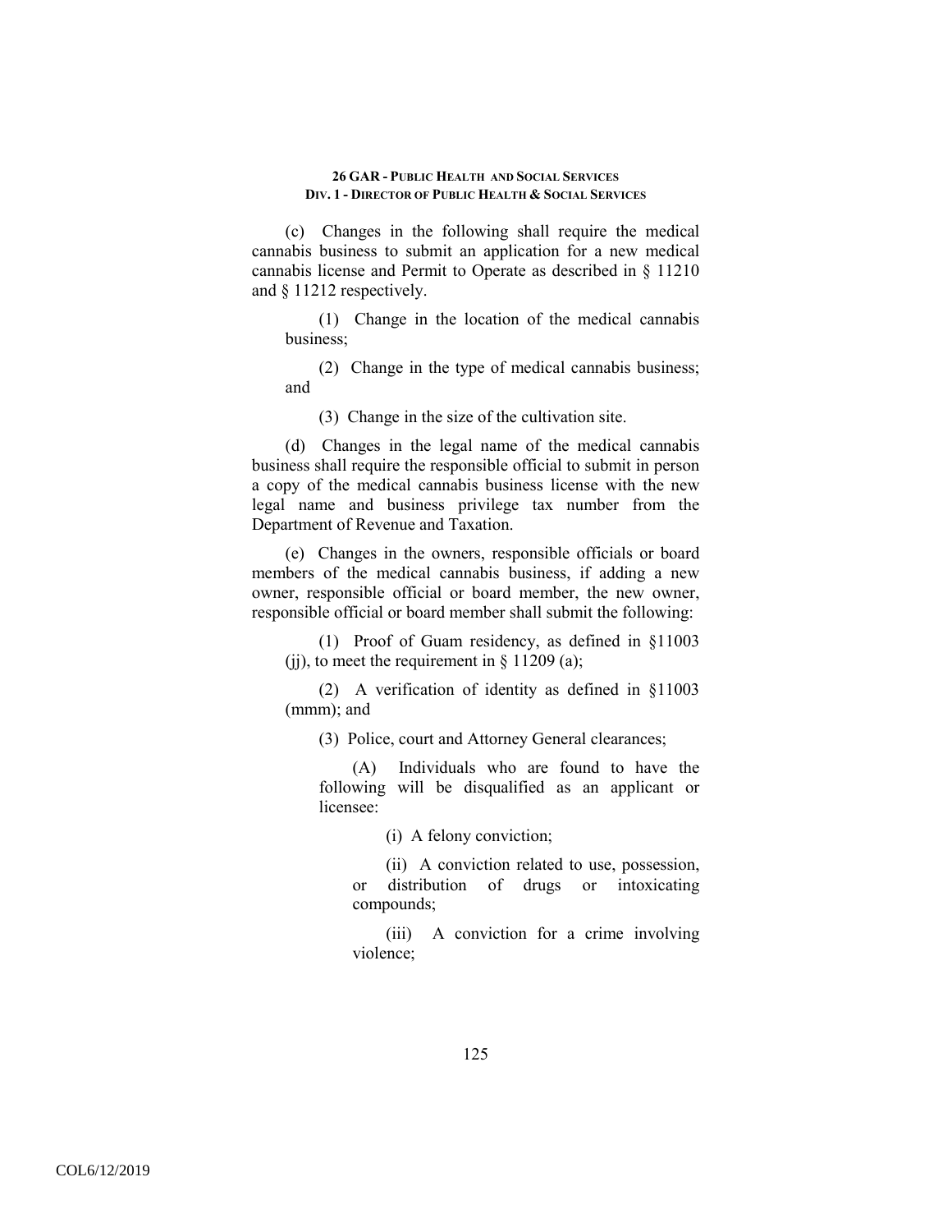(c) Changes in the following shall require the medical cannabis business to submit an application for a new medical cannabis license and Permit to Operate as described in § 11210 and § 11212 respectively.

(1) Change in the location of the medical cannabis business;

(2) Change in the type of medical cannabis business; and

(3) Change in the size of the cultivation site.

(d) Changes in the legal name of the medical cannabis business shall require the responsible official to submit in person a copy of the medical cannabis business license with the new legal name and business privilege tax number from the Department of Revenue and Taxation.

(e) Changes in the owners, responsible officials or board members of the medical cannabis business, if adding a new owner, responsible official or board member, the new owner, responsible official or board member shall submit the following:

(1) Proof of Guam residency, as defined in §11003 (jj), to meet the requirement in § 11209 (a);

(2) A verification of identity as defined in §11003 (mmm); and

(3) Police, court and Attorney General clearances;

(A) Individuals who are found to have the following will be disqualified as an applicant or licensee:

(i) A felony conviction;

(ii) A conviction related to use, possession, or distribution of drugs or intoxicating compounds;

(iii) A conviction for a crime involving violence;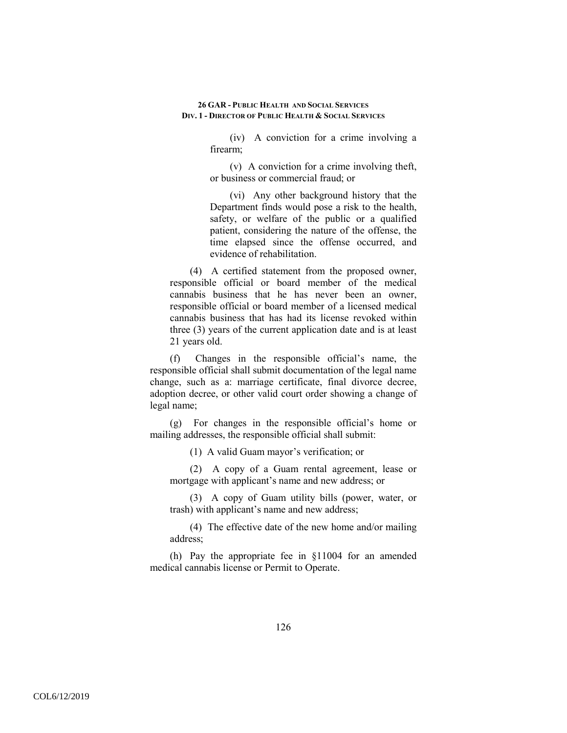(iv) A conviction for a crime involving a firearm;

(v) A conviction for a crime involving theft, or business or commercial fraud; or

(vi) Any other background history that the Department finds would pose a risk to the health, safety, or welfare of the public or a qualified patient, considering the nature of the offense, the time elapsed since the offense occurred, and evidence of rehabilitation.

(4) A certified statement from the proposed owner, responsible official or board member of the medical cannabis business that he has never been an owner, responsible official or board member of a licensed medical cannabis business that has had its license revoked within three (3) years of the current application date and is at least 21 years old.

(f) Changes in the responsible official's name, the responsible official shall submit documentation of the legal name change, such as a: marriage certificate, final divorce decree, adoption decree, or other valid court order showing a change of legal name;

(g) For changes in the responsible official's home or mailing addresses, the responsible official shall submit:

(1) A valid Guam mayor's verification; or

(2) A copy of a Guam rental agreement, lease or mortgage with applicant's name and new address; or

(3) A copy of Guam utility bills (power, water, or trash) with applicant's name and new address;

(4) The effective date of the new home and/or mailing address;

(h) Pay the appropriate fee in §11004 for an amended medical cannabis license or Permit to Operate.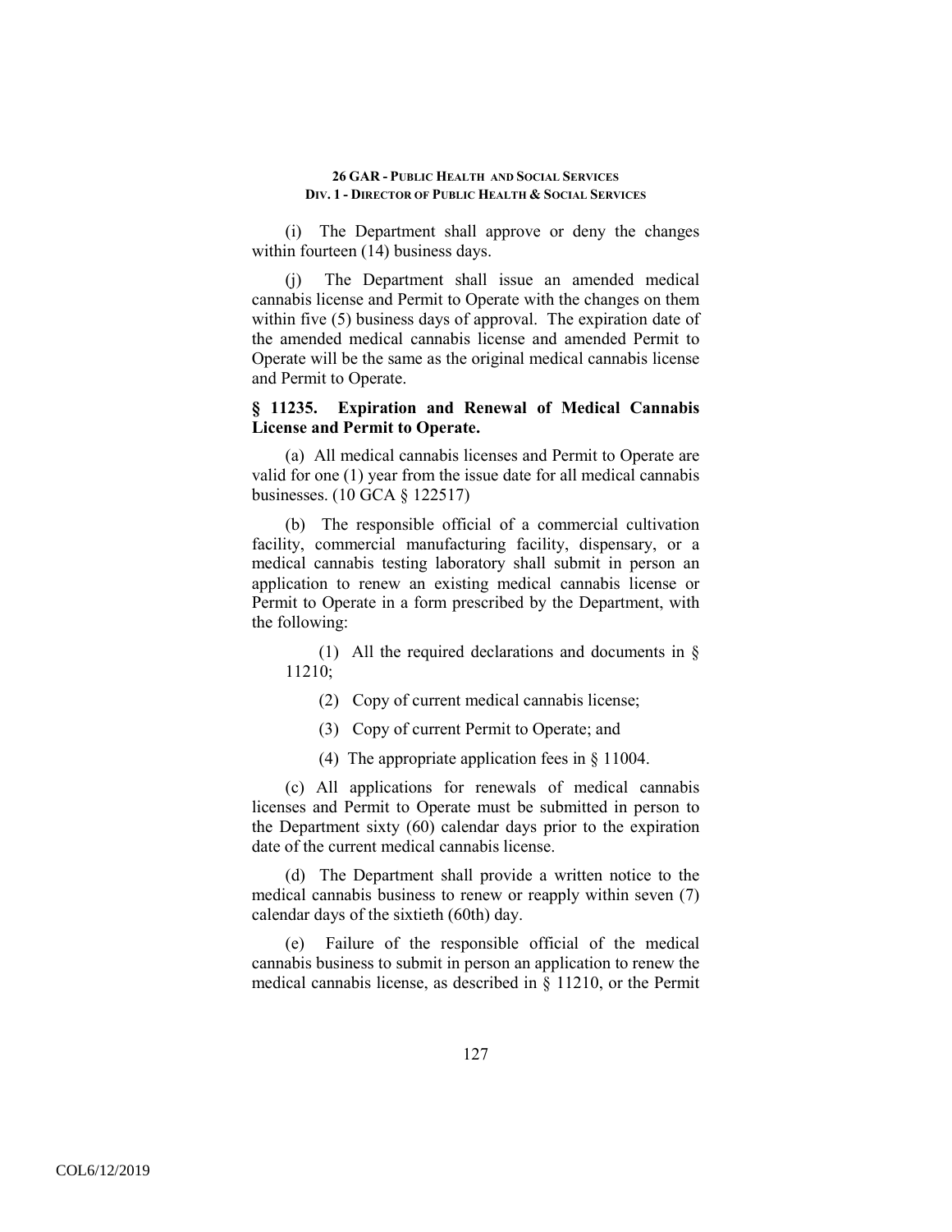(i) The Department shall approve or deny the changes within fourteen (14) business days.

(j) The Department shall issue an amended medical cannabis license and Permit to Operate with the changes on them within five (5) business days of approval. The expiration date of the amended medical cannabis license and amended Permit to Operate will be the same as the original medical cannabis license and Permit to Operate.

**§ 11235. Expiration and Renewal of Medical Cannabis License and Permit to Operate.**

(a) All medical cannabis licenses and Permit to Operate are valid for one (1) year from the issue date for all medical cannabis businesses. (10 GCA § 122517)

(b) The responsible official of a commercial cultivation facility, commercial manufacturing facility, dispensary, or a medical cannabis testing laboratory shall submit in person an application to renew an existing medical cannabis license or Permit to Operate in a form prescribed by the Department, with the following:

(1) All the required declarations and documents in § 11210;

(2) Copy of current medical cannabis license;

(3) Copy of current Permit to Operate; and

(4) The appropriate application fees in § 11004.

(c) All applications for renewals of medical cannabis licenses and Permit to Operate must be submitted in person to the Department sixty (60) calendar days prior to the expiration date of the current medical cannabis license.

(d) The Department shall provide a written notice to the medical cannabis business to renew or reapply within seven (7) calendar days of the sixtieth (60th) day.

(e) Failure of the responsible official of the medical cannabis business to submit in person an application to renew the medical cannabis license, as described in § 11210, or the Permit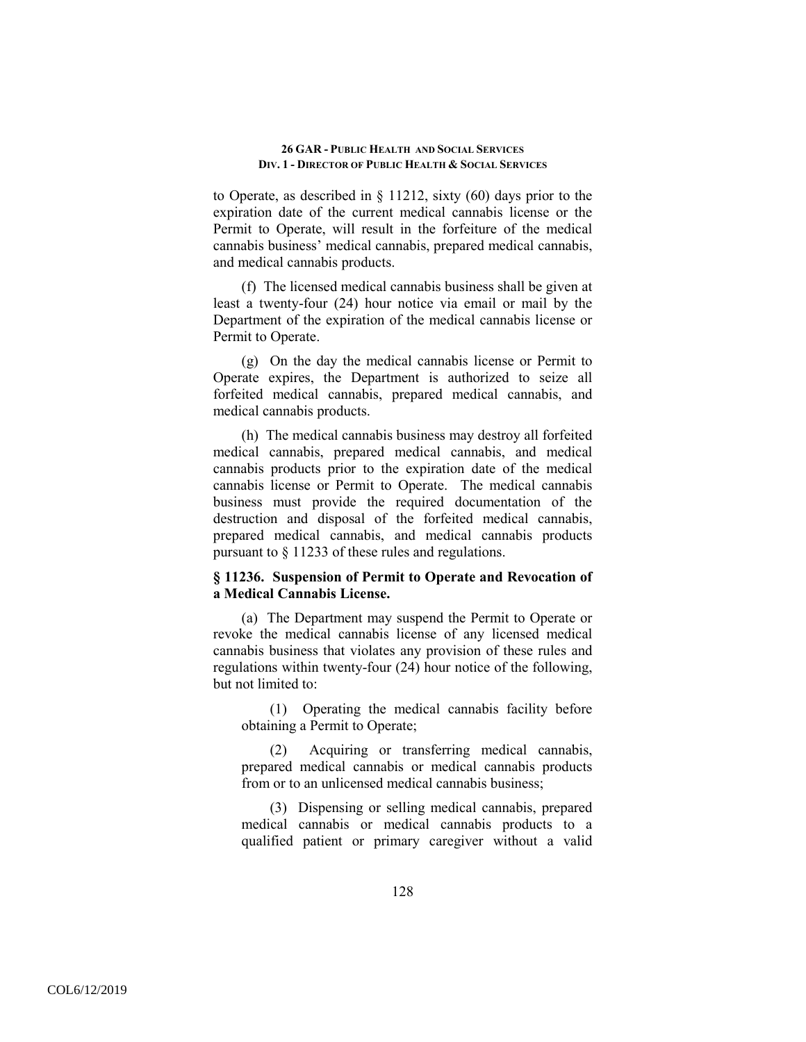to Operate, as described in § 11212, sixty (60) days prior to the expiration date of the current medical cannabis license or the Permit to Operate, will result in the forfeiture of the medical cannabis business' medical cannabis, prepared medical cannabis, and medical cannabis products.

(f) The licensed medical cannabis business shall be given at least a twenty-four (24) hour notice via email or mail by the Department of the expiration of the medical cannabis license or Permit to Operate.

(g) On the day the medical cannabis license or Permit to Operate expires, the Department is authorized to seize all forfeited medical cannabis, prepared medical cannabis, and medical cannabis products.

(h) The medical cannabis business may destroy all forfeited medical cannabis, prepared medical cannabis, and medical cannabis products prior to the expiration date of the medical cannabis license or Permit to Operate. The medical cannabis business must provide the required documentation of the destruction and disposal of the forfeited medical cannabis, prepared medical cannabis, and medical cannabis products pursuant to § 11233 of these rules and regulations.

**§ 11236. Suspension of Permit to Operate and Revocation of a Medical Cannabis License.**

(a) The Department may suspend the Permit to Operate or revoke the medical cannabis license of any licensed medical cannabis business that violates any provision of these rules and regulations within twenty-four (24) hour notice of the following, but not limited to:

(1) Operating the medical cannabis facility before obtaining a Permit to Operate;

(2) Acquiring or transferring medical cannabis, prepared medical cannabis or medical cannabis products from or to an unlicensed medical cannabis business;

(3) Dispensing or selling medical cannabis, prepared medical cannabis or medical cannabis products to a qualified patient or primary caregiver without a valid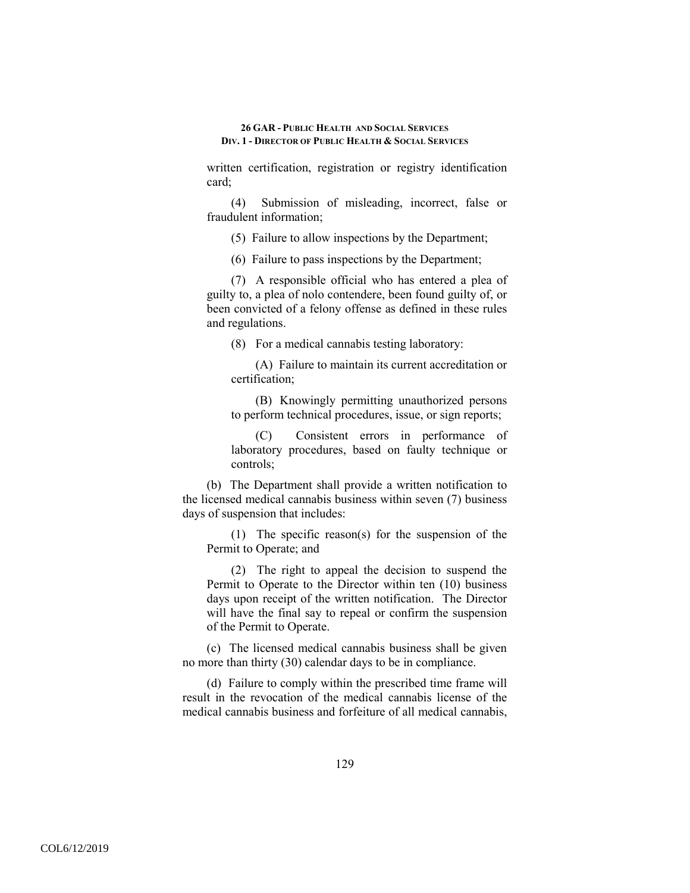written certification, registration or registry identification card;

(4) Submission of misleading, incorrect, false or fraudulent information;

(5) Failure to allow inspections by the Department;

(6) Failure to pass inspections by the Department;

(7) A responsible official who has entered a plea of guilty to, a plea of nolo contendere, been found guilty of, or been convicted of a felony offense as defined in these rules and regulations.

(8) For a medical cannabis testing laboratory:

(A) Failure to maintain its current accreditation or certification;

(B) Knowingly permitting unauthorized persons to perform technical procedures, issue, or sign reports;

(C) Consistent errors in performance of laboratory procedures, based on faulty technique or controls;

(b) The Department shall provide a written notification to the licensed medical cannabis business within seven (7) business days of suspension that includes:

(1) The specific reason(s) for the suspension of the Permit to Operate; and

(2) The right to appeal the decision to suspend the Permit to Operate to the Director within ten (10) business days upon receipt of the written notification. The Director will have the final say to repeal or confirm the suspension of the Permit to Operate.

(c) The licensed medical cannabis business shall be given no more than thirty (30) calendar days to be in compliance.

(d) Failure to comply within the prescribed time frame will result in the revocation of the medical cannabis license of the medical cannabis business and forfeiture of all medical cannabis,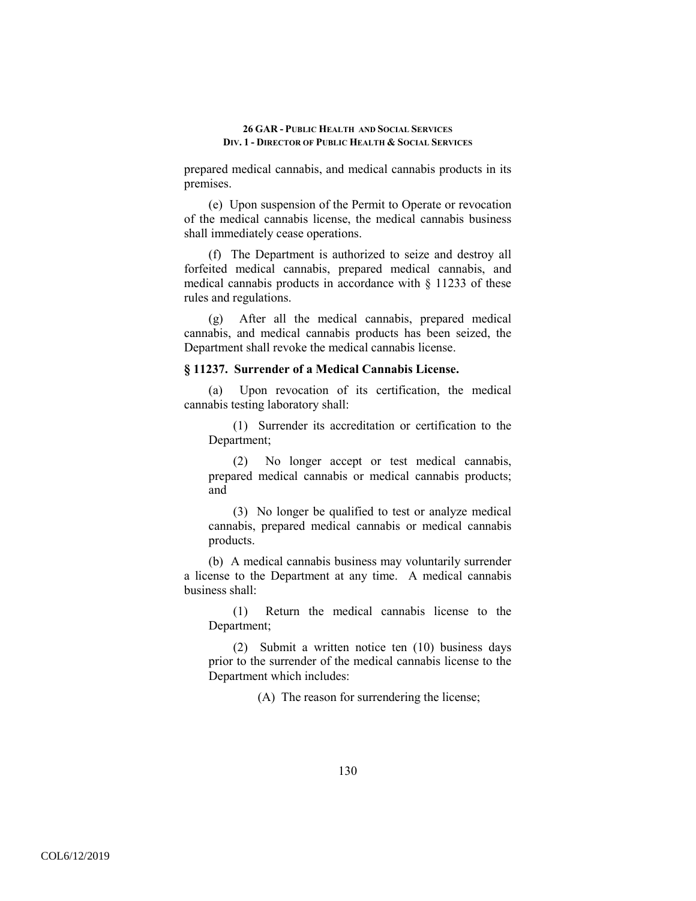prepared medical cannabis, and medical cannabis products in its premises.

(e) Upon suspension of the Permit to Operate or revocation of the medical cannabis license, the medical cannabis business shall immediately cease operations.

(f) The Department is authorized to seize and destroy all forfeited medical cannabis, prepared medical cannabis, and medical cannabis products in accordance with § 11233 of these rules and regulations.

(g) After all the medical cannabis, prepared medical cannabis, and medical cannabis products has been seized, the Department shall revoke the medical cannabis license.

### § 11237. Surrender of a Medical Cannabis License.

(a) Upon revocation of its certification, the medical cannabis testing laboratory shall:

(1) Surrender its accreditation or certification to the Department;

(2) No longer accept or test medical cannabis, prepared medical cannabis or medical cannabis products; and

(3) No longer be qualified to test or analyze medical cannabis, prepared medical cannabis or medical cannabis products.

(b) A medical cannabis business may voluntarily surrender a license to the Department at any time. A medical cannabis business shall:

(1) Return the medical cannabis license to the Department;

(2) Submit a written notice ten (10) business days prior to the surrender of the medical cannabis license to the Department which includes:

(A) The reason for surrendering the license;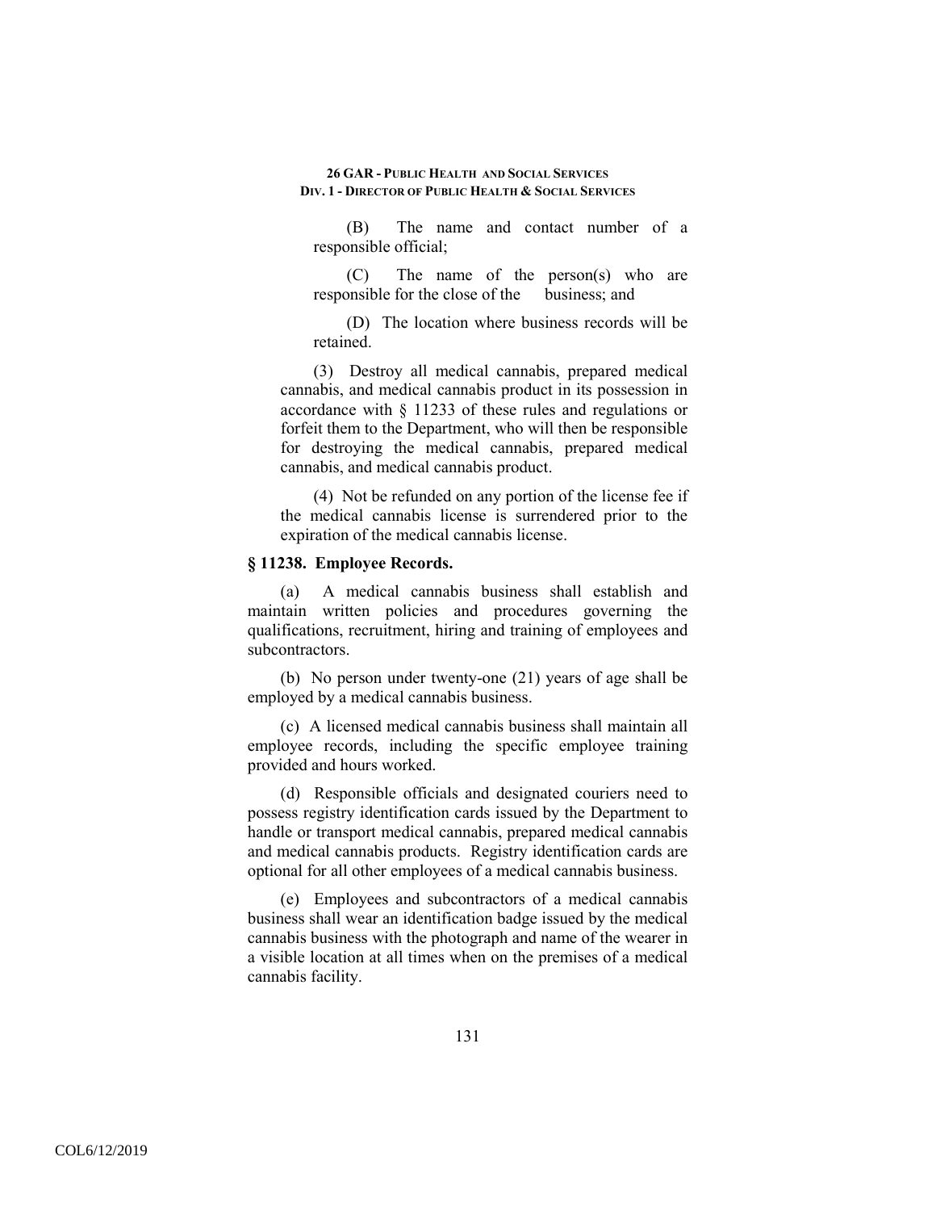(B) The name and contact number of a responsible official;

(C) The name of the person(s) who are responsible for the close of the business; and

(D) The location where business records will be retained.

(3) Destroy all medical cannabis, prepared medical cannabis, and medical cannabis product in its possession in accordance with § 11233 of these rules and regulations or forfeit them to the Department, who will then be responsible for destroying the medical cannabis, prepared medical cannabis, and medical cannabis product.

(4) Not be refunded on any portion of the license fee if the medical cannabis license is surrendered prior to the expiration of the medical cannabis license.

### § 11238. Employee Records.

(a) A medical cannabis business shall establish and maintain written policies and procedures governing the qualifications, recruitment, hiring and training of employees and subcontractors.

(b) No person under twenty-one (21) years of age shall be employed by a medical cannabis business.

(c) A licensed medical cannabis business shall maintain all employee records, including the specific employee training provided and hours worked.

(d) Responsible officials and designated couriers need to possess registry identification cards issued by the Department to handle or transport medical cannabis, prepared medical cannabis and medical cannabis products. Registry identification cards are optional for all other employees of a medical cannabis business.

(e) Employees and subcontractors of a medical cannabis business shall wear an identification badge issued by the medical cannabis business with the photograph and name of the wearer in a visible location at all times when on the premises of a medical cannabis facility.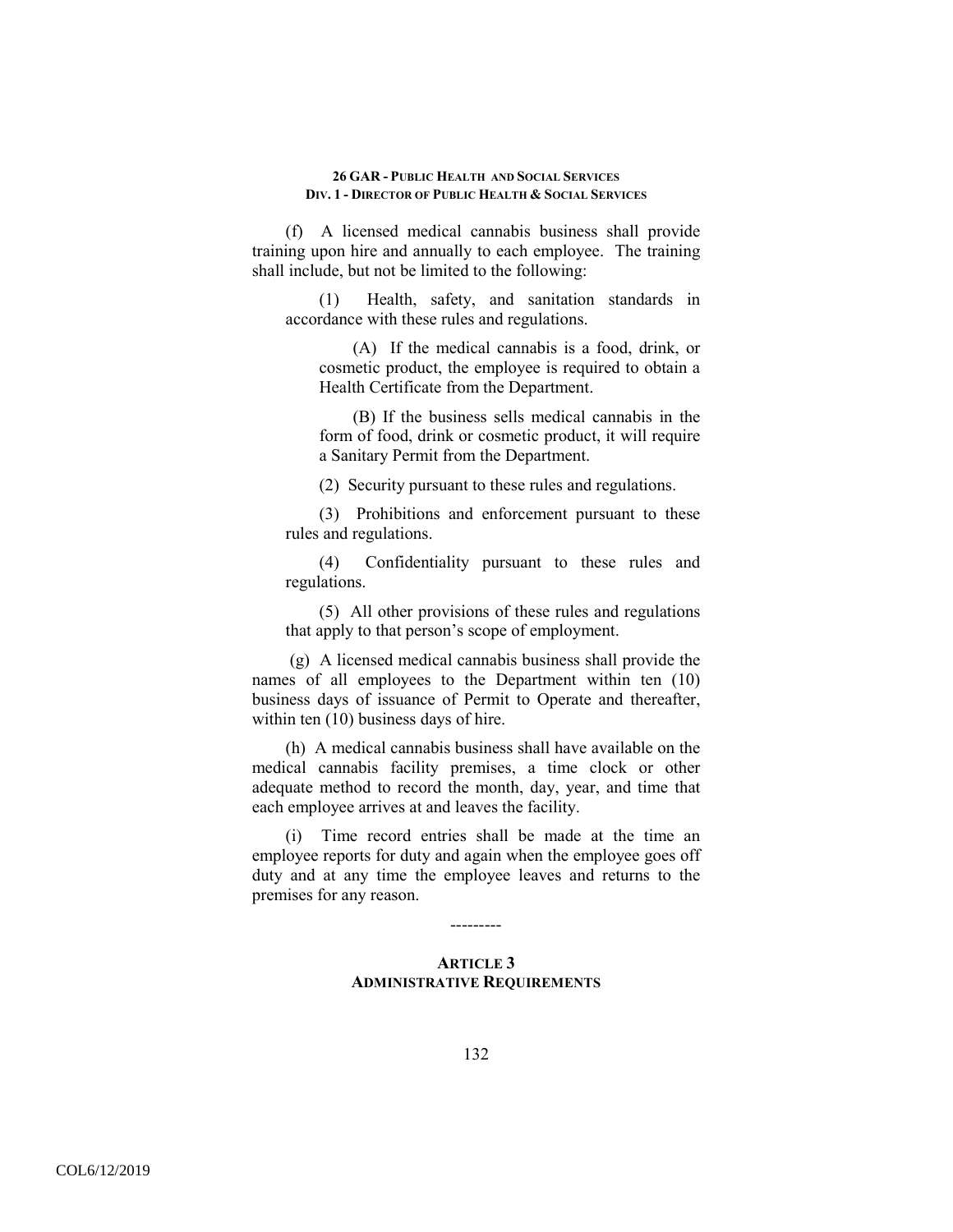(f) A licensed medical cannabis business shall provide training upon hire and annually to each employee. The training shall include, but not be limited to the following:

(1) Health, safety, and sanitation standards in accordance with these rules and regulations.

(A) If the medical cannabis is a food, drink, or cosmetic product, the employee is required to obtain a Health Certificate from the Department.

(B) If the business sells medical cannabis in the form of food, drink or cosmetic product, it will require a Sanitary Permit from the Department.

(2) Security pursuant to these rules and regulations.

(3) Prohibitions and enforcement pursuant to these rules and regulations.

(4) Confidentiality pursuant to these rules and regulations.

(5) All other provisions of these rules and regulations that apply to that person's scope of employment.

(g) A licensed medical cannabis business shall provide the names of all employees to the Department within ten (10) business days of issuance of Permit to Operate and thereafter, within ten (10) business days of hire.

(h) A medical cannabis business shall have available on the medical cannabis facility premises, a time clock or other adequate method to record the month, day, year, and time that each employee arrives at and leaves the facility.

(i) Time record entries shall be made at the time an employee reports for duty and again when the employee goes off duty and at any time the employee leaves and returns to the premises for any reason.

---------

## ARTICLE 3
## ADMINISTRATIVE REQUIREMENTS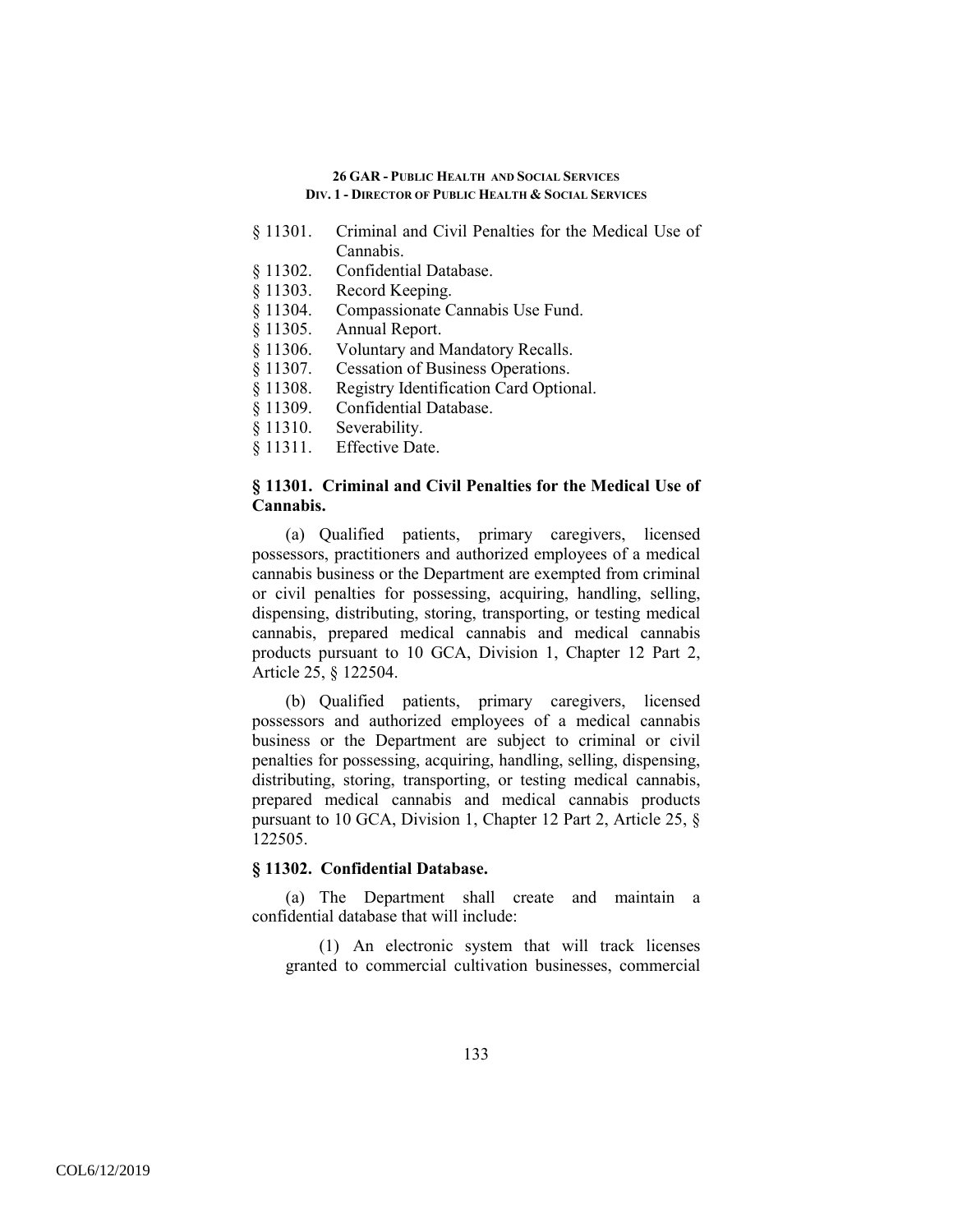§ 11301. Criminal and Civil Penalties for the Medical Use of Cannabis.
§ 11302. Confidential Database.
§ 11303. Record Keeping.
§ 11304. Compassionate Cannabis Use Fund.
§ 11305. Annual Report.
§ 11306. Voluntary and Mandatory Recalls.
§ 11307. Cessation of Business Operations.
§ 11308. Registry Identification Card Optional.
§ 11309. Confidential Database.
§ 11310. Severability.
§ 11311. Effective Date.

### § 11301. Criminal and Civil Penalties for the Medical Use of Cannabis.

(a) Qualified patients, primary caregivers, licensed possessors, practitioners and authorized employees of a medical cannabis business or the Department are exempted from criminal or civil penalties for possessing, acquiring, handling, selling, dispensing, distributing, storing, transporting, or testing medical cannabis, prepared medical cannabis and medical cannabis products pursuant to 10 GCA, Division 1, Chapter 12 Part 2, Article 25, § 122504.

(b) Qualified patients, primary caregivers, licensed possessors and authorized employees of a medical cannabis business or the Department are subject to criminal or civil penalties for possessing, acquiring, handling, selling, dispensing, distributing, storing, transporting, or testing medical cannabis, prepared medical cannabis and medical cannabis products pursuant to 10 GCA, Division 1, Chapter 12 Part 2, Article 25, § 122505.

### § 11302. Confidential Database.

(a) The Department shall create and maintain a confidential database that will include:

(1) An electronic system that will track licenses granted to commercial cultivation businesses, commercial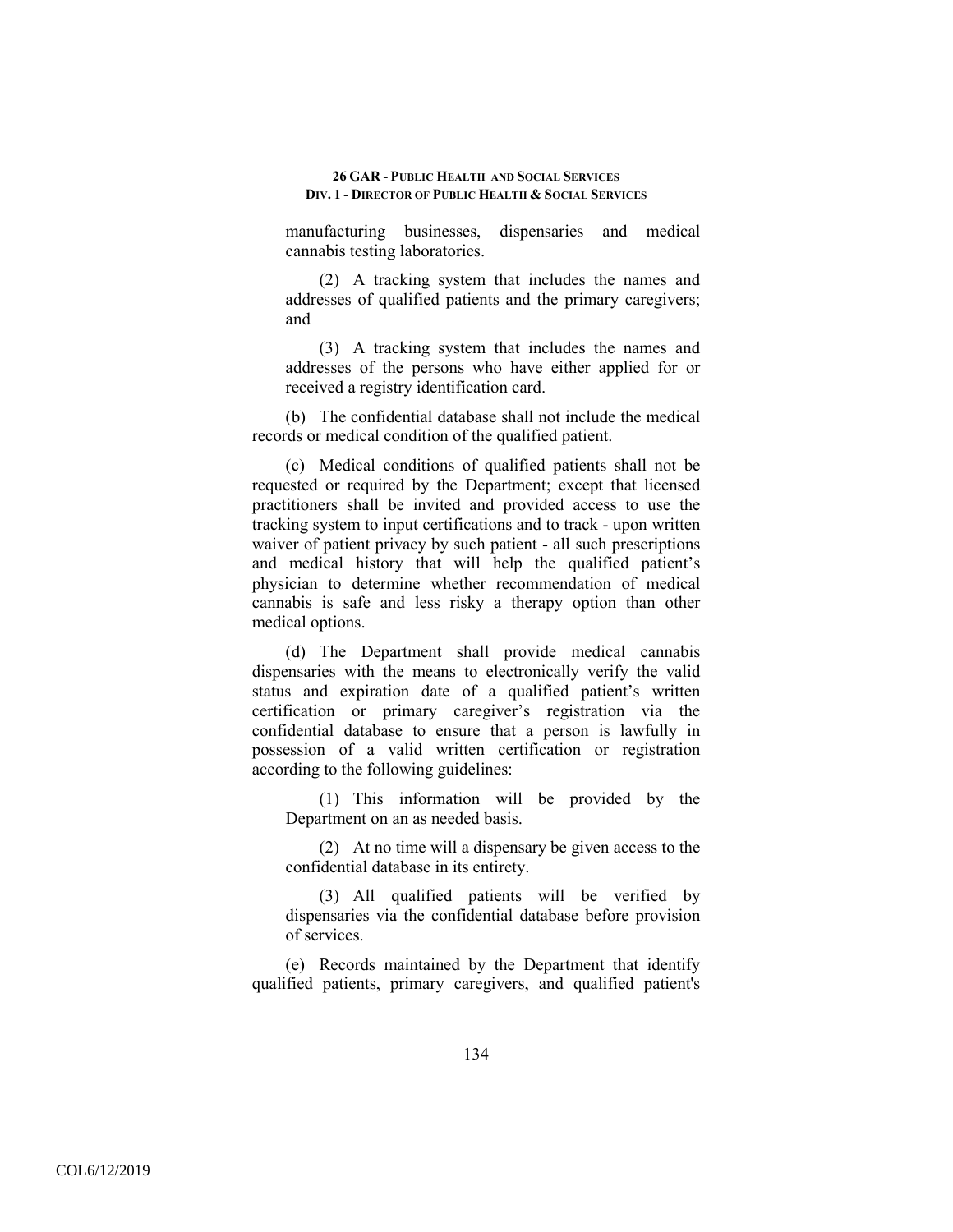manufacturing businesses, dispensaries and medical cannabis testing laboratories.

(2) A tracking system that includes the names and addresses of qualified patients and the primary caregivers; and

(3) A tracking system that includes the names and addresses of the persons who have either applied for or received a registry identification card.

(b) The confidential database shall not include the medical records or medical condition of the qualified patient.

(c) Medical conditions of qualified patients shall not be requested or required by the Department; except that licensed practitioners shall be invited and provided access to use the tracking system to input certifications and to track - upon written waiver of patient privacy by such patient - all such prescriptions and medical history that will help the qualified patient's physician to determine whether recommendation of medical cannabis is safe and less risky a therapy option than other medical options.

(d) The Department shall provide medical cannabis dispensaries with the means to electronically verify the valid status and expiration date of a qualified patient's written certification or primary caregiver's registration via the confidential database to ensure that a person is lawfully in possession of a valid written certification or registration according to the following guidelines:

(1) This information will be provided by the Department on an as needed basis.

(2) At no time will a dispensary be given access to the confidential database in its entirety.

(3) All qualified patients will be verified by dispensaries via the confidential database before provision of services.

(e) Records maintained by the Department that identify qualified patients, primary caregivers, and qualified patient's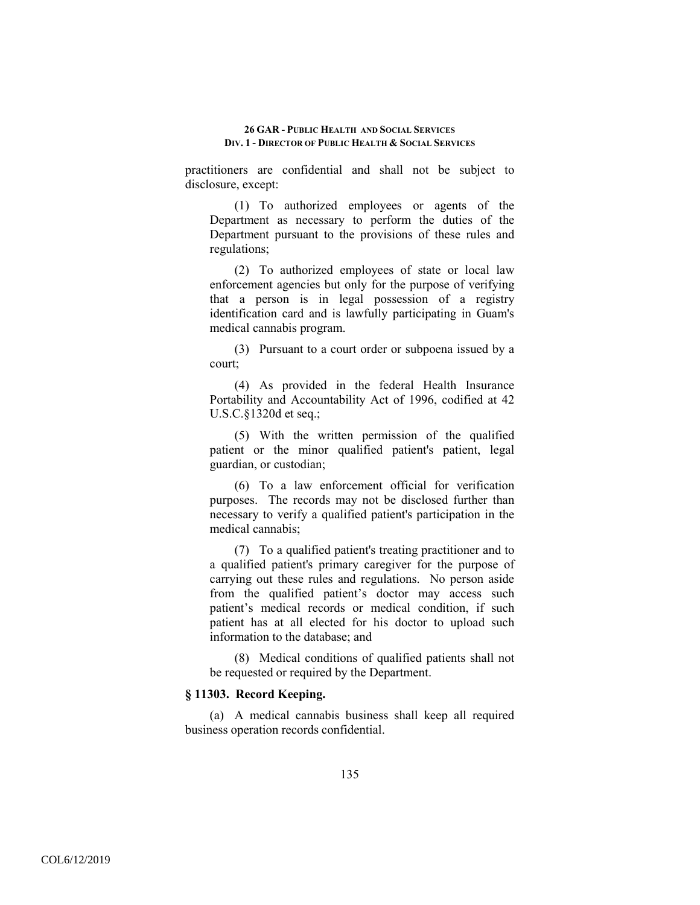practitioners are confidential and shall not be subject to disclosure, except:

(1) To authorized employees or agents of the Department as necessary to perform the duties of the Department pursuant to the provisions of these rules and regulations;

(2) To authorized employees of state or local law enforcement agencies but only for the purpose of verifying that a person is in legal possession of a registry identification card and is lawfully participating in Guam's medical cannabis program.

(3) Pursuant to a court order or subpoena issued by a court;

(4) As provided in the federal Health Insurance Portability and Accountability Act of 1996, codified at 42 U.S.C.§1320d et seq.;

(5) With the written permission of the qualified patient or the minor qualified patient's patient, legal guardian, or custodian;

(6) To a law enforcement official for verification purposes. The records may not be disclosed further than necessary to verify a qualified patient's participation in the medical cannabis;

(7) To a qualified patient's treating practitioner and to a qualified patient's primary caregiver for the purpose of carrying out these rules and regulations. No person aside from the qualified patient's doctor may access such patient's medical records or medical condition, if such patient has at all elected for his doctor to upload such information to the database; and

(8) Medical conditions of qualified patients shall not be requested or required by the Department.

**§ 11303. Record Keeping.**

(a) A medical cannabis business shall keep all required business operation records confidential.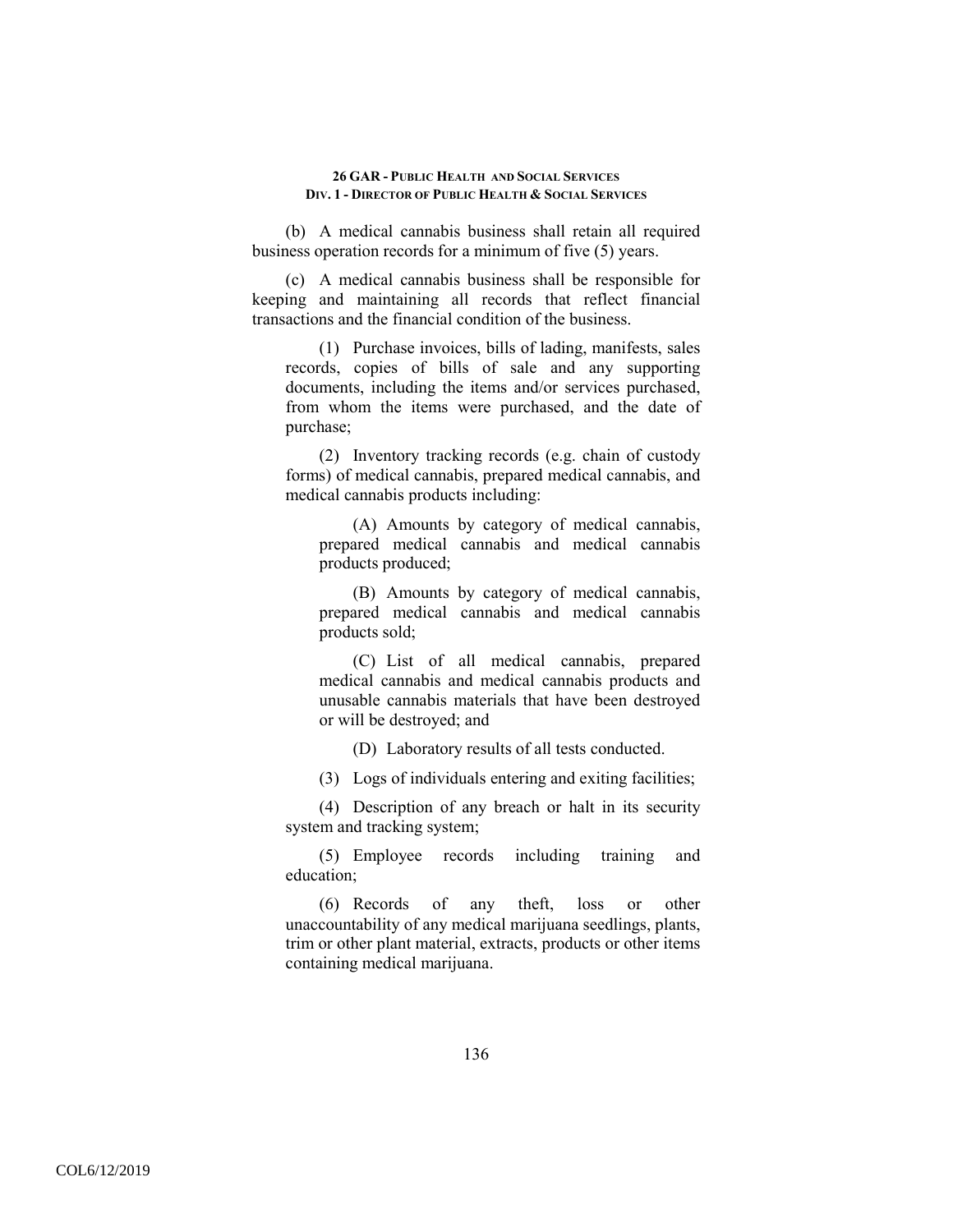(b) A medical cannabis business shall retain all required business operation records for a minimum of five (5) years.

(c) A medical cannabis business shall be responsible for keeping and maintaining all records that reflect financial transactions and the financial condition of the business.

(1) Purchase invoices, bills of lading, manifests, sales records, copies of bills of sale and any supporting documents, including the items and/or services purchased, from whom the items were purchased, and the date of purchase;

(2) Inventory tracking records (e.g. chain of custody forms) of medical cannabis, prepared medical cannabis, and medical cannabis products including:

(A) Amounts by category of medical cannabis, prepared medical cannabis and medical cannabis products produced;

(B) Amounts by category of medical cannabis, prepared medical cannabis and medical cannabis products sold;

(C) List of all medical cannabis, prepared medical cannabis and medical cannabis products and unusable cannabis materials that have been destroyed or will be destroyed; and

(D) Laboratory results of all tests conducted.

(3) Logs of individuals entering and exiting facilities;

(4) Description of any breach or halt in its security system and tracking system;

(5) Employee records including training and education;

(6) Records of any theft, loss or other unaccountability of any medical marijuana seedlings, plants, trim or other plant material, extracts, products or other items containing medical marijuana.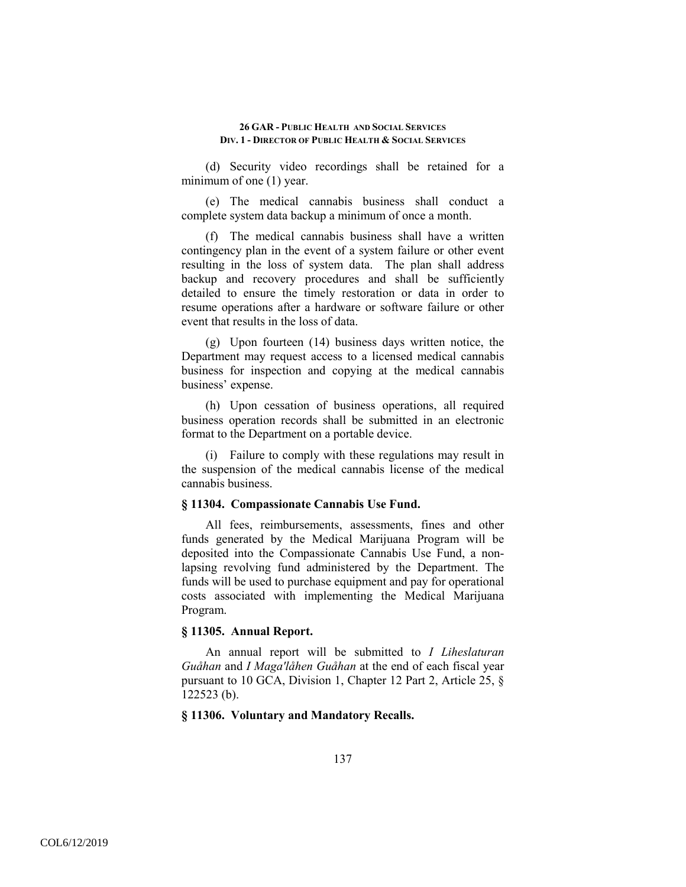(d) Security video recordings shall be retained for a minimum of one (1) year.

(e) The medical cannabis business shall conduct a complete system data backup a minimum of once a month.

(f) The medical cannabis business shall have a written contingency plan in the event of a system failure or other event resulting in the loss of system data. The plan shall address backup and recovery procedures and shall be sufficiently detailed to ensure the timely restoration or data in order to resume operations after a hardware or software failure or other event that results in the loss of data.

(g) Upon fourteen (14) business days written notice, the Department may request access to a licensed medical cannabis business for inspection and copying at the medical cannabis business' expense.

(h) Upon cessation of business operations, all required business operation records shall be submitted in an electronic format to the Department on a portable device.

(i) Failure to comply with these regulations may result in the suspension of the medical cannabis license of the medical cannabis business.

### § 11304. Compassionate Cannabis Use Fund.

All fees, reimbursements, assessments, fines and other funds generated by the Medical Marijuana Program will be deposited into the Compassionate Cannabis Use Fund, a non-lapsing revolving fund administered by the Department. The funds will be used to purchase equipment and pay for operational costs associated with implementing the Medical Marijuana Program.

### § 11305. Annual Report.

An annual report will be submitted to *I Liheslaturan Guåhan* and *I Maga'låhen Guåhan* at the end of each fiscal year pursuant to 10 GCA, Division 1, Chapter 12 Part 2, Article 25, § 122523 (b).

### § 11306. Voluntary and Mandatory Recalls.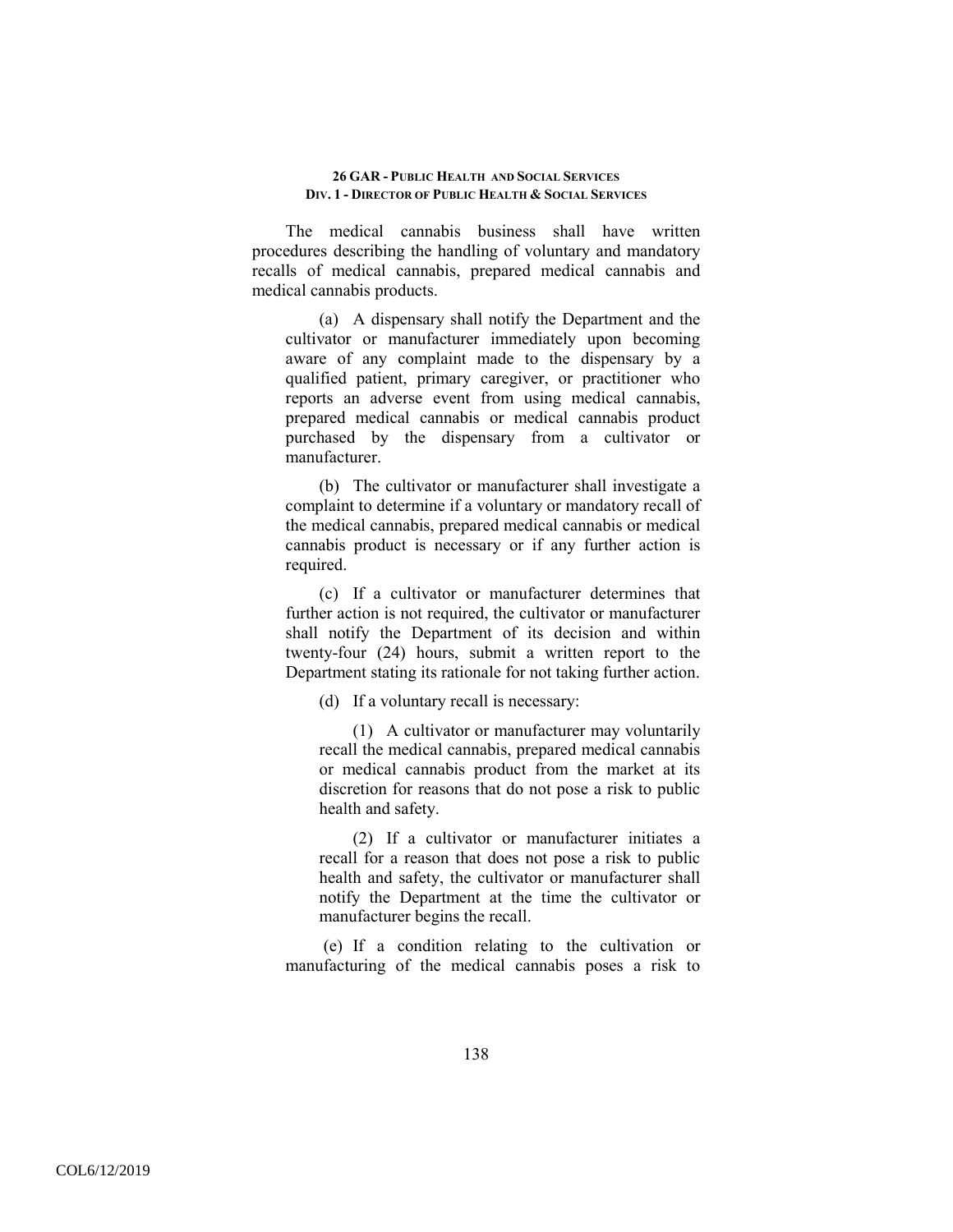The medical cannabis business shall have written procedures describing the handling of voluntary and mandatory recalls of medical cannabis, prepared medical cannabis and medical cannabis products.

(a) A dispensary shall notify the Department and the cultivator or manufacturer immediately upon becoming aware of any complaint made to the dispensary by a qualified patient, primary caregiver, or practitioner who reports an adverse event from using medical cannabis, prepared medical cannabis or medical cannabis product purchased by the dispensary from a cultivator or manufacturer.

(b) The cultivator or manufacturer shall investigate a complaint to determine if a voluntary or mandatory recall of the medical cannabis, prepared medical cannabis or medical cannabis product is necessary or if any further action is required.

(c) If a cultivator or manufacturer determines that further action is not required, the cultivator or manufacturer shall notify the Department of its decision and within twenty-four (24) hours, submit a written report to the Department stating its rationale for not taking further action.

(d) If a voluntary recall is necessary:

(1) A cultivator or manufacturer may voluntarily recall the medical cannabis, prepared medical cannabis or medical cannabis product from the market at its discretion for reasons that do not pose a risk to public health and safety.

(2) If a cultivator or manufacturer initiates a recall for a reason that does not pose a risk to public health and safety, the cultivator or manufacturer shall notify the Department at the time the cultivator or manufacturer begins the recall.

(e) If a condition relating to the cultivation or manufacturing of the medical cannabis poses a risk to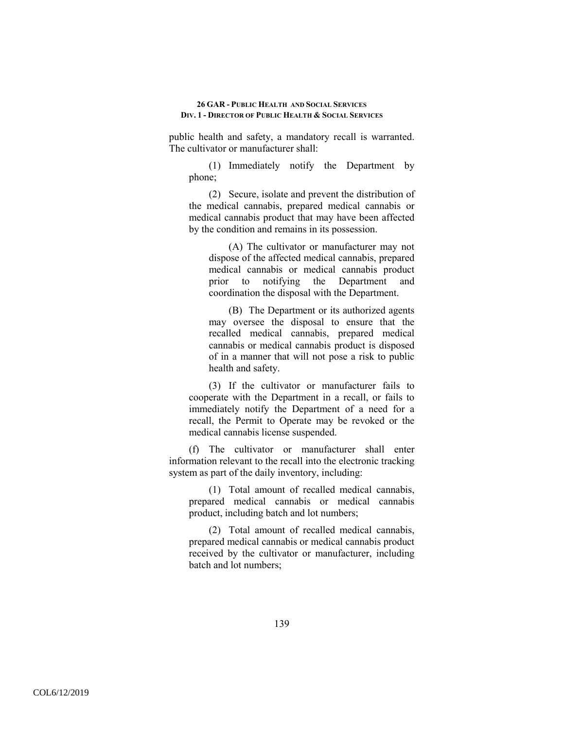public health and safety, a mandatory recall is warranted. The cultivator or manufacturer shall:

(1) Immediately notify the Department by phone;

(2) Secure, isolate and prevent the distribution of the medical cannabis, prepared medical cannabis or medical cannabis product that may have been affected by the condition and remains in its possession.

(A) The cultivator or manufacturer may not dispose of the affected medical cannabis, prepared medical cannabis or medical cannabis product prior to notifying the Department and coordination the disposal with the Department.

(B) The Department or its authorized agents may oversee the disposal to ensure that the recalled medical cannabis, prepared medical cannabis or medical cannabis product is disposed of in a manner that will not pose a risk to public health and safety.

(3) If the cultivator or manufacturer fails to cooperate with the Department in a recall, or fails to immediately notify the Department of a need for a recall, the Permit to Operate may be revoked or the medical cannabis license suspended.

(f) The cultivator or manufacturer shall enter information relevant to the recall into the electronic tracking system as part of the daily inventory, including:

(1) Total amount of recalled medical cannabis, prepared medical cannabis or medical cannabis product, including batch and lot numbers;

(2) Total amount of recalled medical cannabis, prepared medical cannabis or medical cannabis product received by the cultivator or manufacturer, including batch and lot numbers;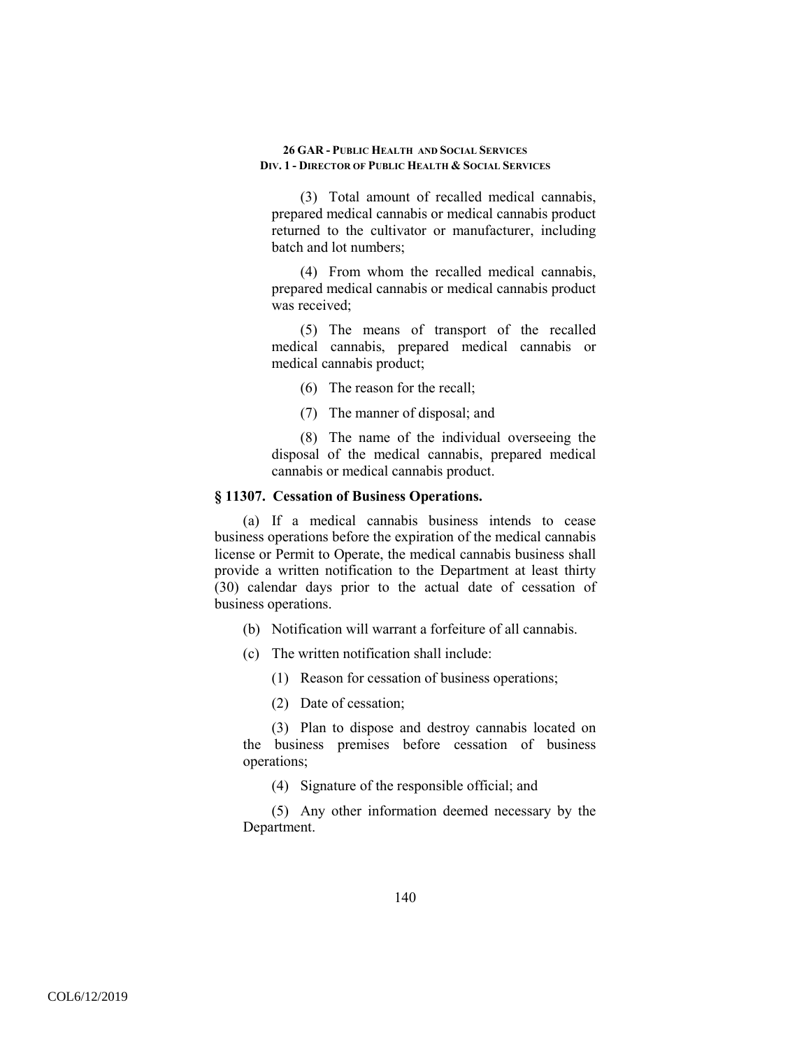(3) Total amount of recalled medical cannabis, prepared medical cannabis or medical cannabis product returned to the cultivator or manufacturer, including batch and lot numbers;

(4) From whom the recalled medical cannabis, prepared medical cannabis or medical cannabis product was received;

(5) The means of transport of the recalled medical cannabis, prepared medical cannabis or medical cannabis product;

(6) The reason for the recall;

(7) The manner of disposal; and

(8) The name of the individual overseeing the disposal of the medical cannabis, prepared medical cannabis or medical cannabis product.

### § 11307. Cessation of Business Operations.

(a) If a medical cannabis business intends to cease business operations before the expiration of the medical cannabis license or Permit to Operate, the medical cannabis business shall provide a written notification to the Department at least thirty (30) calendar days prior to the actual date of cessation of business operations.

(b) Notification will warrant a forfeiture of all cannabis.

(c) The written notification shall include:

(1) Reason for cessation of business operations;

(2) Date of cessation;

(3) Plan to dispose and destroy cannabis located on the business premises before cessation of business operations;

(4) Signature of the responsible official; and

(5) Any other information deemed necessary by the Department.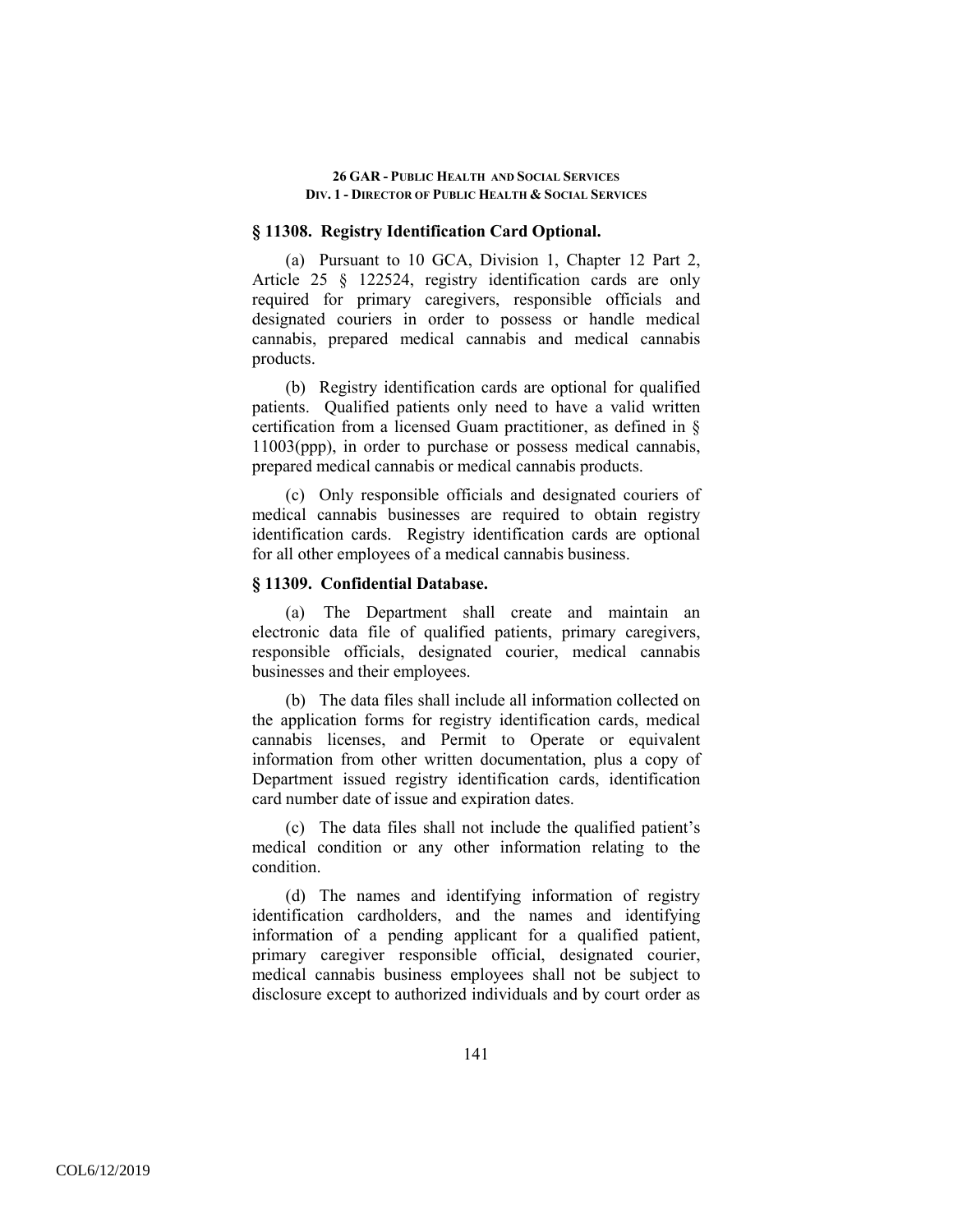### § 11308. Registry Identification Card Optional.

(a) Pursuant to 10 GCA, Division 1, Chapter 12 Part 2, Article 25 § 122524, registry identification cards are only required for primary caregivers, responsible officials and designated couriers in order to possess or handle medical cannabis, prepared medical cannabis and medical cannabis products.

(b) Registry identification cards are optional for qualified patients. Qualified patients only need to have a valid written certification from a licensed Guam practitioner, as defined in § 11003(ppp), in order to purchase or possess medical cannabis, prepared medical cannabis or medical cannabis products.

(c) Only responsible officials and designated couriers of medical cannabis businesses are required to obtain registry identification cards. Registry identification cards are optional for all other employees of a medical cannabis business.

### § 11309. Confidential Database.

(a) The Department shall create and maintain an electronic data file of qualified patients, primary caregivers, responsible officials, designated courier, medical cannabis businesses and their employees.

(b) The data files shall include all information collected on the application forms for registry identification cards, medical cannabis licenses, and Permit to Operate or equivalent information from other written documentation, plus a copy of Department issued registry identification cards, identification card number date of issue and expiration dates.

(c) The data files shall not include the qualified patient's medical condition or any other information relating to the condition.

(d) The names and identifying information of registry identification cardholders, and the names and identifying information of a pending applicant for a qualified patient, primary caregiver responsible official, designated courier, medical cannabis business employees shall not be subject to disclosure except to authorized individuals and by court order as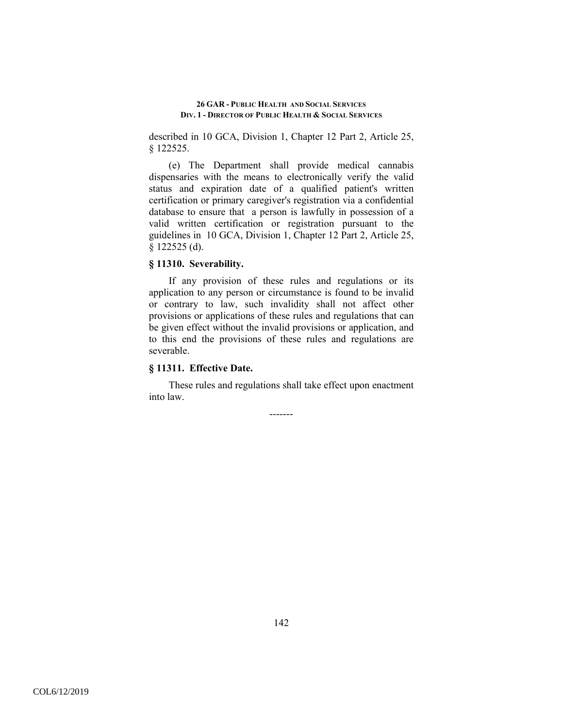described in 10 GCA, Division 1, Chapter 12 Part 2, Article 25, § 122525.

(e) The Department shall provide medical cannabis dispensaries with the means to electronically verify the valid status and expiration date of a qualified patient's written certification or primary caregiver's registration via a confidential database to ensure that a person is lawfully in possession of a valid written certification or registration pursuant to the guidelines in 10 GCA, Division 1, Chapter 12 Part 2, Article 25, § 122525 (d).

### § 11310. Severability.

If any provision of these rules and regulations or its application to any person or circumstance is found to be invalid or contrary to law, such invalidity shall not affect other provisions or applications of these rules and regulations that can be given effect without the invalid provisions or application, and to this end the provisions of these rules and regulations are severable.

### § 11311. Effective Date.

These rules and regulations shall take effect upon enactment into law.

-------